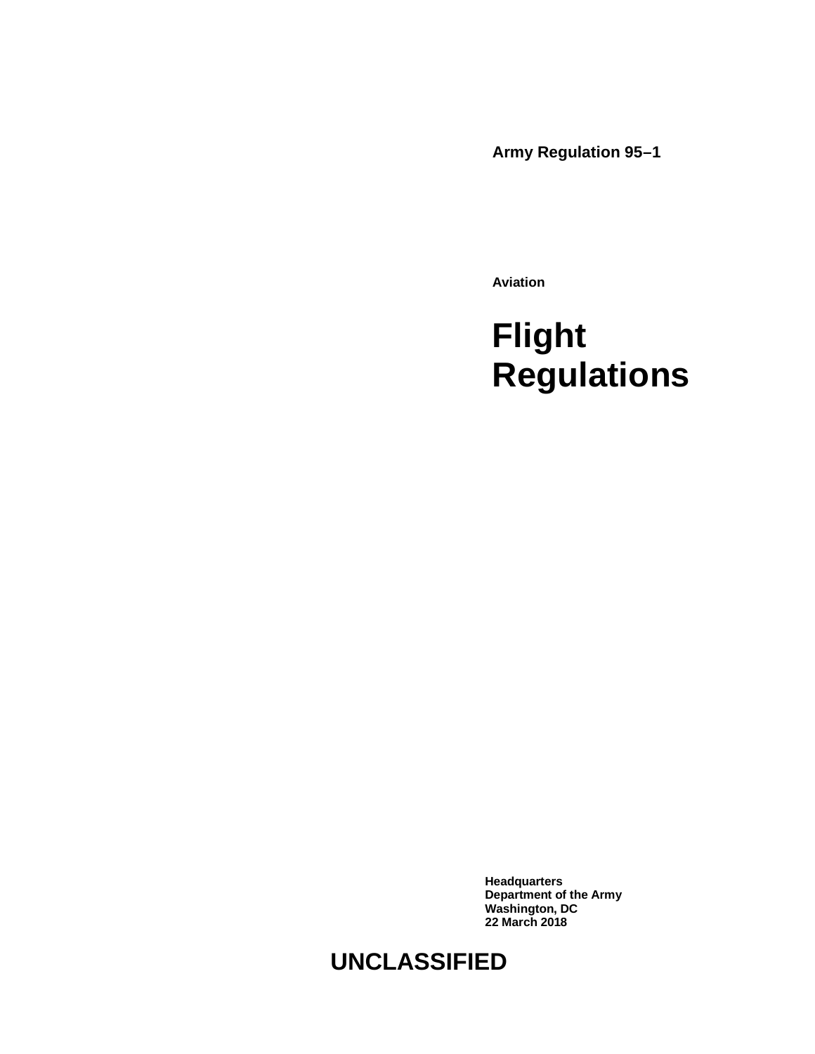**Army Regulation 95–1**

**Aviation**

# Flight Regulations

**Headquarters**
**Department of the Army**
**Washington, DC**
**22 March 2018**

**UNCLASSIFIED**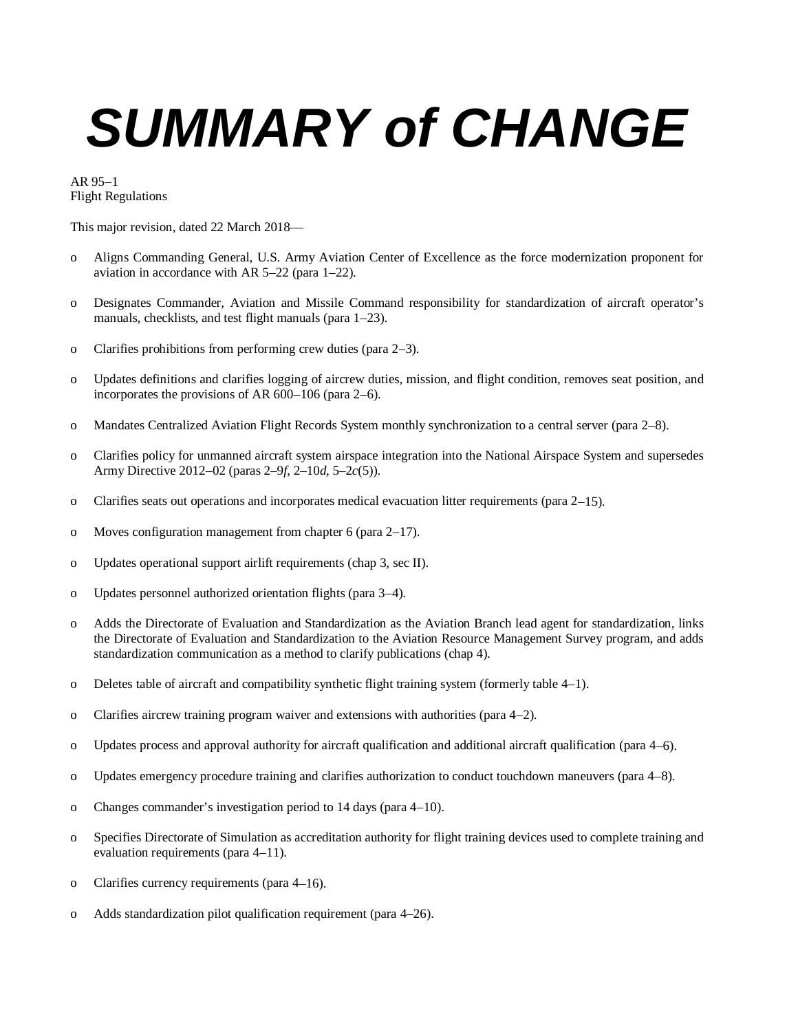# SUMMARY of CHANGE

AR 95–1
Flight Regulations

This major revision, dated 22 March 2018—

- o Aligns Commanding General, U.S. Army Aviation Center of Excellence as the force modernization proponent for aviation in accordance with AR 5–22 (para 1–22).
- o Designates Commander, Aviation and Missile Command responsibility for standardization of aircraft operator's manuals, checklists, and test flight manuals (para 1–23).
- o Clarifies prohibitions from performing crew duties (para 2–3).
- o Updates definitions and clarifies logging of aircrew duties, mission, and flight condition, removes seat position, and incorporates the provisions of AR 600–106 (para 2–6).
- o Mandates Centralized Aviation Flight Records System monthly synchronization to a central server (para 2–8).
- o Clarifies policy for unmanned aircraft system airspace integration into the National Airspace System and supersedes Army Directive 2012–02 (paras 2–9*f*, 2–10*d*, 5–2*c*(5)).
- o Clarifies seats out operations and incorporates medical evacuation litter requirements (para 2–15).
- o Moves configuration management from chapter 6 (para 2–17).
- o Updates operational support airlift requirements (chap 3, sec II).
- o Updates personnel authorized orientation flights (para 3–4).
- o Adds the Directorate of Evaluation and Standardization as the Aviation Branch lead agent for standardization, links the Directorate of Evaluation and Standardization to the Aviation Resource Management Survey program, and adds standardization communication as a method to clarify publications (chap 4).
- o Deletes table of aircraft and compatibility synthetic flight training system (formerly table 4–1).
- o Clarifies aircrew training program waiver and extensions with authorities (para 4–2).
- o Updates process and approval authority for aircraft qualification and additional aircraft qualification (para 4–6).
- o Updates emergency procedure training and clarifies authorization to conduct touchdown maneuvers (para 4–8).
- o Changes commander's investigation period to 14 days (para 4–10).
- o Specifies Directorate of Simulation as accreditation authority for flight training devices used to complete training and evaluation requirements (para 4–11).
- o Clarifies currency requirements (para 4–16).
- o Adds standardization pilot qualification requirement (para 4–26).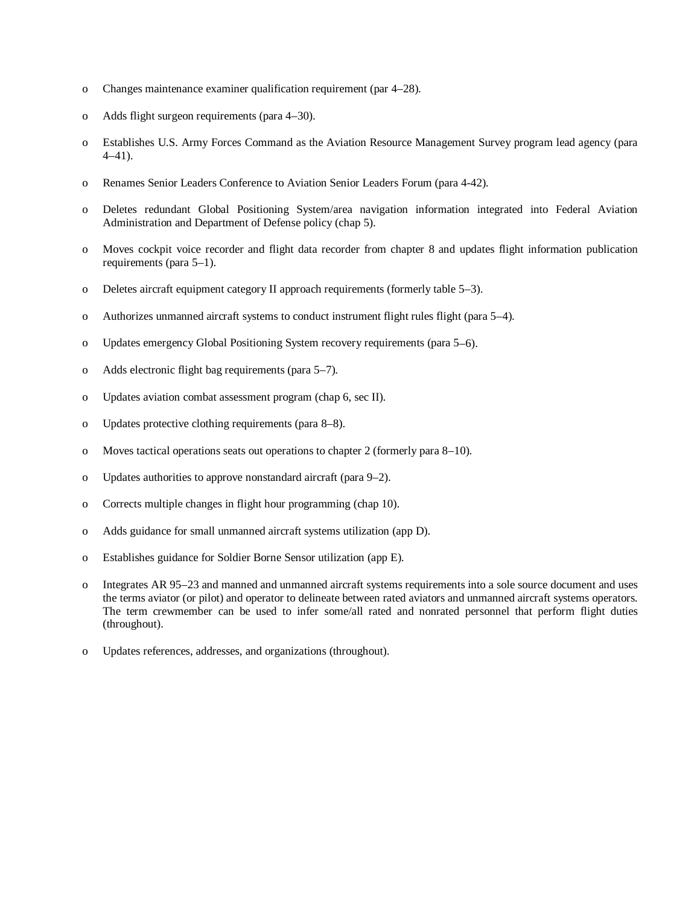- Changes maintenance examiner qualification requirement (par 4–28).
- Adds flight surgeon requirements (para 4–30).
- Establishes U.S. Army Forces Command as the Aviation Resource Management Survey program lead agency (para 4–41).
- Renames Senior Leaders Conference to Aviation Senior Leaders Forum (para 4-42).
- Deletes redundant Global Positioning System/area navigation information integrated into Federal Aviation Administration and Department of Defense policy (chap 5).
- Moves cockpit voice recorder and flight data recorder from chapter 8 and updates flight information publication requirements (para 5–1).
- Deletes aircraft equipment category II approach requirements (formerly table 5–3).
- Authorizes unmanned aircraft systems to conduct instrument flight rules flight (para 5–4).
- Updates emergency Global Positioning System recovery requirements (para 5–6).
- Adds electronic flight bag requirements (para 5–7).
- Updates aviation combat assessment program (chap 6, sec II).
- Updates protective clothing requirements (para 8–8).
- Moves tactical operations seats out operations to chapter 2 (formerly para 8–10).
- Updates authorities to approve nonstandard aircraft (para 9–2).
- Corrects multiple changes in flight hour programming (chap 10).
- Adds guidance for small unmanned aircraft systems utilization (app D).
- Establishes guidance for Soldier Borne Sensor utilization (app E).
- Integrates AR 95–23 and manned and unmanned aircraft systems requirements into a sole source document and uses the terms aviator (or pilot) and operator to delineate between rated aviators and unmanned aircraft systems operators. The term crewmember can be used to infer some/all rated and nonrated personnel that perform flight duties (throughout).
- Updates references, addresses, and organizations (throughout).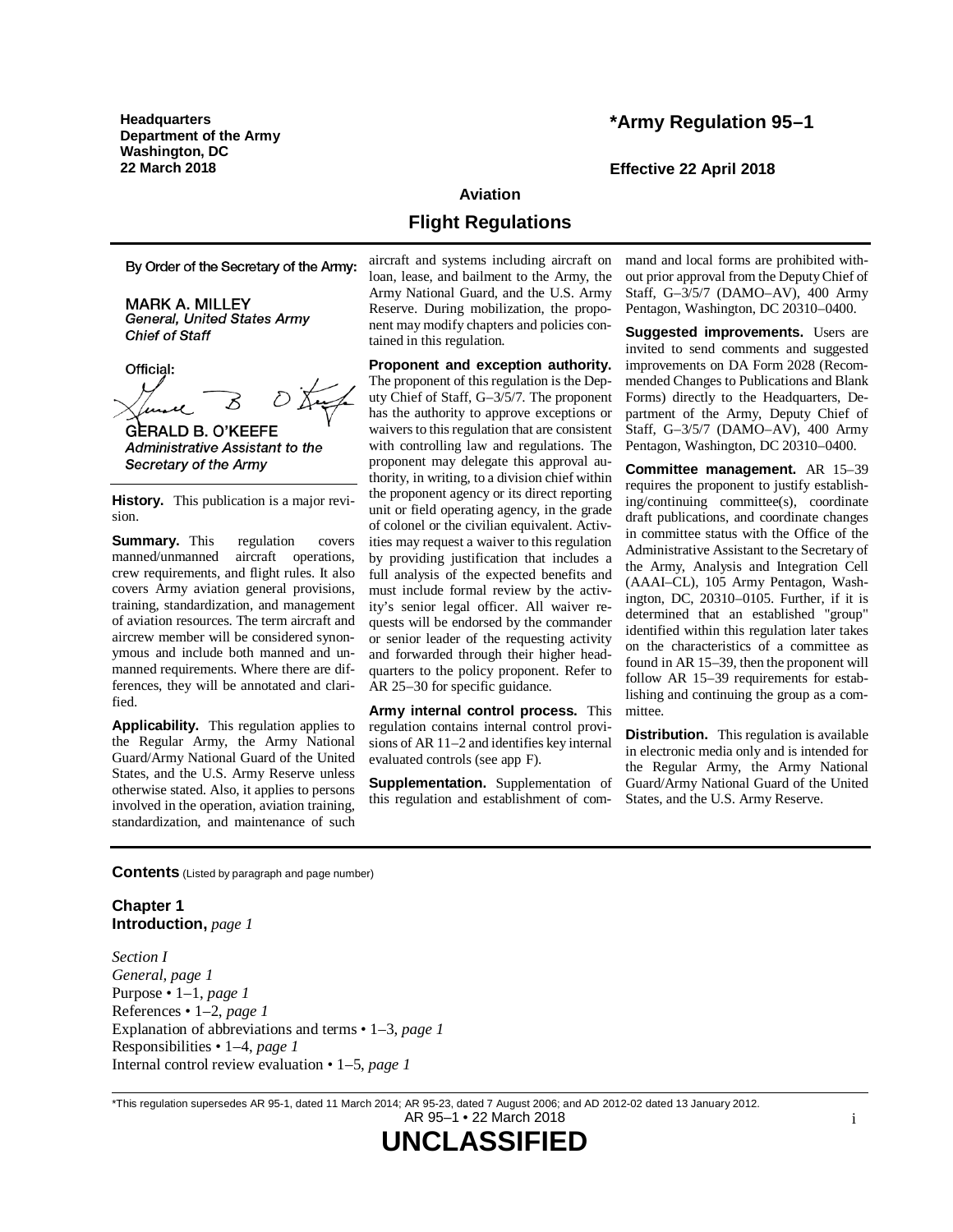**Headquarters**
**Department of the Army**
**Washington, DC**
**22 March 2018**

**\*Army Regulation 95–1**

**Effective 22 April 2018**

## Aviation

# Flight Regulations

By Order of the Secretary of the Army:

MARK A. MILLEY
*General, United States Army*
*Chief of Staff*

Official:

GERALD B. O'KEEFE
*Administrative Assistant to the Secretary of the Army*

**History.** This publication is a major revision.

**Summary.** This regulation covers manned/unmanned aircraft operations, crew requirements, and flight rules. It also covers Army aviation general provisions, training, standardization, and management of aviation resources. The term aircraft and aircrew member will be considered synonymous and include both manned and unmanned requirements. Where there are differences, they will be annotated and clarified.

**Applicability.** This regulation applies to the Regular Army, the Army National Guard/Army National Guard of the United States, and the U.S. Army Reserve unless otherwise stated. Also, it applies to persons involved in the operation, aviation training, standardization, and maintenance of such aircraft and systems including aircraft on loan, lease, and bailment to the Army, the Army National Guard, and the U.S. Army Reserve. During mobilization, the proponent may modify chapters and policies contained in this regulation.

**Proponent and exception authority.** The proponent of this regulation is the Deputy Chief of Staff, G–3/5/7. The proponent has the authority to approve exceptions or waivers to this regulation that are consistent with controlling law and regulations. The proponent may delegate this approval authority, in writing, to a division chief within the proponent agency or its direct reporting unit or field operating agency, in the grade of colonel or the civilian equivalent. Activities may request a waiver to this regulation by providing justification that includes a full analysis of the expected benefits and must include formal review by the activity's senior legal officer. All waiver requests will be endorsed by the commander or senior leader of the requesting activity and forwarded through their higher headquarters to the policy proponent. Refer to AR 25–30 for specific guidance.

**Army internal control process.** This regulation contains internal control provisions of AR 11–2 and identifies key internal evaluated controls (see app F).

**Supplementation.** Supplementation of this regulation and establishment of command and local forms are prohibited without prior approval from the Deputy Chief of Staff, G–3/5/7 (DAMO–AV), 400 Army Pentagon, Washington, DC 20310–0400.

**Suggested improvements.** Users are invited to send comments and suggested improvements on DA Form 2028 (Recommended Changes to Publications and Blank Forms) directly to the Headquarters, Department of the Army, Deputy Chief of Staff, G–3/5/7 (DAMO–AV), 400 Army Pentagon, Washington, DC 20310–0400.

**Committee management.** AR 15–39 requires the proponent to justify establishing/continuing committee(s), coordinate draft publications, and coordinate changes in committee status with the Office of the Administrative Assistant to the Secretary of the Army, Analysis and Integration Cell (AAAI–CL), 105 Army Pentagon, Washington, DC, 20310–0105. Further, if it is determined that an established "group" identified within this regulation later takes on the characteristics of a committee as found in AR 15–39, then the proponent will follow AR 15–39 requirements for establishing and continuing the group as a committee.

**Distribution.** This regulation is available in electronic media only and is intended for the Regular Army, the Army National Guard/Army National Guard of the United States, and the U.S. Army Reserve.

**Contents** (Listed by paragraph and page number)

**Chapter 1**
**Introduction,** *page 1*

*Section I*
*General, page 1*
Purpose • 1–1, *page 1*
References • 1–2, *page 1*
Explanation of abbreviations and terms • 1–3, *page 1*
Responsibilities • 1–4, *page 1*
Internal control review evaluation • 1–5, *page 1*

\*This regulation supersedes AR 95-1, dated 11 March 2014; AR 95-23, dated 7 August 2006; and AD 2012-02 dated 13 January 2012.

**UNCLASSIFIED**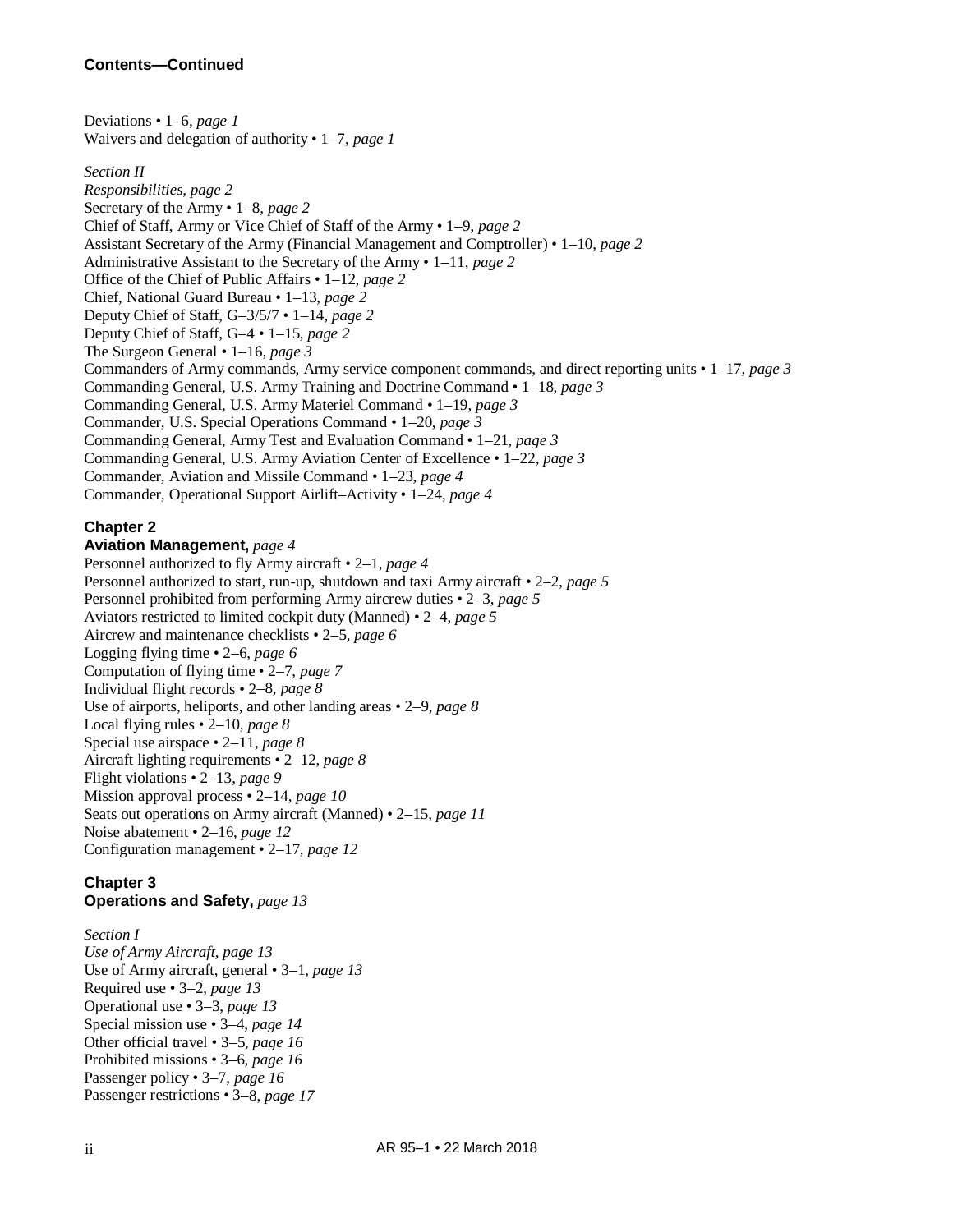**Contents—Continued**

Deviations • 1–6, *page 1*
Waivers and delegation of authority • 1–7, *page 1*

*Section II*
*Responsibilities, page 2*
Secretary of the Army • 1–8, *page 2*
Chief of Staff, Army or Vice Chief of Staff of the Army • 1–9, *page 2*
Assistant Secretary of the Army (Financial Management and Comptroller) • 1–10, *page 2*
Administrative Assistant to the Secretary of the Army • 1–11, *page 2*
Office of the Chief of Public Affairs • 1–12, *page 2*
Chief, National Guard Bureau • 1–13, *page 2*
Deputy Chief of Staff, G–3/5/7 • 1–14, *page 2*
Deputy Chief of Staff, G–4 • 1–15, *page 2*
The Surgeon General • 1–16, *page 3*
Commanders of Army commands, Army service component commands, and direct reporting units • 1–17, *page 3*
Commanding General, U.S. Army Training and Doctrine Command • 1–18, *page 3*
Commanding General, U.S. Army Materiel Command • 1–19, *page 3*
Commander, U.S. Special Operations Command • 1–20, *page 3*
Commanding General, Army Test and Evaluation Command • 1–21, *page 3*
Commanding General, U.S. Army Aviation Center of Excellence • 1–22, *page 3*
Commander, Aviation and Missile Command • 1–23, *page 4*
Commander, Operational Support Airlift–Activity • 1–24, *page 4*

**Chapter 2**
**Aviation Management,** *page 4*
Personnel authorized to fly Army aircraft • 2–1, *page 4*
Personnel authorized to start, run-up, shutdown and taxi Army aircraft • 2–2, *page 5*
Personnel prohibited from performing Army aircrew duties • 2–3, *page 5*
Aviators restricted to limited cockpit duty (Manned) • 2–4, *page 5*
Aircrew and maintenance checklists • 2–5, *page 6*
Logging flying time • 2–6, *page 6*
Computation of flying time • 2–7, *page 7*
Individual flight records • 2–8, *page 8*
Use of airports, heliports, and other landing areas • 2–9, *page 8*
Local flying rules • 2–10, *page 8*
Special use airspace • 2–11, *page 8*
Aircraft lighting requirements • 2–12, *page 8*
Flight violations • 2–13, *page 9*
Mission approval process • 2–14, *page 10*
Seats out operations on Army aircraft (Manned) • 2–15, *page 11*
Noise abatement • 2–16, *page 12*
Configuration management • 2–17, *page 12*

**Chapter 3**
**Operations and Safety,** *page 13*

*Section I*
*Use of Army Aircraft, page 13*
Use of Army aircraft, general • 3–1, *page 13*
Required use • 3–2, *page 13*
Operational use • 3–3, *page 13*
Special mission use • 3–4, *page 14*
Other official travel • 3–5, *page 16*
Prohibited missions • 3–6, *page 16*
Passenger policy • 3–7, *page 16*
Passenger restrictions • 3–8, *page 17*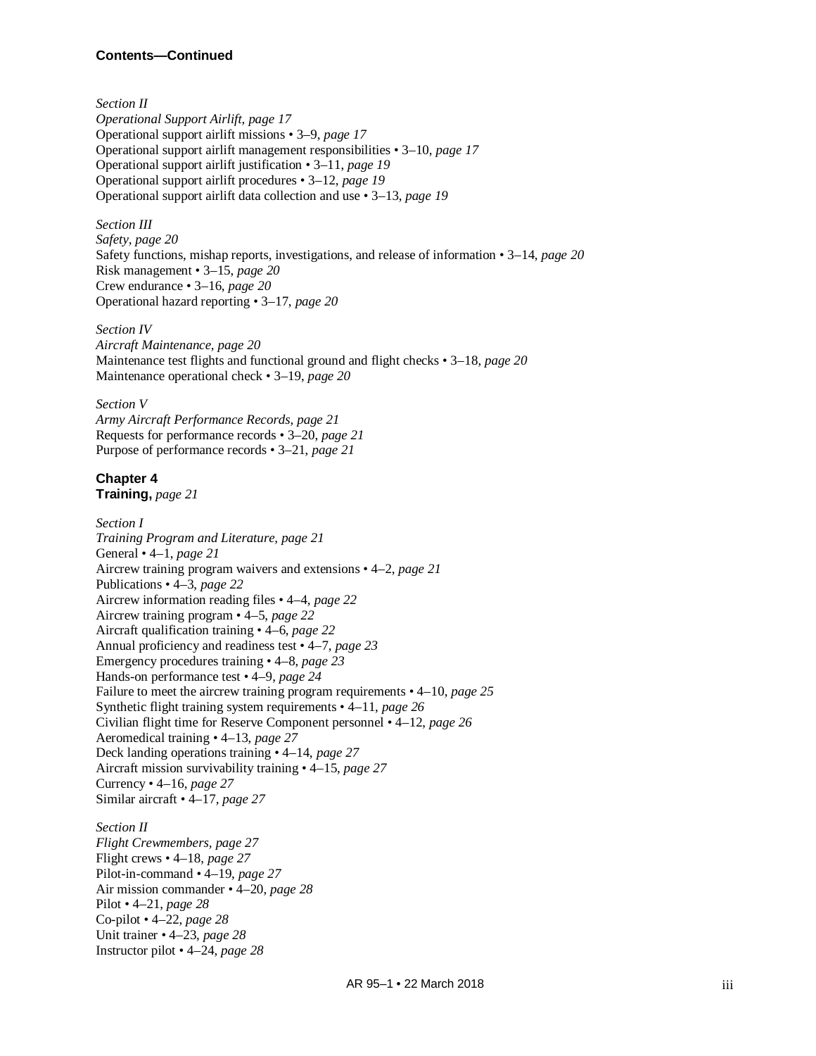**Contents—Continued**

*Section II*
*Operational Support Airlift, page 17*
Operational support airlift missions • 3–9, *page 17*
Operational support airlift management responsibilities • 3–10, *page 17*
Operational support airlift justification • 3–11, *page 19*
Operational support airlift procedures • 3–12, *page 19*
Operational support airlift data collection and use • 3–13, *page 19*

*Section III*
*Safety, page 20*
Safety functions, mishap reports, investigations, and release of information • 3–14, *page 20*
Risk management • 3–15, *page 20*
Crew endurance • 3–16, *page 20*
Operational hazard reporting • 3–17, *page 20*

*Section IV*
*Aircraft Maintenance, page 20*
Maintenance test flights and functional ground and flight checks • 3–18, *page 20*
Maintenance operational check • 3–19, *page 20*

*Section V*
*Army Aircraft Performance Records, page 21*
Requests for performance records • 3–20, *page 21*
Purpose of performance records • 3–21, *page 21*

**Chapter 4**
**Training,** *page 21*

*Section I*
*Training Program and Literature, page 21*
General • 4–1, *page 21*
Aircrew training program waivers and extensions • 4–2, *page 21*
Publications • 4–3, *page 22*
Aircrew information reading files • 4–4, *page 22*
Aircrew training program • 4–5, *page 22*
Aircraft qualification training • 4–6, *page 22*
Annual proficiency and readiness test • 4–7, *page 23*
Emergency procedures training • 4–8, *page 23*
Hands-on performance test • 4–9, *page 24*
Failure to meet the aircrew training program requirements • 4–10, *page 25*
Synthetic flight training system requirements • 4–11, *page 26*
Civilian flight time for Reserve Component personnel • 4–12, *page 26*
Aeromedical training • 4–13, *page 27*
Deck landing operations training • 4–14, *page 27*
Aircraft mission survivability training • 4–15, *page 27*
Currency • 4–16, *page 27*
Similar aircraft • 4–17, *page 27*

*Section II*
*Flight Crewmembers, page 27*
Flight crews • 4–18, *page 27*
Pilot-in-command • 4–19, *page 27*
Air mission commander • 4–20, *page 28*
Pilot • 4–21, *page 28*
Co-pilot • 4–22, *page 28*
Unit trainer • 4–23, *page 28*
Instructor pilot • 4–24, *page 28*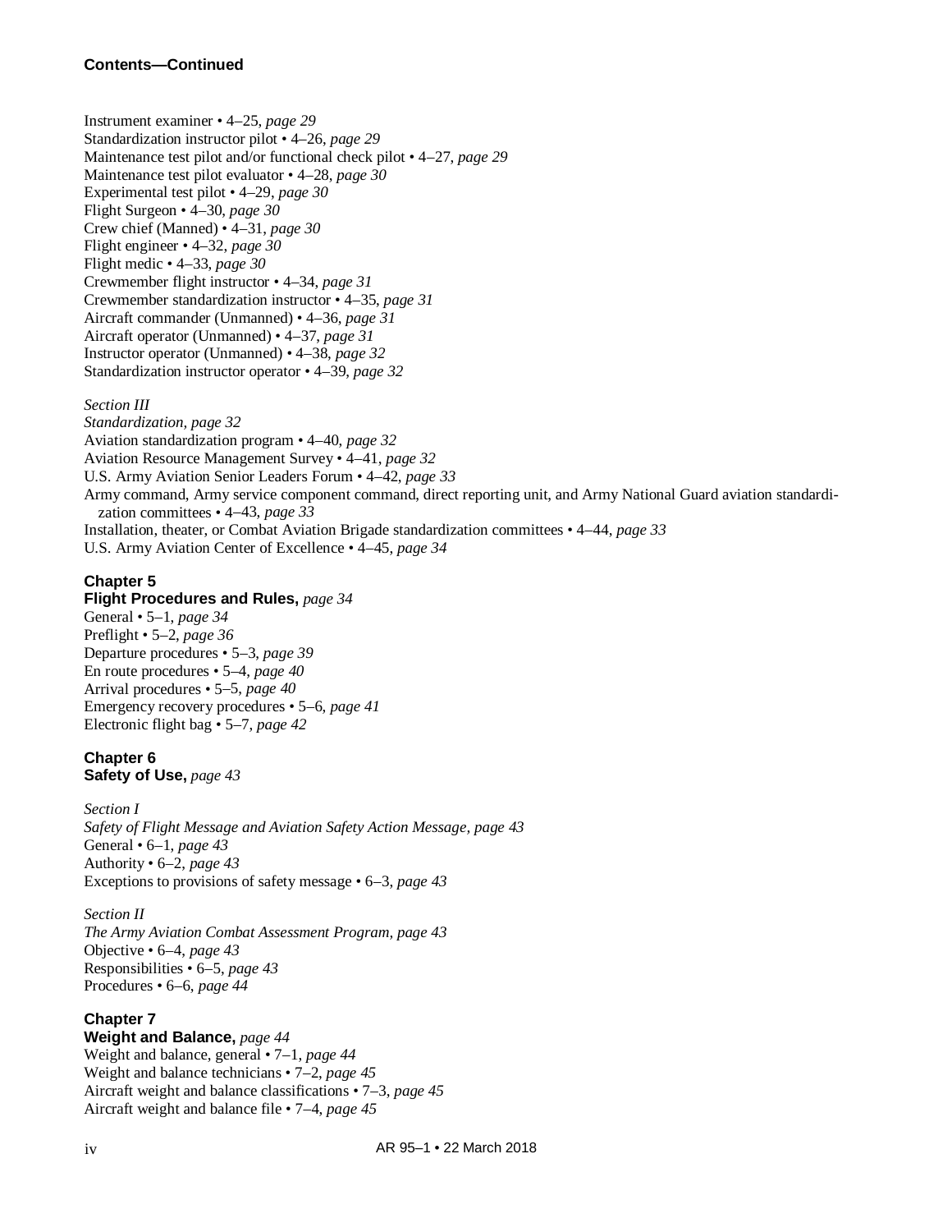**Contents—Continued**

Instrument examiner • 4–25, *page 29*
Standardization instructor pilot • 4–26, *page 29*
Maintenance test pilot and/or functional check pilot • 4–27, *page 29*
Maintenance test pilot evaluator • 4–28, *page 30*
Experimental test pilot • 4–29, *page 30*
Flight Surgeon • 4–30, *page 30*
Crew chief (Manned) • 4–31, *page 30*
Flight engineer • 4–32, *page 30*
Flight medic • 4–33, *page 30*
Crewmember flight instructor • 4–34, *page 31*
Crewmember standardization instructor • 4–35, *page 31*
Aircraft commander (Unmanned) • 4–36, *page 31*
Aircraft operator (Unmanned) • 4–37, *page 31*
Instructor operator (Unmanned) • 4–38, *page 32*
Standardization instructor operator • 4–39, *page 32*

*Section III*
*Standardization, page 32*
Aviation standardization program • 4–40, *page 32*
Aviation Resource Management Survey • 4–41, *page 32*
U.S. Army Aviation Senior Leaders Forum • 4–42, *page 33*
Army command, Army service component command, direct reporting unit, and Army National Guard aviation standardization committees • 4–43, *page 33*
Installation, theater, or Combat Aviation Brigade standardization committees • 4–44, *page 33*
U.S. Army Aviation Center of Excellence • 4–45, *page 34*

**Chapter 5**
**Flight Procedures and Rules,** *page 34*
General • 5–1, *page 34*
Preflight • 5–2, *page 36*
Departure procedures • 5–3, *page 39*
En route procedures • 5–4, *page 40*
Arrival procedures • 5–5, *page 40*
Emergency recovery procedures • 5–6, *page 41*
Electronic flight bag • 5–7, *page 42*

**Chapter 6**
**Safety of Use,** *page 43*

*Section I*
*Safety of Flight Message and Aviation Safety Action Message, page 43*
General • 6–1, *page 43*
Authority • 6–2, *page 43*
Exceptions to provisions of safety message • 6–3, *page 43*

*Section II*
*The Army Aviation Combat Assessment Program, page 43*
Objective • 6–4, *page 43*
Responsibilities • 6–5, *page 43*
Procedures • 6–6, *page 44*

**Chapter 7**
**Weight and Balance,** *page 44*
Weight and balance, general • 7–1, *page 44*
Weight and balance technicians • 7–2, *page 45*
Aircraft weight and balance classifications • 7–3, *page 45*
Aircraft weight and balance file • 7–4, *page 45*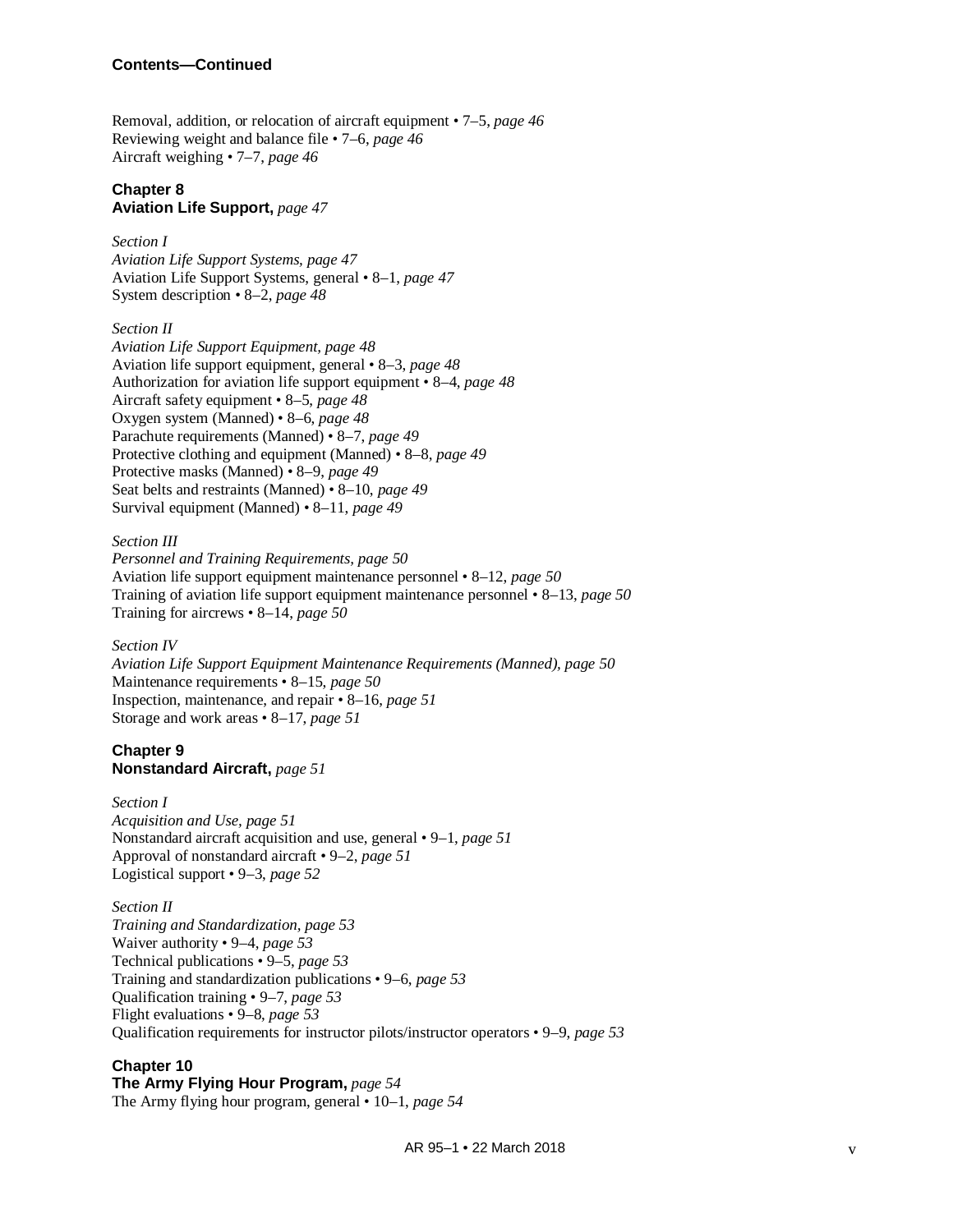**Contents—Continued**

Removal, addition, or relocation of aircraft equipment • 7–5, *page 46*
Reviewing weight and balance file • 7–6, *page 46*
Aircraft weighing • 7–7, *page 46*

**Chapter 8**
**Aviation Life Support,** *page 47*

*Section I*
*Aviation Life Support Systems, page 47*
Aviation Life Support Systems, general • 8–1, *page 47*
System description • 8–2, *page 48*

*Section II*
*Aviation Life Support Equipment, page 48*
Aviation life support equipment, general • 8–3, *page 48*
Authorization for aviation life support equipment • 8–4, *page 48*
Aircraft safety equipment • 8–5, *page 48*
Oxygen system (Manned) • 8–6, *page 48*
Parachute requirements (Manned) • 8–7, *page 49*
Protective clothing and equipment (Manned) • 8–8, *page 49*
Protective masks (Manned) • 8–9, *page 49*
Seat belts and restraints (Manned) • 8–10, *page 49*
Survival equipment (Manned) • 8–11, *page 49*

*Section III*
*Personnel and Training Requirements, page 50*
Aviation life support equipment maintenance personnel • 8–12, *page 50*
Training of aviation life support equipment maintenance personnel • 8–13, *page 50*
Training for aircrews • 8–14, *page 50*

*Section IV*
*Aviation Life Support Equipment Maintenance Requirements (Manned), page 50*
Maintenance requirements • 8–15, *page 50*
Inspection, maintenance, and repair • 8–16, *page 51*
Storage and work areas • 8–17, *page 51*

**Chapter 9**
**Nonstandard Aircraft,** *page 51*

*Section I*
*Acquisition and Use, page 51*
Nonstandard aircraft acquisition and use, general • 9–1, *page 51*
Approval of nonstandard aircraft • 9–2, *page 51*
Logistical support • 9–3, *page 52*

*Section II*
*Training and Standardization, page 53*
Waiver authority • 9–4, *page 53*
Technical publications • 9–5, *page 53*
Training and standardization publications • 9–6, *page 53*
Qualification training • 9–7, *page 53*
Flight evaluations • 9–8, *page 53*
Qualification requirements for instructor pilots/instructor operators • 9–9, *page 53*

**Chapter 10**
**The Army Flying Hour Program,** *page 54*
The Army flying hour program, general • 10–1, *page 54*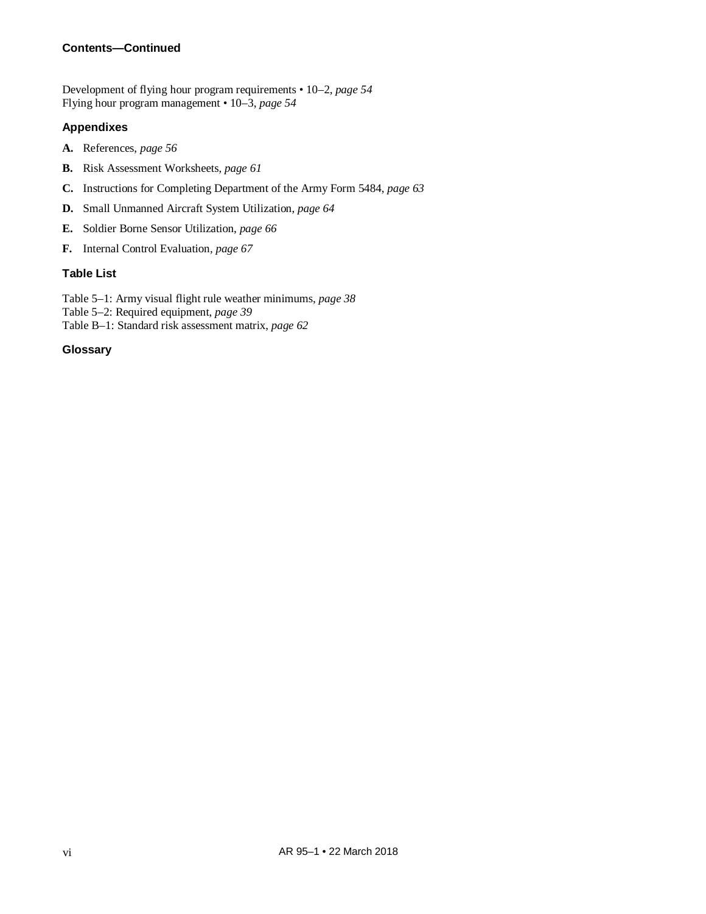**Contents—Continued**

Development of flying hour program requirements • 10–2, *page 54*
Flying hour program management • 10–3, *page 54*

### Appendixes

**A.** References, *page 56*

**B.** Risk Assessment Worksheets, *page 61*

**C.** Instructions for Completing Department of the Army Form 5484, *page 63*

**D.** Small Unmanned Aircraft System Utilization, *page 64*

**E.** Soldier Borne Sensor Utilization, *page 66*

**F.** Internal Control Evaluation, *page 67*

### Table List

Table 5–1: Army visual flight rule weather minimums, *page 38*
Table 5–2: Required equipment, *page 39*
Table B–1: Standard risk assessment matrix, *page 62*

### Glossary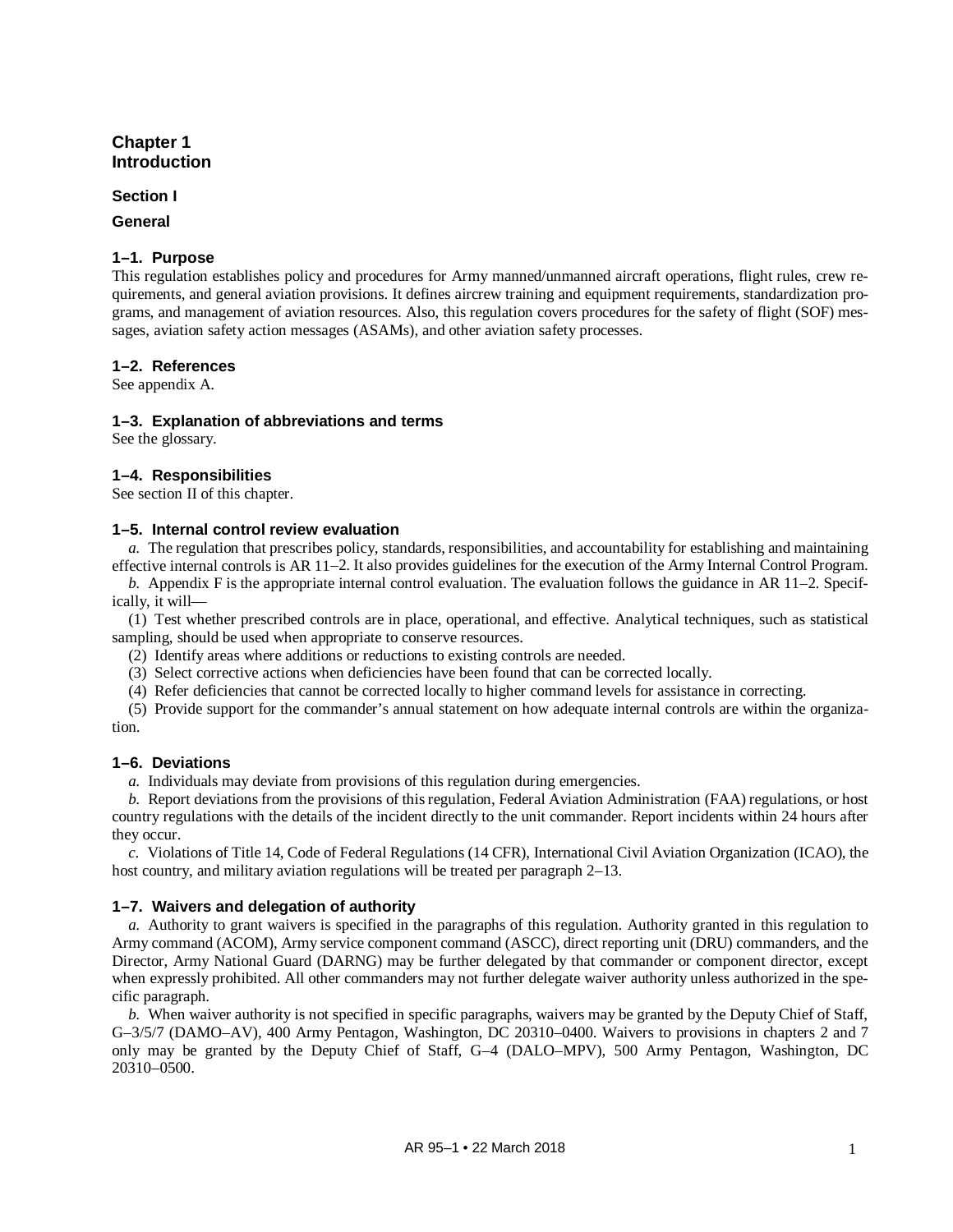# Chapter 1
# Introduction

## Section I

## General

### 1–1. Purpose

This regulation establishes policy and procedures for Army manned/unmanned aircraft operations, flight rules, crew requirements, and general aviation provisions. It defines aircrew training and equipment requirements, standardization programs, and management of aviation resources. Also, this regulation covers procedures for the safety of flight (SOF) messages, aviation safety action messages (ASAMs), and other aviation safety processes.

### 1–2. References

See appendix A.

### 1–3. Explanation of abbreviations and terms

See the glossary.

### 1–4. Responsibilities

See section II of this chapter.

### 1–5. Internal control review evaluation

*a.* The regulation that prescribes policy, standards, responsibilities, and accountability for establishing and maintaining effective internal controls is AR 11–2. It also provides guidelines for the execution of the Army Internal Control Program.

*b.* Appendix F is the appropriate internal control evaluation. The evaluation follows the guidance in AR 11–2. Specifically, it will—

(1) Test whether prescribed controls are in place, operational, and effective. Analytical techniques, such as statistical sampling, should be used when appropriate to conserve resources.

(2) Identify areas where additions or reductions to existing controls are needed.

(3) Select corrective actions when deficiencies have been found that can be corrected locally.

(4) Refer deficiencies that cannot be corrected locally to higher command levels for assistance in correcting.

(5) Provide support for the commander's annual statement on how adequate internal controls are within the organization.

### 1–6. Deviations

*a.* Individuals may deviate from provisions of this regulation during emergencies.

*b.* Report deviations from the provisions of this regulation, Federal Aviation Administration (FAA) regulations, or host country regulations with the details of the incident directly to the unit commander. Report incidents within 24 hours after they occur.

*c.* Violations of Title 14, Code of Federal Regulations (14 CFR), International Civil Aviation Organization (ICAO), the host country, and military aviation regulations will be treated per paragraph 2–13.

### 1–7. Waivers and delegation of authority

*a.* Authority to grant waivers is specified in the paragraphs of this regulation. Authority granted in this regulation to Army command (ACOM), Army service component command (ASCC), direct reporting unit (DRU) commanders, and the Director, Army National Guard (DARNG) may be further delegated by that commander or component director, except when expressly prohibited. All other commanders may not further delegate waiver authority unless authorized in the specific paragraph.

*b.* When waiver authority is not specified in specific paragraphs, waivers may be granted by the Deputy Chief of Staff, G–3/5/7 (DAMO–AV), 400 Army Pentagon, Washington, DC 20310–0400. Waivers to provisions in chapters 2 and 7 only may be granted by the Deputy Chief of Staff, G–4 (DALO–MPV), 500 Army Pentagon, Washington, DC 20310–0500.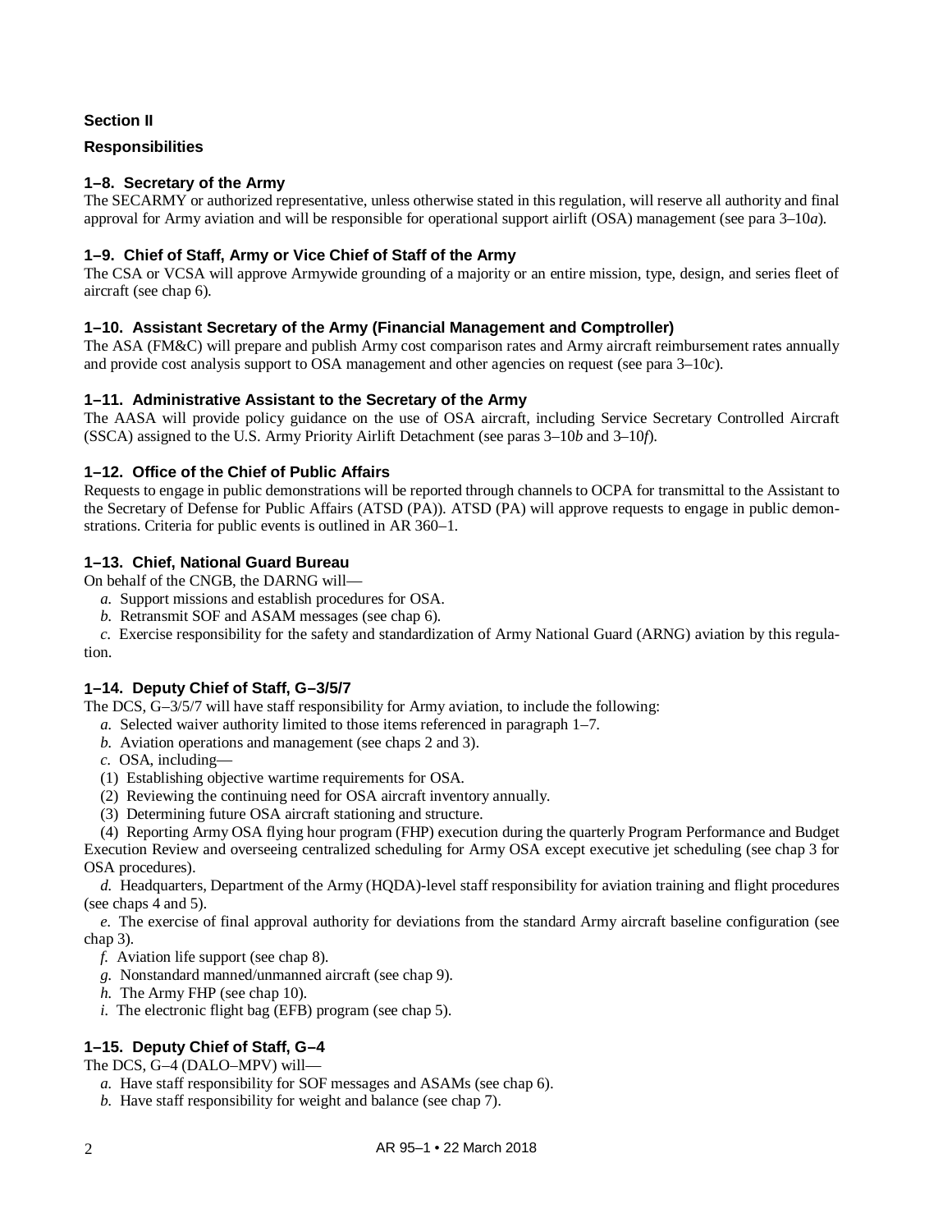## Section II

## Responsibilities

### 1–8. Secretary of the Army

The SECARMY or authorized representative, unless otherwise stated in this regulation, will reserve all authority and final approval for Army aviation and will be responsible for operational support airlift (OSA) management (see para 3–10*a*).

### 1–9. Chief of Staff, Army or Vice Chief of Staff of the Army

The CSA or VCSA will approve Armywide grounding of a majority or an entire mission, type, design, and series fleet of aircraft (see chap 6).

### 1–10. Assistant Secretary of the Army (Financial Management and Comptroller)

The ASA (FM&C) will prepare and publish Army cost comparison rates and Army aircraft reimbursement rates annually and provide cost analysis support to OSA management and other agencies on request (see para 3–10*c*).

### 1–11. Administrative Assistant to the Secretary of the Army

The AASA will provide policy guidance on the use of OSA aircraft, including Service Secretary Controlled Aircraft (SSCA) assigned to the U.S. Army Priority Airlift Detachment (see paras 3–10*b* and 3–10*f*).

### 1–12. Office of the Chief of Public Affairs

Requests to engage in public demonstrations will be reported through channels to OCPA for transmittal to the Assistant to the Secretary of Defense for Public Affairs (ATSD (PA)). ATSD (PA) will approve requests to engage in public demonstrations. Criteria for public events is outlined in AR 360–1.

### 1–13. Chief, National Guard Bureau

On behalf of the CNGB, the DARNG will—

*a.* Support missions and establish procedures for OSA.

*b.* Retransmit SOF and ASAM messages (see chap 6).

*c.* Exercise responsibility for the safety and standardization of Army National Guard (ARNG) aviation by this regulation.

### 1–14. Deputy Chief of Staff, G–3/5/7

The DCS, G–3/5/7 will have staff responsibility for Army aviation, to include the following:

*a.* Selected waiver authority limited to those items referenced in paragraph 1–7.

*b.* Aviation operations and management (see chaps 2 and 3).

*c.* OSA, including—

(1) Establishing objective wartime requirements for OSA.

(2) Reviewing the continuing need for OSA aircraft inventory annually.

(3) Determining future OSA aircraft stationing and structure.

(4) Reporting Army OSA flying hour program (FHP) execution during the quarterly Program Performance and Budget Execution Review and overseeing centralized scheduling for Army OSA except executive jet scheduling (see chap 3 for OSA procedures).

*d.* Headquarters, Department of the Army (HQDA)-level staff responsibility for aviation training and flight procedures (see chaps 4 and 5).

*e.* The exercise of final approval authority for deviations from the standard Army aircraft baseline configuration (see chap 3).

*f.* Aviation life support (see chap 8).

*g.* Nonstandard manned/unmanned aircraft (see chap 9).

*h.* The Army FHP (see chap 10).

*i.* The electronic flight bag (EFB) program (see chap 5).

### 1–15. Deputy Chief of Staff, G–4

The DCS, G–4 (DALO–MPV) will—

*a.* Have staff responsibility for SOF messages and ASAMs (see chap 6).

*b.* Have staff responsibility for weight and balance (see chap 7).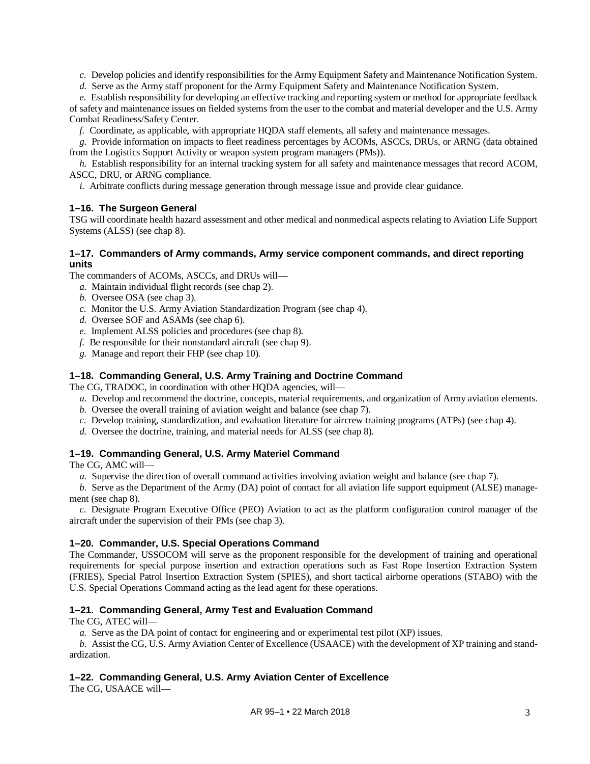*c.* Develop policies and identify responsibilities for the Army Equipment Safety and Maintenance Notification System.

*d.* Serve as the Army staff proponent for the Army Equipment Safety and Maintenance Notification System.

*e.* Establish responsibility for developing an effective tracking and reporting system or method for appropriate feedback of safety and maintenance issues on fielded systems from the user to the combat and material developer and the U.S. Army Combat Readiness/Safety Center.

*f.* Coordinate, as applicable, with appropriate HQDA staff elements, all safety and maintenance messages.

*g.* Provide information on impacts to fleet readiness percentages by ACOMs, ASCCs, DRUs, or ARNG (data obtained from the Logistics Support Activity or weapon system program managers (PMs)).

*h.* Establish responsibility for an internal tracking system for all safety and maintenance messages that record ACOM, ASCC, DRU, or ARNG compliance.

*i.* Arbitrate conflicts during message generation through message issue and provide clear guidance.

### 1–16. The Surgeon General

TSG will coordinate health hazard assessment and other medical and nonmedical aspects relating to Aviation Life Support Systems (ALSS) (see chap 8).

### 1–17. Commanders of Army commands, Army service component commands, and direct reporting units

The commanders of ACOMs, ASCCs, and DRUs will—

*a.* Maintain individual flight records (see chap 2).

*b.* Oversee OSA (see chap 3).

*c.* Monitor the U.S. Army Aviation Standardization Program (see chap 4).

*d.* Oversee SOF and ASAMs (see chap 6).

*e.* Implement ALSS policies and procedures (see chap 8).

*f.* Be responsible for their nonstandard aircraft (see chap 9).

*g.* Manage and report their FHP (see chap 10).

### 1–18. Commanding General, U.S. Army Training and Doctrine Command

The CG, TRADOC, in coordination with other HQDA agencies, will—

*a.* Develop and recommend the doctrine, concepts, material requirements, and organization of Army aviation elements.

*b.* Oversee the overall training of aviation weight and balance (see chap 7).

*c.* Develop training, standardization, and evaluation literature for aircrew training programs (ATPs) (see chap 4).

*d.* Oversee the doctrine, training, and material needs for ALSS (see chap 8).

### 1–19. Commanding General, U.S. Army Materiel Command

The CG, AMC will—

*a.* Supervise the direction of overall command activities involving aviation weight and balance (see chap 7).

*b.* Serve as the Department of the Army (DA) point of contact for all aviation life support equipment (ALSE) management (see chap 8).

*c.* Designate Program Executive Office (PEO) Aviation to act as the platform configuration control manager of the aircraft under the supervision of their PMs (see chap 3).

### 1–20. Commander, U.S. Special Operations Command

The Commander, USSOCOM will serve as the proponent responsible for the development of training and operational requirements for special purpose insertion and extraction operations such as Fast Rope Insertion Extraction System (FRIES), Special Patrol Insertion Extraction System (SPIES), and short tactical airborne operations (STABO) with the U.S. Special Operations Command acting as the lead agent for these operations.

### 1–21. Commanding General, Army Test and Evaluation Command

The CG, ATEC will—

*a.* Serve as the DA point of contact for engineering and or experimental test pilot (XP) issues.

*b.* Assist the CG, U.S. Army Aviation Center of Excellence (USAACE) with the development of XP training and standardization.

### 1–22. Commanding General, U.S. Army Aviation Center of Excellence

The CG, USAACE will—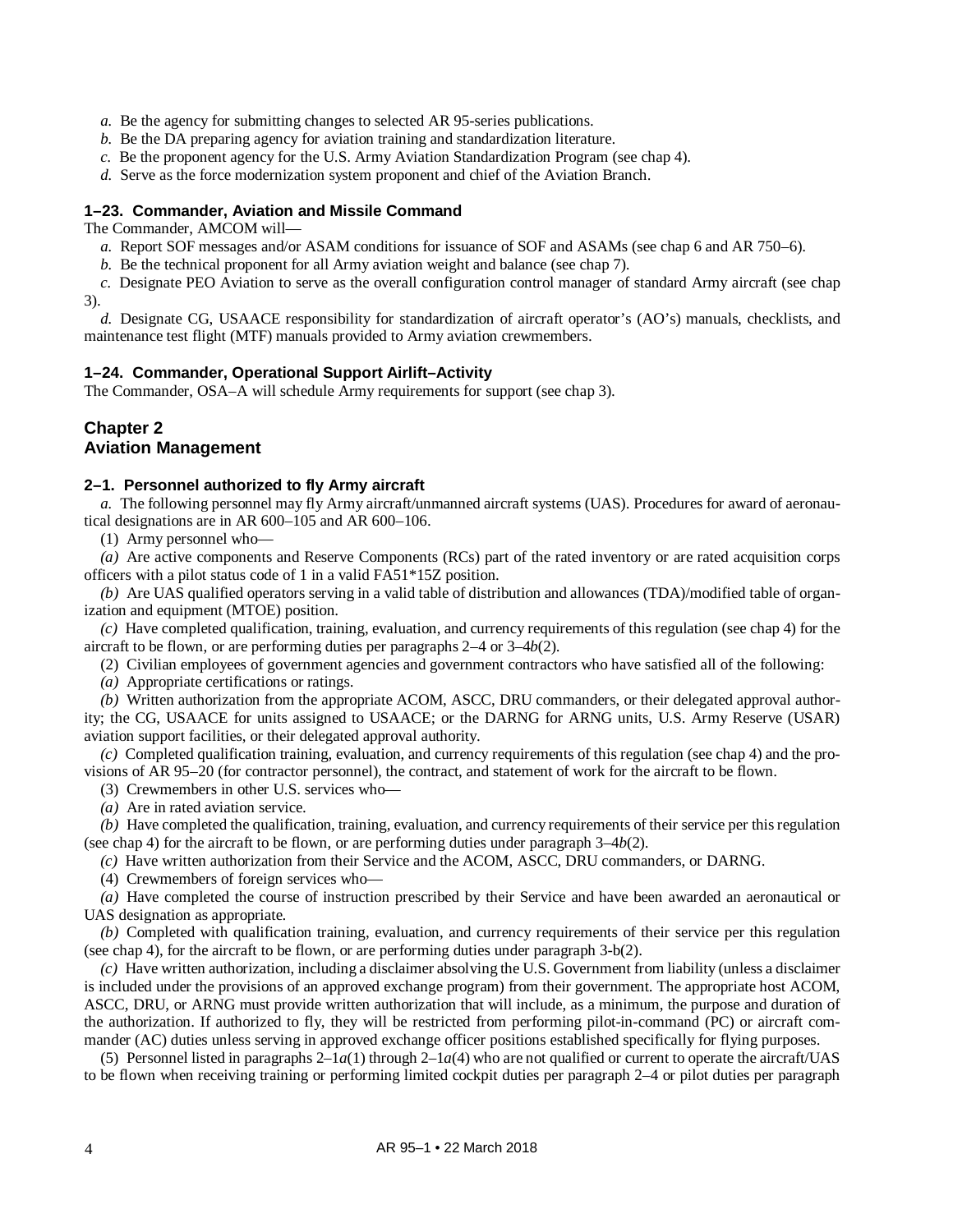*a.* Be the agency for submitting changes to selected AR 95-series publications.

*b.* Be the DA preparing agency for aviation training and standardization literature.

*c.* Be the proponent agency for the U.S. Army Aviation Standardization Program (see chap 4).

*d.* Serve as the force modernization system proponent and chief of the Aviation Branch.

### 1–23. Commander, Aviation and Missile Command

The Commander, AMCOM will—

*a.* Report SOF messages and/or ASAM conditions for issuance of SOF and ASAMs (see chap 6 and AR 750–6).

*b.* Be the technical proponent for all Army aviation weight and balance (see chap 7).

*c.* Designate PEO Aviation to serve as the overall configuration control manager of standard Army aircraft (see chap 3).

*d.* Designate CG, USAACE responsibility for standardization of aircraft operator's (AO's) manuals, checklists, and maintenance test flight (MTF) manuals provided to Army aviation crewmembers.

### 1–24. Commander, Operational Support Airlift–Activity

The Commander, OSA–A will schedule Army requirements for support (see chap 3).

## Chapter 2
## Aviation Management

### 2–1. Personnel authorized to fly Army aircraft

*a.* The following personnel may fly Army aircraft/unmanned aircraft systems (UAS). Procedures for award of aeronautical designations are in AR 600–105 and AR 600–106.

(1) Army personnel who—

*(a)* Are active components and Reserve Components (RCs) part of the rated inventory or are rated acquisition corps officers with a pilot status code of 1 in a valid FA51*15Z position.

*(b)* Are UAS qualified operators serving in a valid table of distribution and allowances (TDA)/modified table of organization and equipment (MTOE) position.

*(c)* Have completed qualification, training, evaluation, and currency requirements of this regulation (see chap 4) for the aircraft to be flown, or are performing duties per paragraphs 2–4 or 3–4*b*(2).

(2) Civilian employees of government agencies and government contractors who have satisfied all of the following:

*(a)* Appropriate certifications or ratings.

*(b)* Written authorization from the appropriate ACOM, ASCC, DRU commanders, or their delegated approval authority; the CG, USAACE for units assigned to USAACE; or the DARNG for ARNG units, U.S. Army Reserve (USAR) aviation support facilities, or their delegated approval authority.

*(c)* Completed qualification training, evaluation, and currency requirements of this regulation (see chap 4) and the provisions of AR 95–20 (for contractor personnel), the contract, and statement of work for the aircraft to be flown.

(3) Crewmembers in other U.S. services who—

*(a)* Are in rated aviation service.

*(b)* Have completed the qualification, training, evaluation, and currency requirements of their service per this regulation (see chap 4) for the aircraft to be flown, or are performing duties under paragraph 3–4*b*(2).

*(c)* Have written authorization from their Service and the ACOM, ASCC, DRU commanders, or DARNG.

(4) Crewmembers of foreign services who—

*(a)* Have completed the course of instruction prescribed by their Service and have been awarded an aeronautical or UAS designation as appropriate.

*(b)* Completed with qualification training, evaluation, and currency requirements of their service per this regulation (see chap 4), for the aircraft to be flown, or are performing duties under paragraph 3-b(2).

*(c)* Have written authorization, including a disclaimer absolving the U.S. Government from liability (unless a disclaimer is included under the provisions of an approved exchange program) from their government. The appropriate host ACOM, ASCC, DRU, or ARNG must provide written authorization that will include, as a minimum, the purpose and duration of the authorization. If authorized to fly, they will be restricted from performing pilot-in-command (PC) or aircraft commander (AC) duties unless serving in approved exchange officer positions established specifically for flying purposes.

(5) Personnel listed in paragraphs 2–1*a*(1) through 2–1*a*(4) who are not qualified or current to operate the aircraft/UAS to be flown when receiving training or performing limited cockpit duties per paragraph 2–4 or pilot duties per paragraph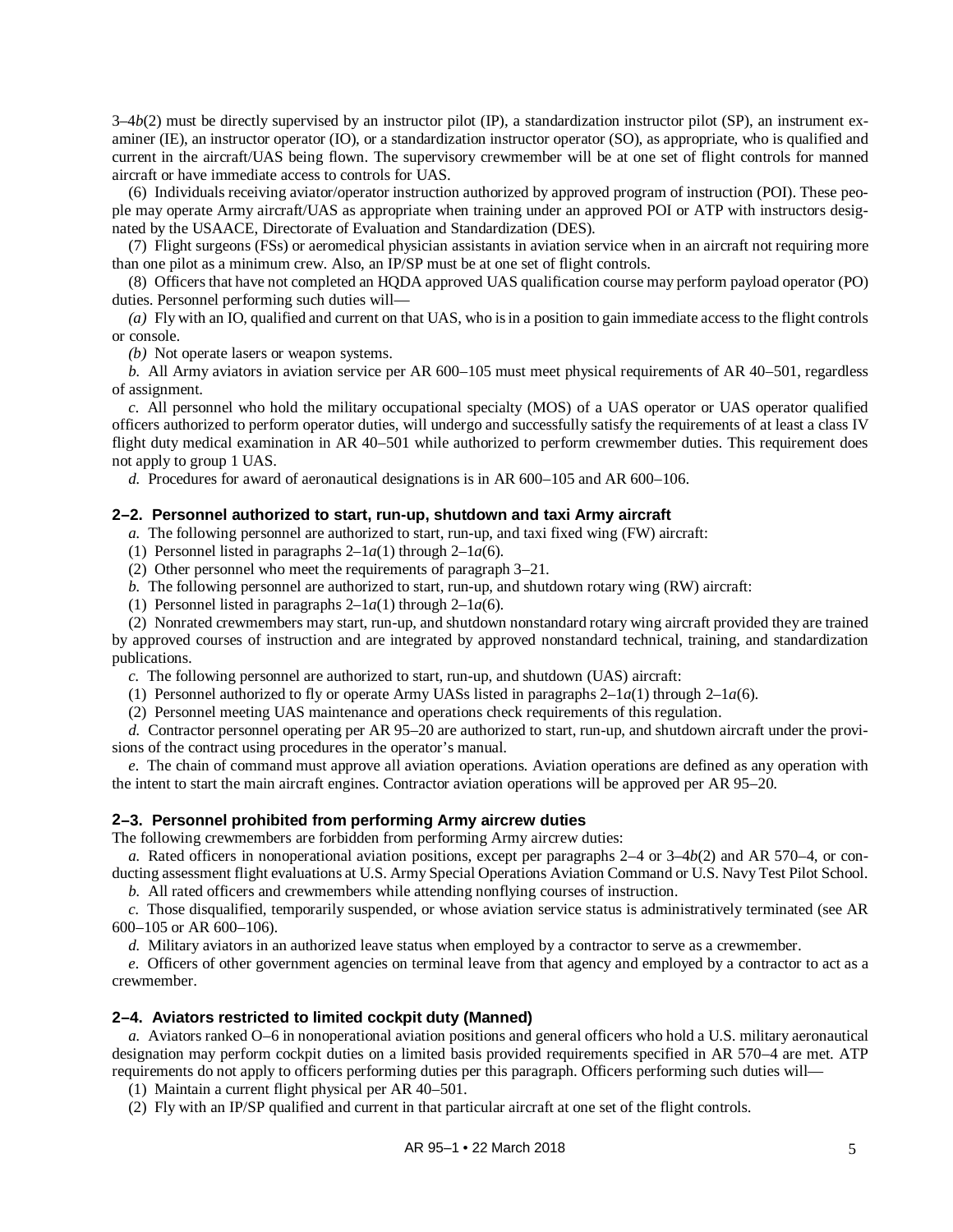3–4*b*(2) must be directly supervised by an instructor pilot (IP), a standardization instructor pilot (SP), an instrument examiner (IE), an instructor operator (IO), or a standardization instructor operator (SO), as appropriate, who is qualified and current in the aircraft/UAS being flown. The supervisory crewmember will be at one set of flight controls for manned aircraft or have immediate access to controls for UAS.

(6) Individuals receiving aviator/operator instruction authorized by approved program of instruction (POI). These people may operate Army aircraft/UAS as appropriate when training under an approved POI or ATP with instructors designated by the USAACE, Directorate of Evaluation and Standardization (DES).

(7) Flight surgeons (FSs) or aeromedical physician assistants in aviation service when in an aircraft not requiring more than one pilot as a minimum crew. Also, an IP/SP must be at one set of flight controls.

(8) Officers that have not completed an HQDA approved UAS qualification course may perform payload operator (PO) duties. Personnel performing such duties will—

*(a)* Fly with an IO, qualified and current on that UAS, who is in a position to gain immediate access to the flight controls or console.

*(b)* Not operate lasers or weapon systems.

*b.* All Army aviators in aviation service per AR 600–105 must meet physical requirements of AR 40–501, regardless of assignment.

*c.* All personnel who hold the military occupational specialty (MOS) of a UAS operator or UAS operator qualified officers authorized to perform operator duties, will undergo and successfully satisfy the requirements of at least a class IV flight duty medical examination in AR 40–501 while authorized to perform crewmember duties. This requirement does not apply to group 1 UAS.

*d.* Procedures for award of aeronautical designations is in AR 600–105 and AR 600–106.

## 2–2. Personnel authorized to start, run-up, shutdown and taxi Army aircraft

*a.* The following personnel are authorized to start, run-up, and taxi fixed wing (FW) aircraft:

(1) Personnel listed in paragraphs 2–1*a*(1) through 2–1*a*(6).

(2) Other personnel who meet the requirements of paragraph 3–21.

*b.* The following personnel are authorized to start, run-up, and shutdown rotary wing (RW) aircraft:

(1) Personnel listed in paragraphs 2–1*a*(1) through 2–1*a*(6).

(2) Nonrated crewmembers may start, run-up, and shutdown nonstandard rotary wing aircraft provided they are trained by approved courses of instruction and are integrated by approved nonstandard technical, training, and standardization publications.

*c.* The following personnel are authorized to start, run-up, and shutdown (UAS) aircraft:

(1) Personnel authorized to fly or operate Army UASs listed in paragraphs 2–1*a*(1) through 2–1*a*(6).

(2) Personnel meeting UAS maintenance and operations check requirements of this regulation.

*d.* Contractor personnel operating per AR 95–20 are authorized to start, run-up, and shutdown aircraft under the provisions of the contract using procedures in the operator's manual.

*e.* The chain of command must approve all aviation operations. Aviation operations are defined as any operation with the intent to start the main aircraft engines. Contractor aviation operations will be approved per AR 95–20.

## 2–3. Personnel prohibited from performing Army aircrew duties

The following crewmembers are forbidden from performing Army aircrew duties:

*a.* Rated officers in nonoperational aviation positions, except per paragraphs 2–4 or 3–4*b*(2) and AR 570–4, or conducting assessment flight evaluations at U.S. Army Special Operations Aviation Command or U.S. Navy Test Pilot School.

*b.* All rated officers and crewmembers while attending nonflying courses of instruction.

*c.* Those disqualified, temporarily suspended, or whose aviation service status is administratively terminated (see AR 600–105 or AR 600–106).

*d.* Military aviators in an authorized leave status when employed by a contractor to serve as a crewmember.

*e.* Officers of other government agencies on terminal leave from that agency and employed by a contractor to act as a crewmember.

## 2–4. Aviators restricted to limited cockpit duty (Manned)

*a.* Aviators ranked O–6 in nonoperational aviation positions and general officers who hold a U.S. military aeronautical designation may perform cockpit duties on a limited basis provided requirements specified in AR 570–4 are met. ATP requirements do not apply to officers performing duties per this paragraph. Officers performing such duties will—

(1) Maintain a current flight physical per AR 40–501.

(2) Fly with an IP/SP qualified and current in that particular aircraft at one set of the flight controls.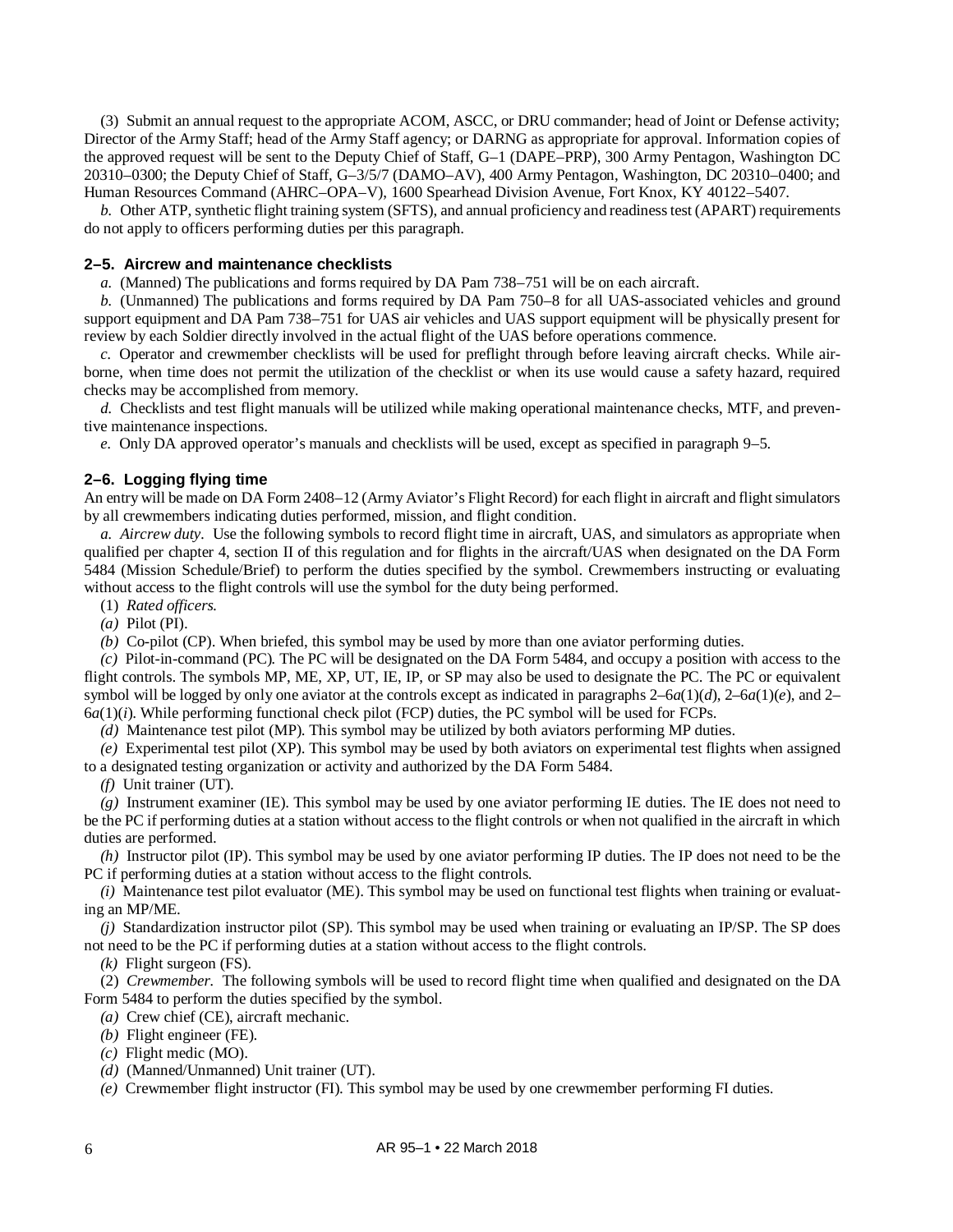(3) Submit an annual request to the appropriate ACOM, ASCC, or DRU commander; head of Joint or Defense activity; Director of the Army Staff; head of the Army Staff agency; or DARNG as appropriate for approval. Information copies of the approved request will be sent to the Deputy Chief of Staff, G–1 (DAPE–PRP), 300 Army Pentagon, Washington DC 20310–0300; the Deputy Chief of Staff, G–3/5/7 (DAMO–AV), 400 Army Pentagon, Washington, DC 20310–0400; and Human Resources Command (AHRC–OPA–V), 1600 Spearhead Division Avenue, Fort Knox, KY 40122–5407.

*b.* Other ATP, synthetic flight training system (SFTS), and annual proficiency and readiness test (APART) requirements do not apply to officers performing duties per this paragraph.

### 2–5. Aircrew and maintenance checklists

*a.* (Manned) The publications and forms required by DA Pam 738–751 will be on each aircraft.

*b.* (Unmanned) The publications and forms required by DA Pam 750–8 for all UAS-associated vehicles and ground support equipment and DA Pam 738–751 for UAS air vehicles and UAS support equipment will be physically present for review by each Soldier directly involved in the actual flight of the UAS before operations commence.

*c.* Operator and crewmember checklists will be used for preflight through before leaving aircraft checks. While airborne, when time does not permit the utilization of the checklist or when its use would cause a safety hazard, required checks may be accomplished from memory.

*d.* Checklists and test flight manuals will be utilized while making operational maintenance checks, MTF, and preventive maintenance inspections.

*e.* Only DA approved operator's manuals and checklists will be used, except as specified in paragraph 9–5.

### 2–6. Logging flying time

An entry will be made on DA Form 2408–12 (Army Aviator's Flight Record) for each flight in aircraft and flight simulators by all crewmembers indicating duties performed, mission, and flight condition.

*a. Aircrew duty.* Use the following symbols to record flight time in aircraft, UAS, and simulators as appropriate when qualified per chapter 4, section II of this regulation and for flights in the aircraft/UAS when designated on the DA Form 5484 (Mission Schedule/Brief) to perform the duties specified by the symbol. Crewmembers instructing or evaluating without access to the flight controls will use the symbol for the duty being performed.

(1) *Rated officers.*

*(a)* Pilot (PI).

*(b)* Co-pilot (CP). When briefed, this symbol may be used by more than one aviator performing duties.

*(c)* Pilot-in-command (PC). The PC will be designated on the DA Form 5484, and occupy a position with access to the flight controls. The symbols MP, ME, XP, UT, IE, IP, or SP may also be used to designate the PC. The PC or equivalent symbol will be logged by only one aviator at the controls except as indicated in paragraphs 2–6*a*(1)(*d*), 2–6*a*(1)(*e*), and 2–6*a*(1)(*i*). While performing functional check pilot (FCP) duties, the PC symbol will be used for FCPs.

*(d)* Maintenance test pilot (MP). This symbol may be utilized by both aviators performing MP duties.

*(e)* Experimental test pilot (XP). This symbol may be used by both aviators on experimental test flights when assigned to a designated testing organization or activity and authorized by the DA Form 5484.

*(f)* Unit trainer (UT).

*(g)* Instrument examiner (IE). This symbol may be used by one aviator performing IE duties. The IE does not need to be the PC if performing duties at a station without access to the flight controls or when not qualified in the aircraft in which duties are performed.

*(h)* Instructor pilot (IP). This symbol may be used by one aviator performing IP duties. The IP does not need to be the PC if performing duties at a station without access to the flight controls.

*(i)* Maintenance test pilot evaluator (ME). This symbol may be used on functional test flights when training or evaluating an MP/ME.

*(j)* Standardization instructor pilot (SP). This symbol may be used when training or evaluating an IP/SP. The SP does not need to be the PC if performing duties at a station without access to the flight controls.

*(k)* Flight surgeon (FS).

(2) *Crewmember.* The following symbols will be used to record flight time when qualified and designated on the DA Form 5484 to perform the duties specified by the symbol.

*(a)* Crew chief (CE), aircraft mechanic.

*(b)* Flight engineer (FE).

*(c)* Flight medic (MO).

*(d)* (Manned/Unmanned) Unit trainer (UT).

*(e)* Crewmember flight instructor (FI). This symbol may be used by one crewmember performing FI duties.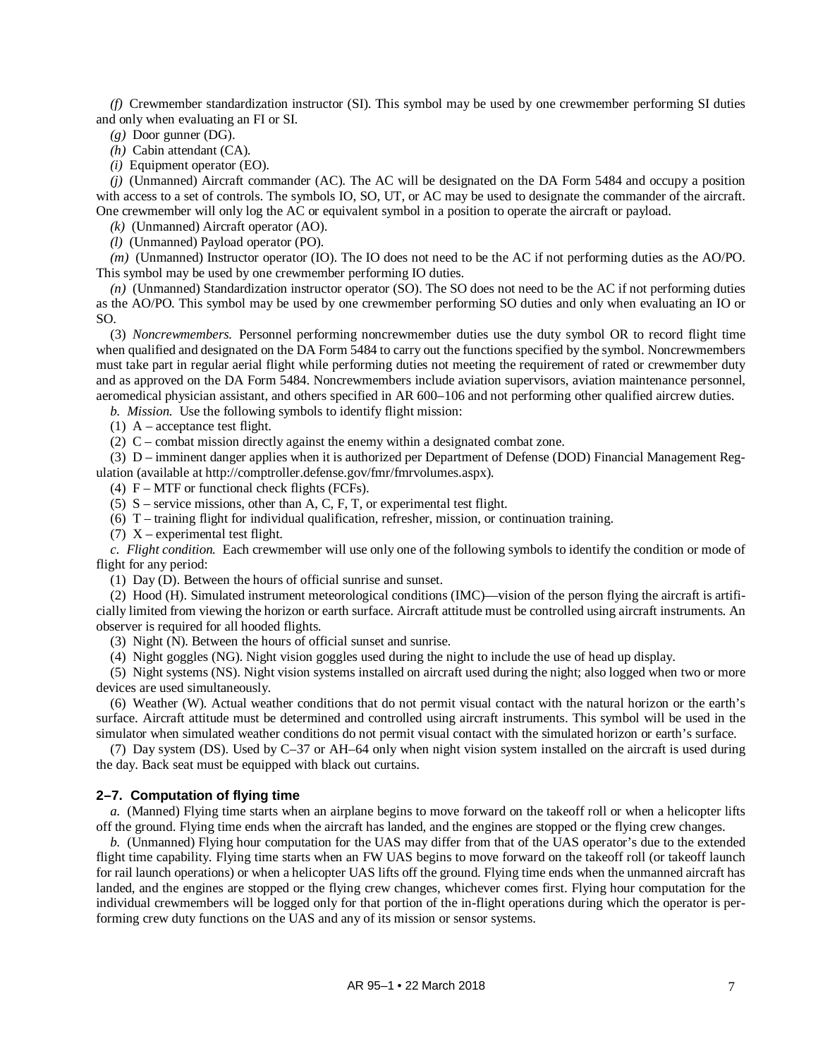*(f)* Crewmember standardization instructor (SI). This symbol may be used by one crewmember performing SI duties and only when evaluating an FI or SI.

*(g)* Door gunner (DG).

*(h)* Cabin attendant (CA).

*(i)* Equipment operator (EO).

*(j)* (Unmanned) Aircraft commander (AC). The AC will be designated on the DA Form 5484 and occupy a position with access to a set of controls. The symbols IO, SO, UT, or AC may be used to designate the commander of the aircraft. One crewmember will only log the AC or equivalent symbol in a position to operate the aircraft or payload.

*(k)* (Unmanned) Aircraft operator (AO).

*(l)* (Unmanned) Payload operator (PO).

*(m)* (Unmanned) Instructor operator (IO). The IO does not need to be the AC if not performing duties as the AO/PO. This symbol may be used by one crewmember performing IO duties.

*(n)* (Unmanned) Standardization instructor operator (SO). The SO does not need to be the AC if not performing duties as the AO/PO. This symbol may be used by one crewmember performing SO duties and only when evaluating an IO or SO.

(3) *Noncrewmembers.* Personnel performing noncrewmember duties use the duty symbol OR to record flight time when qualified and designated on the DA Form 5484 to carry out the functions specified by the symbol. Noncrewmembers must take part in regular aerial flight while performing duties not meeting the requirement of rated or crewmember duty and as approved on the DA Form 5484. Noncrewmembers include aviation supervisors, aviation maintenance personnel, aeromedical physician assistant, and others specified in AR 600–106 and not performing other qualified aircrew duties.

*b. Mission.* Use the following symbols to identify flight mission:

(1) A – acceptance test flight.

(2) C – combat mission directly against the enemy within a designated combat zone.

(3) D – imminent danger applies when it is authorized per Department of Defense (DOD) Financial Management Regulation (available at http://comptroller.defense.gov/fmr/fmrvolumes.aspx).

(4) F – MTF or functional check flights (FCFs).

(5) S – service missions, other than A, C, F, T, or experimental test flight.

(6) T – training flight for individual qualification, refresher, mission, or continuation training.

(7) X – experimental test flight.

*c. Flight condition.* Each crewmember will use only one of the following symbols to identify the condition or mode of flight for any period:

(1) Day (D). Between the hours of official sunrise and sunset.

(2) Hood (H). Simulated instrument meteorological conditions (IMC)—vision of the person flying the aircraft is artificially limited from viewing the horizon or earth surface. Aircraft attitude must be controlled using aircraft instruments. An observer is required for all hooded flights.

(3) Night (N). Between the hours of official sunset and sunrise.

(4) Night goggles (NG). Night vision goggles used during the night to include the use of head up display.

(5) Night systems (NS). Night vision systems installed on aircraft used during the night; also logged when two or more devices are used simultaneously.

(6) Weather (W). Actual weather conditions that do not permit visual contact with the natural horizon or the earth's surface. Aircraft attitude must be determined and controlled using aircraft instruments. This symbol will be used in the simulator when simulated weather conditions do not permit visual contact with the simulated horizon or earth's surface.

(7) Day system (DS). Used by C–37 or AH–64 only when night vision system installed on the aircraft is used during the day. Back seat must be equipped with black out curtains.

## 2–7. Computation of flying time

*a.* (Manned) Flying time starts when an airplane begins to move forward on the takeoff roll or when a helicopter lifts off the ground. Flying time ends when the aircraft has landed, and the engines are stopped or the flying crew changes.

*b.* (Unmanned) Flying hour computation for the UAS may differ from that of the UAS operator's due to the extended flight time capability. Flying time starts when an FW UAS begins to move forward on the takeoff roll (or takeoff launch for rail launch operations) or when a helicopter UAS lifts off the ground. Flying time ends when the unmanned aircraft has landed, and the engines are stopped or the flying crew changes, whichever comes first. Flying hour computation for the individual crewmembers will be logged only for that portion of the in-flight operations during which the operator is performing crew duty functions on the UAS and any of its mission or sensor systems.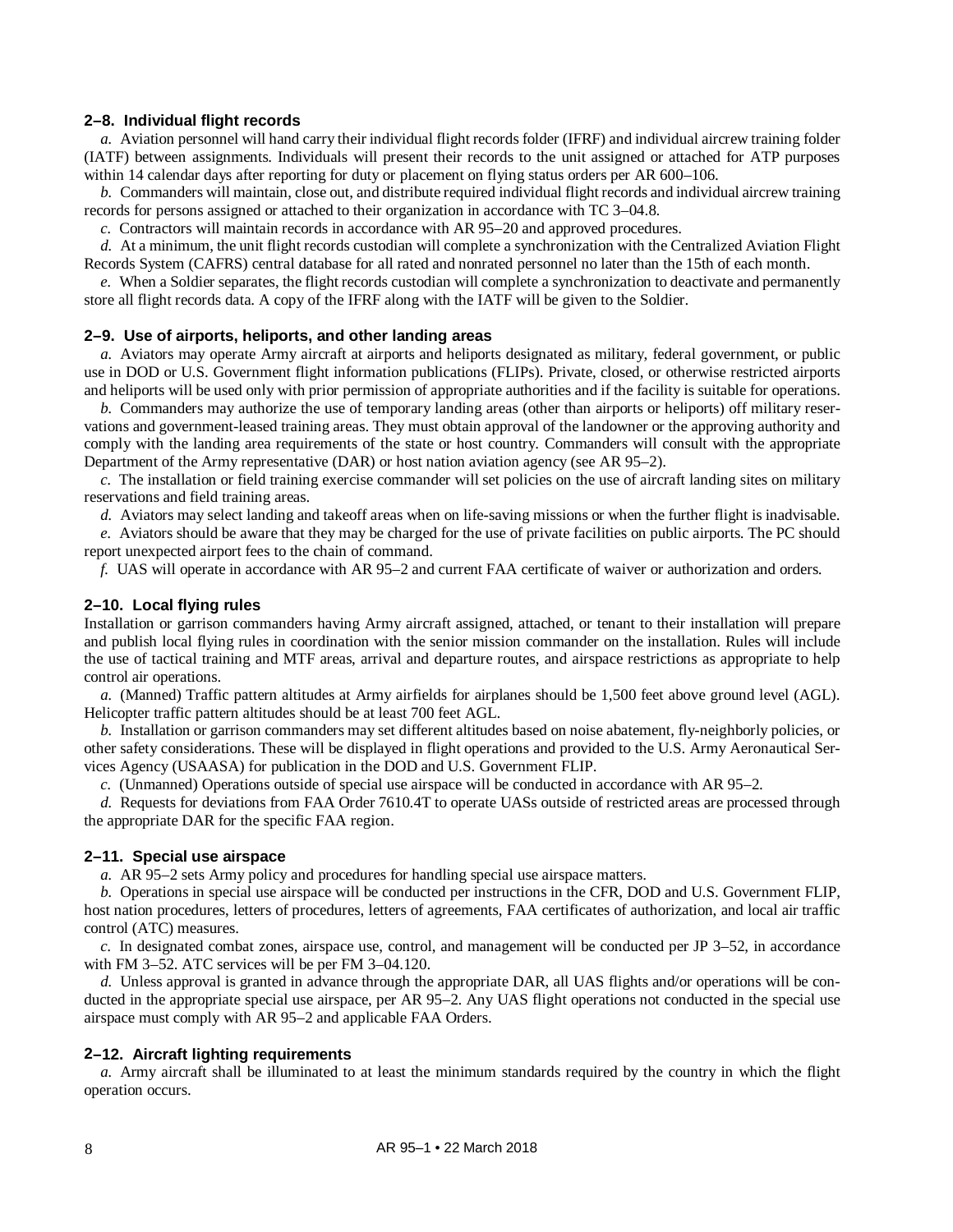### 2–8. Individual flight records

*a.* Aviation personnel will hand carry their individual flight records folder (IFRF) and individual aircrew training folder (IATF) between assignments. Individuals will present their records to the unit assigned or attached for ATP purposes within 14 calendar days after reporting for duty or placement on flying status orders per AR 600–106.

*b.* Commanders will maintain, close out, and distribute required individual flight records and individual aircrew training records for persons assigned or attached to their organization in accordance with TC 3–04.8.

*c.* Contractors will maintain records in accordance with AR 95–20 and approved procedures.

*d.* At a minimum, the unit flight records custodian will complete a synchronization with the Centralized Aviation Flight Records System (CAFRS) central database for all rated and nonrated personnel no later than the 15th of each month.

*e.* When a Soldier separates, the flight records custodian will complete a synchronization to deactivate and permanently store all flight records data. A copy of the IFRF along with the IATF will be given to the Soldier.

### 2–9. Use of airports, heliports, and other landing areas

*a.* Aviators may operate Army aircraft at airports and heliports designated as military, federal government, or public use in DOD or U.S. Government flight information publications (FLIPs). Private, closed, or otherwise restricted airports and heliports will be used only with prior permission of appropriate authorities and if the facility is suitable for operations.

*b.* Commanders may authorize the use of temporary landing areas (other than airports or heliports) off military reservations and government-leased training areas. They must obtain approval of the landowner or the approving authority and comply with the landing area requirements of the state or host country. Commanders will consult with the appropriate Department of the Army representative (DAR) or host nation aviation agency (see AR 95–2).

*c.* The installation or field training exercise commander will set policies on the use of aircraft landing sites on military reservations and field training areas.

*d.* Aviators may select landing and takeoff areas when on life-saving missions or when the further flight is inadvisable.

*e.* Aviators should be aware that they may be charged for the use of private facilities on public airports. The PC should report unexpected airport fees to the chain of command.

*f.* UAS will operate in accordance with AR 95–2 and current FAA certificate of waiver or authorization and orders.

### 2–10. Local flying rules

Installation or garrison commanders having Army aircraft assigned, attached, or tenant to their installation will prepare and publish local flying rules in coordination with the senior mission commander on the installation. Rules will include the use of tactical training and MTF areas, arrival and departure routes, and airspace restrictions as appropriate to help control air operations.

*a.* (Manned) Traffic pattern altitudes at Army airfields for airplanes should be 1,500 feet above ground level (AGL). Helicopter traffic pattern altitudes should be at least 700 feet AGL.

*b.* Installation or garrison commanders may set different altitudes based on noise abatement, fly-neighborly policies, or other safety considerations. These will be displayed in flight operations and provided to the U.S. Army Aeronautical Services Agency (USAASA) for publication in the DOD and U.S. Government FLIP.

*c.* (Unmanned) Operations outside of special use airspace will be conducted in accordance with AR 95–2.

*d.* Requests for deviations from FAA Order 7610.4T to operate UASs outside of restricted areas are processed through the appropriate DAR for the specific FAA region.

### 2–11. Special use airspace

*a.* AR 95–2 sets Army policy and procedures for handling special use airspace matters.

*b.* Operations in special use airspace will be conducted per instructions in the CFR, DOD and U.S. Government FLIP, host nation procedures, letters of procedures, letters of agreements, FAA certificates of authorization, and local air traffic control (ATC) measures.

*c.* In designated combat zones, airspace use, control, and management will be conducted per JP 3–52, in accordance with FM 3–52. ATC services will be per FM 3–04.120.

*d.* Unless approval is granted in advance through the appropriate DAR, all UAS flights and/or operations will be conducted in the appropriate special use airspace, per AR 95–2. Any UAS flight operations not conducted in the special use airspace must comply with AR 95–2 and applicable FAA Orders.

### 2–12. Aircraft lighting requirements

*a.* Army aircraft shall be illuminated to at least the minimum standards required by the country in which the flight operation occurs.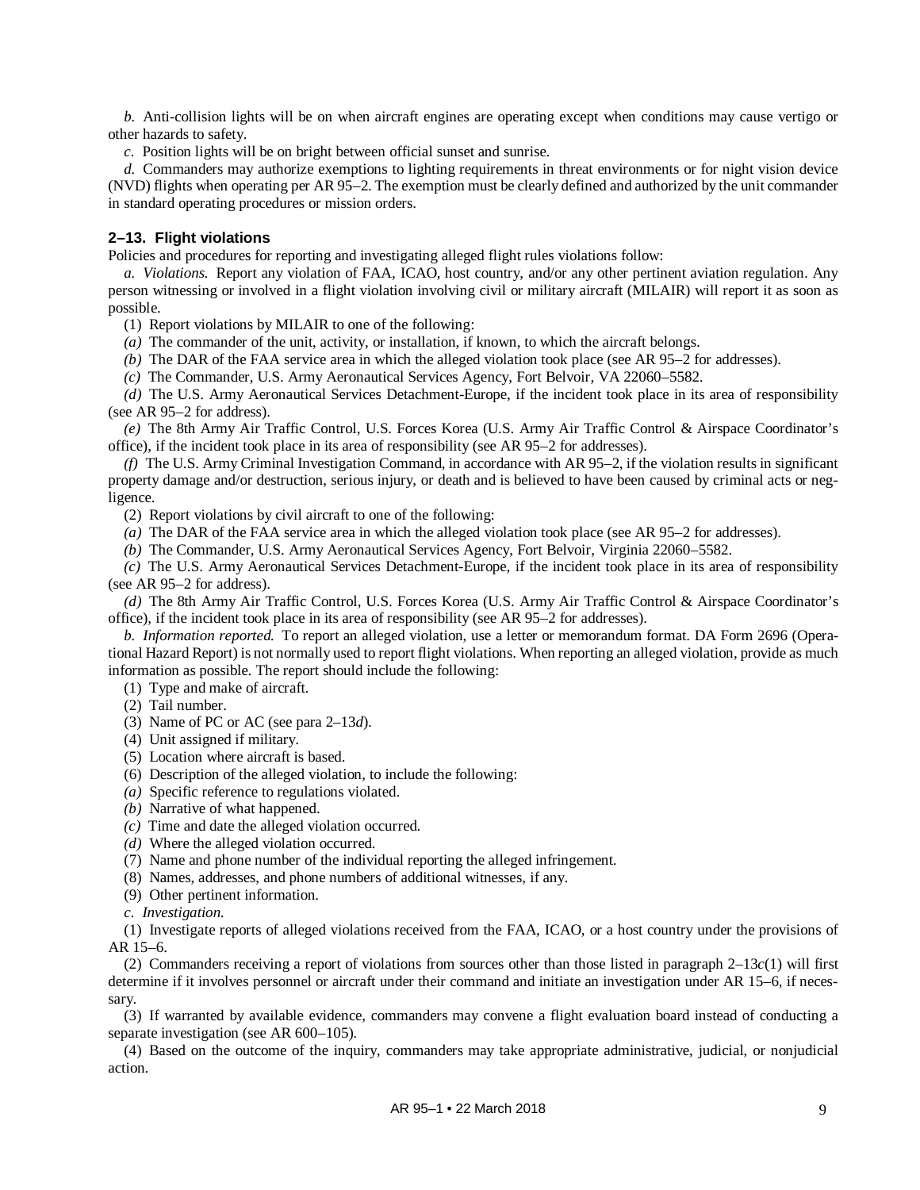*b.* Anti-collision lights will be on when aircraft engines are operating except when conditions may cause vertigo or other hazards to safety.

*c.* Position lights will be on bright between official sunset and sunrise.

*d.* Commanders may authorize exemptions to lighting requirements in threat environments or for night vision device (NVD) flights when operating per AR 95–2. The exemption must be clearly defined and authorized by the unit commander in standard operating procedures or mission orders.

### 2–13. Flight violations

Policies and procedures for reporting and investigating alleged flight rules violations follow:

*a. Violations.* Report any violation of FAA, ICAO, host country, and/or any other pertinent aviation regulation. Any person witnessing or involved in a flight violation involving civil or military aircraft (MILAIR) will report it as soon as possible.

(1) Report violations by MILAIR to one of the following:

*(a)* The commander of the unit, activity, or installation, if known, to which the aircraft belongs.

*(b)* The DAR of the FAA service area in which the alleged violation took place (see AR 95–2 for addresses).

*(c)* The Commander, U.S. Army Aeronautical Services Agency, Fort Belvoir, VA 22060–5582.

*(d)* The U.S. Army Aeronautical Services Detachment-Europe, if the incident took place in its area of responsibility (see AR 95–2 for address).

*(e)* The 8th Army Air Traffic Control, U.S. Forces Korea (U.S. Army Air Traffic Control & Airspace Coordinator's office), if the incident took place in its area of responsibility (see AR 95–2 for addresses).

*(f)* The U.S. Army Criminal Investigation Command, in accordance with AR 95–2, if the violation results in significant property damage and/or destruction, serious injury, or death and is believed to have been caused by criminal acts or negligence.

(2) Report violations by civil aircraft to one of the following:

*(a)* The DAR of the FAA service area in which the alleged violation took place (see AR 95–2 for addresses).

*(b)* The Commander, U.S. Army Aeronautical Services Agency, Fort Belvoir, Virginia 22060–5582.

*(c)* The U.S. Army Aeronautical Services Detachment-Europe, if the incident took place in its area of responsibility (see AR 95–2 for address).

*(d)* The 8th Army Air Traffic Control, U.S. Forces Korea (U.S. Army Air Traffic Control & Airspace Coordinator's office), if the incident took place in its area of responsibility (see AR 95–2 for addresses).

*b. Information reported.* To report an alleged violation, use a letter or memorandum format. DA Form 2696 (Operational Hazard Report) is not normally used to report flight violations. When reporting an alleged violation, provide as much information as possible. The report should include the following:

(1) Type and make of aircraft.

(2) Tail number.

(3) Name of PC or AC (see para 2–13*d*).

(4) Unit assigned if military.

(5) Location where aircraft is based.

(6) Description of the alleged violation, to include the following:

*(a)* Specific reference to regulations violated.

*(b)* Narrative of what happened.

*(c)* Time and date the alleged violation occurred.

*(d)* Where the alleged violation occurred.

(7) Name and phone number of the individual reporting the alleged infringement.

(8) Names, addresses, and phone numbers of additional witnesses, if any.

(9) Other pertinent information.

*c. Investigation.*

(1) Investigate reports of alleged violations received from the FAA, ICAO, or a host country under the provisions of AR 15–6.

(2) Commanders receiving a report of violations from sources other than those listed in paragraph 2–13*c*(1) will first determine if it involves personnel or aircraft under their command and initiate an investigation under AR 15–6, if necessary.

(3) If warranted by available evidence, commanders may convene a flight evaluation board instead of conducting a separate investigation (see AR 600–105).

(4) Based on the outcome of the inquiry, commanders may take appropriate administrative, judicial, or nonjudicial action.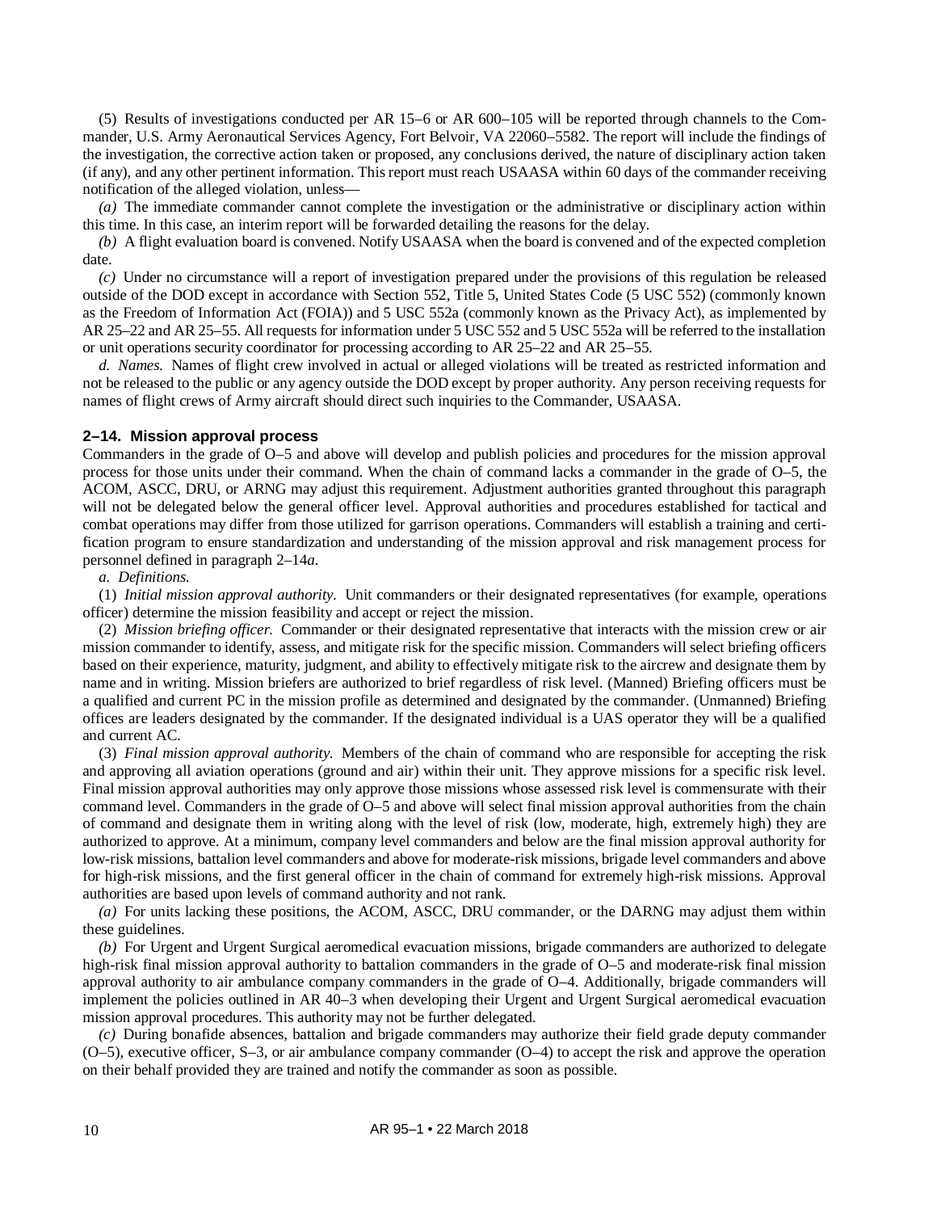(5) Results of investigations conducted per AR 15–6 or AR 600–105 will be reported through channels to the Commander, U.S. Army Aeronautical Services Agency, Fort Belvoir, VA 22060–5582. The report will include the findings of the investigation, the corrective action taken or proposed, any conclusions derived, the nature of disciplinary action taken (if any), and any other pertinent information. This report must reach USAASA within 60 days of the commander receiving notification of the alleged violation, unless—

*(a)* The immediate commander cannot complete the investigation or the administrative or disciplinary action within this time. In this case, an interim report will be forwarded detailing the reasons for the delay.

*(b)* A flight evaluation board is convened. Notify USAASA when the board is convened and of the expected completion date.

*(c)* Under no circumstance will a report of investigation prepared under the provisions of this regulation be released outside of the DOD except in accordance with Section 552, Title 5, United States Code (5 USC 552) (commonly known as the Freedom of Information Act (FOIA)) and 5 USC 552a (commonly known as the Privacy Act), as implemented by AR 25–22 and AR 25–55. All requests for information under 5 USC 552 and 5 USC 552a will be referred to the installation or unit operations security coordinator for processing according to AR 25–22 and AR 25–55.

*d. Names.* Names of flight crew involved in actual or alleged violations will be treated as restricted information and not be released to the public or any agency outside the DOD except by proper authority. Any person receiving requests for names of flight crews of Army aircraft should direct such inquiries to the Commander, USAASA.

### 2–14. Mission approval process

Commanders in the grade of O–5 and above will develop and publish policies and procedures for the mission approval process for those units under their command. When the chain of command lacks a commander in the grade of O–5, the ACOM, ASCC, DRU, or ARNG may adjust this requirement. Adjustment authorities granted throughout this paragraph will not be delegated below the general officer level. Approval authorities and procedures established for tactical and combat operations may differ from those utilized for garrison operations. Commanders will establish a training and certification program to ensure standardization and understanding of the mission approval and risk management process for personnel defined in paragraph 2–14*a*.

*a. Definitions.*

(1) *Initial mission approval authority.* Unit commanders or their designated representatives (for example, operations officer) determine the mission feasibility and accept or reject the mission.

(2) *Mission briefing officer.* Commander or their designated representative that interacts with the mission crew or air mission commander to identify, assess, and mitigate risk for the specific mission. Commanders will select briefing officers based on their experience, maturity, judgment, and ability to effectively mitigate risk to the aircrew and designate them by name and in writing. Mission briefers are authorized to brief regardless of risk level. (Manned) Briefing officers must be a qualified and current PC in the mission profile as determined and designated by the commander. (Unmanned) Briefing offices are leaders designated by the commander. If the designated individual is a UAS operator they will be a qualified and current AC.

(3) *Final mission approval authority.* Members of the chain of command who are responsible for accepting the risk and approving all aviation operations (ground and air) within their unit. They approve missions for a specific risk level. Final mission approval authorities may only approve those missions whose assessed risk level is commensurate with their command level. Commanders in the grade of O–5 and above will select final mission approval authorities from the chain of command and designate them in writing along with the level of risk (low, moderate, high, extremely high) they are authorized to approve. At a minimum, company level commanders and below are the final mission approval authority for low-risk missions, battalion level commanders and above for moderate-risk missions, brigade level commanders and above for high-risk missions, and the first general officer in the chain of command for extremely high-risk missions. Approval authorities are based upon levels of command authority and not rank.

*(a)* For units lacking these positions, the ACOM, ASCC, DRU commander, or the DARNG may adjust them within these guidelines.

*(b)* For Urgent and Urgent Surgical aeromedical evacuation missions, brigade commanders are authorized to delegate high-risk final mission approval authority to battalion commanders in the grade of O–5 and moderate-risk final mission approval authority to air ambulance company commanders in the grade of O–4. Additionally, brigade commanders will implement the policies outlined in AR 40–3 when developing their Urgent and Urgent Surgical aeromedical evacuation mission approval procedures. This authority may not be further delegated.

*(c)* During bonafide absences, battalion and brigade commanders may authorize their field grade deputy commander (O–5), executive officer, S–3, or air ambulance company commander (O–4) to accept the risk and approve the operation on their behalf provided they are trained and notify the commander as soon as possible.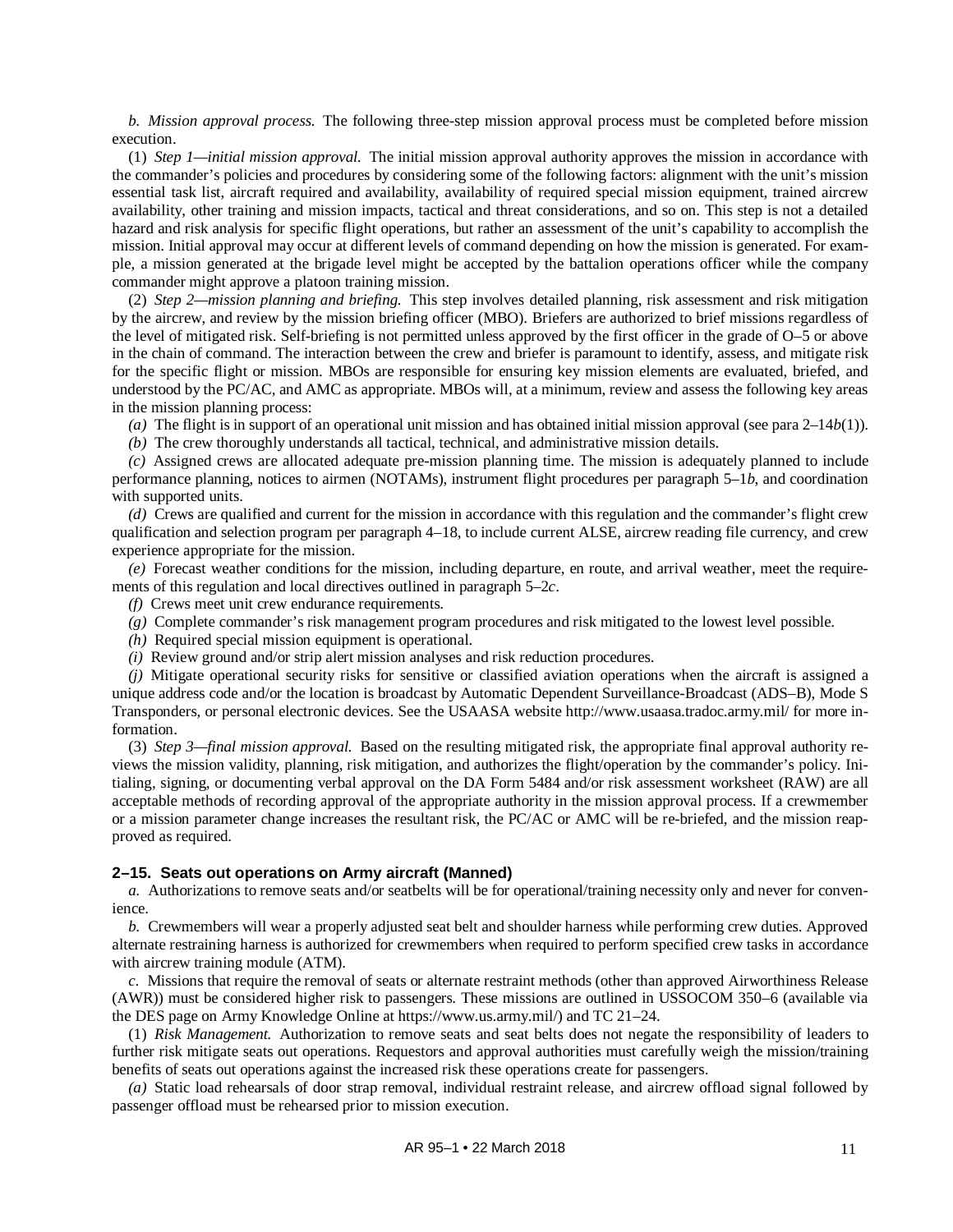*b. Mission approval process.* The following three-step mission approval process must be completed before mission execution.

(1) *Step 1—initial mission approval.* The initial mission approval authority approves the mission in accordance with the commander's policies and procedures by considering some of the following factors: alignment with the unit's mission essential task list, aircraft required and availability, availability of required special mission equipment, trained aircrew availability, other training and mission impacts, tactical and threat considerations, and so on. This step is not a detailed hazard and risk analysis for specific flight operations, but rather an assessment of the unit's capability to accomplish the mission. Initial approval may occur at different levels of command depending on how the mission is generated. For example, a mission generated at the brigade level might be accepted by the battalion operations officer while the company commander might approve a platoon training mission.

(2) *Step 2—mission planning and briefing.* This step involves detailed planning, risk assessment and risk mitigation by the aircrew, and review by the mission briefing officer (MBO). Briefers are authorized to brief missions regardless of the level of mitigated risk. Self-briefing is not permitted unless approved by the first officer in the grade of O–5 or above in the chain of command. The interaction between the crew and briefer is paramount to identify, assess, and mitigate risk for the specific flight or mission. MBOs are responsible for ensuring key mission elements are evaluated, briefed, and understood by the PC/AC, and AMC as appropriate. MBOs will, at a minimum, review and assess the following key areas in the mission planning process:

*(a)* The flight is in support of an operational unit mission and has obtained initial mission approval (see para 2–14*b*(1)).

*(b)* The crew thoroughly understands all tactical, technical, and administrative mission details.

*(c)* Assigned crews are allocated adequate pre-mission planning time. The mission is adequately planned to include performance planning, notices to airmen (NOTAMs), instrument flight procedures per paragraph 5–1*b*, and coordination with supported units.

*(d)* Crews are qualified and current for the mission in accordance with this regulation and the commander's flight crew qualification and selection program per paragraph 4–18, to include current ALSE, aircrew reading file currency, and crew experience appropriate for the mission.

*(e)* Forecast weather conditions for the mission, including departure, en route, and arrival weather, meet the requirements of this regulation and local directives outlined in paragraph 5–2*c*.

*(f)* Crews meet unit crew endurance requirements.

*(g)* Complete commander's risk management program procedures and risk mitigated to the lowest level possible.

*(h)* Required special mission equipment is operational.

*(i)* Review ground and/or strip alert mission analyses and risk reduction procedures.

*(j)* Mitigate operational security risks for sensitive or classified aviation operations when the aircraft is assigned a unique address code and/or the location is broadcast by Automatic Dependent Surveillance-Broadcast (ADS–B), Mode S Transponders, or personal electronic devices. See the USAASA website http://www.usaasa.tradoc.army.mil/ for more information.

(3) *Step 3—final mission approval.* Based on the resulting mitigated risk, the appropriate final approval authority reviews the mission validity, planning, risk mitigation, and authorizes the flight/operation by the commander's policy. Initialing, signing, or documenting verbal approval on the DA Form 5484 and/or risk assessment worksheet (RAW) are all acceptable methods of recording approval of the appropriate authority in the mission approval process. If a crewmember or a mission parameter change increases the resultant risk, the PC/AC or AMC will be re-briefed, and the mission reapproved as required.

## 2–15. Seats out operations on Army aircraft (Manned)

*a.* Authorizations to remove seats and/or seatbelts will be for operational/training necessity only and never for convenience.

*b.* Crewmembers will wear a properly adjusted seat belt and shoulder harness while performing crew duties. Approved alternate restraining harness is authorized for crewmembers when required to perform specified crew tasks in accordance with aircrew training module (ATM).

*c.* Missions that require the removal of seats or alternate restraint methods (other than approved Airworthiness Release (AWR)) must be considered higher risk to passengers. These missions are outlined in USSOCOM 350–6 (available via the DES page on Army Knowledge Online at https://www.us.army.mil/) and TC 21–24.

(1) *Risk Management.* Authorization to remove seats and seat belts does not negate the responsibility of leaders to further risk mitigate seats out operations. Requestors and approval authorities must carefully weigh the mission/training benefits of seats out operations against the increased risk these operations create for passengers.

*(a)* Static load rehearsals of door strap removal, individual restraint release, and aircrew offload signal followed by passenger offload must be rehearsed prior to mission execution.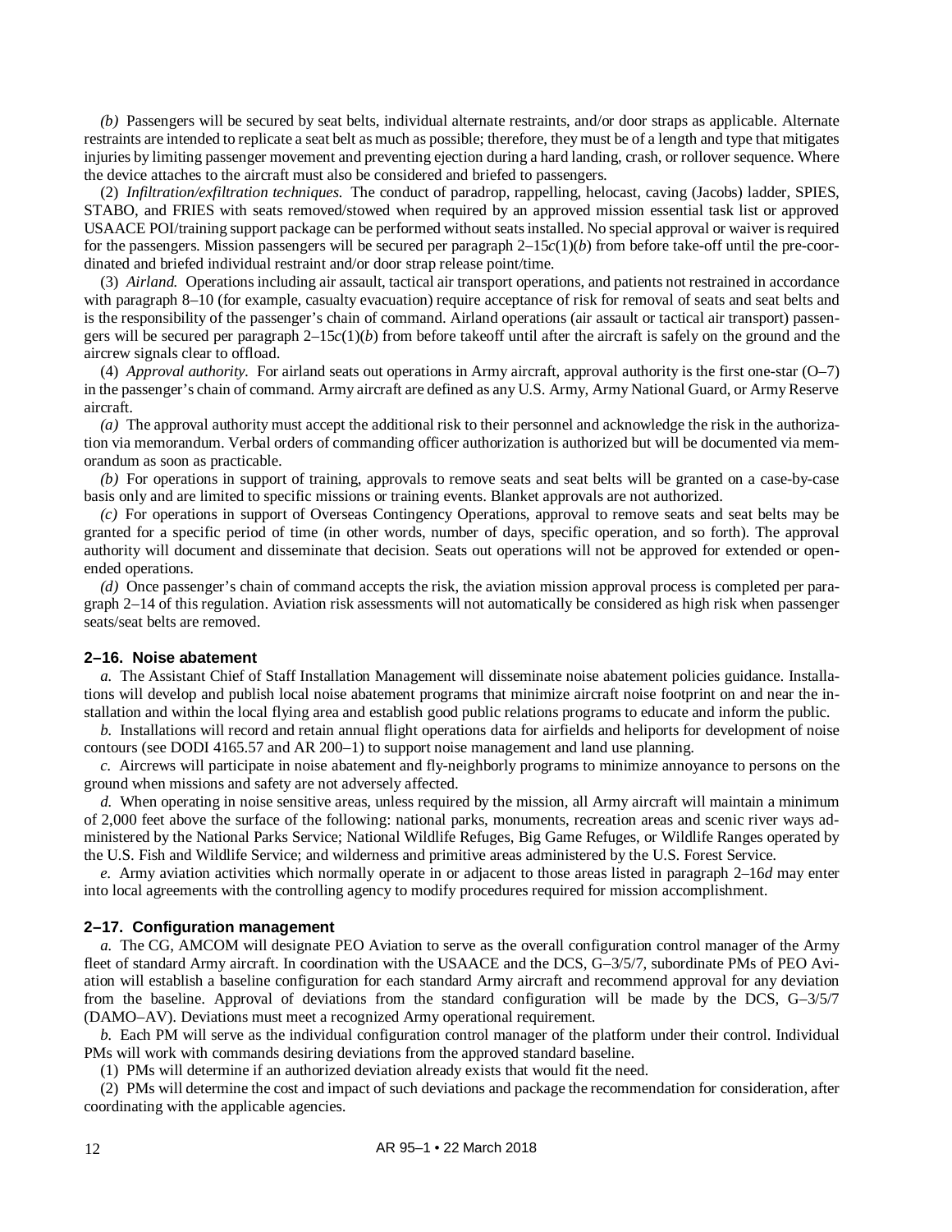*(b)* Passengers will be secured by seat belts, individual alternate restraints, and/or door straps as applicable. Alternate restraints are intended to replicate a seat belt as much as possible; therefore, they must be of a length and type that mitigates injuries by limiting passenger movement and preventing ejection during a hard landing, crash, or rollover sequence. Where the device attaches to the aircraft must also be considered and briefed to passengers.

(2) *Infiltration/exfiltration techniques.* The conduct of paradrop, rappelling, helocast, caving (Jacobs) ladder, SPIES, STABO, and FRIES with seats removed/stowed when required by an approved mission essential task list or approved USAACE POI/training support package can be performed without seats installed. No special approval or waiver is required for the passengers. Mission passengers will be secured per paragraph 2–15*c*(1)(*b*) from before take-off until the pre-coordinated and briefed individual restraint and/or door strap release point/time.

(3) *Airland.* Operations including air assault, tactical air transport operations, and patients not restrained in accordance with paragraph 8–10 (for example, casualty evacuation) require acceptance of risk for removal of seats and seat belts and is the responsibility of the passenger's chain of command. Airland operations (air assault or tactical air transport) passengers will be secured per paragraph 2–15*c*(1)(*b*) from before takeoff until after the aircraft is safely on the ground and the aircrew signals clear to offload.

(4) *Approval authority.* For airland seats out operations in Army aircraft, approval authority is the first one-star (O–7) in the passenger's chain of command. Army aircraft are defined as any U.S. Army, Army National Guard, or Army Reserve aircraft.

*(a)* The approval authority must accept the additional risk to their personnel and acknowledge the risk in the authorization via memorandum. Verbal orders of commanding officer authorization is authorized but will be documented via memorandum as soon as practicable.

*(b)* For operations in support of training, approvals to remove seats and seat belts will be granted on a case-by-case basis only and are limited to specific missions or training events. Blanket approvals are not authorized.

*(c)* For operations in support of Overseas Contingency Operations, approval to remove seats and seat belts may be granted for a specific period of time (in other words, number of days, specific operation, and so forth). The approval authority will document and disseminate that decision. Seats out operations will not be approved for extended or open-ended operations.

*(d)* Once passenger's chain of command accepts the risk, the aviation mission approval process is completed per paragraph 2–14 of this regulation. Aviation risk assessments will not automatically be considered as high risk when passenger seats/seat belts are removed.

### 2–16. Noise abatement

*a.* The Assistant Chief of Staff Installation Management will disseminate noise abatement policies guidance. Installations will develop and publish local noise abatement programs that minimize aircraft noise footprint on and near the installation and within the local flying area and establish good public relations programs to educate and inform the public.

*b.* Installations will record and retain annual flight operations data for airfields and heliports for development of noise contours (see DODI 4165.57 and AR 200–1) to support noise management and land use planning.

*c.* Aircrews will participate in noise abatement and fly-neighborly programs to minimize annoyance to persons on the ground when missions and safety are not adversely affected.

*d.* When operating in noise sensitive areas, unless required by the mission, all Army aircraft will maintain a minimum of 2,000 feet above the surface of the following: national parks, monuments, recreation areas and scenic river ways administered by the National Parks Service; National Wildlife Refuges, Big Game Refuges, or Wildlife Ranges operated by the U.S. Fish and Wildlife Service; and wilderness and primitive areas administered by the U.S. Forest Service.

*e.* Army aviation activities which normally operate in or adjacent to those areas listed in paragraph 2–16*d* may enter into local agreements with the controlling agency to modify procedures required for mission accomplishment.

### 2–17. Configuration management

*a.* The CG, AMCOM will designate PEO Aviation to serve as the overall configuration control manager of the Army fleet of standard Army aircraft. In coordination with the USAACE and the DCS, G–3/5/7, subordinate PMs of PEO Aviation will establish a baseline configuration for each standard Army aircraft and recommend approval for any deviation from the baseline. Approval of deviations from the standard configuration will be made by the DCS, G–3/5/7 (DAMO–AV). Deviations must meet a recognized Army operational requirement.

*b.* Each PM will serve as the individual configuration control manager of the platform under their control. Individual PMs will work with commands desiring deviations from the approved standard baseline.

(1) PMs will determine if an authorized deviation already exists that would fit the need.

(2) PMs will determine the cost and impact of such deviations and package the recommendation for consideration, after coordinating with the applicable agencies.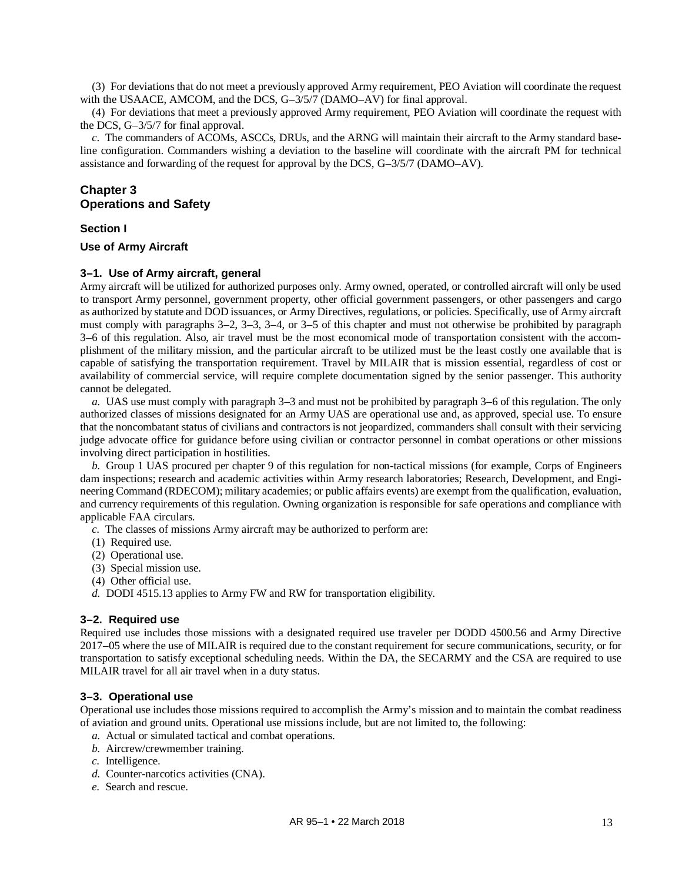(3) For deviations that do not meet a previously approved Army requirement, PEO Aviation will coordinate the request with the USAACE, AMCOM, and the DCS, G–3/5/7 (DAMO–AV) for final approval.

(4) For deviations that meet a previously approved Army requirement, PEO Aviation will coordinate the request with the DCS, G–3/5/7 for final approval.

*c.* The commanders of ACOMs, ASCCs, DRUs, and the ARNG will maintain their aircraft to the Army standard baseline configuration. Commanders wishing a deviation to the baseline will coordinate with the aircraft PM for technical assistance and forwarding of the request for approval by the DCS, G–3/5/7 (DAMO–AV).

# Chapter 3
# Operations and Safety

## Section I

## Use of Army Aircraft

### 3–1. Use of Army aircraft, general

Army aircraft will be utilized for authorized purposes only. Army owned, operated, or controlled aircraft will only be used to transport Army personnel, government property, other official government passengers, or other passengers and cargo as authorized by statute and DOD issuances, or Army Directives, regulations, or policies. Specifically, use of Army aircraft must comply with paragraphs 3–2, 3–3, 3–4, or 3–5 of this chapter and must not otherwise be prohibited by paragraph 3–6 of this regulation. Also, air travel must be the most economical mode of transportation consistent with the accomplishment of the military mission, and the particular aircraft to be utilized must be the least costly one available that is capable of satisfying the transportation requirement. Travel by MILAIR that is mission essential, regardless of cost or availability of commercial service, will require complete documentation signed by the senior passenger. This authority cannot be delegated.

*a.* UAS use must comply with paragraph 3–3 and must not be prohibited by paragraph 3–6 of this regulation. The only authorized classes of missions designated for an Army UAS are operational use and, as approved, special use. To ensure that the noncombatant status of civilians and contractors is not jeopardized, commanders shall consult with their servicing judge advocate office for guidance before using civilian or contractor personnel in combat operations or other missions involving direct participation in hostilities.

*b.* Group 1 UAS procured per chapter 9 of this regulation for non-tactical missions (for example, Corps of Engineers dam inspections; research and academic activities within Army research laboratories; Research, Development, and Engineering Command (RDECOM); military academies; or public affairs events) are exempt from the qualification, evaluation, and currency requirements of this regulation. Owning organization is responsible for safe operations and compliance with applicable FAA circulars.

*c.* The classes of missions Army aircraft may be authorized to perform are:

(1) Required use.

(2) Operational use.

(3) Special mission use.

(4) Other official use.

*d.* DODI 4515.13 applies to Army FW and RW for transportation eligibility.

### 3–2. Required use

Required use includes those missions with a designated required use traveler per DODD 4500.56 and Army Directive 2017–05 where the use of MILAIR is required due to the constant requirement for secure communications, security, or for transportation to satisfy exceptional scheduling needs. Within the DA, the SECARMY and the CSA are required to use MILAIR travel for all air travel when in a duty status.

### 3–3. Operational use

Operational use includes those missions required to accomplish the Army's mission and to maintain the combat readiness of aviation and ground units. Operational use missions include, but are not limited to, the following:

*a.* Actual or simulated tactical and combat operations.

*b.* Aircrew/crewmember training.

*c.* Intelligence.

*d.* Counter-narcotics activities (CNA).

*e.* Search and rescue.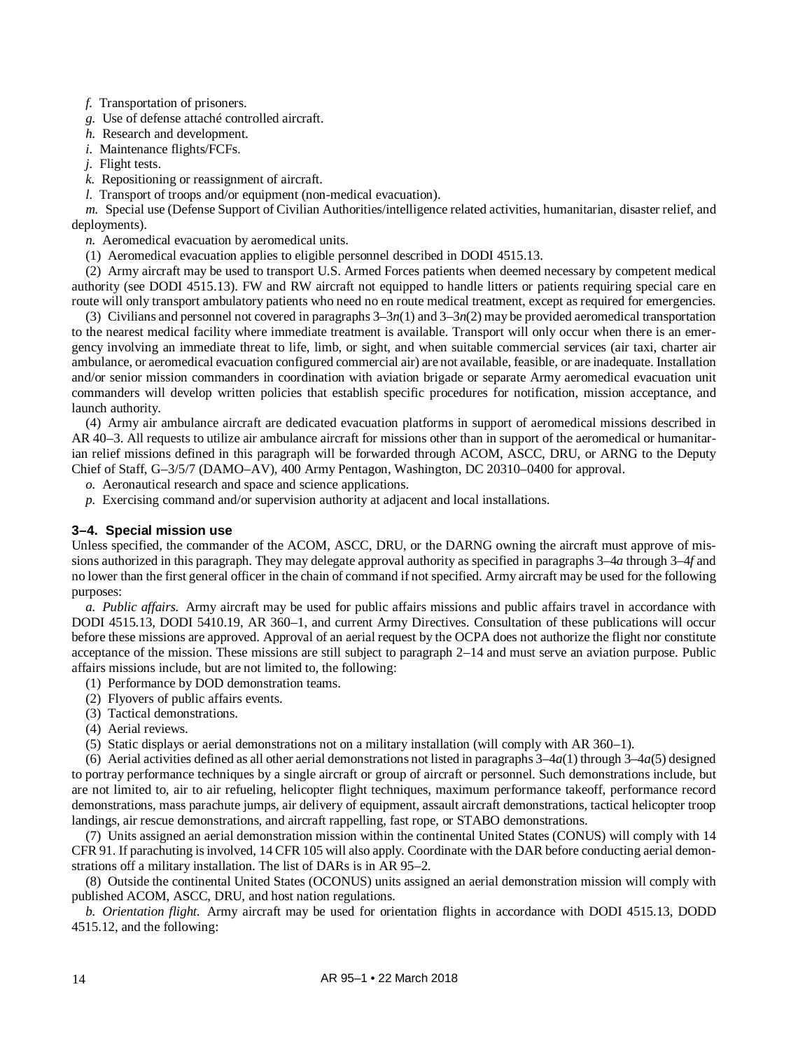*f.* Transportation of prisoners.

*g.* Use of defense attaché controlled aircraft.

*h.* Research and development.

*i.* Maintenance flights/FCFs.

*j.* Flight tests.

*k.* Repositioning or reassignment of aircraft.

*l.* Transport of troops and/or equipment (non-medical evacuation).

*m.* Special use (Defense Support of Civilian Authorities/intelligence related activities, humanitarian, disaster relief, and deployments).

*n.* Aeromedical evacuation by aeromedical units.

(1) Aeromedical evacuation applies to eligible personnel described in DODI 4515.13.

(2) Army aircraft may be used to transport U.S. Armed Forces patients when deemed necessary by competent medical authority (see DODI 4515.13). FW and RW aircraft not equipped to handle litters or patients requiring special care en route will only transport ambulatory patients who need no en route medical treatment, except as required for emergencies.

(3) Civilians and personnel not covered in paragraphs 3–3*n*(1) and 3–3*n*(2) may be provided aeromedical transportation to the nearest medical facility where immediate treatment is available. Transport will only occur when there is an emergency involving an immediate threat to life, limb, or sight, and when suitable commercial services (air taxi, charter air ambulance, or aeromedical evacuation configured commercial air) are not available, feasible, or are inadequate. Installation and/or senior mission commanders in coordination with aviation brigade or separate Army aeromedical evacuation unit commanders will develop written policies that establish specific procedures for notification, mission acceptance, and launch authority.

(4) Army air ambulance aircraft are dedicated evacuation platforms in support of aeromedical missions described in AR 40–3. All requests to utilize air ambulance aircraft for missions other than in support of the aeromedical or humanitarian relief missions defined in this paragraph will be forwarded through ACOM, ASCC, DRU, or ARNG to the Deputy Chief of Staff, G–3/5/7 (DAMO–AV), 400 Army Pentagon, Washington, DC 20310–0400 for approval.

*o.* Aeronautical research and space and science applications.

*p.* Exercising command and/or supervision authority at adjacent and local installations.

### 3–4. Special mission use

Unless specified, the commander of the ACOM, ASCC, DRU, or the DARNG owning the aircraft must approve of missions authorized in this paragraph. They may delegate approval authority as specified in paragraphs 3–4*a* through 3–4*f* and no lower than the first general officer in the chain of command if not specified. Army aircraft may be used for the following purposes:

*a. Public affairs.* Army aircraft may be used for public affairs missions and public affairs travel in accordance with DODI 4515.13, DODI 5410.19, AR 360–1, and current Army Directives. Consultation of these publications will occur before these missions are approved. Approval of an aerial request by the OCPA does not authorize the flight nor constitute acceptance of the mission. These missions are still subject to paragraph 2–14 and must serve an aviation purpose. Public affairs missions include, but are not limited to, the following:

(1) Performance by DOD demonstration teams.

(2) Flyovers of public affairs events.

(3) Tactical demonstrations.

(4) Aerial reviews.

(5) Static displays or aerial demonstrations not on a military installation (will comply with AR 360–1).

(6) Aerial activities defined as all other aerial demonstrations not listed in paragraphs 3–4*a*(1) through 3–4*a*(5) designed to portray performance techniques by a single aircraft or group of aircraft or personnel. Such demonstrations include, but are not limited to, air to air refueling, helicopter flight techniques, maximum performance takeoff, performance record demonstrations, mass parachute jumps, air delivery of equipment, assault aircraft demonstrations, tactical helicopter troop landings, air rescue demonstrations, and aircraft rappelling, fast rope, or STABO demonstrations.

(7) Units assigned an aerial demonstration mission within the continental United States (CONUS) will comply with 14 CFR 91. If parachuting is involved, 14 CFR 105 will also apply. Coordinate with the DAR before conducting aerial demonstrations off a military installation. The list of DARs is in AR 95–2.

(8) Outside the continental United States (OCONUS) units assigned an aerial demonstration mission will comply with published ACOM, ASCC, DRU, and host nation regulations.

*b. Orientation flight.* Army aircraft may be used for orientation flights in accordance with DODI 4515.13, DODD 4515.12, and the following: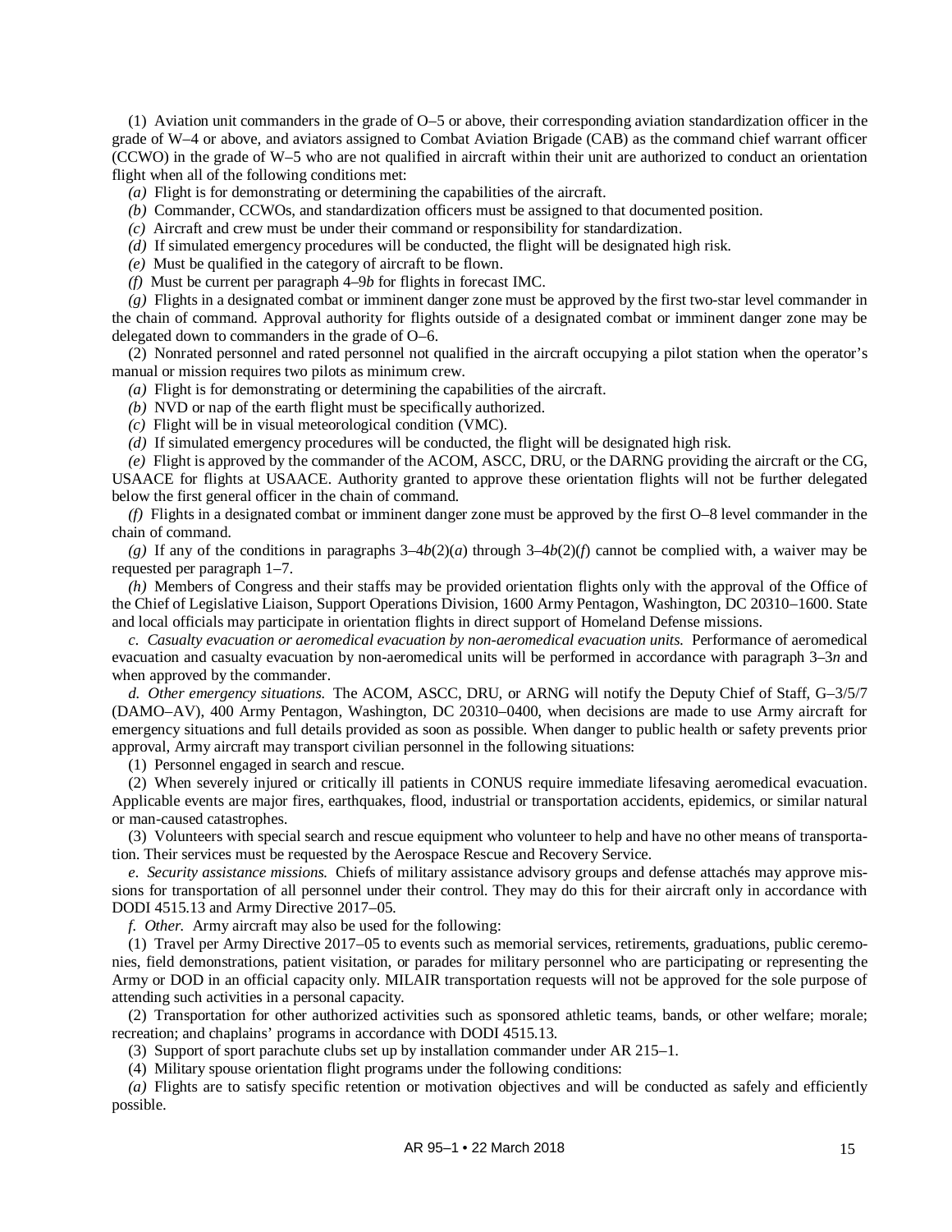(1) Aviation unit commanders in the grade of O–5 or above, their corresponding aviation standardization officer in the grade of W–4 or above, and aviators assigned to Combat Aviation Brigade (CAB) as the command chief warrant officer (CCWO) in the grade of W–5 who are not qualified in aircraft within their unit are authorized to conduct an orientation flight when all of the following conditions met:

*(a)* Flight is for demonstrating or determining the capabilities of the aircraft.

*(b)* Commander, CCWOs, and standardization officers must be assigned to that documented position.

*(c)* Aircraft and crew must be under their command or responsibility for standardization.

*(d)* If simulated emergency procedures will be conducted, the flight will be designated high risk.

*(e)* Must be qualified in the category of aircraft to be flown.

*(f)* Must be current per paragraph 4–9*b* for flights in forecast IMC.

*(g)* Flights in a designated combat or imminent danger zone must be approved by the first two-star level commander in the chain of command. Approval authority for flights outside of a designated combat or imminent danger zone may be delegated down to commanders in the grade of O–6.

(2) Nonrated personnel and rated personnel not qualified in the aircraft occupying a pilot station when the operator's manual or mission requires two pilots as minimum crew.

*(a)* Flight is for demonstrating or determining the capabilities of the aircraft.

*(b)* NVD or nap of the earth flight must be specifically authorized.

*(c)* Flight will be in visual meteorological condition (VMC).

*(d)* If simulated emergency procedures will be conducted, the flight will be designated high risk.

*(e)* Flight is approved by the commander of the ACOM, ASCC, DRU, or the DARNG providing the aircraft or the CG, USAACE for flights at USAACE. Authority granted to approve these orientation flights will not be further delegated below the first general officer in the chain of command.

*(f)* Flights in a designated combat or imminent danger zone must be approved by the first O–8 level commander in the chain of command.

*(g)* If any of the conditions in paragraphs 3–4*b*(2)(*a*) through 3–4*b*(2)(*f*) cannot be complied with, a waiver may be requested per paragraph 1–7.

*(h)* Members of Congress and their staffs may be provided orientation flights only with the approval of the Office of the Chief of Legislative Liaison, Support Operations Division, 1600 Army Pentagon, Washington, DC 20310–1600. State and local officials may participate in orientation flights in direct support of Homeland Defense missions.

*c. Casualty evacuation or aeromedical evacuation by non-aeromedical evacuation units.* Performance of aeromedical evacuation and casualty evacuation by non-aeromedical units will be performed in accordance with paragraph 3–3*n* and when approved by the commander.

*d. Other emergency situations.* The ACOM, ASCC, DRU, or ARNG will notify the Deputy Chief of Staff, G–3/5/7 (DAMO–AV), 400 Army Pentagon, Washington, DC 20310–0400, when decisions are made to use Army aircraft for emergency situations and full details provided as soon as possible. When danger to public health or safety prevents prior approval, Army aircraft may transport civilian personnel in the following situations:

(1) Personnel engaged in search and rescue.

(2) When severely injured or critically ill patients in CONUS require immediate lifesaving aeromedical evacuation. Applicable events are major fires, earthquakes, flood, industrial or transportation accidents, epidemics, or similar natural or man-caused catastrophes.

(3) Volunteers with special search and rescue equipment who volunteer to help and have no other means of transportation. Their services must be requested by the Aerospace Rescue and Recovery Service.

*e. Security assistance missions.* Chiefs of military assistance advisory groups and defense attachés may approve missions for transportation of all personnel under their control. They may do this for their aircraft only in accordance with DODI 4515.13 and Army Directive 2017–05.

*f. Other.* Army aircraft may also be used for the following:

(1) Travel per Army Directive 2017–05 to events such as memorial services, retirements, graduations, public ceremonies, field demonstrations, patient visitation, or parades for military personnel who are participating or representing the Army or DOD in an official capacity only. MILAIR transportation requests will not be approved for the sole purpose of attending such activities in a personal capacity.

(2) Transportation for other authorized activities such as sponsored athletic teams, bands, or other welfare; morale; recreation; and chaplains' programs in accordance with DODI 4515.13.

(3) Support of sport parachute clubs set up by installation commander under AR 215–1.

(4) Military spouse orientation flight programs under the following conditions:

*(a)* Flights are to satisfy specific retention or motivation objectives and will be conducted as safely and efficiently possible.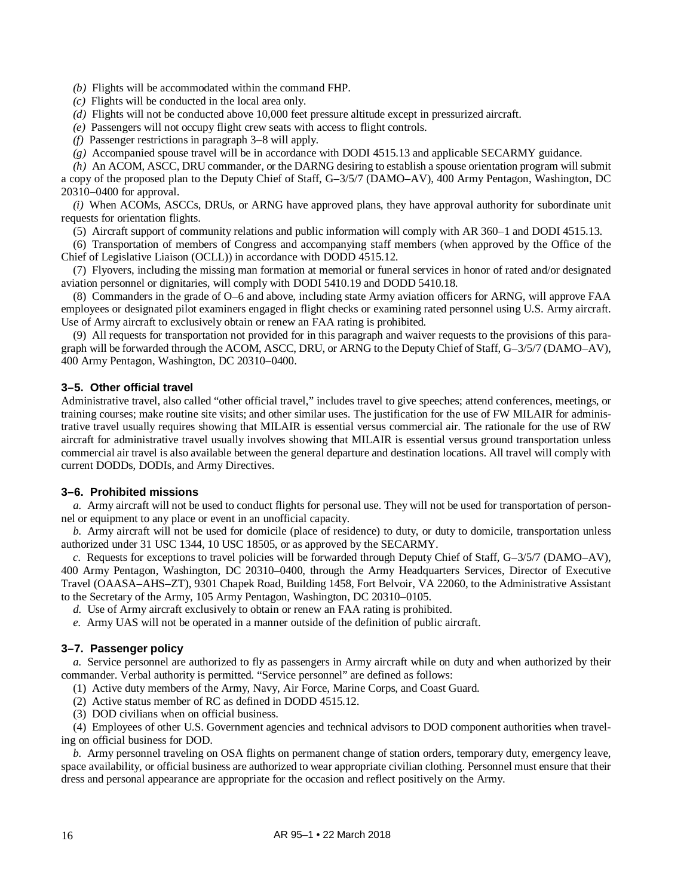*(b)* Flights will be accommodated within the command FHP.

*(c)* Flights will be conducted in the local area only.

*(d)* Flights will not be conducted above 10,000 feet pressure altitude except in pressurized aircraft.

*(e)* Passengers will not occupy flight crew seats with access to flight controls.

*(f)* Passenger restrictions in paragraph 3–8 will apply.

*(g)* Accompanied spouse travel will be in accordance with DODI 4515.13 and applicable SECARMY guidance.

*(h)* An ACOM, ASCC, DRU commander, or the DARNG desiring to establish a spouse orientation program will submit a copy of the proposed plan to the Deputy Chief of Staff, G–3/5/7 (DAMO–AV), 400 Army Pentagon, Washington, DC 20310–0400 for approval.

*(i)* When ACOMs, ASCCs, DRUs, or ARNG have approved plans, they have approval authority for subordinate unit requests for orientation flights.

(5) Aircraft support of community relations and public information will comply with AR 360–1 and DODI 4515.13.

(6) Transportation of members of Congress and accompanying staff members (when approved by the Office of the Chief of Legislative Liaison (OCLL)) in accordance with DODD 4515.12.

(7) Flyovers, including the missing man formation at memorial or funeral services in honor of rated and/or designated aviation personnel or dignitaries, will comply with DODI 5410.19 and DODD 5410.18.

(8) Commanders in the grade of O–6 and above, including state Army aviation officers for ARNG, will approve FAA employees or designated pilot examiners engaged in flight checks or examining rated personnel using U.S. Army aircraft. Use of Army aircraft to exclusively obtain or renew an FAA rating is prohibited.

(9) All requests for transportation not provided for in this paragraph and waiver requests to the provisions of this paragraph will be forwarded through the ACOM, ASCC, DRU, or ARNG to the Deputy Chief of Staff, G–3/5/7 (DAMO–AV), 400 Army Pentagon, Washington, DC 20310–0400.

### 3–5. Other official travel

Administrative travel, also called "other official travel," includes travel to give speeches; attend conferences, meetings, or training courses; make routine site visits; and other similar uses. The justification for the use of FW MILAIR for administrative travel usually requires showing that MILAIR is essential versus commercial air. The rationale for the use of RW aircraft for administrative travel usually involves showing that MILAIR is essential versus ground transportation unless commercial air travel is also available between the general departure and destination locations. All travel will comply with current DODDs, DODIs, and Army Directives.

### 3–6. Prohibited missions

*a.* Army aircraft will not be used to conduct flights for personal use. They will not be used for transportation of personnel or equipment to any place or event in an unofficial capacity.

*b.* Army aircraft will not be used for domicile (place of residence) to duty, or duty to domicile, transportation unless authorized under 31 USC 1344, 10 USC 18505, or as approved by the SECARMY.

*c.* Requests for exceptions to travel policies will be forwarded through Deputy Chief of Staff, G–3/5/7 (DAMO–AV), 400 Army Pentagon, Washington, DC 20310–0400, through the Army Headquarters Services, Director of Executive Travel (OAASA–AHS–ZT), 9301 Chapek Road, Building 1458, Fort Belvoir, VA 22060, to the Administrative Assistant to the Secretary of the Army, 105 Army Pentagon, Washington, DC 20310–0105.

*d.* Use of Army aircraft exclusively to obtain or renew an FAA rating is prohibited.

*e.* Army UAS will not be operated in a manner outside of the definition of public aircraft.

### 3–7. Passenger policy

*a.* Service personnel are authorized to fly as passengers in Army aircraft while on duty and when authorized by their commander. Verbal authority is permitted. "Service personnel" are defined as follows:

(1) Active duty members of the Army, Navy, Air Force, Marine Corps, and Coast Guard.

(2) Active status member of RC as defined in DODD 4515.12.

(3) DOD civilians when on official business.

(4) Employees of other U.S. Government agencies and technical advisors to DOD component authorities when traveling on official business for DOD.

*b.* Army personnel traveling on OSA flights on permanent change of station orders, temporary duty, emergency leave, space availability, or official business are authorized to wear appropriate civilian clothing. Personnel must ensure that their dress and personal appearance are appropriate for the occasion and reflect positively on the Army.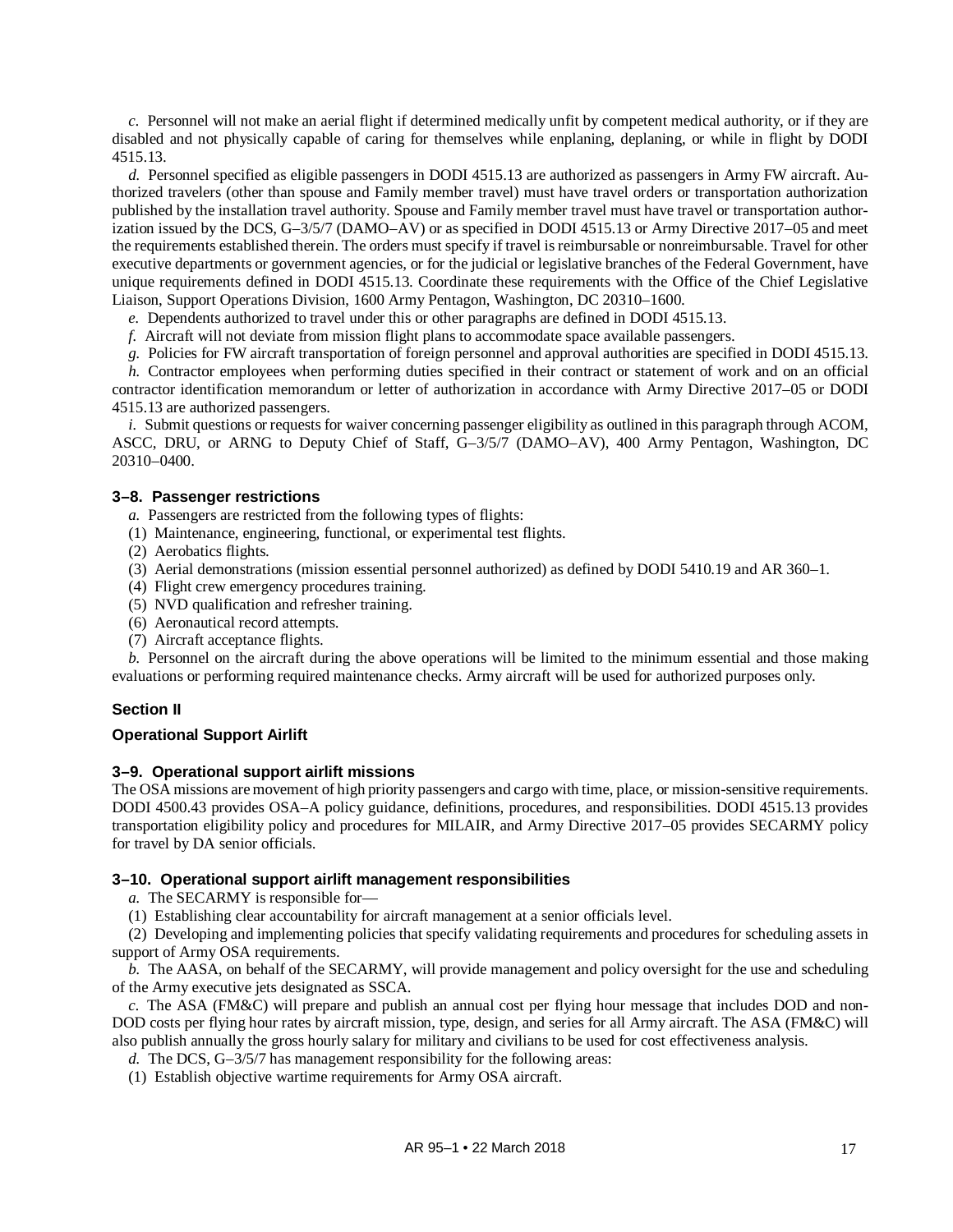*c.* Personnel will not make an aerial flight if determined medically unfit by competent medical authority, or if they are disabled and not physically capable of caring for themselves while enplaning, deplaning, or while in flight by DODI 4515.13.

*d.* Personnel specified as eligible passengers in DODI 4515.13 are authorized as passengers in Army FW aircraft. Authorized travelers (other than spouse and Family member travel) must have travel orders or transportation authorization published by the installation travel authority. Spouse and Family member travel must have travel or transportation authorization issued by the DCS, G–3/5/7 (DAMO–AV) or as specified in DODI 4515.13 or Army Directive 2017–05 and meet the requirements established therein. The orders must specify if travel is reimbursable or nonreimbursable. Travel for other executive departments or government agencies, or for the judicial or legislative branches of the Federal Government, have unique requirements defined in DODI 4515.13. Coordinate these requirements with the Office of the Chief Legislative Liaison, Support Operations Division, 1600 Army Pentagon, Washington, DC 20310–1600.

*e.* Dependents authorized to travel under this or other paragraphs are defined in DODI 4515.13.

*f.* Aircraft will not deviate from mission flight plans to accommodate space available passengers.

*g.* Policies for FW aircraft transportation of foreign personnel and approval authorities are specified in DODI 4515.13.

*h.* Contractor employees when performing duties specified in their contract or statement of work and on an official contractor identification memorandum or letter of authorization in accordance with Army Directive 2017–05 or DODI 4515.13 are authorized passengers.

*i.* Submit questions or requests for waiver concerning passenger eligibility as outlined in this paragraph through ACOM, ASCC, DRU, or ARNG to Deputy Chief of Staff, G–3/5/7 (DAMO–AV), 400 Army Pentagon, Washington, DC 20310–0400.

### 3–8. Passenger restrictions

*a.* Passengers are restricted from the following types of flights:

(1) Maintenance, engineering, functional, or experimental test flights.

(2) Aerobatics flights.

(3) Aerial demonstrations (mission essential personnel authorized) as defined by DODI 5410.19 and AR 360–1.

(4) Flight crew emergency procedures training.

(5) NVD qualification and refresher training.

(6) Aeronautical record attempts.

(7) Aircraft acceptance flights.

*b.* Personnel on the aircraft during the above operations will be limited to the minimum essential and those making evaluations or performing required maintenance checks. Army aircraft will be used for authorized purposes only.

## Section II

## Operational Support Airlift

### 3–9. Operational support airlift missions

The OSA missions are movement of high priority passengers and cargo with time, place, or mission-sensitive requirements. DODI 4500.43 provides OSA–A policy guidance, definitions, procedures, and responsibilities. DODI 4515.13 provides transportation eligibility policy and procedures for MILAIR, and Army Directive 2017–05 provides SECARMY policy for travel by DA senior officials.

### 3–10. Operational support airlift management responsibilities

*a.* The SECARMY is responsible for—

(1) Establishing clear accountability for aircraft management at a senior officials level.

(2) Developing and implementing policies that specify validating requirements and procedures for scheduling assets in support of Army OSA requirements.

*b.* The AASA, on behalf of the SECARMY, will provide management and policy oversight for the use and scheduling of the Army executive jets designated as SSCA.

*c.* The ASA (FM&C) will prepare and publish an annual cost per flying hour message that includes DOD and non-DOD costs per flying hour rates by aircraft mission, type, design, and series for all Army aircraft. The ASA (FM&C) will also publish annually the gross hourly salary for military and civilians to be used for cost effectiveness analysis.

*d.* The DCS, G–3/5/7 has management responsibility for the following areas:

(1) Establish objective wartime requirements for Army OSA aircraft.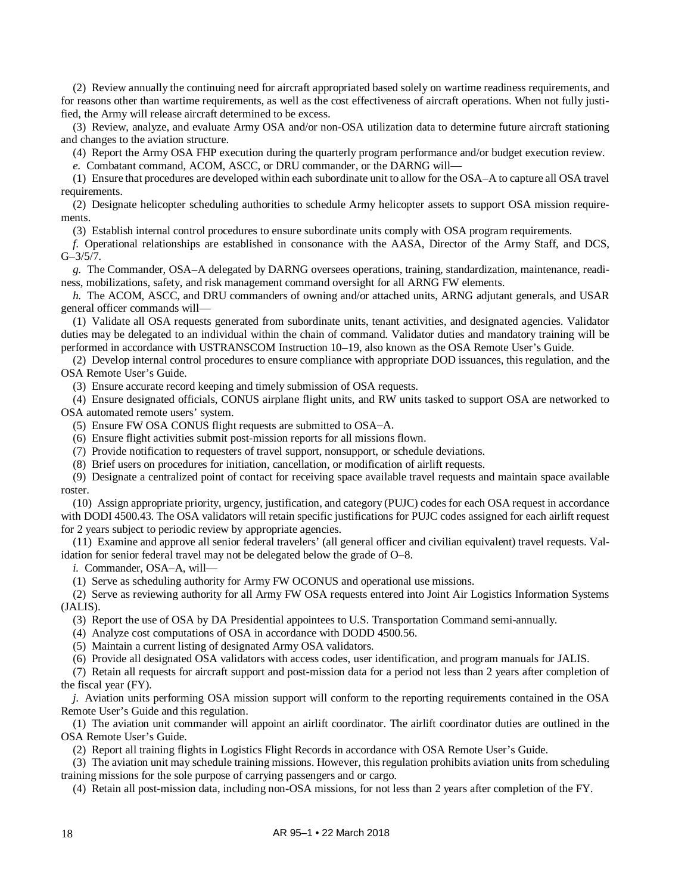(2) Review annually the continuing need for aircraft appropriated based solely on wartime readiness requirements, and for reasons other than wartime requirements, as well as the cost effectiveness of aircraft operations. When not fully justified, the Army will release aircraft determined to be excess.

(3) Review, analyze, and evaluate Army OSA and/or non-OSA utilization data to determine future aircraft stationing and changes to the aviation structure.

(4) Report the Army OSA FHP execution during the quarterly program performance and/or budget execution review.

*e.* Combatant command, ACOM, ASCC, or DRU commander, or the DARNG will—

(1) Ensure that procedures are developed within each subordinate unit to allow for the OSA–A to capture all OSA travel requirements.

(2) Designate helicopter scheduling authorities to schedule Army helicopter assets to support OSA mission requirements.

(3) Establish internal control procedures to ensure subordinate units comply with OSA program requirements.

*f.* Operational relationships are established in consonance with the AASA, Director of the Army Staff, and DCS, G–3/5/7.

*g.* The Commander, OSA–A delegated by DARNG oversees operations, training, standardization, maintenance, readiness, mobilizations, safety, and risk management command oversight for all ARNG FW elements.

*h.* The ACOM, ASCC, and DRU commanders of owning and/or attached units, ARNG adjutant generals, and USAR general officer commands will—

(1) Validate all OSA requests generated from subordinate units, tenant activities, and designated agencies. Validator duties may be delegated to an individual within the chain of command. Validator duties and mandatory training will be performed in accordance with USTRANSCOM Instruction 10–19, also known as the OSA Remote User's Guide.

(2) Develop internal control procedures to ensure compliance with appropriate DOD issuances, this regulation, and the OSA Remote User's Guide.

(3) Ensure accurate record keeping and timely submission of OSA requests.

(4) Ensure designated officials, CONUS airplane flight units, and RW units tasked to support OSA are networked to OSA automated remote users' system.

(5) Ensure FW OSA CONUS flight requests are submitted to OSA–A.

(6) Ensure flight activities submit post-mission reports for all missions flown.

(7) Provide notification to requesters of travel support, nonsupport, or schedule deviations.

(8) Brief users on procedures for initiation, cancellation, or modification of airlift requests.

(9) Designate a centralized point of contact for receiving space available travel requests and maintain space available roster.

(10) Assign appropriate priority, urgency, justification, and category (PUJC) codes for each OSA request in accordance with DODI 4500.43. The OSA validators will retain specific justifications for PUJC codes assigned for each airlift request for 2 years subject to periodic review by appropriate agencies.

(11) Examine and approve all senior federal travelers' (all general officer and civilian equivalent) travel requests. Validation for senior federal travel may not be delegated below the grade of O–8.

*i.* Commander, OSA–A, will—

(1) Serve as scheduling authority for Army FW OCONUS and operational use missions.

(2) Serve as reviewing authority for all Army FW OSA requests entered into Joint Air Logistics Information Systems (JALIS).

(3) Report the use of OSA by DA Presidential appointees to U.S. Transportation Command semi-annually.

(4) Analyze cost computations of OSA in accordance with DODD 4500.56.

(5) Maintain a current listing of designated Army OSA validators.

(6) Provide all designated OSA validators with access codes, user identification, and program manuals for JALIS.

(7) Retain all requests for aircraft support and post-mission data for a period not less than 2 years after completion of the fiscal year (FY).

*j.* Aviation units performing OSA mission support will conform to the reporting requirements contained in the OSA Remote User's Guide and this regulation.

(1) The aviation unit commander will appoint an airlift coordinator. The airlift coordinator duties are outlined in the OSA Remote User's Guide.

(2) Report all training flights in Logistics Flight Records in accordance with OSA Remote User's Guide.

(3) The aviation unit may schedule training missions. However, this regulation prohibits aviation units from scheduling training missions for the sole purpose of carrying passengers and or cargo.

(4) Retain all post-mission data, including non-OSA missions, for not less than 2 years after completion of the FY.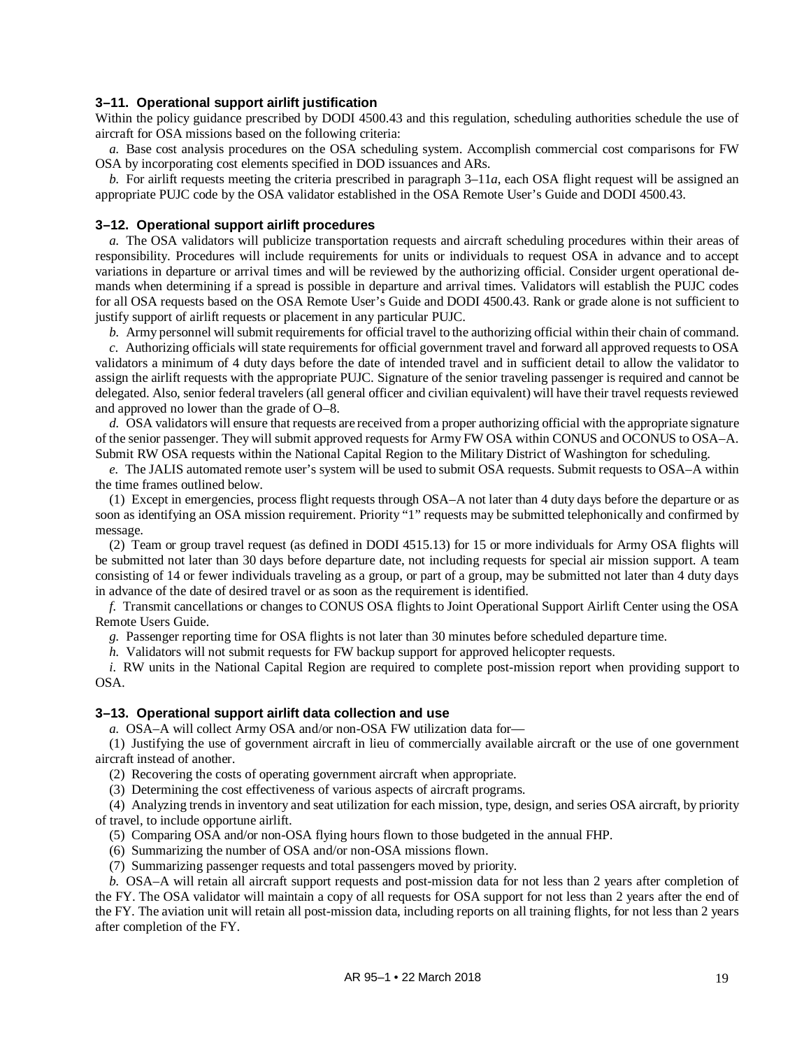### 3–11. Operational support airlift justification

Within the policy guidance prescribed by DODI 4500.43 and this regulation, scheduling authorities schedule the use of aircraft for OSA missions based on the following criteria:

*a.* Base cost analysis procedures on the OSA scheduling system. Accomplish commercial cost comparisons for FW OSA by incorporating cost elements specified in DOD issuances and ARs.

*b.* For airlift requests meeting the criteria prescribed in paragraph 3–11*a*, each OSA flight request will be assigned an appropriate PUJC code by the OSA validator established in the OSA Remote User's Guide and DODI 4500.43.

### 3–12. Operational support airlift procedures

*a.* The OSA validators will publicize transportation requests and aircraft scheduling procedures within their areas of responsibility. Procedures will include requirements for units or individuals to request OSA in advance and to accept variations in departure or arrival times and will be reviewed by the authorizing official. Consider urgent operational demands when determining if a spread is possible in departure and arrival times. Validators will establish the PUJC codes for all OSA requests based on the OSA Remote User's Guide and DODI 4500.43. Rank or grade alone is not sufficient to justify support of airlift requests or placement in any particular PUJC.

*b.* Army personnel will submit requirements for official travel to the authorizing official within their chain of command.

*c.* Authorizing officials will state requirements for official government travel and forward all approved requests to OSA validators a minimum of 4 duty days before the date of intended travel and in sufficient detail to allow the validator to assign the airlift requests with the appropriate PUJC. Signature of the senior traveling passenger is required and cannot be delegated. Also, senior federal travelers (all general officer and civilian equivalent) will have their travel requests reviewed and approved no lower than the grade of O–8.

*d.* OSA validators will ensure that requests are received from a proper authorizing official with the appropriate signature of the senior passenger. They will submit approved requests for Army FW OSA within CONUS and OCONUS to OSA–A. Submit RW OSA requests within the National Capital Region to the Military District of Washington for scheduling.

*e.* The JALIS automated remote user's system will be used to submit OSA requests. Submit requests to OSA–A within the time frames outlined below.

(1) Except in emergencies, process flight requests through OSA–A not later than 4 duty days before the departure or as soon as identifying an OSA mission requirement. Priority "1" requests may be submitted telephonically and confirmed by message.

(2) Team or group travel request (as defined in DODI 4515.13) for 15 or more individuals for Army OSA flights will be submitted not later than 30 days before departure date, not including requests for special air mission support. A team consisting of 14 or fewer individuals traveling as a group, or part of a group, may be submitted not later than 4 duty days in advance of the date of desired travel or as soon as the requirement is identified.

*f.* Transmit cancellations or changes to CONUS OSA flights to Joint Operational Support Airlift Center using the OSA Remote Users Guide.

*g.* Passenger reporting time for OSA flights is not later than 30 minutes before scheduled departure time.

*h.* Validators will not submit requests for FW backup support for approved helicopter requests.

*i.* RW units in the National Capital Region are required to complete post-mission report when providing support to OSA.

### 3–13. Operational support airlift data collection and use

*a.* OSA–A will collect Army OSA and/or non-OSA FW utilization data for—

(1) Justifying the use of government aircraft in lieu of commercially available aircraft or the use of one government aircraft instead of another.

(2) Recovering the costs of operating government aircraft when appropriate.

(3) Determining the cost effectiveness of various aspects of aircraft programs.

(4) Analyzing trends in inventory and seat utilization for each mission, type, design, and series OSA aircraft, by priority of travel, to include opportune airlift.

(5) Comparing OSA and/or non-OSA flying hours flown to those budgeted in the annual FHP.

(6) Summarizing the number of OSA and/or non-OSA missions flown.

(7) Summarizing passenger requests and total passengers moved by priority.

*b.* OSA–A will retain all aircraft support requests and post-mission data for not less than 2 years after completion of the FY. The OSA validator will maintain a copy of all requests for OSA support for not less than 2 years after the end of the FY. The aviation unit will retain all post-mission data, including reports on all training flights, for not less than 2 years after completion of the FY.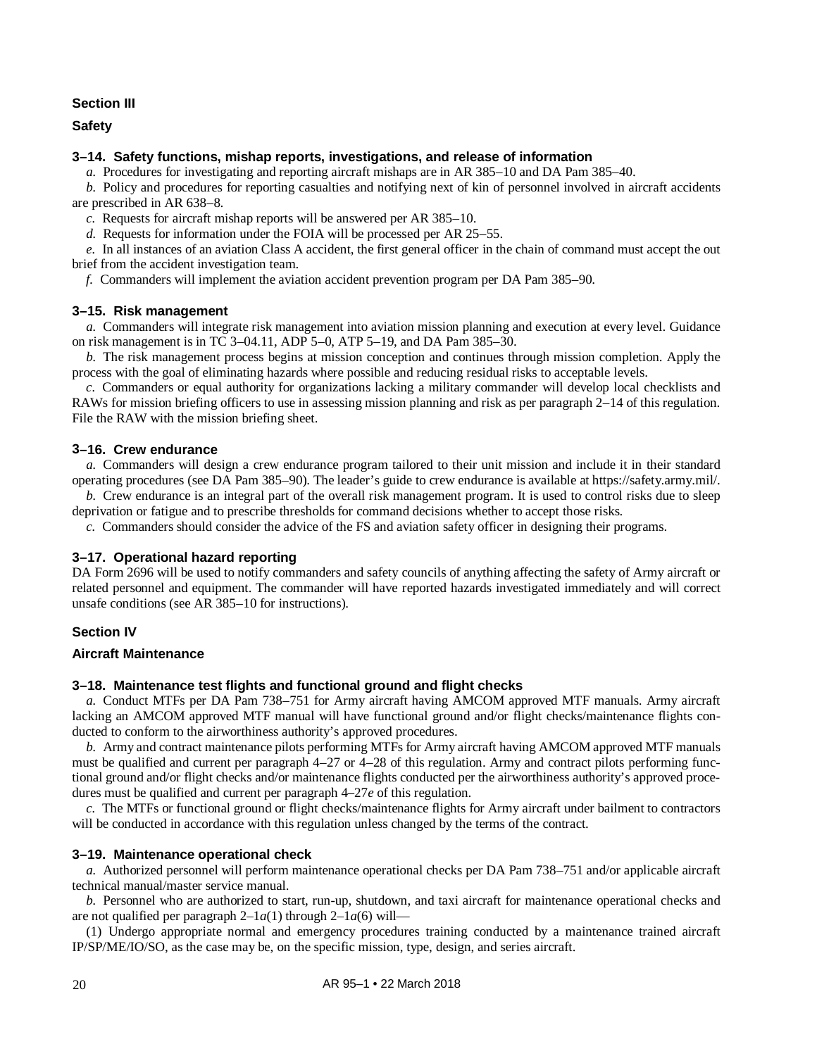## Section III

## Safety

### 3–14. Safety functions, mishap reports, investigations, and release of information

*a.* Procedures for investigating and reporting aircraft mishaps are in AR 385–10 and DA Pam 385–40.

*b.* Policy and procedures for reporting casualties and notifying next of kin of personnel involved in aircraft accidents are prescribed in AR 638–8.

*c.* Requests for aircraft mishap reports will be answered per AR 385–10.

*d.* Requests for information under the FOIA will be processed per AR 25–55.

*e.* In all instances of an aviation Class A accident, the first general officer in the chain of command must accept the out brief from the accident investigation team.

*f.* Commanders will implement the aviation accident prevention program per DA Pam 385–90.

### 3–15. Risk management

*a.* Commanders will integrate risk management into aviation mission planning and execution at every level. Guidance on risk management is in TC 3–04.11, ADP 5–0, ATP 5–19, and DA Pam 385–30.

*b.* The risk management process begins at mission conception and continues through mission completion. Apply the process with the goal of eliminating hazards where possible and reducing residual risks to acceptable levels.

*c.* Commanders or equal authority for organizations lacking a military commander will develop local checklists and RAWs for mission briefing officers to use in assessing mission planning and risk as per paragraph 2–14 of this regulation. File the RAW with the mission briefing sheet.

### 3–16. Crew endurance

*a.* Commanders will design a crew endurance program tailored to their unit mission and include it in their standard operating procedures (see DA Pam 385–90). The leader's guide to crew endurance is available at https://safety.army.mil/.

*b.* Crew endurance is an integral part of the overall risk management program. It is used to control risks due to sleep deprivation or fatigue and to prescribe thresholds for command decisions whether to accept those risks.

*c.* Commanders should consider the advice of the FS and aviation safety officer in designing their programs.

### 3–17. Operational hazard reporting

DA Form 2696 will be used to notify commanders and safety councils of anything affecting the safety of Army aircraft or related personnel and equipment. The commander will have reported hazards investigated immediately and will correct unsafe conditions (see AR 385–10 for instructions).

## Section IV

## Aircraft Maintenance

### 3–18. Maintenance test flights and functional ground and flight checks

*a.* Conduct MTFs per DA Pam 738–751 for Army aircraft having AMCOM approved MTF manuals. Army aircraft lacking an AMCOM approved MTF manual will have functional ground and/or flight checks/maintenance flights conducted to conform to the airworthiness authority's approved procedures.

*b.* Army and contract maintenance pilots performing MTFs for Army aircraft having AMCOM approved MTF manuals must be qualified and current per paragraph 4–27 or 4–28 of this regulation. Army and contract pilots performing functional ground and/or flight checks and/or maintenance flights conducted per the airworthiness authority's approved procedures must be qualified and current per paragraph 4–27*e* of this regulation.

*c.* The MTFs or functional ground or flight checks/maintenance flights for Army aircraft under bailment to contractors will be conducted in accordance with this regulation unless changed by the terms of the contract.

### 3–19. Maintenance operational check

*a.* Authorized personnel will perform maintenance operational checks per DA Pam 738–751 and/or applicable aircraft technical manual/master service manual.

*b.* Personnel who are authorized to start, run-up, shutdown, and taxi aircraft for maintenance operational checks and are not qualified per paragraph 2–1*a*(1) through 2–1*a*(6) will—

(1) Undergo appropriate normal and emergency procedures training conducted by a maintenance trained aircraft IP/SP/ME/IO/SO, as the case may be, on the specific mission, type, design, and series aircraft.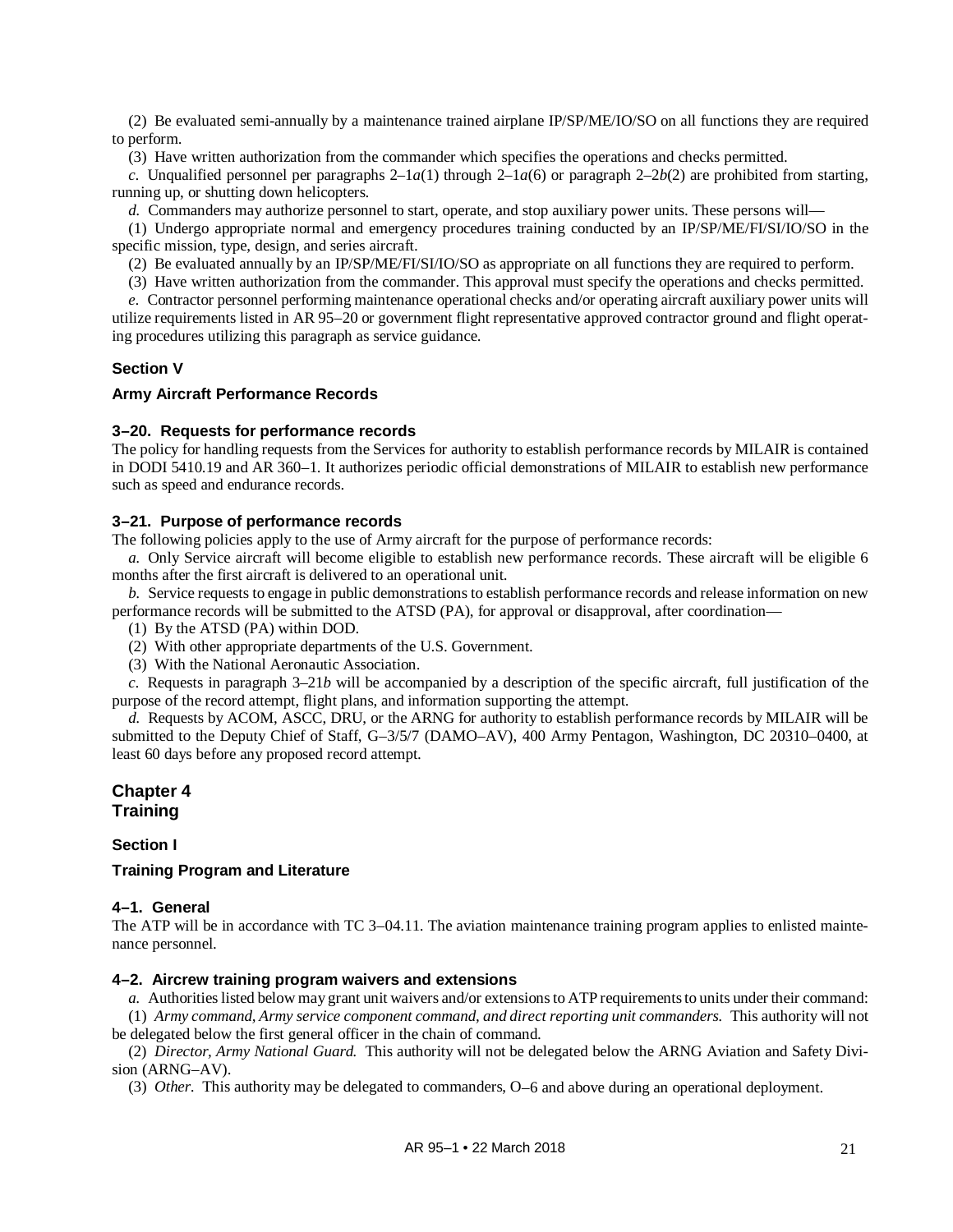(2) Be evaluated semi-annually by a maintenance trained airplane IP/SP/ME/IO/SO on all functions they are required to perform.

(3) Have written authorization from the commander which specifies the operations and checks permitted.

*c.* Unqualified personnel per paragraphs 2–1*a*(1) through 2–1*a*(6) or paragraph 2–2*b*(2) are prohibited from starting, running up, or shutting down helicopters.

*d.* Commanders may authorize personnel to start, operate, and stop auxiliary power units. These persons will—

(1) Undergo appropriate normal and emergency procedures training conducted by an IP/SP/ME/FI/SI/IO/SO in the specific mission, type, design, and series aircraft.

(2) Be evaluated annually by an IP/SP/ME/FI/SI/IO/SO as appropriate on all functions they are required to perform.

(3) Have written authorization from the commander. This approval must specify the operations and checks permitted.

*e.* Contractor personnel performing maintenance operational checks and/or operating aircraft auxiliary power units will utilize requirements listed in AR 95–20 or government flight representative approved contractor ground and flight operating procedures utilizing this paragraph as service guidance.

### Section V

### Army Aircraft Performance Records

#### 3–20. Requests for performance records

The policy for handling requests from the Services for authority to establish performance records by MILAIR is contained in DODI 5410.19 and AR 360–1. It authorizes periodic official demonstrations of MILAIR to establish new performance such as speed and endurance records.

#### 3–21. Purpose of performance records

The following policies apply to the use of Army aircraft for the purpose of performance records:

*a.* Only Service aircraft will become eligible to establish new performance records. These aircraft will be eligible 6 months after the first aircraft is delivered to an operational unit.

*b.* Service requests to engage in public demonstrations to establish performance records and release information on new performance records will be submitted to the ATSD (PA), for approval or disapproval, after coordination—

(1) By the ATSD (PA) within DOD.

(2) With other appropriate departments of the U.S. Government.

(3) With the National Aeronautic Association.

*c.* Requests in paragraph 3–21*b* will be accompanied by a description of the specific aircraft, full justification of the purpose of the record attempt, flight plans, and information supporting the attempt.

*d.* Requests by ACOM, ASCC, DRU, or the ARNG for authority to establish performance records by MILAIR will be submitted to the Deputy Chief of Staff, G–3/5/7 (DAMO–AV), 400 Army Pentagon, Washington, DC 20310–0400, at least 60 days before any proposed record attempt.

## Chapter 4
## Training

### Section I

### Training Program and Literature

#### 4–1. General

The ATP will be in accordance with TC 3–04.11. The aviation maintenance training program applies to enlisted maintenance personnel.

#### 4–2. Aircrew training program waivers and extensions

*a.* Authorities listed below may grant unit waivers and/or extensions to ATP requirements to units under their command:

(1) *Army command, Army service component command, and direct reporting unit commanders.* This authority will not be delegated below the first general officer in the chain of command.

(2) *Director, Army National Guard.* This authority will not be delegated below the ARNG Aviation and Safety Division (ARNG–AV).

(3) *Other.* This authority may be delegated to commanders, O–6 and above during an operational deployment.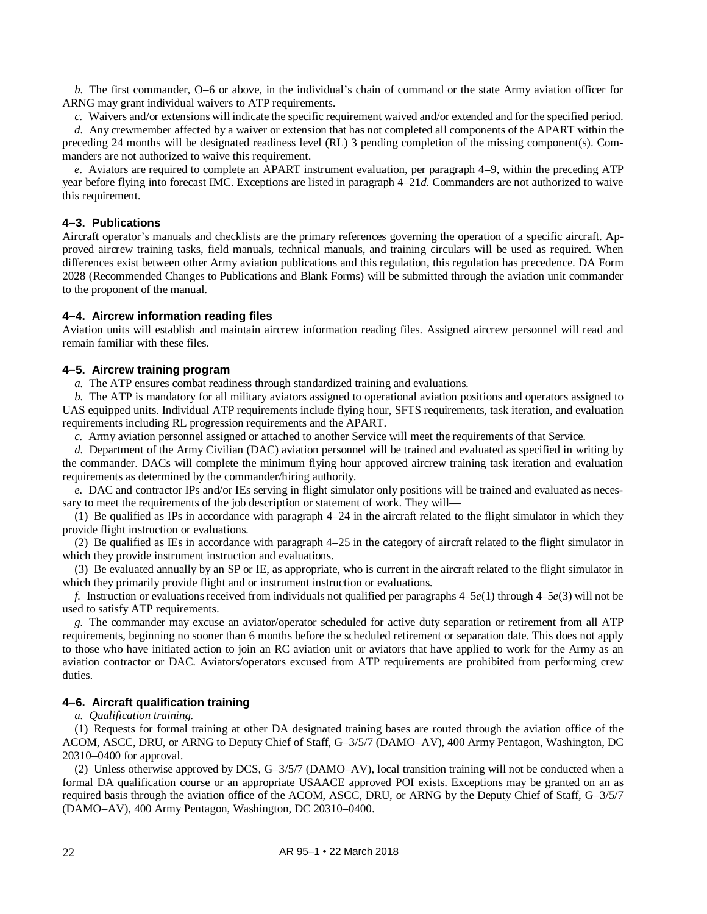*b.* The first commander, O–6 or above, in the individual's chain of command or the state Army aviation officer for ARNG may grant individual waivers to ATP requirements.

*c.* Waivers and/or extensions will indicate the specific requirement waived and/or extended and for the specified period.

*d.* Any crewmember affected by a waiver or extension that has not completed all components of the APART within the preceding 24 months will be designated readiness level (RL) 3 pending completion of the missing component(s). Commanders are not authorized to waive this requirement.

*e.* Aviators are required to complete an APART instrument evaluation, per paragraph 4–9, within the preceding ATP year before flying into forecast IMC. Exceptions are listed in paragraph 4–21*d*. Commanders are not authorized to waive this requirement.

### 4–3. Publications

Aircraft operator's manuals and checklists are the primary references governing the operation of a specific aircraft. Approved aircrew training tasks, field manuals, technical manuals, and training circulars will be used as required. When differences exist between other Army aviation publications and this regulation, this regulation has precedence. DA Form 2028 (Recommended Changes to Publications and Blank Forms) will be submitted through the aviation unit commander to the proponent of the manual.

### 4–4. Aircrew information reading files

Aviation units will establish and maintain aircrew information reading files. Assigned aircrew personnel will read and remain familiar with these files.

### 4–5. Aircrew training program

*a.* The ATP ensures combat readiness through standardized training and evaluations.

*b.* The ATP is mandatory for all military aviators assigned to operational aviation positions and operators assigned to UAS equipped units. Individual ATP requirements include flying hour, SFTS requirements, task iteration, and evaluation requirements including RL progression requirements and the APART.

*c.* Army aviation personnel assigned or attached to another Service will meet the requirements of that Service.

*d.* Department of the Army Civilian (DAC) aviation personnel will be trained and evaluated as specified in writing by the commander. DACs will complete the minimum flying hour approved aircrew training task iteration and evaluation requirements as determined by the commander/hiring authority.

*e.* DAC and contractor IPs and/or IEs serving in flight simulator only positions will be trained and evaluated as necessary to meet the requirements of the job description or statement of work. They will—

(1) Be qualified as IPs in accordance with paragraph 4–24 in the aircraft related to the flight simulator in which they provide flight instruction or evaluations.

(2) Be qualified as IEs in accordance with paragraph 4–25 in the category of aircraft related to the flight simulator in which they provide instrument instruction and evaluations.

(3) Be evaluated annually by an SP or IE, as appropriate, who is current in the aircraft related to the flight simulator in which they primarily provide flight and or instrument instruction or evaluations.

*f.* Instruction or evaluations received from individuals not qualified per paragraphs 4–5*e*(1) through 4–5*e*(3) will not be used to satisfy ATP requirements.

*g.* The commander may excuse an aviator/operator scheduled for active duty separation or retirement from all ATP requirements, beginning no sooner than 6 months before the scheduled retirement or separation date. This does not apply to those who have initiated action to join an RC aviation unit or aviators that have applied to work for the Army as an aviation contractor or DAC. Aviators/operators excused from ATP requirements are prohibited from performing crew duties.

### 4–6. Aircraft qualification training

*a. Qualification training.*

(1) Requests for formal training at other DA designated training bases are routed through the aviation office of the ACOM, ASCC, DRU, or ARNG to Deputy Chief of Staff, G–3/5/7 (DAMO–AV), 400 Army Pentagon, Washington, DC 20310–0400 for approval.

(2) Unless otherwise approved by DCS, G–3/5/7 (DAMO–AV), local transition training will not be conducted when a formal DA qualification course or an appropriate USAACE approved POI exists. Exceptions may be granted on an as required basis through the aviation office of the ACOM, ASCC, DRU, or ARNG by the Deputy Chief of Staff, G–3/5/7 (DAMO–AV), 400 Army Pentagon, Washington, DC 20310–0400.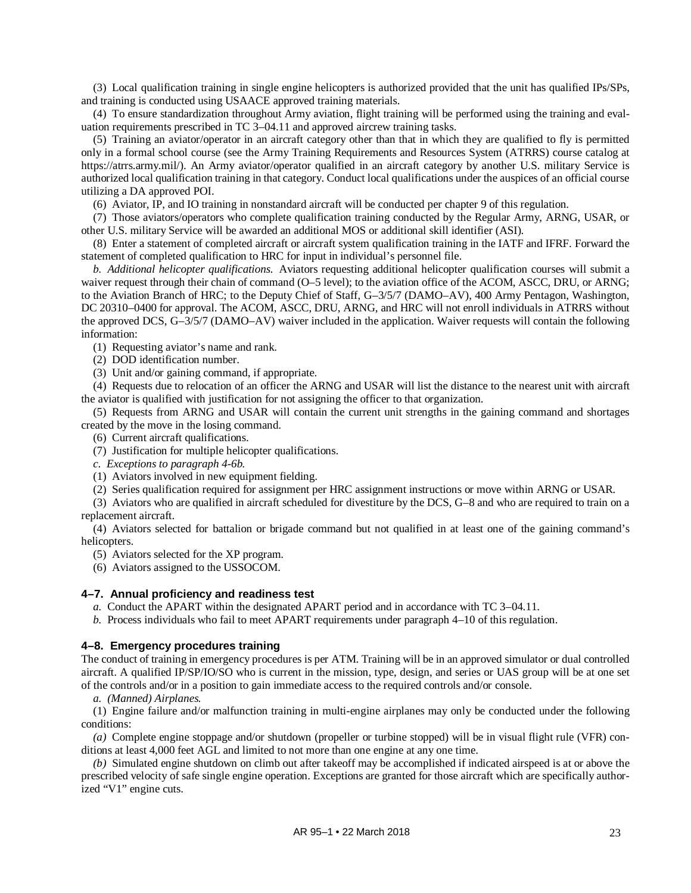(3) Local qualification training in single engine helicopters is authorized provided that the unit has qualified IPs/SPs, and training is conducted using USAACE approved training materials.

(4) To ensure standardization throughout Army aviation, flight training will be performed using the training and evaluation requirements prescribed in TC 3–04.11 and approved aircrew training tasks.

(5) Training an aviator/operator in an aircraft category other than that in which they are qualified to fly is permitted only in a formal school course (see the Army Training Requirements and Resources System (ATRRS) course catalog at https://atrrs.army.mil/). An Army aviator/operator qualified in an aircraft category by another U.S. military Service is authorized local qualification training in that category. Conduct local qualifications under the auspices of an official course utilizing a DA approved POI.

(6) Aviator, IP, and IO training in nonstandard aircraft will be conducted per chapter 9 of this regulation.

(7) Those aviators/operators who complete qualification training conducted by the Regular Army, ARNG, USAR, or other U.S. military Service will be awarded an additional MOS or additional skill identifier (ASI).

(8) Enter a statement of completed aircraft or aircraft system qualification training in the IATF and IFRF. Forward the statement of completed qualification to HRC for input in individual's personnel file.

*b. Additional helicopter qualifications.* Aviators requesting additional helicopter qualification courses will submit a waiver request through their chain of command (O–5 level); to the aviation office of the ACOM, ASCC, DRU, or ARNG; to the Aviation Branch of HRC; to the Deputy Chief of Staff, G–3/5/7 (DAMO–AV), 400 Army Pentagon, Washington, DC 20310–0400 for approval. The ACOM, ASCC, DRU, ARNG, and HRC will not enroll individuals in ATRRS without the approved DCS, G–3/5/7 (DAMO–AV) waiver included in the application. Waiver requests will contain the following information:

(1) Requesting aviator's name and rank.

(2) DOD identification number.

(3) Unit and/or gaining command, if appropriate.

(4) Requests due to relocation of an officer the ARNG and USAR will list the distance to the nearest unit with aircraft the aviator is qualified with justification for not assigning the officer to that organization.

(5) Requests from ARNG and USAR will contain the current unit strengths in the gaining command and shortages created by the move in the losing command.

(6) Current aircraft qualifications.

(7) Justification for multiple helicopter qualifications.

*c. Exceptions to paragraph 4-6b.*

(1) Aviators involved in new equipment fielding.

(2) Series qualification required for assignment per HRC assignment instructions or move within ARNG or USAR.

(3) Aviators who are qualified in aircraft scheduled for divestiture by the DCS, G–8 and who are required to train on a replacement aircraft.

(4) Aviators selected for battalion or brigade command but not qualified in at least one of the gaining command's helicopters.

(5) Aviators selected for the XP program.

(6) Aviators assigned to the USSOCOM.

### 4–7. Annual proficiency and readiness test

*a.* Conduct the APART within the designated APART period and in accordance with TC 3–04.11.

*b.* Process individuals who fail to meet APART requirements under paragraph 4–10 of this regulation.

### 4–8. Emergency procedures training

The conduct of training in emergency procedures is per ATM. Training will be in an approved simulator or dual controlled aircraft. A qualified IP/SP/IO/SO who is current in the mission, type, design, and series or UAS group will be at one set of the controls and/or in a position to gain immediate access to the required controls and/or console.

*a. (Manned) Airplanes.*

(1) Engine failure and/or malfunction training in multi-engine airplanes may only be conducted under the following conditions:

*(a)* Complete engine stoppage and/or shutdown (propeller or turbine stopped) will be in visual flight rule (VFR) conditions at least 4,000 feet AGL and limited to not more than one engine at any one time.

*(b)* Simulated engine shutdown on climb out after takeoff may be accomplished if indicated airspeed is at or above the prescribed velocity of safe single engine operation. Exceptions are granted for those aircraft which are specifically authorized "V1" engine cuts.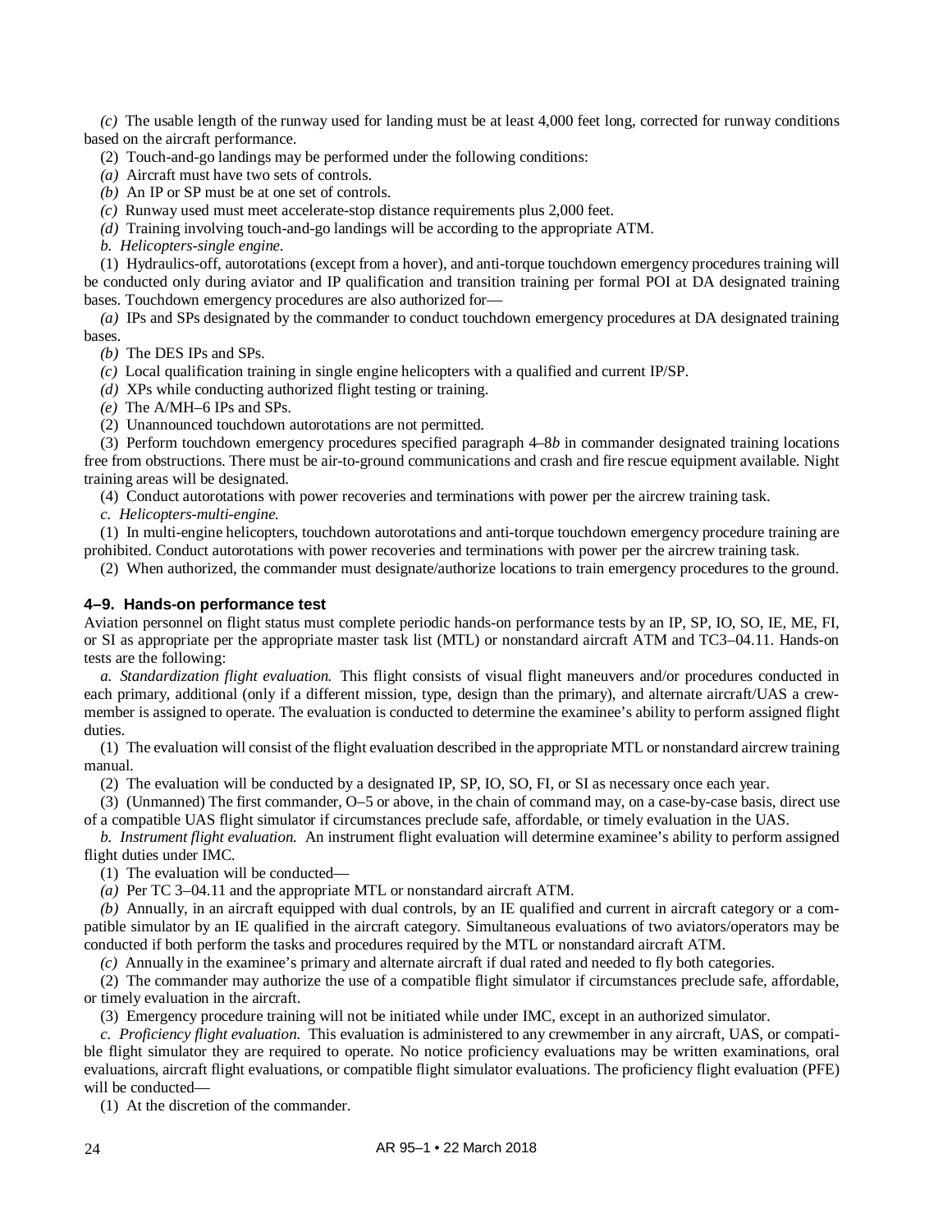*(c)* The usable length of the runway used for landing must be at least 4,000 feet long, corrected for runway conditions based on the aircraft performance.

(2) Touch-and-go landings may be performed under the following conditions:

*(a)* Aircraft must have two sets of controls.

*(b)* An IP or SP must be at one set of controls.

*(c)* Runway used must meet accelerate-stop distance requirements plus 2,000 feet.

*(d)* Training involving touch-and-go landings will be according to the appropriate ATM.

*b. Helicopters-single engine.*

(1) Hydraulics-off, autorotations (except from a hover), and anti-torque touchdown emergency procedures training will be conducted only during aviator and IP qualification and transition training per formal POI at DA designated training bases. Touchdown emergency procedures are also authorized for—

*(a)* IPs and SPs designated by the commander to conduct touchdown emergency procedures at DA designated training bases.

*(b)* The DES IPs and SPs.

*(c)* Local qualification training in single engine helicopters with a qualified and current IP/SP.

*(d)* XPs while conducting authorized flight testing or training.

*(e)* The A/MH–6 IPs and SPs.

(2) Unannounced touchdown autorotations are not permitted.

(3) Perform touchdown emergency procedures specified paragraph 4–8*b* in commander designated training locations free from obstructions. There must be air-to-ground communications and crash and fire rescue equipment available. Night training areas will be designated.

(4) Conduct autorotations with power recoveries and terminations with power per the aircrew training task.

*c. Helicopters-multi-engine.*

(1) In multi-engine helicopters, touchdown autorotations and anti-torque touchdown emergency procedure training are prohibited. Conduct autorotations with power recoveries and terminations with power per the aircrew training task.

(2) When authorized, the commander must designate/authorize locations to train emergency procedures to the ground.

### 4–9. Hands-on performance test

Aviation personnel on flight status must complete periodic hands-on performance tests by an IP, SP, IO, SO, IE, ME, FI, or SI as appropriate per the appropriate master task list (MTL) or nonstandard aircraft ATM and TC3–04.11. Hands-on tests are the following:

*a. Standardization flight evaluation.* This flight consists of visual flight maneuvers and/or procedures conducted in each primary, additional (only if a different mission, type, design than the primary), and alternate aircraft/UAS a crewmember is assigned to operate. The evaluation is conducted to determine the examinee's ability to perform assigned flight duties.

(1) The evaluation will consist of the flight evaluation described in the appropriate MTL or nonstandard aircrew training manual.

(2) The evaluation will be conducted by a designated IP, SP, IO, SO, FI, or SI as necessary once each year.

(3) (Unmanned) The first commander, O–5 or above, in the chain of command may, on a case-by-case basis, direct use of a compatible UAS flight simulator if circumstances preclude safe, affordable, or timely evaluation in the UAS.

*b. Instrument flight evaluation.* An instrument flight evaluation will determine examinee's ability to perform assigned flight duties under IMC.

(1) The evaluation will be conducted—

*(a)* Per TC 3–04.11 and the appropriate MTL or nonstandard aircraft ATM.

*(b)* Annually, in an aircraft equipped with dual controls, by an IE qualified and current in aircraft category or a compatible simulator by an IE qualified in the aircraft category. Simultaneous evaluations of two aviators/operators may be conducted if both perform the tasks and procedures required by the MTL or nonstandard aircraft ATM.

*(c)* Annually in the examinee's primary and alternate aircraft if dual rated and needed to fly both categories.

(2) The commander may authorize the use of a compatible flight simulator if circumstances preclude safe, affordable, or timely evaluation in the aircraft.

(3) Emergency procedure training will not be initiated while under IMC, except in an authorized simulator.

*c. Proficiency flight evaluation.* This evaluation is administered to any crewmember in any aircraft, UAS, or compatible flight simulator they are required to operate. No notice proficiency evaluations may be written examinations, oral evaluations, aircraft flight evaluations, or compatible flight simulator evaluations. The proficiency flight evaluation (PFE) will be conducted—

(1) At the discretion of the commander.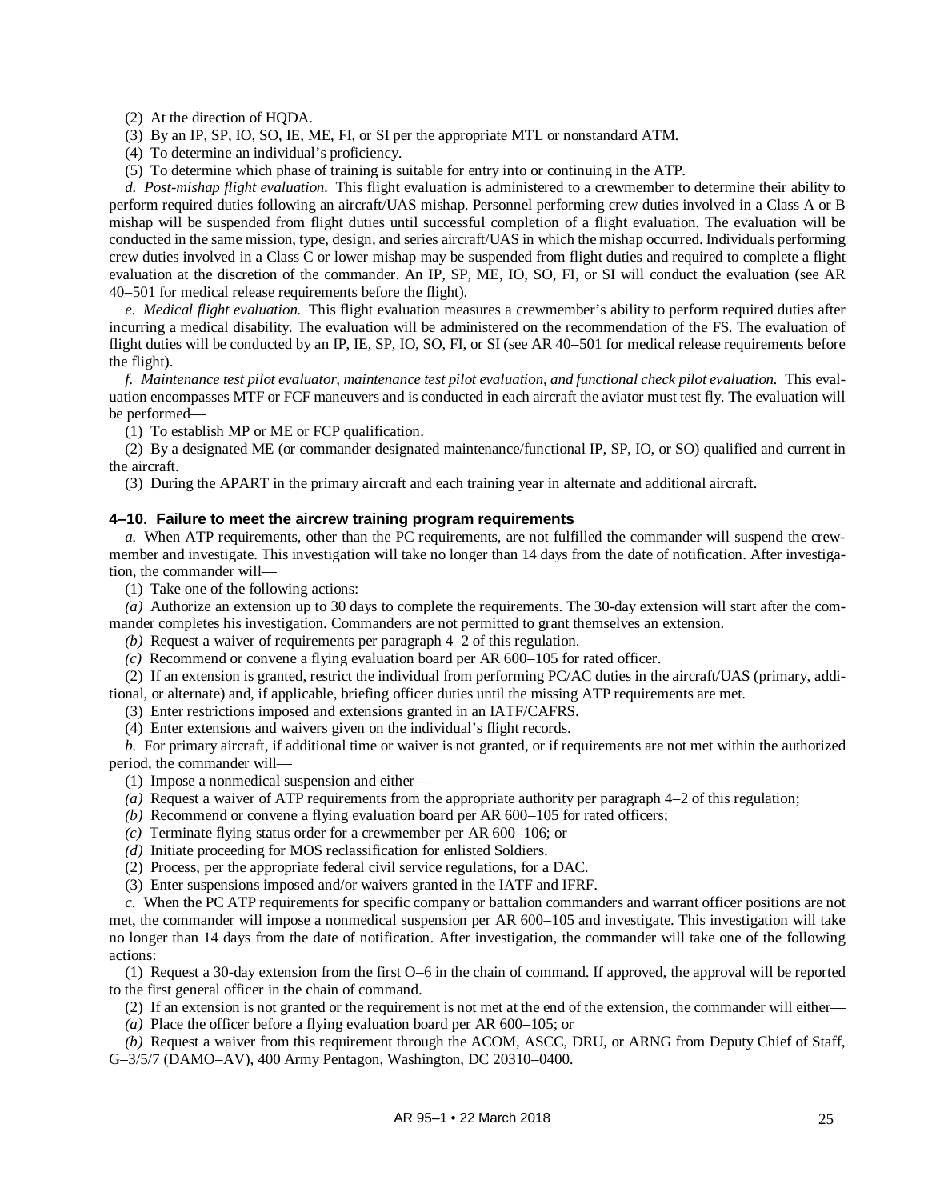(2) At the direction of HQDA.

(3) By an IP, SP, IO, SO, IE, ME, FI, or SI per the appropriate MTL or nonstandard ATM.

(4) To determine an individual's proficiency.

(5) To determine which phase of training is suitable for entry into or continuing in the ATP.

*d. Post-mishap flight evaluation.* This flight evaluation is administered to a crewmember to determine their ability to perform required duties following an aircraft/UAS mishap. Personnel performing crew duties involved in a Class A or B mishap will be suspended from flight duties until successful completion of a flight evaluation. The evaluation will be conducted in the same mission, type, design, and series aircraft/UAS in which the mishap occurred. Individuals performing crew duties involved in a Class C or lower mishap may be suspended from flight duties and required to complete a flight evaluation at the discretion of the commander. An IP, SP, ME, IO, SO, FI, or SI will conduct the evaluation (see AR 40–501 for medical release requirements before the flight).

*e. Medical flight evaluation.* This flight evaluation measures a crewmember's ability to perform required duties after incurring a medical disability. The evaluation will be administered on the recommendation of the FS. The evaluation of flight duties will be conducted by an IP, IE, SP, IO, SO, FI, or SI (see AR 40–501 for medical release requirements before the flight).

*f. Maintenance test pilot evaluator, maintenance test pilot evaluation, and functional check pilot evaluation.* This evaluation encompasses MTF or FCF maneuvers and is conducted in each aircraft the aviator must test fly. The evaluation will be performed—

(1) To establish MP or ME or FCP qualification.

(2) By a designated ME (or commander designated maintenance/functional IP, SP, IO, or SO) qualified and current in the aircraft.

(3) During the APART in the primary aircraft and each training year in alternate and additional aircraft.

### 4–10. Failure to meet the aircrew training program requirements

*a.* When ATP requirements, other than the PC requirements, are not fulfilled the commander will suspend the crewmember and investigate. This investigation will take no longer than 14 days from the date of notification. After investigation, the commander will—

(1) Take one of the following actions:

*(a)* Authorize an extension up to 30 days to complete the requirements. The 30-day extension will start after the commander completes his investigation. Commanders are not permitted to grant themselves an extension.

*(b)* Request a waiver of requirements per paragraph 4–2 of this regulation.

*(c)* Recommend or convene a flying evaluation board per AR 600–105 for rated officer.

(2) If an extension is granted, restrict the individual from performing PC/AC duties in the aircraft/UAS (primary, additional, or alternate) and, if applicable, briefing officer duties until the missing ATP requirements are met.

(3) Enter restrictions imposed and extensions granted in an IATF/CAFRS.

(4) Enter extensions and waivers given on the individual's flight records.

*b.* For primary aircraft, if additional time or waiver is not granted, or if requirements are not met within the authorized period, the commander will—

(1) Impose a nonmedical suspension and either—

*(a)* Request a waiver of ATP requirements from the appropriate authority per paragraph 4–2 of this regulation;

*(b)* Recommend or convene a flying evaluation board per AR 600–105 for rated officers;

*(c)* Terminate flying status order for a crewmember per AR 600–106; or

*(d)* Initiate proceeding for MOS reclassification for enlisted Soldiers.

(2) Process, per the appropriate federal civil service regulations, for a DAC.

(3) Enter suspensions imposed and/or waivers granted in the IATF and IFRF.

*c.* When the PC ATP requirements for specific company or battalion commanders and warrant officer positions are not met, the commander will impose a nonmedical suspension per AR 600–105 and investigate. This investigation will take no longer than 14 days from the date of notification. After investigation, the commander will take one of the following actions:

(1) Request a 30-day extension from the first O–6 in the chain of command. If approved, the approval will be reported to the first general officer in the chain of command.

(2) If an extension is not granted or the requirement is not met at the end of the extension, the commander will either—

*(a)* Place the officer before a flying evaluation board per AR 600–105; or

*(b)* Request a waiver from this requirement through the ACOM, ASCC, DRU, or ARNG from Deputy Chief of Staff, G–3/5/7 (DAMO–AV), 400 Army Pentagon, Washington, DC 20310–0400.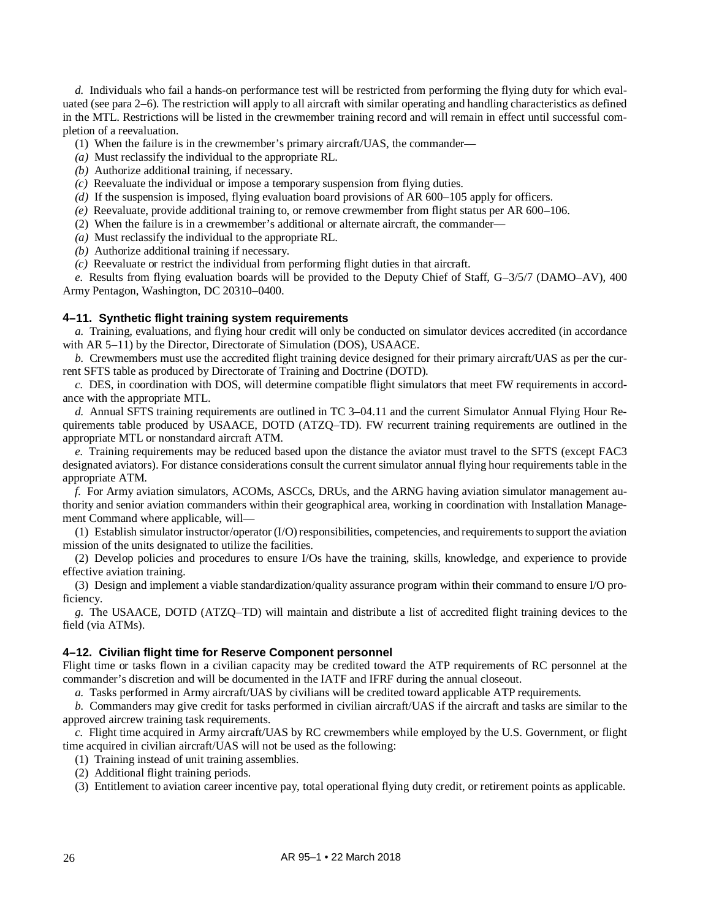*d.* Individuals who fail a hands-on performance test will be restricted from performing the flying duty for which evaluated (see para 2–6). The restriction will apply to all aircraft with similar operating and handling characteristics as defined in the MTL. Restrictions will be listed in the crewmember training record and will remain in effect until successful completion of a reevaluation.

(1) When the failure is in the crewmember's primary aircraft/UAS, the commander—

*(a)* Must reclassify the individual to the appropriate RL.

*(b)* Authorize additional training, if necessary.

*(c)* Reevaluate the individual or impose a temporary suspension from flying duties.

*(d)* If the suspension is imposed, flying evaluation board provisions of AR 600–105 apply for officers.

*(e)* Reevaluate, provide additional training to, or remove crewmember from flight status per AR 600–106.

(2) When the failure is in a crewmember's additional or alternate aircraft, the commander—

*(a)* Must reclassify the individual to the appropriate RL.

*(b)* Authorize additional training if necessary.

*(c)* Reevaluate or restrict the individual from performing flight duties in that aircraft.

*e.* Results from flying evaluation boards will be provided to the Deputy Chief of Staff, G–3/5/7 (DAMO–AV), 400 Army Pentagon, Washington, DC 20310–0400.

### 4–11. Synthetic flight training system requirements

*a.* Training, evaluations, and flying hour credit will only be conducted on simulator devices accredited (in accordance with AR 5–11) by the Director, Directorate of Simulation (DOS), USAACE.

*b.* Crewmembers must use the accredited flight training device designed for their primary aircraft/UAS as per the current SFTS table as produced by Directorate of Training and Doctrine (DOTD).

*c.* DES, in coordination with DOS, will determine compatible flight simulators that meet FW requirements in accordance with the appropriate MTL.

*d.* Annual SFTS training requirements are outlined in TC 3–04.11 and the current Simulator Annual Flying Hour Requirements table produced by USAACE, DOTD (ATZQ–TD). FW recurrent training requirements are outlined in the appropriate MTL or nonstandard aircraft ATM.

*e.* Training requirements may be reduced based upon the distance the aviator must travel to the SFTS (except FAC3 designated aviators). For distance considerations consult the current simulator annual flying hour requirements table in the appropriate ATM.

*f.* For Army aviation simulators, ACOMs, ASCCs, DRUs, and the ARNG having aviation simulator management authority and senior aviation commanders within their geographical area, working in coordination with Installation Management Command where applicable, will—

(1) Establish simulator instructor/operator (I/O) responsibilities, competencies, and requirements to support the aviation mission of the units designated to utilize the facilities.

(2) Develop policies and procedures to ensure I/Os have the training, skills, knowledge, and experience to provide effective aviation training.

(3) Design and implement a viable standardization/quality assurance program within their command to ensure I/O proficiency.

*g.* The USAACE, DOTD (ATZQ–TD) will maintain and distribute a list of accredited flight training devices to the field (via ATMs).

### 4–12. Civilian flight time for Reserve Component personnel

Flight time or tasks flown in a civilian capacity may be credited toward the ATP requirements of RC personnel at the commander's discretion and will be documented in the IATF and IFRF during the annual closeout.

*a.* Tasks performed in Army aircraft/UAS by civilians will be credited toward applicable ATP requirements.

*b.* Commanders may give credit for tasks performed in civilian aircraft/UAS if the aircraft and tasks are similar to the approved aircrew training task requirements.

*c.* Flight time acquired in Army aircraft/UAS by RC crewmembers while employed by the U.S. Government, or flight time acquired in civilian aircraft/UAS will not be used as the following:

(1) Training instead of unit training assemblies.

(2) Additional flight training periods.

(3) Entitlement to aviation career incentive pay, total operational flying duty credit, or retirement points as applicable.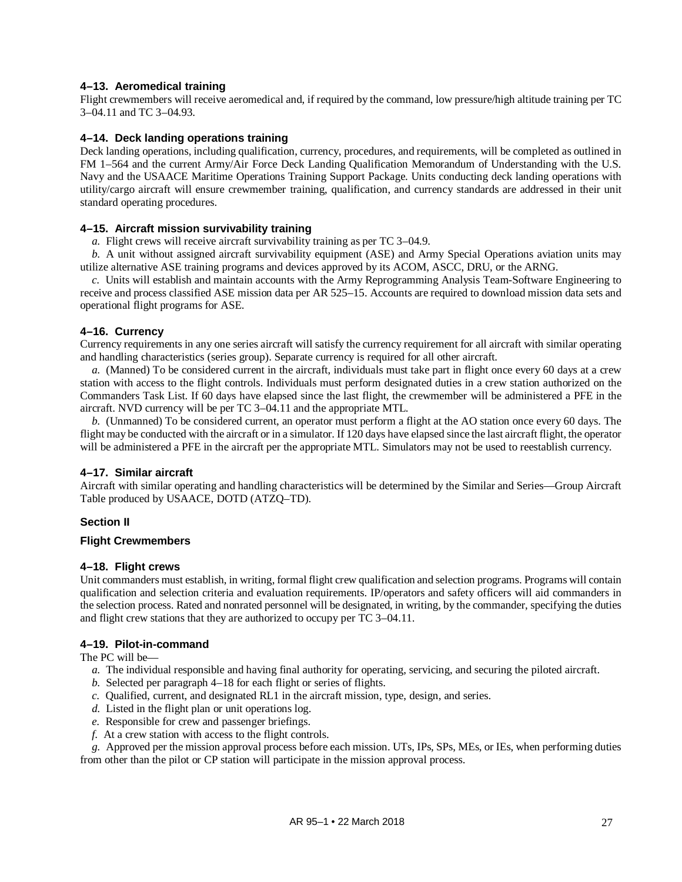### 4–13. Aeromedical training

Flight crewmembers will receive aeromedical and, if required by the command, low pressure/high altitude training per TC 3–04.11 and TC 3–04.93.

### 4–14. Deck landing operations training

Deck landing operations, including qualification, currency, procedures, and requirements, will be completed as outlined in FM 1–564 and the current Army/Air Force Deck Landing Qualification Memorandum of Understanding with the U.S. Navy and the USAACE Maritime Operations Training Support Package. Units conducting deck landing operations with utility/cargo aircraft will ensure crewmember training, qualification, and currency standards are addressed in their unit standard operating procedures.

### 4–15. Aircraft mission survivability training

*a.* Flight crews will receive aircraft survivability training as per TC 3–04.9.

*b.* A unit without assigned aircraft survivability equipment (ASE) and Army Special Operations aviation units may utilize alternative ASE training programs and devices approved by its ACOM, ASCC, DRU, or the ARNG.

*c.* Units will establish and maintain accounts with the Army Reprogramming Analysis Team-Software Engineering to receive and process classified ASE mission data per AR 525–15. Accounts are required to download mission data sets and operational flight programs for ASE.

### 4–16. Currency

Currency requirements in any one series aircraft will satisfy the currency requirement for all aircraft with similar operating and handling characteristics (series group). Separate currency is required for all other aircraft.

*a.* (Manned) To be considered current in the aircraft, individuals must take part in flight once every 60 days at a crew station with access to the flight controls. Individuals must perform designated duties in a crew station authorized on the Commanders Task List. If 60 days have elapsed since the last flight, the crewmember will be administered a PFE in the aircraft. NVD currency will be per TC 3–04.11 and the appropriate MTL.

*b.* (Unmanned) To be considered current, an operator must perform a flight at the AO station once every 60 days. The flight may be conducted with the aircraft or in a simulator. If 120 days have elapsed since the last aircraft flight, the operator will be administered a PFE in the aircraft per the appropriate MTL. Simulators may not be used to reestablish currency.

### 4–17. Similar aircraft

Aircraft with similar operating and handling characteristics will be determined by the Similar and Series—Group Aircraft Table produced by USAACE, DOTD (ATZQ–TD).

## Section II

## Flight Crewmembers

### 4–18. Flight crews

Unit commanders must establish, in writing, formal flight crew qualification and selection programs. Programs will contain qualification and selection criteria and evaluation requirements. IP/operators and safety officers will aid commanders in the selection process. Rated and nonrated personnel will be designated, in writing, by the commander, specifying the duties and flight crew stations that they are authorized to occupy per TC 3–04.11.

### 4–19. Pilot-in-command

The PC will be—

*a.* The individual responsible and having final authority for operating, servicing, and securing the piloted aircraft.

*b.* Selected per paragraph 4–18 for each flight or series of flights.

*c.* Qualified, current, and designated RL1 in the aircraft mission, type, design, and series.

*d.* Listed in the flight plan or unit operations log.

*e.* Responsible for crew and passenger briefings.

*f.* At a crew station with access to the flight controls.

*g.* Approved per the mission approval process before each mission. UTs, IPs, SPs, MEs, or IEs, when performing duties from other than the pilot or CP station will participate in the mission approval process.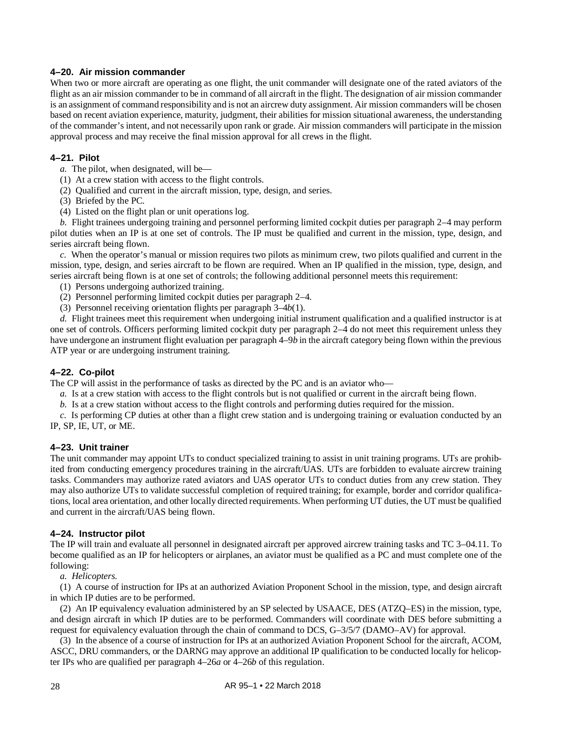### 4–20. Air mission commander

When two or more aircraft are operating as one flight, the unit commander will designate one of the rated aviators of the flight as an air mission commander to be in command of all aircraft in the flight. The designation of air mission commander is an assignment of command responsibility and is not an aircrew duty assignment. Air mission commanders will be chosen based on recent aviation experience, maturity, judgment, their abilities for mission situational awareness, the understanding of the commander's intent, and not necessarily upon rank or grade. Air mission commanders will participate in the mission approval process and may receive the final mission approval for all crews in the flight.

### 4–21. Pilot

*a.* The pilot, when designated, will be—

(1) At a crew station with access to the flight controls.

(2) Qualified and current in the aircraft mission, type, design, and series.

(3) Briefed by the PC.

(4) Listed on the flight plan or unit operations log.

*b.* Flight trainees undergoing training and personnel performing limited cockpit duties per paragraph 2–4 may perform pilot duties when an IP is at one set of controls. The IP must be qualified and current in the mission, type, design, and series aircraft being flown.

*c.* When the operator's manual or mission requires two pilots as minimum crew, two pilots qualified and current in the mission, type, design, and series aircraft to be flown are required. When an IP qualified in the mission, type, design, and series aircraft being flown is at one set of controls; the following additional personnel meets this requirement:

(1) Persons undergoing authorized training.

(2) Personnel performing limited cockpit duties per paragraph 2–4.

(3) Personnel receiving orientation flights per paragraph 3–4*b*(1).

*d.* Flight trainees meet this requirement when undergoing initial instrument qualification and a qualified instructor is at one set of controls. Officers performing limited cockpit duty per paragraph 2–4 do not meet this requirement unless they have undergone an instrument flight evaluation per paragraph 4–9*b* in the aircraft category being flown within the previous ATP year or are undergoing instrument training.

### 4–22. Co-pilot

The CP will assist in the performance of tasks as directed by the PC and is an aviator who—

*a.* Is at a crew station with access to the flight controls but is not qualified or current in the aircraft being flown.

*b.* Is at a crew station without access to the flight controls and performing duties required for the mission.

*c.* Is performing CP duties at other than a flight crew station and is undergoing training or evaluation conducted by an IP, SP, IE, UT, or ME.

### 4–23. Unit trainer

The unit commander may appoint UTs to conduct specialized training to assist in unit training programs. UTs are prohibited from conducting emergency procedures training in the aircraft/UAS. UTs are forbidden to evaluate aircrew training tasks. Commanders may authorize rated aviators and UAS operator UTs to conduct duties from any crew station. They may also authorize UTs to validate successful completion of required training; for example, border and corridor qualifications, local area orientation, and other locally directed requirements. When performing UT duties, the UT must be qualified and current in the aircraft/UAS being flown.

### 4–24. Instructor pilot

The IP will train and evaluate all personnel in designated aircraft per approved aircrew training tasks and TC 3–04.11. To become qualified as an IP for helicopters or airplanes, an aviator must be qualified as a PC and must complete one of the following:

*a. Helicopters.*

(1) A course of instruction for IPs at an authorized Aviation Proponent School in the mission, type, and design aircraft in which IP duties are to be performed.

(2) An IP equivalency evaluation administered by an SP selected by USAACE, DES (ATZQ–ES) in the mission, type, and design aircraft in which IP duties are to be performed. Commanders will coordinate with DES before submitting a request for equivalency evaluation through the chain of command to DCS, G–3/5/7 (DAMO–AV) for approval.

(3) In the absence of a course of instruction for IPs at an authorized Aviation Proponent School for the aircraft, ACOM, ASCC, DRU commanders, or the DARNG may approve an additional IP qualification to be conducted locally for helicopter IPs who are qualified per paragraph 4–26*a* or 4–26*b* of this regulation.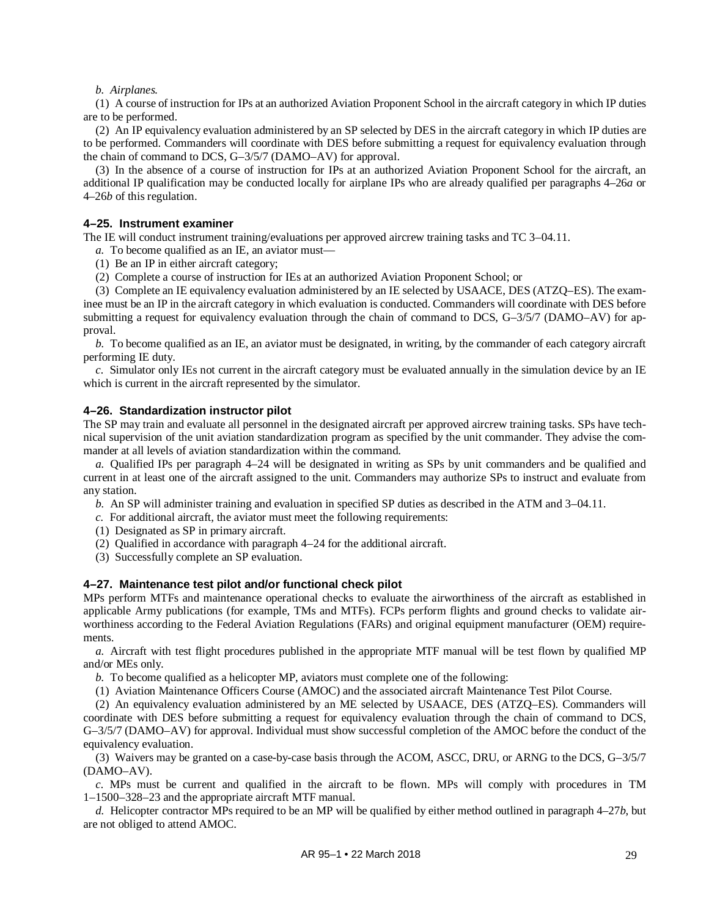*b. Airplanes.*

(1) A course of instruction for IPs at an authorized Aviation Proponent School in the aircraft category in which IP duties are to be performed.

(2) An IP equivalency evaluation administered by an SP selected by DES in the aircraft category in which IP duties are to be performed. Commanders will coordinate with DES before submitting a request for equivalency evaluation through the chain of command to DCS, G–3/5/7 (DAMO–AV) for approval.

(3) In the absence of a course of instruction for IPs at an authorized Aviation Proponent School for the aircraft, an additional IP qualification may be conducted locally for airplane IPs who are already qualified per paragraphs 4–26*a* or 4–26*b* of this regulation.

### 4–25. Instrument examiner

The IE will conduct instrument training/evaluations per approved aircrew training tasks and TC 3–04.11.

*a.* To become qualified as an IE, an aviator must—

(1) Be an IP in either aircraft category;

(2) Complete a course of instruction for IEs at an authorized Aviation Proponent School; or

(3) Complete an IE equivalency evaluation administered by an IE selected by USAACE, DES (ATZQ–ES). The examinee must be an IP in the aircraft category in which evaluation is conducted. Commanders will coordinate with DES before submitting a request for equivalency evaluation through the chain of command to DCS, G–3/5/7 (DAMO–AV) for approval.

*b.* To become qualified as an IE, an aviator must be designated, in writing, by the commander of each category aircraft performing IE duty.

*c.* Simulator only IEs not current in the aircraft category must be evaluated annually in the simulation device by an IE which is current in the aircraft represented by the simulator.

### 4–26. Standardization instructor pilot

The SP may train and evaluate all personnel in the designated aircraft per approved aircrew training tasks. SPs have technical supervision of the unit aviation standardization program as specified by the unit commander. They advise the commander at all levels of aviation standardization within the command.

*a.* Qualified IPs per paragraph 4–24 will be designated in writing as SPs by unit commanders and be qualified and current in at least one of the aircraft assigned to the unit. Commanders may authorize SPs to instruct and evaluate from any station.

*b.* An SP will administer training and evaluation in specified SP duties as described in the ATM and 3–04.11.

*c.* For additional aircraft, the aviator must meet the following requirements:

(1) Designated as SP in primary aircraft.

(2) Qualified in accordance with paragraph 4–24 for the additional aircraft.

(3) Successfully complete an SP evaluation.

### 4–27. Maintenance test pilot and/or functional check pilot

MPs perform MTFs and maintenance operational checks to evaluate the airworthiness of the aircraft as established in applicable Army publications (for example, TMs and MTFs). FCPs perform flights and ground checks to validate airworthiness according to the Federal Aviation Regulations (FARs) and original equipment manufacturer (OEM) requirements.

*a.* Aircraft with test flight procedures published in the appropriate MTF manual will be test flown by qualified MP and/or MEs only.

*b.* To become qualified as a helicopter MP, aviators must complete one of the following:

(1) Aviation Maintenance Officers Course (AMOC) and the associated aircraft Maintenance Test Pilot Course.

(2) An equivalency evaluation administered by an ME selected by USAACE, DES (ATZQ–ES). Commanders will coordinate with DES before submitting a request for equivalency evaluation through the chain of command to DCS, G–3/5/7 (DAMO–AV) for approval. Individual must show successful completion of the AMOC before the conduct of the equivalency evaluation.

(3) Waivers may be granted on a case-by-case basis through the ACOM, ASCC, DRU, or ARNG to the DCS, G–3/5/7 (DAMO–AV).

*c.* MPs must be current and qualified in the aircraft to be flown. MPs will comply with procedures in TM 1–1500–328–23 and the appropriate aircraft MTF manual.

*d.* Helicopter contractor MPs required to be an MP will be qualified by either method outlined in paragraph 4–27*b*, but are not obliged to attend AMOC.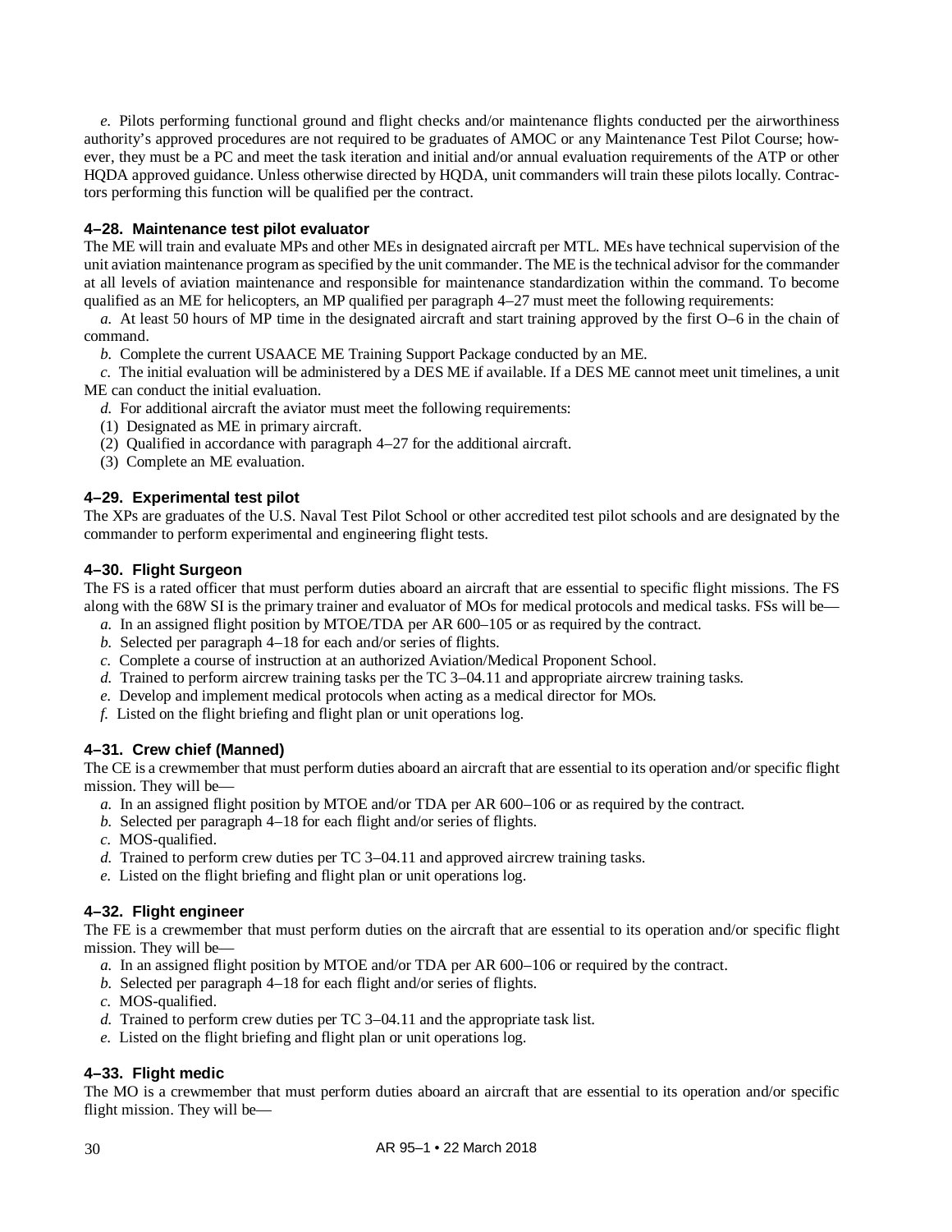*e.* Pilots performing functional ground and flight checks and/or maintenance flights conducted per the airworthiness authority's approved procedures are not required to be graduates of AMOC or any Maintenance Test Pilot Course; however, they must be a PC and meet the task iteration and initial and/or annual evaluation requirements of the ATP or other HQDA approved guidance. Unless otherwise directed by HQDA, unit commanders will train these pilots locally. Contractors performing this function will be qualified per the contract.

### 4–28. Maintenance test pilot evaluator

The ME will train and evaluate MPs and other MEs in designated aircraft per MTL. MEs have technical supervision of the unit aviation maintenance program as specified by the unit commander. The ME is the technical advisor for the commander at all levels of aviation maintenance and responsible for maintenance standardization within the command. To become qualified as an ME for helicopters, an MP qualified per paragraph 4–27 must meet the following requirements:

*a.* At least 50 hours of MP time in the designated aircraft and start training approved by the first O–6 in the chain of command.

*b.* Complete the current USAACE ME Training Support Package conducted by an ME.

*c.* The initial evaluation will be administered by a DES ME if available. If a DES ME cannot meet unit timelines, a unit ME can conduct the initial evaluation.

*d.* For additional aircraft the aviator must meet the following requirements:

(1) Designated as ME in primary aircraft.

(2) Qualified in accordance with paragraph 4–27 for the additional aircraft.

(3) Complete an ME evaluation.

### 4–29. Experimental test pilot

The XPs are graduates of the U.S. Naval Test Pilot School or other accredited test pilot schools and are designated by the commander to perform experimental and engineering flight tests.

### 4–30. Flight Surgeon

The FS is a rated officer that must perform duties aboard an aircraft that are essential to specific flight missions. The FS along with the 68W SI is the primary trainer and evaluator of MOs for medical protocols and medical tasks. FSs will be—

*a.* In an assigned flight position by MTOE/TDA per AR 600–105 or as required by the contract.

*b.* Selected per paragraph 4–18 for each and/or series of flights.

*c.* Complete a course of instruction at an authorized Aviation/Medical Proponent School.

*d.* Trained to perform aircrew training tasks per the TC 3–04.11 and appropriate aircrew training tasks.

*e.* Develop and implement medical protocols when acting as a medical director for MOs.

*f.* Listed on the flight briefing and flight plan or unit operations log.

### 4–31. Crew chief (Manned)

The CE is a crewmember that must perform duties aboard an aircraft that are essential to its operation and/or specific flight mission. They will be—

*a.* In an assigned flight position by MTOE and/or TDA per AR 600–106 or as required by the contract.

*b.* Selected per paragraph 4–18 for each flight and/or series of flights.

*c.* MOS-qualified.

*d.* Trained to perform crew duties per TC 3–04.11 and approved aircrew training tasks.

*e.* Listed on the flight briefing and flight plan or unit operations log.

### 4–32. Flight engineer

The FE is a crewmember that must perform duties on the aircraft that are essential to its operation and/or specific flight mission. They will be—

*a.* In an assigned flight position by MTOE and/or TDA per AR 600–106 or required by the contract.

*b.* Selected per paragraph 4–18 for each flight and/or series of flights.

*c.* MOS-qualified.

*d.* Trained to perform crew duties per TC 3–04.11 and the appropriate task list.

*e.* Listed on the flight briefing and flight plan or unit operations log.

### 4–33. Flight medic

The MO is a crewmember that must perform duties aboard an aircraft that are essential to its operation and/or specific flight mission. They will be—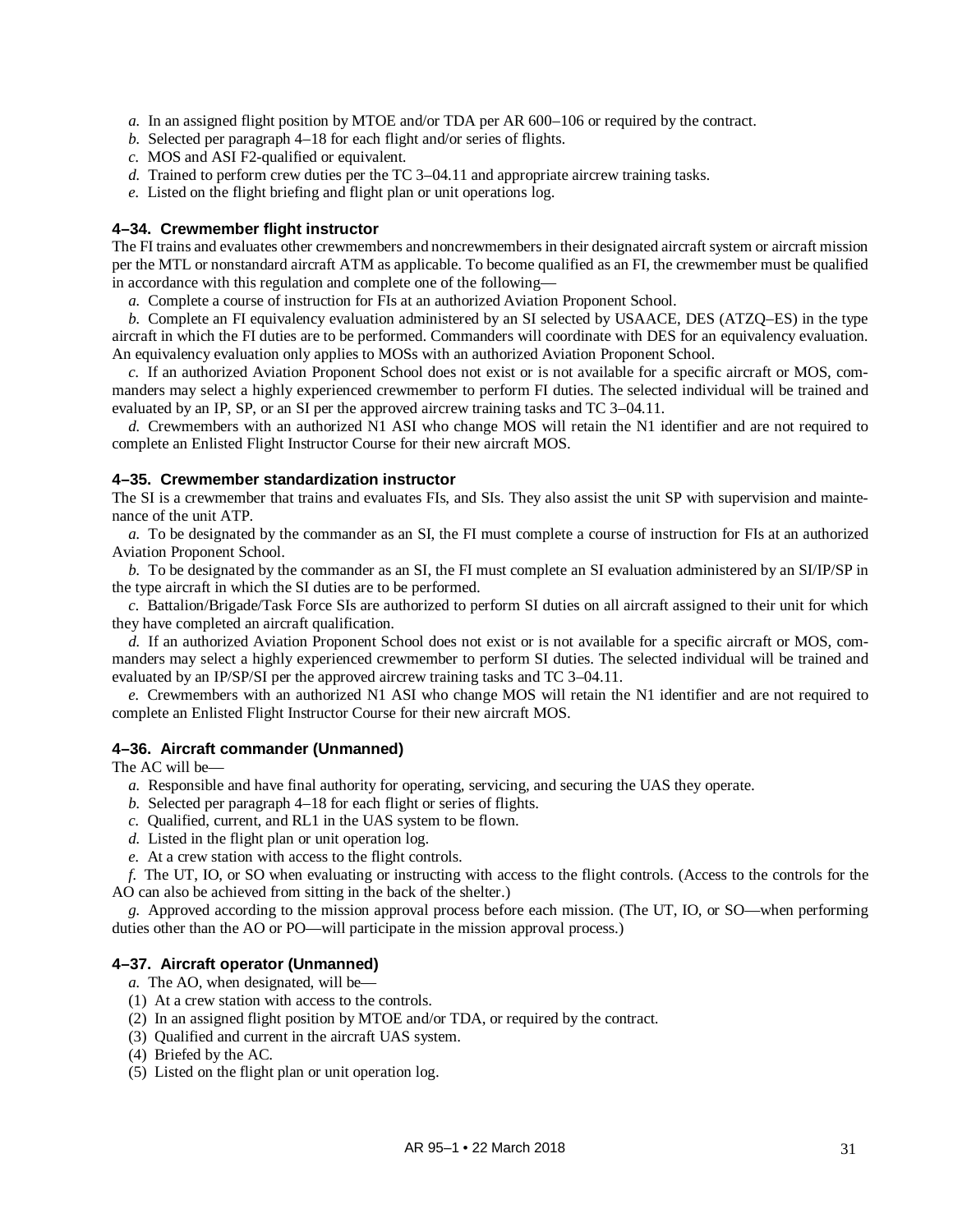*a.* In an assigned flight position by MTOE and/or TDA per AR 600–106 or required by the contract.

*b.* Selected per paragraph 4–18 for each flight and/or series of flights.

*c.* MOS and ASI F2-qualified or equivalent.

*d.* Trained to perform crew duties per the TC 3–04.11 and appropriate aircrew training tasks.

*e.* Listed on the flight briefing and flight plan or unit operations log.

### 4–34. Crewmember flight instructor

The FI trains and evaluates other crewmembers and noncrewmembers in their designated aircraft system or aircraft mission per the MTL or nonstandard aircraft ATM as applicable. To become qualified as an FI, the crewmember must be qualified in accordance with this regulation and complete one of the following—

*a.* Complete a course of instruction for FIs at an authorized Aviation Proponent School.

*b.* Complete an FI equivalency evaluation administered by an SI selected by USAACE, DES (ATZQ–ES) in the type aircraft in which the FI duties are to be performed. Commanders will coordinate with DES for an equivalency evaluation. An equivalency evaluation only applies to MOSs with an authorized Aviation Proponent School.

*c.* If an authorized Aviation Proponent School does not exist or is not available for a specific aircraft or MOS, commanders may select a highly experienced crewmember to perform FI duties. The selected individual will be trained and evaluated by an IP, SP, or an SI per the approved aircrew training tasks and TC 3–04.11.

*d.* Crewmembers with an authorized N1 ASI who change MOS will retain the N1 identifier and are not required to complete an Enlisted Flight Instructor Course for their new aircraft MOS.

### 4–35. Crewmember standardization instructor

The SI is a crewmember that trains and evaluates FIs, and SIs. They also assist the unit SP with supervision and maintenance of the unit ATP.

*a.* To be designated by the commander as an SI, the FI must complete a course of instruction for FIs at an authorized Aviation Proponent School.

*b.* To be designated by the commander as an SI, the FI must complete an SI evaluation administered by an SI/IP/SP in the type aircraft in which the SI duties are to be performed.

*c.* Battalion/Brigade/Task Force SIs are authorized to perform SI duties on all aircraft assigned to their unit for which they have completed an aircraft qualification.

*d.* If an authorized Aviation Proponent School does not exist or is not available for a specific aircraft or MOS, commanders may select a highly experienced crewmember to perform SI duties. The selected individual will be trained and evaluated by an IP/SP/SI per the approved aircrew training tasks and TC 3–04.11.

*e.* Crewmembers with an authorized N1 ASI who change MOS will retain the N1 identifier and are not required to complete an Enlisted Flight Instructor Course for their new aircraft MOS.

### 4–36. Aircraft commander (Unmanned)

The AC will be—

*a.* Responsible and have final authority for operating, servicing, and securing the UAS they operate.

*b.* Selected per paragraph 4–18 for each flight or series of flights.

*c.* Qualified, current, and RL1 in the UAS system to be flown.

*d.* Listed in the flight plan or unit operation log.

*e.* At a crew station with access to the flight controls.

*f.* The UT, IO, or SO when evaluating or instructing with access to the flight controls. (Access to the controls for the AO can also be achieved from sitting in the back of the shelter.)

*g.* Approved according to the mission approval process before each mission. (The UT, IO, or SO—when performing duties other than the AO or PO—will participate in the mission approval process.)

### 4–37. Aircraft operator (Unmanned)

*a.* The AO, when designated, will be—

(1) At a crew station with access to the controls.

(2) In an assigned flight position by MTOE and/or TDA, or required by the contract.

(3) Qualified and current in the aircraft UAS system.

(4) Briefed by the AC.

(5) Listed on the flight plan or unit operation log.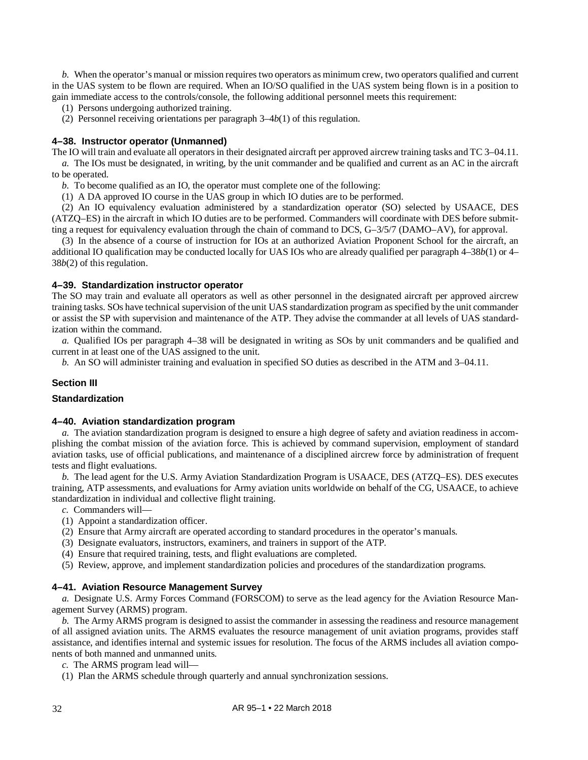*b.* When the operator's manual or mission requires two operators as minimum crew, two operators qualified and current in the UAS system to be flown are required. When an IO/SO qualified in the UAS system being flown is in a position to gain immediate access to the controls/console, the following additional personnel meets this requirement:

(1) Persons undergoing authorized training.

(2) Personnel receiving orientations per paragraph 3–4*b*(1) of this regulation.

### 4–38. Instructor operator (Unmanned)

The IO will train and evaluate all operators in their designated aircraft per approved aircrew training tasks and TC 3–04.11.

*a.* The IOs must be designated, in writing, by the unit commander and be qualified and current as an AC in the aircraft to be operated.

*b.* To become qualified as an IO, the operator must complete one of the following:

(1) A DA approved IO course in the UAS group in which IO duties are to be performed.

(2) An IO equivalency evaluation administered by a standardization operator (SO) selected by USAACE, DES (ATZQ–ES) in the aircraft in which IO duties are to be performed. Commanders will coordinate with DES before submitting a request for equivalency evaluation through the chain of command to DCS, G–3/5/7 (DAMO–AV), for approval.

(3) In the absence of a course of instruction for IOs at an authorized Aviation Proponent School for the aircraft, an additional IO qualification may be conducted locally for UAS IOs who are already qualified per paragraph 4–38*b*(1) or 4–38*b*(2) of this regulation.

### 4–39. Standardization instructor operator

The SO may train and evaluate all operators as well as other personnel in the designated aircraft per approved aircrew training tasks. SOs have technical supervision of the unit UAS standardization program as specified by the unit commander or assist the SP with supervision and maintenance of the ATP. They advise the commander at all levels of UAS standardization within the command.

*a.* Qualified IOs per paragraph 4–38 will be designated in writing as SOs by unit commanders and be qualified and current in at least one of the UAS assigned to the unit.

*b.* An SO will administer training and evaluation in specified SO duties as described in the ATM and 3–04.11.

## Section III

## Standardization

### 4–40. Aviation standardization program

*a.* The aviation standardization program is designed to ensure a high degree of safety and aviation readiness in accomplishing the combat mission of the aviation force. This is achieved by command supervision, employment of standard aviation tasks, use of official publications, and maintenance of a disciplined aircrew force by administration of frequent tests and flight evaluations.

*b.* The lead agent for the U.S. Army Aviation Standardization Program is USAACE, DES (ATZQ–ES). DES executes training, ATP assessments, and evaluations for Army aviation units worldwide on behalf of the CG, USAACE, to achieve standardization in individual and collective flight training.

*c.* Commanders will—

(1) Appoint a standardization officer.

(2) Ensure that Army aircraft are operated according to standard procedures in the operator's manuals.

(3) Designate evaluators, instructors, examiners, and trainers in support of the ATP.

(4) Ensure that required training, tests, and flight evaluations are completed.

(5) Review, approve, and implement standardization policies and procedures of the standardization programs.

### 4–41. Aviation Resource Management Survey

*a.* Designate U.S. Army Forces Command (FORSCOM) to serve as the lead agency for the Aviation Resource Management Survey (ARMS) program.

*b.* The Army ARMS program is designed to assist the commander in assessing the readiness and resource management of all assigned aviation units. The ARMS evaluates the resource management of unit aviation programs, provides staff assistance, and identifies internal and systemic issues for resolution. The focus of the ARMS includes all aviation components of both manned and unmanned units.

*c.* The ARMS program lead will—

(1) Plan the ARMS schedule through quarterly and annual synchronization sessions.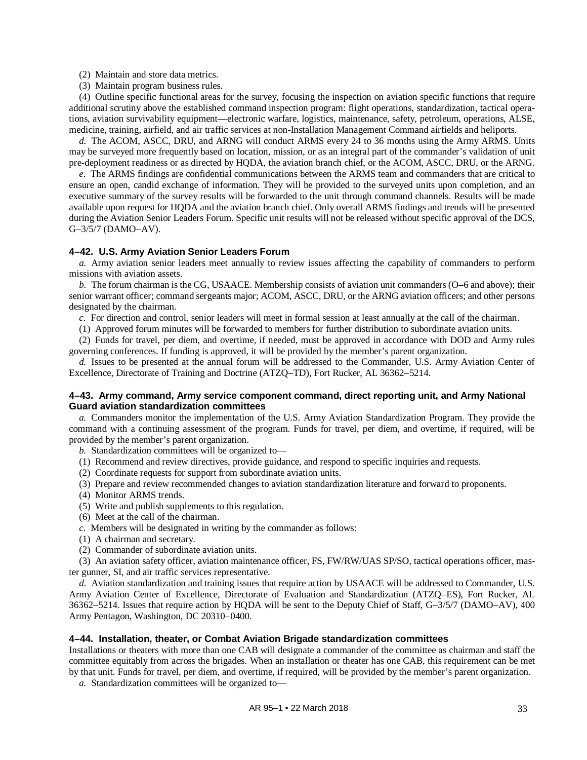(2) Maintain and store data metrics.

(3) Maintain program business rules.

(4) Outline specific functional areas for the survey, focusing the inspection on aviation specific functions that require additional scrutiny above the established command inspection program: flight operations, standardization, tactical operations, aviation survivability equipment—electronic warfare, logistics, maintenance, safety, petroleum, operations, ALSE, medicine, training, airfield, and air traffic services at non-Installation Management Command airfields and heliports.

*d.* The ACOM, ASCC, DRU, and ARNG will conduct ARMS every 24 to 36 months using the Army ARMS. Units may be surveyed more frequently based on location, mission, or as an integral part of the commander's validation of unit pre-deployment readiness or as directed by HQDA, the aviation branch chief, or the ACOM, ASCC, DRU, or the ARNG.

*e.* The ARMS findings are confidential communications between the ARMS team and commanders that are critical to ensure an open, candid exchange of information. They will be provided to the surveyed units upon completion, and an executive summary of the survey results will be forwarded to the unit through command channels. Results will be made available upon request for HQDA and the aviation branch chief. Only overall ARMS findings and trends will be presented during the Aviation Senior Leaders Forum. Specific unit results will not be released without specific approval of the DCS, G–3/5/7 (DAMO–AV).

### 4–42. U.S. Army Aviation Senior Leaders Forum

*a.* Army aviation senior leaders meet annually to review issues affecting the capability of commanders to perform missions with aviation assets.

*b.* The forum chairman is the CG, USAACE. Membership consists of aviation unit commanders (O–6 and above); their senior warrant officer; command sergeants major; ACOM, ASCC, DRU, or the ARNG aviation officers; and other persons designated by the chairman.

*c.* For direction and control, senior leaders will meet in formal session at least annually at the call of the chairman.

(1) Approved forum minutes will be forwarded to members for further distribution to subordinate aviation units.

(2) Funds for travel, per diem, and overtime, if needed, must be approved in accordance with DOD and Army rules governing conferences. If funding is approved, it will be provided by the member's parent organization.

*d.* Issues to be presented at the annual forum will be addressed to the Commander, U.S. Army Aviation Center of Excellence, Directorate of Training and Doctrine (ATZQ–TD), Fort Rucker, AL 36362–5214.

### 4–43. Army command, Army service component command, direct reporting unit, and Army National Guard aviation standardization committees

*a.* Commanders monitor the implementation of the U.S. Army Aviation Standardization Program. They provide the command with a continuing assessment of the program. Funds for travel, per diem, and overtime, if required, will be provided by the member's parent organization.

*b.* Standardization committees will be organized to—

(1) Recommend and review directives, provide guidance, and respond to specific inquiries and requests.

(2) Coordinate requests for support from subordinate aviation units.

(3) Prepare and review recommended changes to aviation standardization literature and forward to proponents.

(4) Monitor ARMS trends.

(5) Write and publish supplements to this regulation.

(6) Meet at the call of the chairman.

*c.* Members will be designated in writing by the commander as follows:

(1) A chairman and secretary.

(2) Commander of subordinate aviation units.

(3) An aviation safety officer, aviation maintenance officer, FS, FW/RW/UAS SP/SO, tactical operations officer, master gunner, SI, and air traffic services representative.

*d.* Aviation standardization and training issues that require action by USAACE will be addressed to Commander, U.S. Army Aviation Center of Excellence, Directorate of Evaluation and Standardization (ATZQ–ES), Fort Rucker, AL 36362–5214. Issues that require action by HQDA will be sent to the Deputy Chief of Staff, G–3/5/7 (DAMO–AV), 400 Army Pentagon, Washington, DC 20310–0400.

### 4–44. Installation, theater, or Combat Aviation Brigade standardization committees

Installations or theaters with more than one CAB will designate a commander of the committee as chairman and staff the committee equitably from across the brigades. When an installation or theater has one CAB, this requirement can be met by that unit. Funds for travel, per diem, and overtime, if required, will be provided by the member's parent organization.

*a.* Standardization committees will be organized to—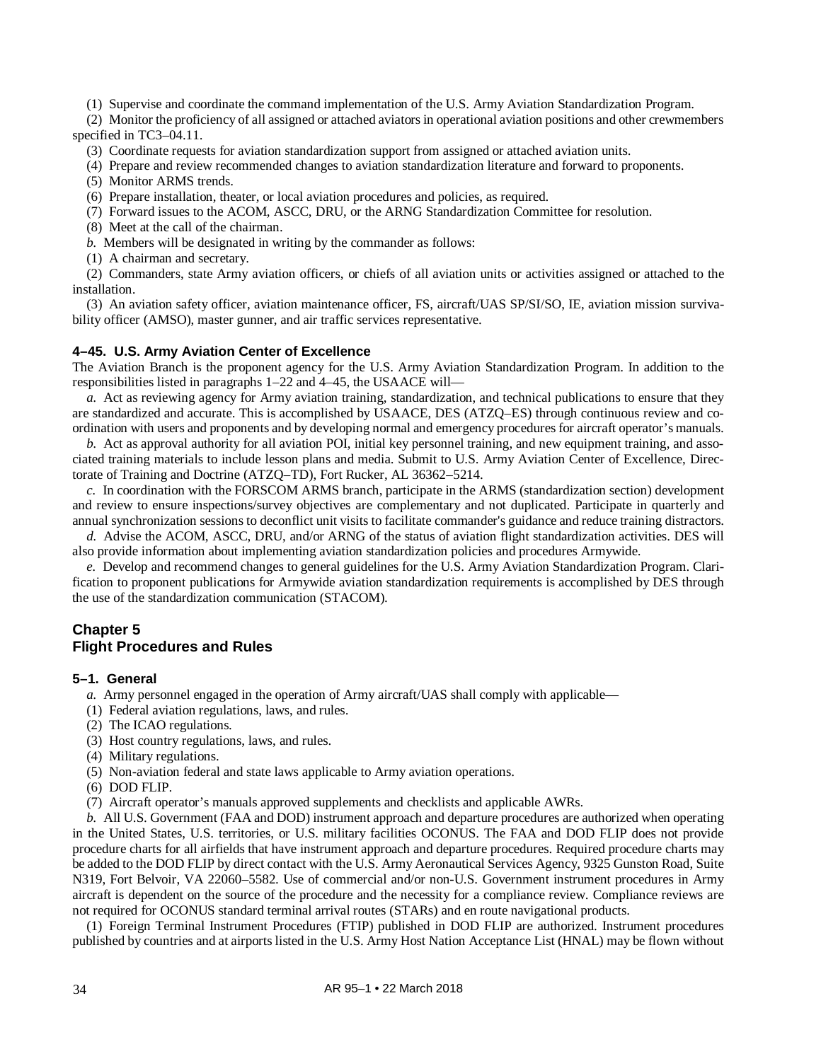(1) Supervise and coordinate the command implementation of the U.S. Army Aviation Standardization Program.

(2) Monitor the proficiency of all assigned or attached aviators in operational aviation positions and other crewmembers specified in TC3–04.11.

(3) Coordinate requests for aviation standardization support from assigned or attached aviation units.

(4) Prepare and review recommended changes to aviation standardization literature and forward to proponents.

(5) Monitor ARMS trends.

(6) Prepare installation, theater, or local aviation procedures and policies, as required.

(7) Forward issues to the ACOM, ASCC, DRU, or the ARNG Standardization Committee for resolution.

(8) Meet at the call of the chairman.

*b.* Members will be designated in writing by the commander as follows:

(1) A chairman and secretary.

(2) Commanders, state Army aviation officers, or chiefs of all aviation units or activities assigned or attached to the installation.

(3) An aviation safety officer, aviation maintenance officer, FS, aircraft/UAS SP/SI/SO, IE, aviation mission survivability officer (AMSO), master gunner, and air traffic services representative.

### 4–45. U.S. Army Aviation Center of Excellence

The Aviation Branch is the proponent agency for the U.S. Army Aviation Standardization Program. In addition to the responsibilities listed in paragraphs 1–22 and 4–45, the USAACE will—

*a.* Act as reviewing agency for Army aviation training, standardization, and technical publications to ensure that they are standardized and accurate. This is accomplished by USAACE, DES (ATZQ–ES) through continuous review and coordination with users and proponents and by developing normal and emergency procedures for aircraft operator's manuals.

*b.* Act as approval authority for all aviation POI, initial key personnel training, and new equipment training, and associated training materials to include lesson plans and media. Submit to U.S. Army Aviation Center of Excellence, Directorate of Training and Doctrine (ATZQ–TD), Fort Rucker, AL 36362–5214.

*c.* In coordination with the FORSCOM ARMS branch, participate in the ARMS (standardization section) development and review to ensure inspections/survey objectives are complementary and not duplicated. Participate in quarterly and annual synchronization sessions to deconflict unit visits to facilitate commander's guidance and reduce training distractors.

*d.* Advise the ACOM, ASCC, DRU, and/or ARNG of the status of aviation flight standardization activities. DES will also provide information about implementing aviation standardization policies and procedures Armywide.

*e.* Develop and recommend changes to general guidelines for the U.S. Army Aviation Standardization Program. Clarification to proponent publications for Armywide aviation standardization requirements is accomplished by DES through the use of the standardization communication (STACOM).

## Chapter 5
## Flight Procedures and Rules

### 5–1. General

*a.* Army personnel engaged in the operation of Army aircraft/UAS shall comply with applicable—

(1) Federal aviation regulations, laws, and rules.

(2) The ICAO regulations.

(3) Host country regulations, laws, and rules.

(4) Military regulations.

(5) Non-aviation federal and state laws applicable to Army aviation operations.

(6) DOD FLIP.

(7) Aircraft operator's manuals approved supplements and checklists and applicable AWRs.

*b.* All U.S. Government (FAA and DOD) instrument approach and departure procedures are authorized when operating in the United States, U.S. territories, or U.S. military facilities OCONUS. The FAA and DOD FLIP does not provide procedure charts for all airfields that have instrument approach and departure procedures. Required procedure charts may be added to the DOD FLIP by direct contact with the U.S. Army Aeronautical Services Agency, 9325 Gunston Road, Suite N319, Fort Belvoir, VA 22060–5582. Use of commercial and/or non-U.S. Government instrument procedures in Army aircraft is dependent on the source of the procedure and the necessity for a compliance review. Compliance reviews are not required for OCONUS standard terminal arrival routes (STARs) and en route navigational products.

(1) Foreign Terminal Instrument Procedures (FTIP) published in DOD FLIP are authorized. Instrument procedures published by countries and at airports listed in the U.S. Army Host Nation Acceptance List (HNAL) may be flown without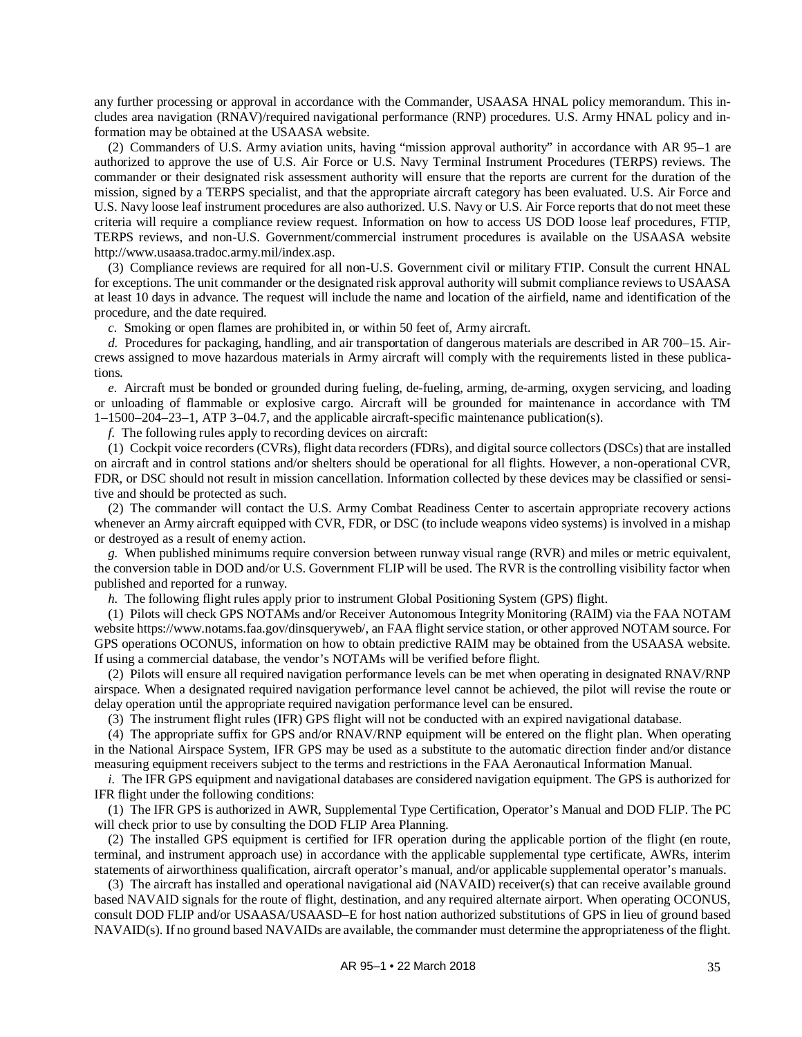any further processing or approval in accordance with the Commander, USAASA HNAL policy memorandum. This includes area navigation (RNAV)/required navigational performance (RNP) procedures. U.S. Army HNAL policy and information may be obtained at the USAASA website.

(2) Commanders of U.S. Army aviation units, having "mission approval authority" in accordance with AR 95–1 are authorized to approve the use of U.S. Air Force or U.S. Navy Terminal Instrument Procedures (TERPS) reviews. The commander or their designated risk assessment authority will ensure that the reports are current for the duration of the mission, signed by a TERPS specialist, and that the appropriate aircraft category has been evaluated. U.S. Air Force and U.S. Navy loose leaf instrument procedures are also authorized. U.S. Navy or U.S. Air Force reports that do not meet these criteria will require a compliance review request. Information on how to access US DOD loose leaf procedures, FTIP, TERPS reviews, and non-U.S. Government/commercial instrument procedures is available on the USAASA website http://www.usaasa.tradoc.army.mil/index.asp.

(3) Compliance reviews are required for all non-U.S. Government civil or military FTIP. Consult the current HNAL for exceptions. The unit commander or the designated risk approval authority will submit compliance reviews to USAASA at least 10 days in advance. The request will include the name and location of the airfield, name and identification of the procedure, and the date required.

*c.* Smoking or open flames are prohibited in, or within 50 feet of, Army aircraft.

*d.* Procedures for packaging, handling, and air transportation of dangerous materials are described in AR 700–15. Aircrews assigned to move hazardous materials in Army aircraft will comply with the requirements listed in these publications.

*e.* Aircraft must be bonded or grounded during fueling, de-fueling, arming, de-arming, oxygen servicing, and loading or unloading of flammable or explosive cargo. Aircraft will be grounded for maintenance in accordance with TM 1–1500–204–23–1, ATP 3–04.7, and the applicable aircraft-specific maintenance publication(s).

*f.* The following rules apply to recording devices on aircraft:

(1) Cockpit voice recorders (CVRs), flight data recorders (FDRs), and digital source collectors (DSCs) that are installed on aircraft and in control stations and/or shelters should be operational for all flights. However, a non-operational CVR, FDR, or DSC should not result in mission cancellation. Information collected by these devices may be classified or sensitive and should be protected as such.

(2) The commander will contact the U.S. Army Combat Readiness Center to ascertain appropriate recovery actions whenever an Army aircraft equipped with CVR, FDR, or DSC (to include weapons video systems) is involved in a mishap or destroyed as a result of enemy action.

*g.* When published minimums require conversion between runway visual range (RVR) and miles or metric equivalent, the conversion table in DOD and/or U.S. Government FLIP will be used. The RVR is the controlling visibility factor when published and reported for a runway.

*h.* The following flight rules apply prior to instrument Global Positioning System (GPS) flight.

(1) Pilots will check GPS NOTAMs and/or Receiver Autonomous Integrity Monitoring (RAIM) via the FAA NOTAM website https://www.notams.faa.gov/dinsqueryweb/, an FAA flight service station, or other approved NOTAM source. For GPS operations OCONUS, information on how to obtain predictive RAIM may be obtained from the USAASA website. If using a commercial database, the vendor's NOTAMs will be verified before flight.

(2) Pilots will ensure all required navigation performance levels can be met when operating in designated RNAV/RNP airspace. When a designated required navigation performance level cannot be achieved, the pilot will revise the route or delay operation until the appropriate required navigation performance level can be ensured.

(3) The instrument flight rules (IFR) GPS flight will not be conducted with an expired navigational database.

(4) The appropriate suffix for GPS and/or RNAV/RNP equipment will be entered on the flight plan. When operating in the National Airspace System, IFR GPS may be used as a substitute to the automatic direction finder and/or distance measuring equipment receivers subject to the terms and restrictions in the FAA Aeronautical Information Manual.

*i.* The IFR GPS equipment and navigational databases are considered navigation equipment. The GPS is authorized for IFR flight under the following conditions:

(1) The IFR GPS is authorized in AWR, Supplemental Type Certification, Operator's Manual and DOD FLIP. The PC will check prior to use by consulting the DOD FLIP Area Planning.

(2) The installed GPS equipment is certified for IFR operation during the applicable portion of the flight (en route, terminal, and instrument approach use) in accordance with the applicable supplemental type certificate, AWRs, interim statements of airworthiness qualification, aircraft operator's manual, and/or applicable supplemental operator's manuals.

(3) The aircraft has installed and operational navigational aid (NAVAID) receiver(s) that can receive available ground based NAVAID signals for the route of flight, destination, and any required alternate airport. When operating OCONUS, consult DOD FLIP and/or USAASA/USAASD–E for host nation authorized substitutions of GPS in lieu of ground based NAVAID(s). If no ground based NAVAIDs are available, the commander must determine the appropriateness of the flight.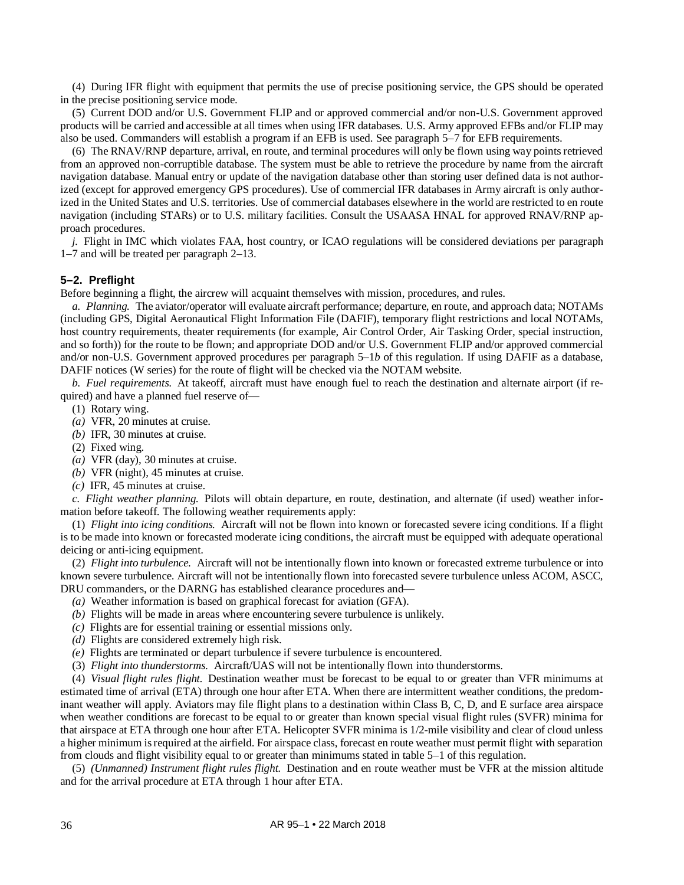(4) During IFR flight with equipment that permits the use of precise positioning service, the GPS should be operated in the precise positioning service mode.

(5) Current DOD and/or U.S. Government FLIP and or approved commercial and/or non-U.S. Government approved products will be carried and accessible at all times when using IFR databases. U.S. Army approved EFBs and/or FLIP may also be used. Commanders will establish a program if an EFB is used. See paragraph 5–7 for EFB requirements.

(6) The RNAV/RNP departure, arrival, en route, and terminal procedures will only be flown using way points retrieved from an approved non-corruptible database. The system must be able to retrieve the procedure by name from the aircraft navigation database. Manual entry or update of the navigation database other than storing user defined data is not authorized (except for approved emergency GPS procedures). Use of commercial IFR databases in Army aircraft is only authorized in the United States and U.S. territories. Use of commercial databases elsewhere in the world are restricted to en route navigation (including STARs) or to U.S. military facilities. Consult the USAASA HNAL for approved RNAV/RNP approach procedures.

*j.* Flight in IMC which violates FAA, host country, or ICAO regulations will be considered deviations per paragraph 1–7 and will be treated per paragraph 2–13.

## 5–2. Preflight

Before beginning a flight, the aircrew will acquaint themselves with mission, procedures, and rules.

*a. Planning.* The aviator/operator will evaluate aircraft performance; departure, en route, and approach data; NOTAMs (including GPS, Digital Aeronautical Flight Information File (DAFIF), temporary flight restrictions and local NOTAMs, host country requirements, theater requirements (for example, Air Control Order, Air Tasking Order, special instruction, and so forth)) for the route to be flown; and appropriate DOD and/or U.S. Government FLIP and/or approved commercial and/or non-U.S. Government approved procedures per paragraph 5–1*b* of this regulation. If using DAFIF as a database, DAFIF notices (W series) for the route of flight will be checked via the NOTAM website.

*b. Fuel requirements.* At takeoff, aircraft must have enough fuel to reach the destination and alternate airport (if required) and have a planned fuel reserve of—

(1) Rotary wing.

*(a)* VFR, 20 minutes at cruise.

*(b)* IFR, 30 minutes at cruise.

(2) Fixed wing.

*(a)* VFR (day), 30 minutes at cruise.

*(b)* VFR (night), 45 minutes at cruise.

*(c)* IFR, 45 minutes at cruise.

*c. Flight weather planning.* Pilots will obtain departure, en route, destination, and alternate (if used) weather information before takeoff. The following weather requirements apply:

(1) *Flight into icing conditions.* Aircraft will not be flown into known or forecasted severe icing conditions. If a flight is to be made into known or forecasted moderate icing conditions, the aircraft must be equipped with adequate operational deicing or anti-icing equipment.

(2) *Flight into turbulence.* Aircraft will not be intentionally flown into known or forecasted extreme turbulence or into known severe turbulence. Aircraft will not be intentionally flown into forecasted severe turbulence unless ACOM, ASCC, DRU commanders, or the DARNG has established clearance procedures and—

*(a)* Weather information is based on graphical forecast for aviation (GFA).

*(b)* Flights will be made in areas where encountering severe turbulence is unlikely.

*(c)* Flights are for essential training or essential missions only.

*(d)* Flights are considered extremely high risk.

*(e)* Flights are terminated or depart turbulence if severe turbulence is encountered.

(3) *Flight into thunderstorms.* Aircraft/UAS will not be intentionally flown into thunderstorms.

(4) *Visual flight rules flight.* Destination weather must be forecast to be equal to or greater than VFR minimums at estimated time of arrival (ETA) through one hour after ETA. When there are intermittent weather conditions, the predominant weather will apply. Aviators may file flight plans to a destination within Class B, C, D, and E surface area airspace when weather conditions are forecast to be equal to or greater than known special visual flight rules (SVFR) minima for that airspace at ETA through one hour after ETA. Helicopter SVFR minima is 1/2-mile visibility and clear of cloud unless a higher minimum is required at the airfield. For airspace class, forecast en route weather must permit flight with separation from clouds and flight visibility equal to or greater than minimums stated in table 5–1 of this regulation.

(5) *(Unmanned) Instrument flight rules flight.* Destination and en route weather must be VFR at the mission altitude and for the arrival procedure at ETA through 1 hour after ETA.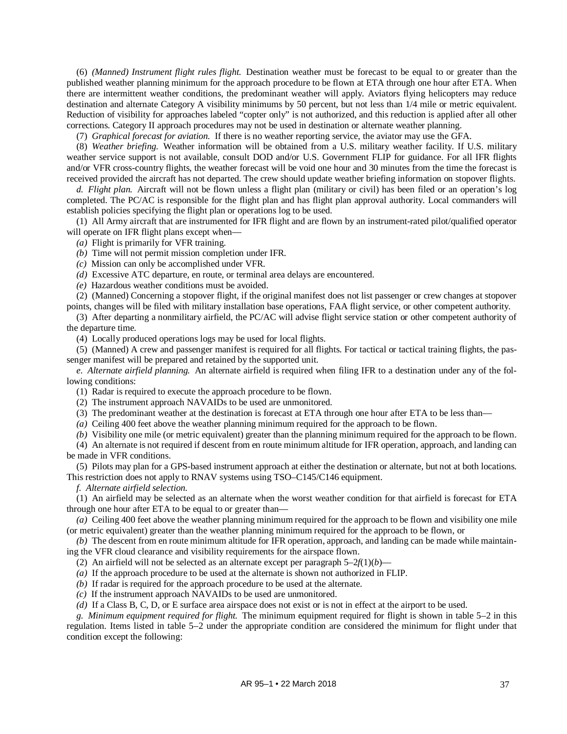(6) *(Manned) Instrument flight rules flight.* Destination weather must be forecast to be equal to or greater than the published weather planning minimum for the approach procedure to be flown at ETA through one hour after ETA. When there are intermittent weather conditions, the predominant weather will apply. Aviators flying helicopters may reduce destination and alternate Category A visibility minimums by 50 percent, but not less than 1/4 mile or metric equivalent. Reduction of visibility for approaches labeled "copter only" is not authorized, and this reduction is applied after all other corrections. Category II approach procedures may not be used in destination or alternate weather planning.

(7) *Graphical forecast for aviation.* If there is no weather reporting service, the aviator may use the GFA.

(8) *Weather briefing.* Weather information will be obtained from a U.S. military weather facility. If U.S. military weather service support is not available, consult DOD and/or U.S. Government FLIP for guidance. For all IFR flights and/or VFR cross-country flights, the weather forecast will be void one hour and 30 minutes from the time the forecast is received provided the aircraft has not departed. The crew should update weather briefing information on stopover flights.

*d. Flight plan.* Aircraft will not be flown unless a flight plan (military or civil) has been filed or an operation's log completed. The PC/AC is responsible for the flight plan and has flight plan approval authority. Local commanders will establish policies specifying the flight plan or operations log to be used.

(1) All Army aircraft that are instrumented for IFR flight and are flown by an instrument-rated pilot/qualified operator will operate on IFR flight plans except when—

*(a)* Flight is primarily for VFR training.

*(b)* Time will not permit mission completion under IFR.

*(c)* Mission can only be accomplished under VFR.

*(d)* Excessive ATC departure, en route, or terminal area delays are encountered.

*(e)* Hazardous weather conditions must be avoided.

(2) (Manned) Concerning a stopover flight, if the original manifest does not list passenger or crew changes at stopover points, changes will be filed with military installation base operations, FAA flight service, or other competent authority.

(3) After departing a nonmilitary airfield, the PC/AC will advise flight service station or other competent authority of the departure time.

(4) Locally produced operations logs may be used for local flights.

(5) (Manned) A crew and passenger manifest is required for all flights. For tactical or tactical training flights, the passenger manifest will be prepared and retained by the supported unit.

*e. Alternate airfield planning.* An alternate airfield is required when filing IFR to a destination under any of the following conditions:

(1) Radar is required to execute the approach procedure to be flown.

(2) The instrument approach NAVAIDs to be used are unmonitored.

(3) The predominant weather at the destination is forecast at ETA through one hour after ETA to be less than—

*(a)* Ceiling 400 feet above the weather planning minimum required for the approach to be flown.

*(b)* Visibility one mile (or metric equivalent) greater than the planning minimum required for the approach to be flown.

(4) An alternate is not required if descent from en route minimum altitude for IFR operation, approach, and landing can be made in VFR conditions.

(5) Pilots may plan for a GPS-based instrument approach at either the destination or alternate, but not at both locations. This restriction does not apply to RNAV systems using TSO–C145/C146 equipment.

*f. Alternate airfield selection.*

(1) An airfield may be selected as an alternate when the worst weather condition for that airfield is forecast for ETA through one hour after ETA to be equal to or greater than—

*(a)* Ceiling 400 feet above the weather planning minimum required for the approach to be flown and visibility one mile (or metric equivalent) greater than the weather planning minimum required for the approach to be flown, or

*(b)* The descent from en route minimum altitude for IFR operation, approach, and landing can be made while maintaining the VFR cloud clearance and visibility requirements for the airspace flown.

(2) An airfield will not be selected as an alternate except per paragraph 5–2*f*(1)(*b*)—

*(a)* If the approach procedure to be used at the alternate is shown not authorized in FLIP.

*(b)* If radar is required for the approach procedure to be used at the alternate.

*(c)* If the instrument approach NAVAIDs to be used are unmonitored.

*(d)* If a Class B, C, D, or E surface area airspace does not exist or is not in effect at the airport to be used.

*g. Minimum equipment required for flight.* The minimum equipment required for flight is shown in table 5–2 in this regulation. Items listed in table 5–2 under the appropriate condition are considered the minimum for flight under that condition except the following: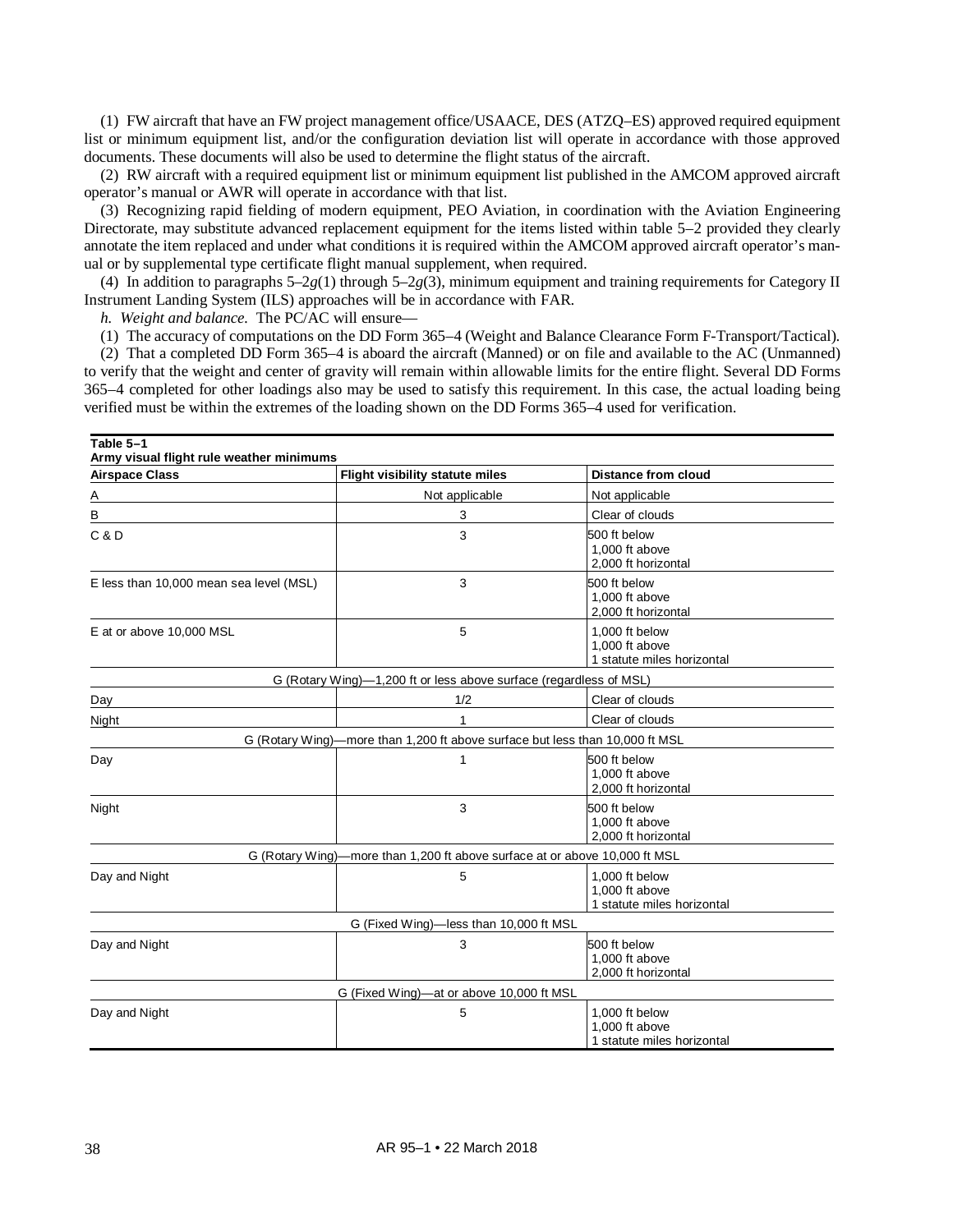(1) FW aircraft that have an FW project management office/USAACE, DES (ATZQ–ES) approved required equipment list or minimum equipment list, and/or the configuration deviation list will operate in accordance with those approved documents. These documents will also be used to determine the flight status of the aircraft.

(2) RW aircraft with a required equipment list or minimum equipment list published in the AMCOM approved aircraft operator's manual or AWR will operate in accordance with that list.

(3) Recognizing rapid fielding of modern equipment, PEO Aviation, in coordination with the Aviation Engineering Directorate, may substitute advanced replacement equipment for the items listed within table 5–2 provided they clearly annotate the item replaced and under what conditions it is required within the AMCOM approved aircraft operator's manual or by supplemental type certificate flight manual supplement, when required.

(4) In addition to paragraphs 5–2*g*(1) through 5–2*g*(3), minimum equipment and training requirements for Category II Instrument Landing System (ILS) approaches will be in accordance with FAR.

*h. Weight and balance.* The PC/AC will ensure—

(1) The accuracy of computations on the DD Form 365–4 (Weight and Balance Clearance Form F-Transport/Tactical).

(2) That a completed DD Form 365–4 is aboard the aircraft (Manned) or on file and available to the AC (Unmanned) to verify that the weight and center of gravity will remain within allowable limits for the entire flight. Several DD Forms 365–4 completed for other loadings also may be used to satisfy this requirement. In this case, the actual loading being verified must be within the extremes of the loading shown on the DD Forms 365–4 used for verification.

**Table 5–1**
**Army visual flight rule weather minimums**

| Airspace Class | Flight visibility statute miles | Distance from cloud |
|---|---|---|
| A | Not applicable | Not applicable |
| B | 3 | Clear of clouds |
| C & D | 3 | 500 ft below<br>1,000 ft above<br>2,000 ft horizontal |
| E less than 10,000 mean sea level (MSL) | 3 | 500 ft below<br>1,000 ft above<br>2,000 ft horizontal |
| E at or above 10,000 MSL | 5 | 1,000 ft below<br>1,000 ft above<br>1 statute miles horizontal |
| G (Rotary Wing)—1,200 ft or less above surface (regardless of MSL) | | |
| Day | 1/2 | Clear of clouds |
| Night | 1 | Clear of clouds |
| G (Rotary Wing)—more than 1,200 ft above surface but less than 10,000 ft MSL | | |
| Day | 1 | 500 ft below<br>1,000 ft above<br>2,000 ft horizontal |
| Night | 3 | 500 ft below<br>1,000 ft above<br>2,000 ft horizontal |
| G (Rotary Wing)—more than 1,200 ft above surface at or above 10,000 ft MSL | | |
| Day and Night | 5 | 1,000 ft below<br>1,000 ft above<br>1 statute miles horizontal |
| G (Fixed Wing)—less than 10,000 ft MSL | | |
| Day and Night | 3 | 500 ft below<br>1,000 ft above<br>2,000 ft horizontal |
| G (Fixed Wing)—at or above 10,000 ft MSL | | |
| Day and Night | 5 | 1,000 ft below<br>1,000 ft above<br>1 statute miles horizontal |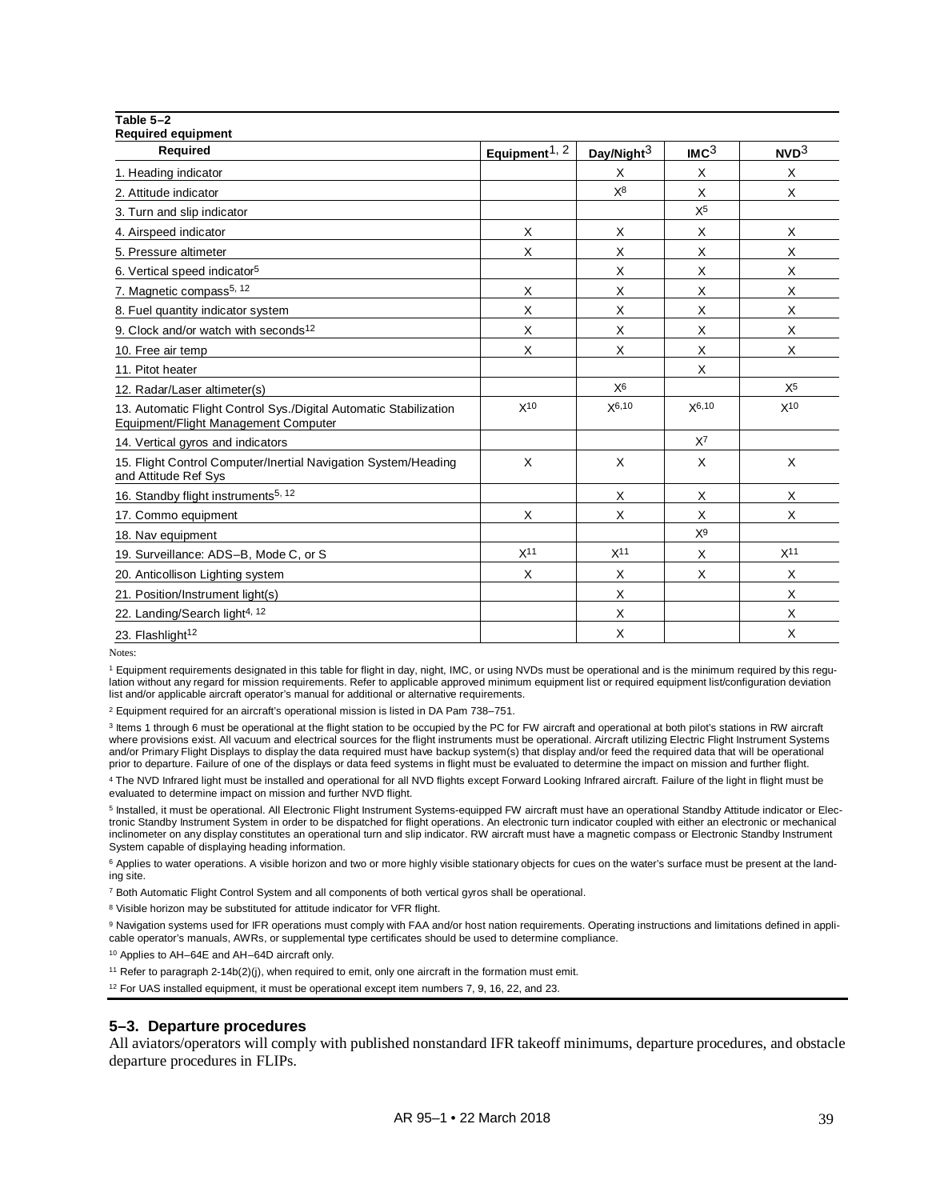**Table 5–2**
**Required equipment**

| Required | Equipment[1, 2] | Day/Night[3] | IMC[3] | NVD[3] |
|---|---|---|---|---|
| 1. Heading indicator | | X | X | X |
| 2. Attitude indicator | | X[8] | X | X |
| 3. Turn and slip indicator | | | X[5] | |
| 4. Airspeed indicator | X | X | X | X |
| 5. Pressure altimeter | X | X | X | X |
| 6. Vertical speed indicator[5] | | X | X | X |
| 7. Magnetic compass[5, 12] | X | X | X | X |
| 8. Fuel quantity indicator system | X | X | X | X |
| 9. Clock and/or watch with seconds[12] | X | X | X | X |
| 10. Free air temp | X | X | X | X |
| 11. Pitot heater | | | X | |
| 12. Radar/Laser altimeter(s) | | X[6] | | X[5] |
| 13. Automatic Flight Control Sys./Digital Automatic Stabilization Equipment/Flight Management Computer | X[10] | X[6,10] | X[6,10] | X[10] |
| 14. Vertical gyros and indicators | | | X[7] | |
| 15. Flight Control Computer/Inertial Navigation System/Heading and Attitude Ref Sys | X | X | X | X |
| 16. Standby flight instruments[5, 12] | | X | X | X |
| 17. Commo equipment | X | X | X | X |
| 18. Nav equipment | | | X[9] | |
| 19. Surveillance: ADS–B, Mode C, or S | X[11] | X[11] | X | X[11] |
| 20. Anticollison Lighting system | X | X | X | X |
| 21. Position/Instrument light(s) | | X | | X |
| 22. Landing/Search light[4, 12] | | X | | X |
| 23. Flashlight[12] | | X | | X |

Notes:

[1] Equipment requirements designated in this table for flight in day, night, IMC, or using NVDs must be operational and is the minimum required by this regulation without any regard for mission requirements. Refer to applicable approved minimum equipment list or required equipment list/configuration deviation list and/or applicable aircraft operator's manual for additional or alternative requirements.

[2] Equipment required for an aircraft's operational mission is listed in DA Pam 738–751.

[3] Items 1 through 6 must be operational at the flight station to be occupied by the PC for FW aircraft and operational at both pilot's stations in RW aircraft where provisions exist. All vacuum and electrical sources for the flight instruments must be operational. Aircraft utilizing Electric Flight Instrument Systems and/or Primary Flight Displays to display the data required must have backup system(s) that display and/or feed the required data that will be operational prior to departure. Failure of one of the displays or data feed systems in flight must be evaluated to determine the impact on mission and further flight.

[4] The NVD Infrared light must be installed and operational for all NVD flights except Forward Looking Infrared aircraft. Failure of the light in flight must be evaluated to determine impact on mission and further NVD flight.

[5] Installed, it must be operational. All Electronic Flight Instrument Systems-equipped FW aircraft must have an operational Standby Attitude indicator or Electronic Standby Instrument System in order to be dispatched for flight operations. An electronic turn indicator coupled with either an electronic or mechanical inclinometer on any display constitutes an operational turn and slip indicator. RW aircraft must have a magnetic compass or Electronic Standby Instrument System capable of displaying heading information.

[6] Applies to water operations. A visible horizon and two or more highly visible stationary objects for cues on the water's surface must be present at the landing site.

[7] Both Automatic Flight Control System and all components of both vertical gyros shall be operational.

[8] Visible horizon may be substituted for attitude indicator for VFR flight.

[9] Navigation systems used for IFR operations must comply with FAA and/or host nation requirements. Operating instructions and limitations defined in applicable operator's manuals, AWRs, or supplemental type certificates should be used to determine compliance.

[10] Applies to AH–64E and AH–64D aircraft only.

[11] Refer to paragraph 2-14b(2)(j), when required to emit, only one aircraft in the formation must emit.

[12] For UAS installed equipment, it must be operational except item numbers 7, 9, 16, 22, and 23.

## 5–3. Departure procedures

All aviators/operators will comply with published nonstandard IFR takeoff minimums, departure procedures, and obstacle departure procedures in FLIPs.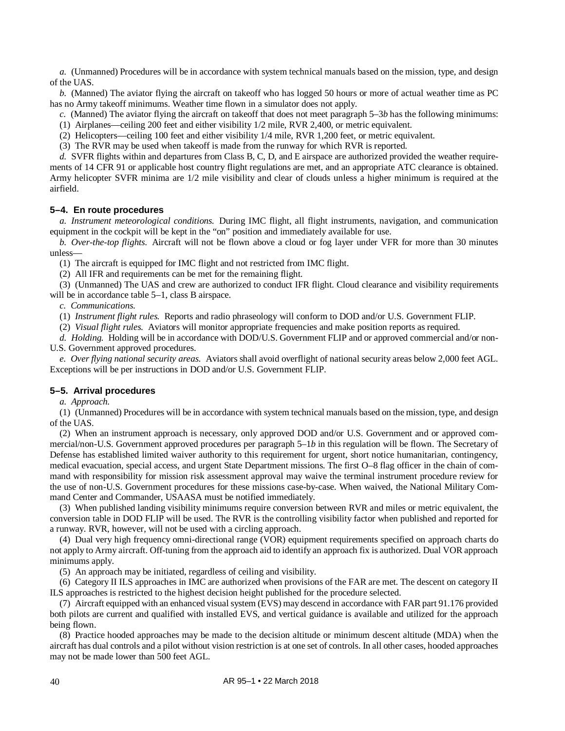*a.* (Unmanned) Procedures will be in accordance with system technical manuals based on the mission, type, and design of the UAS.

*b.* (Manned) The aviator flying the aircraft on takeoff who has logged 50 hours or more of actual weather time as PC has no Army takeoff minimums. Weather time flown in a simulator does not apply.

*c.* (Manned) The aviator flying the aircraft on takeoff that does not meet paragraph 5–3*b* has the following minimums:

(1) Airplanes—ceiling 200 feet and either visibility 1/2 mile, RVR 2,400, or metric equivalent.

(2) Helicopters—ceiling 100 feet and either visibility 1/4 mile, RVR 1,200 feet, or metric equivalent.

(3) The RVR may be used when takeoff is made from the runway for which RVR is reported.

*d.* SVFR flights within and departures from Class B, C, D, and E airspace are authorized provided the weather requirements of 14 CFR 91 or applicable host country flight regulations are met, and an appropriate ATC clearance is obtained. Army helicopter SVFR minima are 1/2 mile visibility and clear of clouds unless a higher minimum is required at the airfield.

### 5–4. En route procedures

*a. Instrument meteorological conditions.* During IMC flight, all flight instruments, navigation, and communication equipment in the cockpit will be kept in the “on” position and immediately available for use.

*b. Over-the-top flights.* Aircraft will not be flown above a cloud or fog layer under VFR for more than 30 minutes unless—

(1) The aircraft is equipped for IMC flight and not restricted from IMC flight.

(2) All IFR and requirements can be met for the remaining flight.

(3) (Unmanned) The UAS and crew are authorized to conduct IFR flight. Cloud clearance and visibility requirements will be in accordance table 5–1, class B airspace.

*c. Communications.*

(1) *Instrument flight rules.* Reports and radio phraseology will conform to DOD and/or U.S. Government FLIP.

(2) *Visual flight rules.* Aviators will monitor appropriate frequencies and make position reports as required.

*d. Holding.* Holding will be in accordance with DOD/U.S. Government FLIP and or approved commercial and/or non-U.S. Government approved procedures.

*e. Over flying national security areas.* Aviators shall avoid overflight of national security areas below 2,000 feet AGL. Exceptions will be per instructions in DOD and/or U.S. Government FLIP.

### 5–5. Arrival procedures

*a. Approach.*

(1) (Unmanned) Procedures will be in accordance with system technical manuals based on the mission, type, and design of the UAS.

(2) When an instrument approach is necessary, only approved DOD and/or U.S. Government and or approved commercial/non-U.S. Government approved procedures per paragraph 5–1*b* in this regulation will be flown. The Secretary of Defense has established limited waiver authority to this requirement for urgent, short notice humanitarian, contingency, medical evacuation, special access, and urgent State Department missions. The first O–8 flag officer in the chain of command with responsibility for mission risk assessment approval may waive the terminal instrument procedure review for the use of non-U.S. Government procedures for these missions case-by-case. When waived, the National Military Command Center and Commander, USAASA must be notified immediately.

(3) When published landing visibility minimums require conversion between RVR and miles or metric equivalent, the conversion table in DOD FLIP will be used. The RVR is the controlling visibility factor when published and reported for a runway. RVR, however, will not be used with a circling approach.

(4) Dual very high frequency omni-directional range (VOR) equipment requirements specified on approach charts do not apply to Army aircraft. Off-tuning from the approach aid to identify an approach fix is authorized. Dual VOR approach minimums apply.

(5) An approach may be initiated, regardless of ceiling and visibility.

(6) Category II ILS approaches in IMC are authorized when provisions of the FAR are met. The descent on category II ILS approaches is restricted to the highest decision height published for the procedure selected.

(7) Aircraft equipped with an enhanced visual system (EVS) may descend in accordance with FAR part 91.176 provided both pilots are current and qualified with installed EVS, and vertical guidance is available and utilized for the approach being flown.

(8) Practice hooded approaches may be made to the decision altitude or minimum descent altitude (MDA) when the aircraft has dual controls and a pilot without vision restriction is at one set of controls. In all other cases, hooded approaches may not be made lower than 500 feet AGL.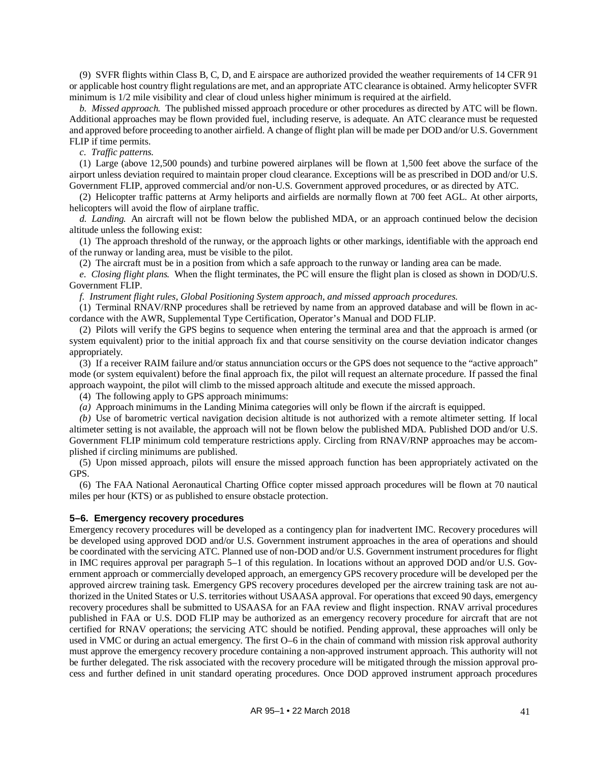(9) SVFR flights within Class B, C, D, and E airspace are authorized provided the weather requirements of 14 CFR 91 or applicable host country flight regulations are met, and an appropriate ATC clearance is obtained. Army helicopter SVFR minimum is 1/2 mile visibility and clear of cloud unless higher minimum is required at the airfield.

*b. Missed approach.* The published missed approach procedure or other procedures as directed by ATC will be flown. Additional approaches may be flown provided fuel, including reserve, is adequate. An ATC clearance must be requested and approved before proceeding to another airfield. A change of flight plan will be made per DOD and/or U.S. Government FLIP if time permits.

*c. Traffic patterns.*

(1) Large (above 12,500 pounds) and turbine powered airplanes will be flown at 1,500 feet above the surface of the airport unless deviation required to maintain proper cloud clearance. Exceptions will be as prescribed in DOD and/or U.S. Government FLIP, approved commercial and/or non-U.S. Government approved procedures, or as directed by ATC.

(2) Helicopter traffic patterns at Army heliports and airfields are normally flown at 700 feet AGL. At other airports, helicopters will avoid the flow of airplane traffic.

*d. Landing.* An aircraft will not be flown below the published MDA, or an approach continued below the decision altitude unless the following exist:

(1) The approach threshold of the runway, or the approach lights or other markings, identifiable with the approach end of the runway or landing area, must be visible to the pilot.

(2) The aircraft must be in a position from which a safe approach to the runway or landing area can be made.

*e. Closing flight plans.* When the flight terminates, the PC will ensure the flight plan is closed as shown in DOD/U.S. Government FLIP.

*f. Instrument flight rules, Global Positioning System approach, and missed approach procedures.*

(1) Terminal RNAV/RNP procedures shall be retrieved by name from an approved database and will be flown in accordance with the AWR, Supplemental Type Certification, Operator's Manual and DOD FLIP.

(2) Pilots will verify the GPS begins to sequence when entering the terminal area and that the approach is armed (or system equivalent) prior to the initial approach fix and that course sensitivity on the course deviation indicator changes appropriately.

(3) If a receiver RAIM failure and/or status annunciation occurs or the GPS does not sequence to the "active approach" mode (or system equivalent) before the final approach fix, the pilot will request an alternate procedure. If passed the final approach waypoint, the pilot will climb to the missed approach altitude and execute the missed approach.

(4) The following apply to GPS approach minimums:

*(a)* Approach minimums in the Landing Minima categories will only be flown if the aircraft is equipped.

*(b)* Use of barometric vertical navigation decision altitude is not authorized with a remote altimeter setting. If local altimeter setting is not available, the approach will not be flown below the published MDA. Published DOD and/or U.S. Government FLIP minimum cold temperature restrictions apply. Circling from RNAV/RNP approaches may be accomplished if circling minimums are published.

(5) Upon missed approach, pilots will ensure the missed approach function has been appropriately activated on the GPS.

(6) The FAA National Aeronautical Charting Office copter missed approach procedures will be flown at 70 nautical miles per hour (KTS) or as published to ensure obstacle protection.

### 5–6. Emergency recovery procedures

Emergency recovery procedures will be developed as a contingency plan for inadvertent IMC. Recovery procedures will be developed using approved DOD and/or U.S. Government instrument approaches in the area of operations and should be coordinated with the servicing ATC. Planned use of non-DOD and/or U.S. Government instrument procedures for flight in IMC requires approval per paragraph 5–1 of this regulation. In locations without an approved DOD and/or U.S. Government approach or commercially developed approach, an emergency GPS recovery procedure will be developed per the approved aircrew training task. Emergency GPS recovery procedures developed per the aircrew training task are not authorized in the United States or U.S. territories without USAASA approval. For operations that exceed 90 days, emergency recovery procedures shall be submitted to USAASA for an FAA review and flight inspection. RNAV arrival procedures published in FAA or U.S. DOD FLIP may be authorized as an emergency recovery procedure for aircraft that are not certified for RNAV operations; the servicing ATC should be notified. Pending approval, these approaches will only be used in VMC or during an actual emergency. The first O–6 in the chain of command with mission risk approval authority must approve the emergency recovery procedure containing a non-approved instrument approach. This authority will not be further delegated. The risk associated with the recovery procedure will be mitigated through the mission approval process and further defined in unit standard operating procedures. Once DOD approved instrument approach procedures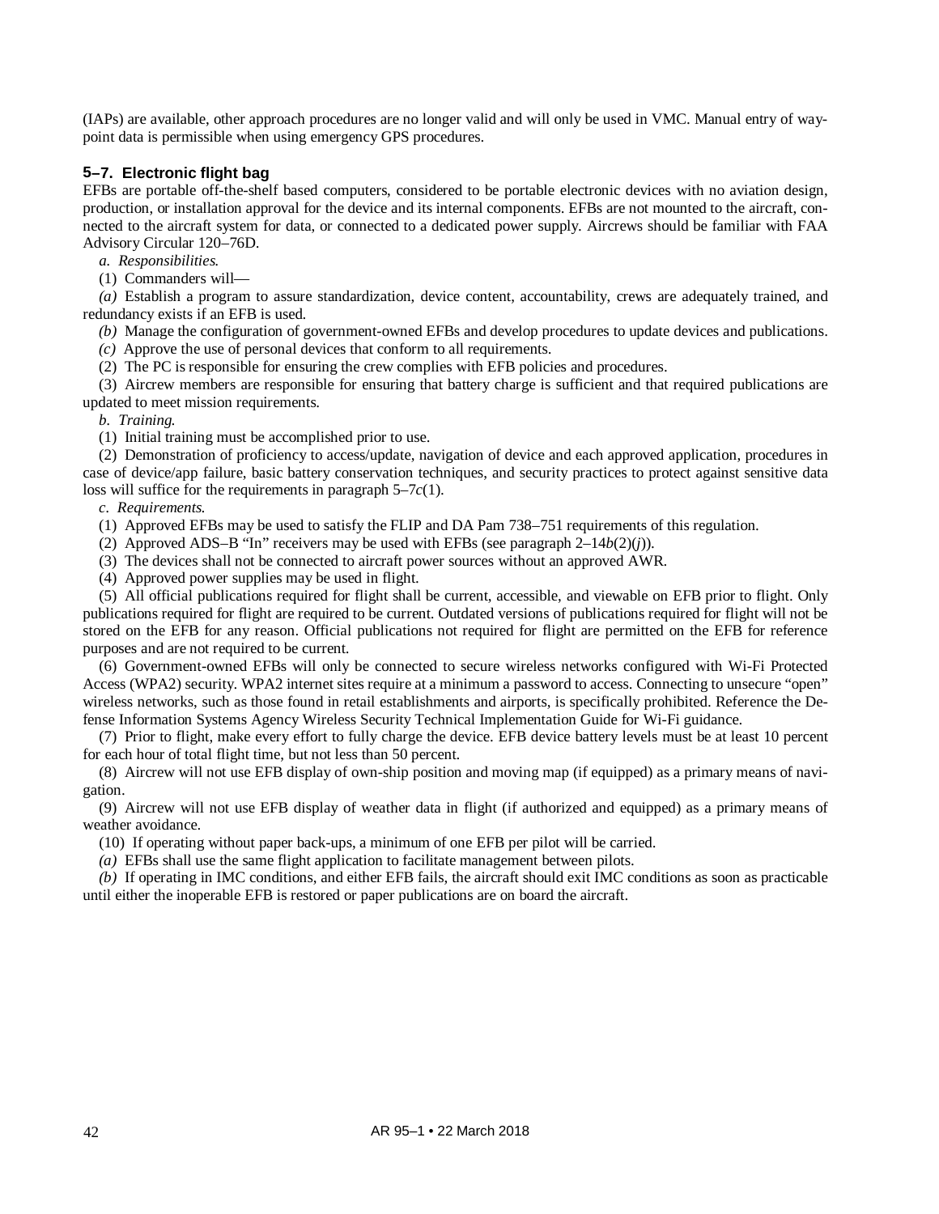(IAPs) are available, other approach procedures are no longer valid and will only be used in VMC. Manual entry of waypoint data is permissible when using emergency GPS procedures.

### 5–7. Electronic flight bag

EFBs are portable off-the-shelf based computers, considered to be portable electronic devices with no aviation design, production, or installation approval for the device and its internal components. EFBs are not mounted to the aircraft, connected to the aircraft system for data, or connected to a dedicated power supply. Aircrews should be familiar with FAA Advisory Circular 120–76D.

*a. Responsibilities.*

(1) Commanders will—

*(a)* Establish a program to assure standardization, device content, accountability, crews are adequately trained, and redundancy exists if an EFB is used.

*(b)* Manage the configuration of government-owned EFBs and develop procedures to update devices and publications.

*(c)* Approve the use of personal devices that conform to all requirements.

(2) The PC is responsible for ensuring the crew complies with EFB policies and procedures.

(3) Aircrew members are responsible for ensuring that battery charge is sufficient and that required publications are updated to meet mission requirements.

*b. Training.*

(1) Initial training must be accomplished prior to use.

(2) Demonstration of proficiency to access/update, navigation of device and each approved application, procedures in case of device/app failure, basic battery conservation techniques, and security practices to protect against sensitive data loss will suffice for the requirements in paragraph 5–7*c*(1).

*c. Requirements.*

(1) Approved EFBs may be used to satisfy the FLIP and DA Pam 738–751 requirements of this regulation.

(2) Approved ADS–B "In" receivers may be used with EFBs (see paragraph 2–14*b*(2)(*j*)).

(3) The devices shall not be connected to aircraft power sources without an approved AWR.

(4) Approved power supplies may be used in flight.

(5) All official publications required for flight shall be current, accessible, and viewable on EFB prior to flight. Only publications required for flight are required to be current. Outdated versions of publications required for flight will not be stored on the EFB for any reason. Official publications not required for flight are permitted on the EFB for reference purposes and are not required to be current.

(6) Government-owned EFBs will only be connected to secure wireless networks configured with Wi-Fi Protected Access (WPA2) security. WPA2 internet sites require at a minimum a password to access. Connecting to unsecure "open" wireless networks, such as those found in retail establishments and airports, is specifically prohibited. Reference the Defense Information Systems Agency Wireless Security Technical Implementation Guide for Wi-Fi guidance.

(7) Prior to flight, make every effort to fully charge the device. EFB device battery levels must be at least 10 percent for each hour of total flight time, but not less than 50 percent.

(8) Aircrew will not use EFB display of own-ship position and moving map (if equipped) as a primary means of navigation.

(9) Aircrew will not use EFB display of weather data in flight (if authorized and equipped) as a primary means of weather avoidance.

(10) If operating without paper back-ups, a minimum of one EFB per pilot will be carried.

*(a)* EFBs shall use the same flight application to facilitate management between pilots.

*(b)* If operating in IMC conditions, and either EFB fails, the aircraft should exit IMC conditions as soon as practicable until either the inoperable EFB is restored or paper publications are on board the aircraft.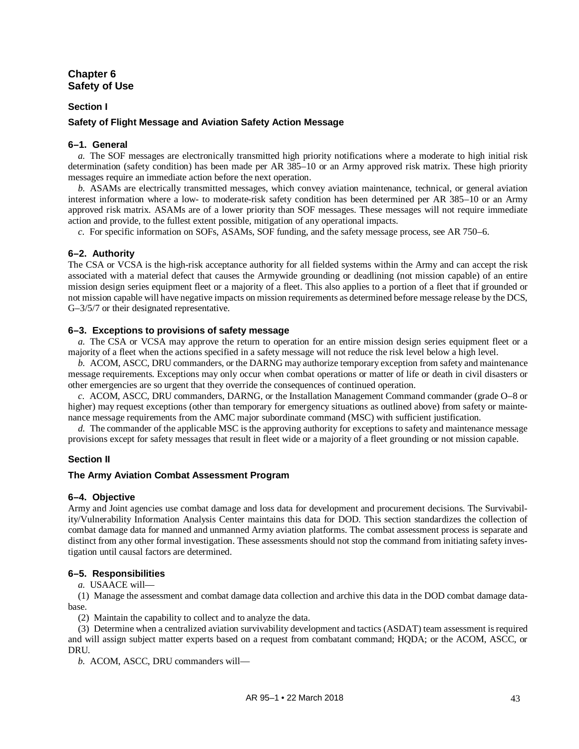# Chapter 6
# Safety of Use

## Section I

## Safety of Flight Message and Aviation Safety Action Message

### 6–1. General

*a.* The SOF messages are electronically transmitted high priority notifications where a moderate to high initial risk determination (safety condition) has been made per AR 385–10 or an Army approved risk matrix. These high priority messages require an immediate action before the next operation.

*b.* ASAMs are electrically transmitted messages, which convey aviation maintenance, technical, or general aviation interest information where a low- to moderate-risk safety condition has been determined per AR 385–10 or an Army approved risk matrix. ASAMs are of a lower priority than SOF messages. These messages will not require immediate action and provide, to the fullest extent possible, mitigation of any operational impacts.

*c.* For specific information on SOFs, ASAMs, SOF funding, and the safety message process, see AR 750–6.

### 6–2. Authority

The CSA or VCSA is the high-risk acceptance authority for all fielded systems within the Army and can accept the risk associated with a material defect that causes the Armywide grounding or deadlining (not mission capable) of an entire mission design series equipment fleet or a majority of a fleet. This also applies to a portion of a fleet that if grounded or not mission capable will have negative impacts on mission requirements as determined before message release by the DCS, G–3/5/7 or their designated representative.

### 6–3. Exceptions to provisions of safety message

*a.* The CSA or VCSA may approve the return to operation for an entire mission design series equipment fleet or a majority of a fleet when the actions specified in a safety message will not reduce the risk level below a high level.

*b.* ACOM, ASCC, DRU commanders, or the DARNG may authorize temporary exception from safety and maintenance message requirements. Exceptions may only occur when combat operations or matter of life or death in civil disasters or other emergencies are so urgent that they override the consequences of continued operation.

*c.* ACOM, ASCC, DRU commanders, DARNG, or the Installation Management Command commander (grade O–8 or higher) may request exceptions (other than temporary for emergency situations as outlined above) from safety or maintenance message requirements from the AMC major subordinate command (MSC) with sufficient justification.

*d.* The commander of the applicable MSC is the approving authority for exceptions to safety and maintenance message provisions except for safety messages that result in fleet wide or a majority of a fleet grounding or not mission capable.

## Section II

## The Army Aviation Combat Assessment Program

### 6–4. Objective

Army and Joint agencies use combat damage and loss data for development and procurement decisions. The Survivability/Vulnerability Information Analysis Center maintains this data for DOD. This section standardizes the collection of combat damage data for manned and unmanned Army aviation platforms. The combat assessment process is separate and distinct from any other formal investigation. These assessments should not stop the command from initiating safety investigation until causal factors are determined.

### 6–5. Responsibilities

*a.* USAACE will—

(1) Manage the assessment and combat damage data collection and archive this data in the DOD combat damage database.

(2) Maintain the capability to collect and to analyze the data.

(3) Determine when a centralized aviation survivability development and tactics (ASDAT) team assessment is required and will assign subject matter experts based on a request from combatant command; HQDA; or the ACOM, ASCC, or DRU.

*b.* ACOM, ASCC, DRU commanders will—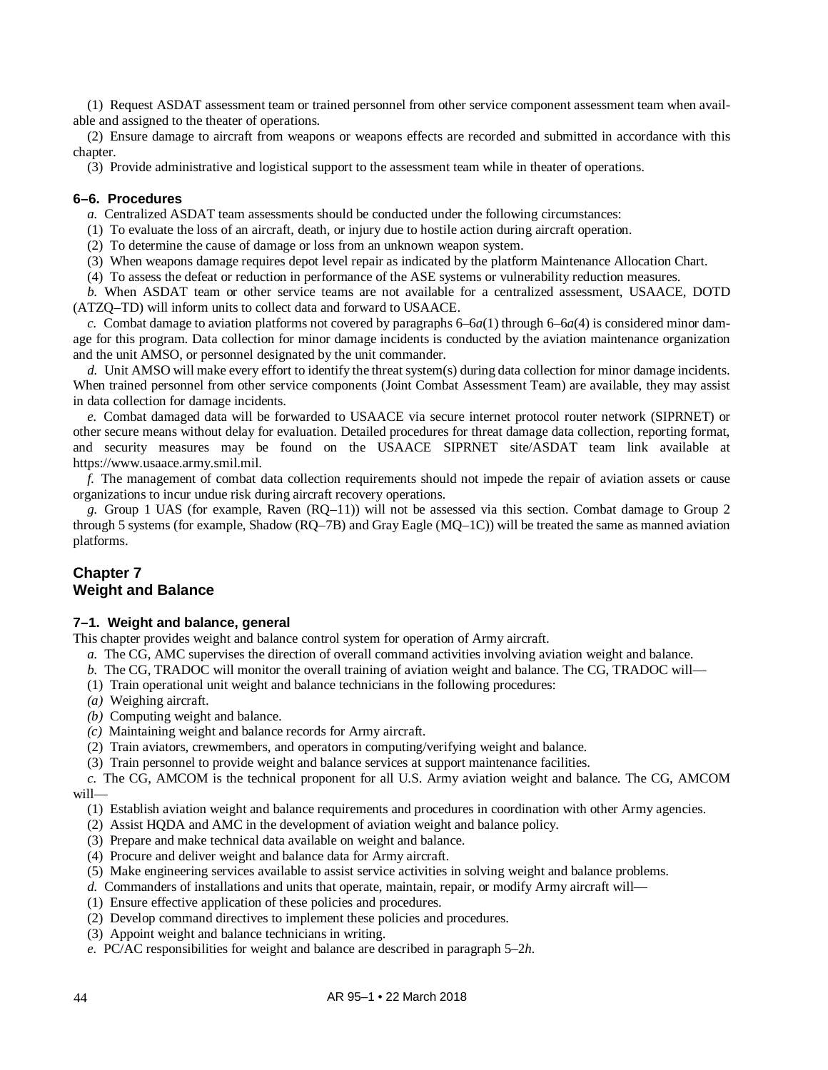(1) Request ASDAT assessment team or trained personnel from other service component assessment team when available and assigned to the theater of operations.

(2) Ensure damage to aircraft from weapons or weapons effects are recorded and submitted in accordance with this chapter.

(3) Provide administrative and logistical support to the assessment team while in theater of operations.

### 6–6. Procedures

*a.* Centralized ASDAT team assessments should be conducted under the following circumstances:

(1) To evaluate the loss of an aircraft, death, or injury due to hostile action during aircraft operation.

(2) To determine the cause of damage or loss from an unknown weapon system.

(3) When weapons damage requires depot level repair as indicated by the platform Maintenance Allocation Chart.

(4) To assess the defeat or reduction in performance of the ASE systems or vulnerability reduction measures.

*b.* When ASDAT team or other service teams are not available for a centralized assessment, USAACE, DOTD (ATZQ–TD) will inform units to collect data and forward to USAACE.

*c.* Combat damage to aviation platforms not covered by paragraphs 6–6*a*(1) through 6–6*a*(4) is considered minor damage for this program. Data collection for minor damage incidents is conducted by the aviation maintenance organization and the unit AMSO, or personnel designated by the unit commander.

*d.* Unit AMSO will make every effort to identify the threat system(s) during data collection for minor damage incidents. When trained personnel from other service components (Joint Combat Assessment Team) are available, they may assist in data collection for damage incidents.

*e.* Combat damaged data will be forwarded to USAACE via secure internet protocol router network (SIPRNET) or other secure means without delay for evaluation. Detailed procedures for threat damage data collection, reporting format, and security measures may be found on the USAACE SIPRNET site/ASDAT team link available at https://www.usaace.army.smil.mil.

*f.* The management of combat data collection requirements should not impede the repair of aviation assets or cause organizations to incur undue risk during aircraft recovery operations.

*g.* Group 1 UAS (for example, Raven (RQ–11)) will not be assessed via this section. Combat damage to Group 2 through 5 systems (for example, Shadow (RQ–7B) and Gray Eagle (MQ–1C)) will be treated the same as manned aviation platforms.

## Chapter 7
## Weight and Balance

### 7–1. Weight and balance, general

This chapter provides weight and balance control system for operation of Army aircraft.

*a.* The CG, AMC supervises the direction of overall command activities involving aviation weight and balance.

*b.* The CG, TRADOC will monitor the overall training of aviation weight and balance. The CG, TRADOC will—

(1) Train operational unit weight and balance technicians in the following procedures:

*(a)* Weighing aircraft.

*(b)* Computing weight and balance.

*(c)* Maintaining weight and balance records for Army aircraft.

(2) Train aviators, crewmembers, and operators in computing/verifying weight and balance.

(3) Train personnel to provide weight and balance services at support maintenance facilities.

*c.* The CG, AMCOM is the technical proponent for all U.S. Army aviation weight and balance. The CG, AMCOM will—

(1) Establish aviation weight and balance requirements and procedures in coordination with other Army agencies.

(2) Assist HQDA and AMC in the development of aviation weight and balance policy.

(3) Prepare and make technical data available on weight and balance.

(4) Procure and deliver weight and balance data for Army aircraft.

(5) Make engineering services available to assist service activities in solving weight and balance problems.

*d.* Commanders of installations and units that operate, maintain, repair, or modify Army aircraft will—

(1) Ensure effective application of these policies and procedures.

(2) Develop command directives to implement these policies and procedures.

(3) Appoint weight and balance technicians in writing.

*e.* PC/AC responsibilities for weight and balance are described in paragraph 5–2*h*.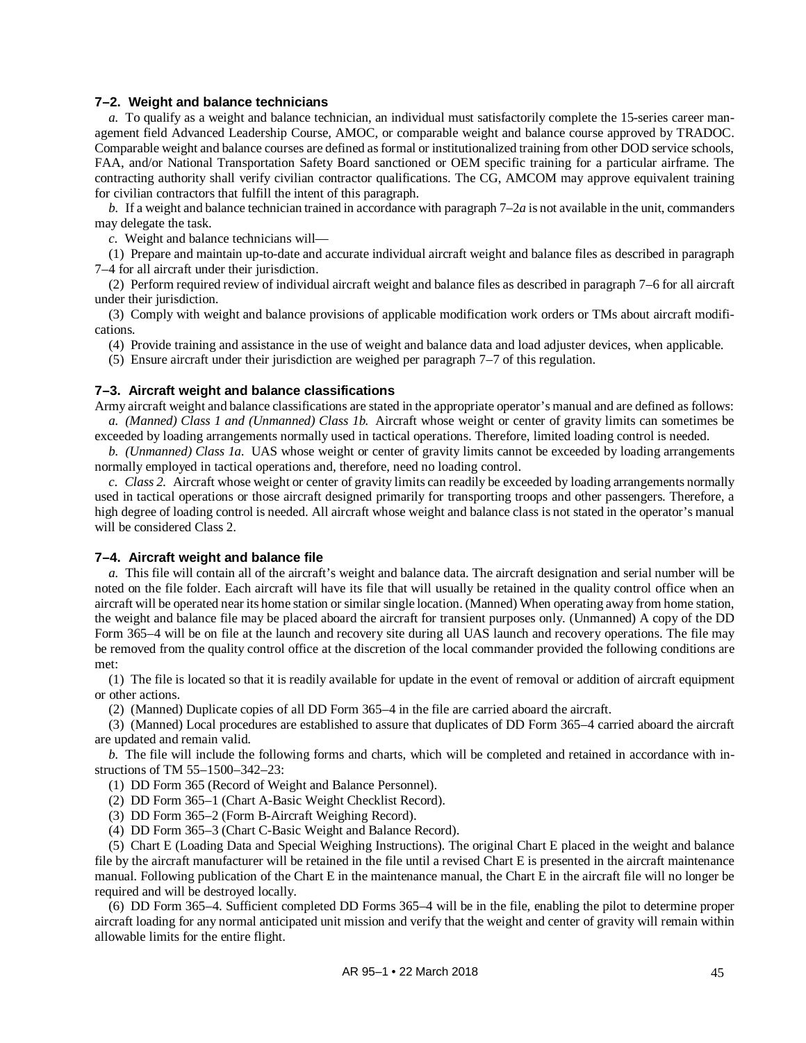### 7–2. Weight and balance technicians

*a.* To qualify as a weight and balance technician, an individual must satisfactorily complete the 15-series career management field Advanced Leadership Course, AMOC, or comparable weight and balance course approved by TRADOC. Comparable weight and balance courses are defined as formal or institutionalized training from other DOD service schools, FAA, and/or National Transportation Safety Board sanctioned or OEM specific training for a particular airframe. The contracting authority shall verify civilian contractor qualifications. The CG, AMCOM may approve equivalent training for civilian contractors that fulfill the intent of this paragraph.

*b.* If a weight and balance technician trained in accordance with paragraph 7–2*a* is not available in the unit, commanders may delegate the task.

*c.* Weight and balance technicians will—

(1) Prepare and maintain up-to-date and accurate individual aircraft weight and balance files as described in paragraph 7–4 for all aircraft under their jurisdiction.

(2) Perform required review of individual aircraft weight and balance files as described in paragraph 7–6 for all aircraft under their jurisdiction.

(3) Comply with weight and balance provisions of applicable modification work orders or TMs about aircraft modifications.

(4) Provide training and assistance in the use of weight and balance data and load adjuster devices, when applicable.

(5) Ensure aircraft under their jurisdiction are weighed per paragraph 7–7 of this regulation.

### 7–3. Aircraft weight and balance classifications

Army aircraft weight and balance classifications are stated in the appropriate operator's manual and are defined as follows:

*a. (Manned) Class 1 and (Unmanned) Class 1b.* Aircraft whose weight or center of gravity limits can sometimes be exceeded by loading arrangements normally used in tactical operations. Therefore, limited loading control is needed.

*b. (Unmanned) Class 1a.* UAS whose weight or center of gravity limits cannot be exceeded by loading arrangements normally employed in tactical operations and, therefore, need no loading control.

*c. Class 2.* Aircraft whose weight or center of gravity limits can readily be exceeded by loading arrangements normally used in tactical operations or those aircraft designed primarily for transporting troops and other passengers. Therefore, a high degree of loading control is needed. All aircraft whose weight and balance class is not stated in the operator's manual will be considered Class 2.

### 7–4. Aircraft weight and balance file

*a.* This file will contain all of the aircraft's weight and balance data. The aircraft designation and serial number will be noted on the file folder. Each aircraft will have its file that will usually be retained in the quality control office when an aircraft will be operated near its home station or similar single location. (Manned) When operating away from home station, the weight and balance file may be placed aboard the aircraft for transient purposes only. (Unmanned) A copy of the DD Form 365–4 will be on file at the launch and recovery site during all UAS launch and recovery operations. The file may be removed from the quality control office at the discretion of the local commander provided the following conditions are met:

(1) The file is located so that it is readily available for update in the event of removal or addition of aircraft equipment or other actions.

(2) (Manned) Duplicate copies of all DD Form 365–4 in the file are carried aboard the aircraft.

(3) (Manned) Local procedures are established to assure that duplicates of DD Form 365–4 carried aboard the aircraft are updated and remain valid.

*b.* The file will include the following forms and charts, which will be completed and retained in accordance with instructions of TM 55–1500–342–23:

(1) DD Form 365 (Record of Weight and Balance Personnel).

(2) DD Form 365–1 (Chart A-Basic Weight Checklist Record).

(3) DD Form 365–2 (Form B-Aircraft Weighing Record).

(4) DD Form 365–3 (Chart C-Basic Weight and Balance Record).

(5) Chart E (Loading Data and Special Weighing Instructions). The original Chart E placed in the weight and balance file by the aircraft manufacturer will be retained in the file until a revised Chart E is presented in the aircraft maintenance manual. Following publication of the Chart E in the maintenance manual, the Chart E in the aircraft file will no longer be required and will be destroyed locally.

(6) DD Form 365–4. Sufficient completed DD Forms 365–4 will be in the file, enabling the pilot to determine proper aircraft loading for any normal anticipated unit mission and verify that the weight and center of gravity will remain within allowable limits for the entire flight.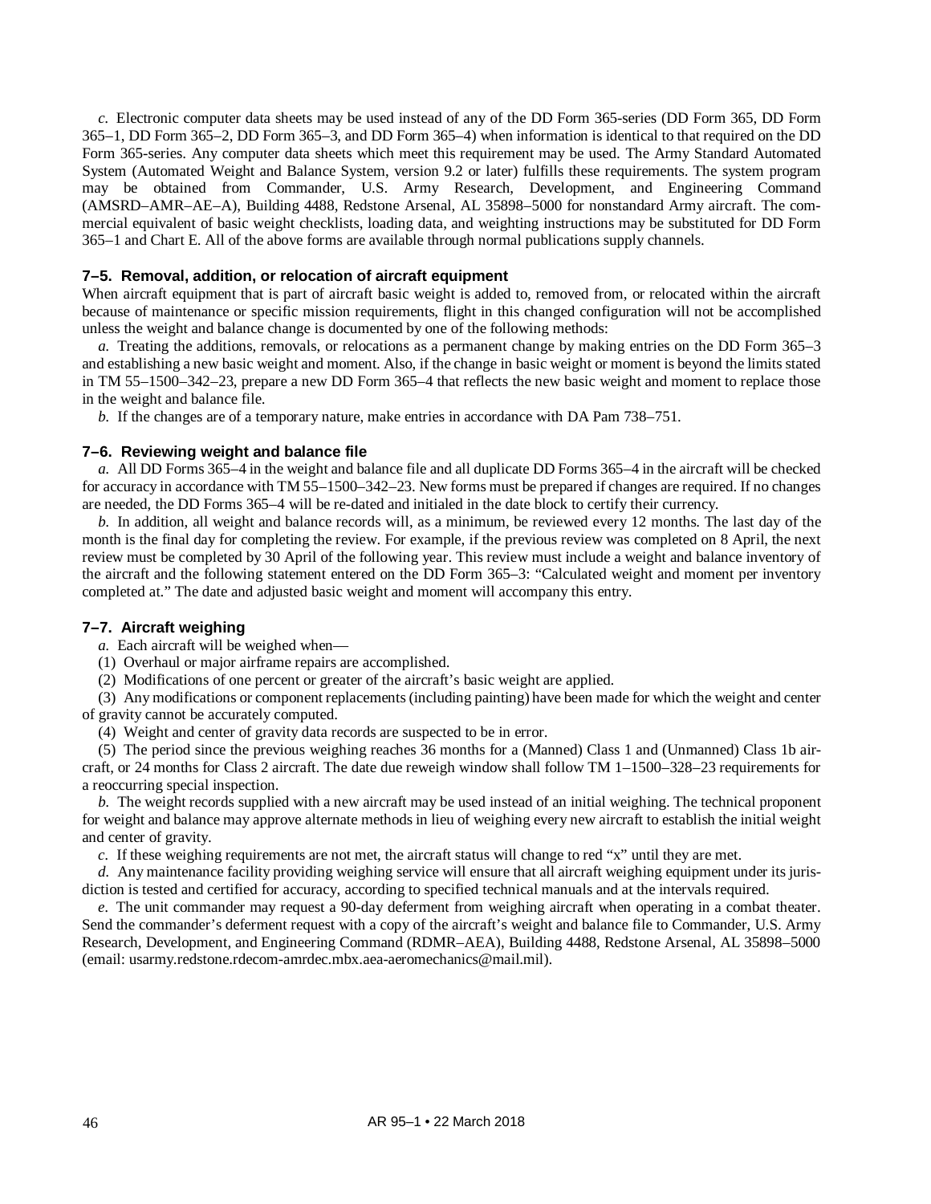*c.* Electronic computer data sheets may be used instead of any of the DD Form 365-series (DD Form 365, DD Form 365–1, DD Form 365–2, DD Form 365–3, and DD Form 365–4) when information is identical to that required on the DD Form 365-series. Any computer data sheets which meet this requirement may be used. The Army Standard Automated System (Automated Weight and Balance System, version 9.2 or later) fulfills these requirements. The system program may be obtained from Commander, U.S. Army Research, Development, and Engineering Command (AMSRD–AMR–AE–A), Building 4488, Redstone Arsenal, AL 35898–5000 for nonstandard Army aircraft. The commercial equivalent of basic weight checklists, loading data, and weighting instructions may be substituted for DD Form 365–1 and Chart E. All of the above forms are available through normal publications supply channels.

### 7–5. Removal, addition, or relocation of aircraft equipment

When aircraft equipment that is part of aircraft basic weight is added to, removed from, or relocated within the aircraft because of maintenance or specific mission requirements, flight in this changed configuration will not be accomplished unless the weight and balance change is documented by one of the following methods:

*a.* Treating the additions, removals, or relocations as a permanent change by making entries on the DD Form 365–3 and establishing a new basic weight and moment. Also, if the change in basic weight or moment is beyond the limits stated in TM 55–1500–342–23, prepare a new DD Form 365–4 that reflects the new basic weight and moment to replace those in the weight and balance file.

*b.* If the changes are of a temporary nature, make entries in accordance with DA Pam 738–751.

### 7–6. Reviewing weight and balance file

*a.* All DD Forms 365–4 in the weight and balance file and all duplicate DD Forms 365–4 in the aircraft will be checked for accuracy in accordance with TM 55–1500–342–23. New forms must be prepared if changes are required. If no changes are needed, the DD Forms 365–4 will be re-dated and initialed in the date block to certify their currency.

*b.* In addition, all weight and balance records will, as a minimum, be reviewed every 12 months. The last day of the month is the final day for completing the review. For example, if the previous review was completed on 8 April, the next review must be completed by 30 April of the following year. This review must include a weight and balance inventory of the aircraft and the following statement entered on the DD Form 365–3: "Calculated weight and moment per inventory completed at." The date and adjusted basic weight and moment will accompany this entry.

### 7–7. Aircraft weighing

*a.* Each aircraft will be weighed when—

(1) Overhaul or major airframe repairs are accomplished.

(2) Modifications of one percent or greater of the aircraft's basic weight are applied.

(3) Any modifications or component replacements (including painting) have been made for which the weight and center of gravity cannot be accurately computed.

(4) Weight and center of gravity data records are suspected to be in error.

(5) The period since the previous weighing reaches 36 months for a (Manned) Class 1 and (Unmanned) Class 1b aircraft, or 24 months for Class 2 aircraft. The date due reweigh window shall follow TM 1–1500–328–23 requirements for a reoccurring special inspection.

*b.* The weight records supplied with a new aircraft may be used instead of an initial weighing. The technical proponent for weight and balance may approve alternate methods in lieu of weighing every new aircraft to establish the initial weight and center of gravity.

*c.* If these weighing requirements are not met, the aircraft status will change to red "x" until they are met.

*d.* Any maintenance facility providing weighing service will ensure that all aircraft weighing equipment under its jurisdiction is tested and certified for accuracy, according to specified technical manuals and at the intervals required.

*e.* The unit commander may request a 90-day deferment from weighing aircraft when operating in a combat theater. Send the commander's deferment request with a copy of the aircraft's weight and balance file to Commander, U.S. Army Research, Development, and Engineering Command (RDMR–AEA), Building 4488, Redstone Arsenal, AL 35898–5000 (email: usarmy.redstone.rdecom-amrdec.mbx.aea-aeromechanics@mail.mil).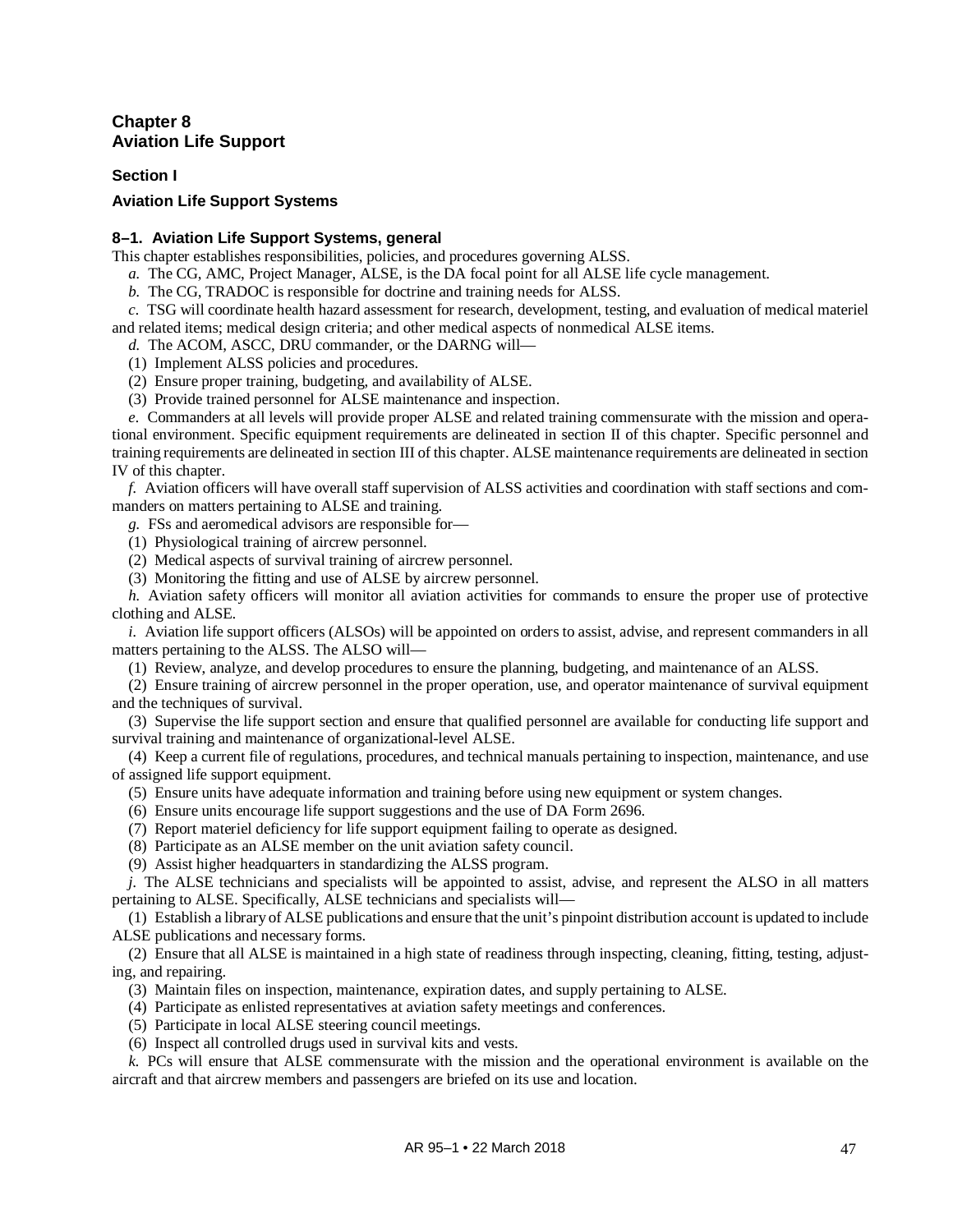# Chapter 8
# Aviation Life Support

## Section I

## Aviation Life Support Systems

### 8–1. Aviation Life Support Systems, general

This chapter establishes responsibilities, policies, and procedures governing ALSS.

*a.* The CG, AMC, Project Manager, ALSE, is the DA focal point for all ALSE life cycle management.

*b.* The CG, TRADOC is responsible for doctrine and training needs for ALSS.

*c.* TSG will coordinate health hazard assessment for research, development, testing, and evaluation of medical materiel and related items; medical design criteria; and other medical aspects of nonmedical ALSE items.

*d.* The ACOM, ASCC, DRU commander, or the DARNG will—

(1) Implement ALSS policies and procedures.

(2) Ensure proper training, budgeting, and availability of ALSE.

(3) Provide trained personnel for ALSE maintenance and inspection.

*e.* Commanders at all levels will provide proper ALSE and related training commensurate with the mission and operational environment. Specific equipment requirements are delineated in section II of this chapter. Specific personnel and training requirements are delineated in section III of this chapter. ALSE maintenance requirements are delineated in section IV of this chapter.

*f.* Aviation officers will have overall staff supervision of ALSS activities and coordination with staff sections and commanders on matters pertaining to ALSE and training.

*g.* FSs and aeromedical advisors are responsible for—

(1) Physiological training of aircrew personnel.

(2) Medical aspects of survival training of aircrew personnel.

(3) Monitoring the fitting and use of ALSE by aircrew personnel.

*h.* Aviation safety officers will monitor all aviation activities for commands to ensure the proper use of protective clothing and ALSE.

*i.* Aviation life support officers (ALSOs) will be appointed on orders to assist, advise, and represent commanders in all matters pertaining to the ALSS. The ALSO will—

(1) Review, analyze, and develop procedures to ensure the planning, budgeting, and maintenance of an ALSS.

(2) Ensure training of aircrew personnel in the proper operation, use, and operator maintenance of survival equipment and the techniques of survival.

(3) Supervise the life support section and ensure that qualified personnel are available for conducting life support and survival training and maintenance of organizational-level ALSE.

(4) Keep a current file of regulations, procedures, and technical manuals pertaining to inspection, maintenance, and use of assigned life support equipment.

(5) Ensure units have adequate information and training before using new equipment or system changes.

(6) Ensure units encourage life support suggestions and the use of DA Form 2696.

(7) Report materiel deficiency for life support equipment failing to operate as designed.

(8) Participate as an ALSE member on the unit aviation safety council.

(9) Assist higher headquarters in standardizing the ALSS program.

*j.* The ALSE technicians and specialists will be appointed to assist, advise, and represent the ALSO in all matters pertaining to ALSE. Specifically, ALSE technicians and specialists will—

(1) Establish a library of ALSE publications and ensure that the unit's pinpoint distribution account is updated to include ALSE publications and necessary forms.

(2) Ensure that all ALSE is maintained in a high state of readiness through inspecting, cleaning, fitting, testing, adjusting, and repairing.

(3) Maintain files on inspection, maintenance, expiration dates, and supply pertaining to ALSE.

(4) Participate as enlisted representatives at aviation safety meetings and conferences.

(5) Participate in local ALSE steering council meetings.

(6) Inspect all controlled drugs used in survival kits and vests.

*k.* PCs will ensure that ALSE commensurate with the mission and the operational environment is available on the aircraft and that aircrew members and passengers are briefed on its use and location.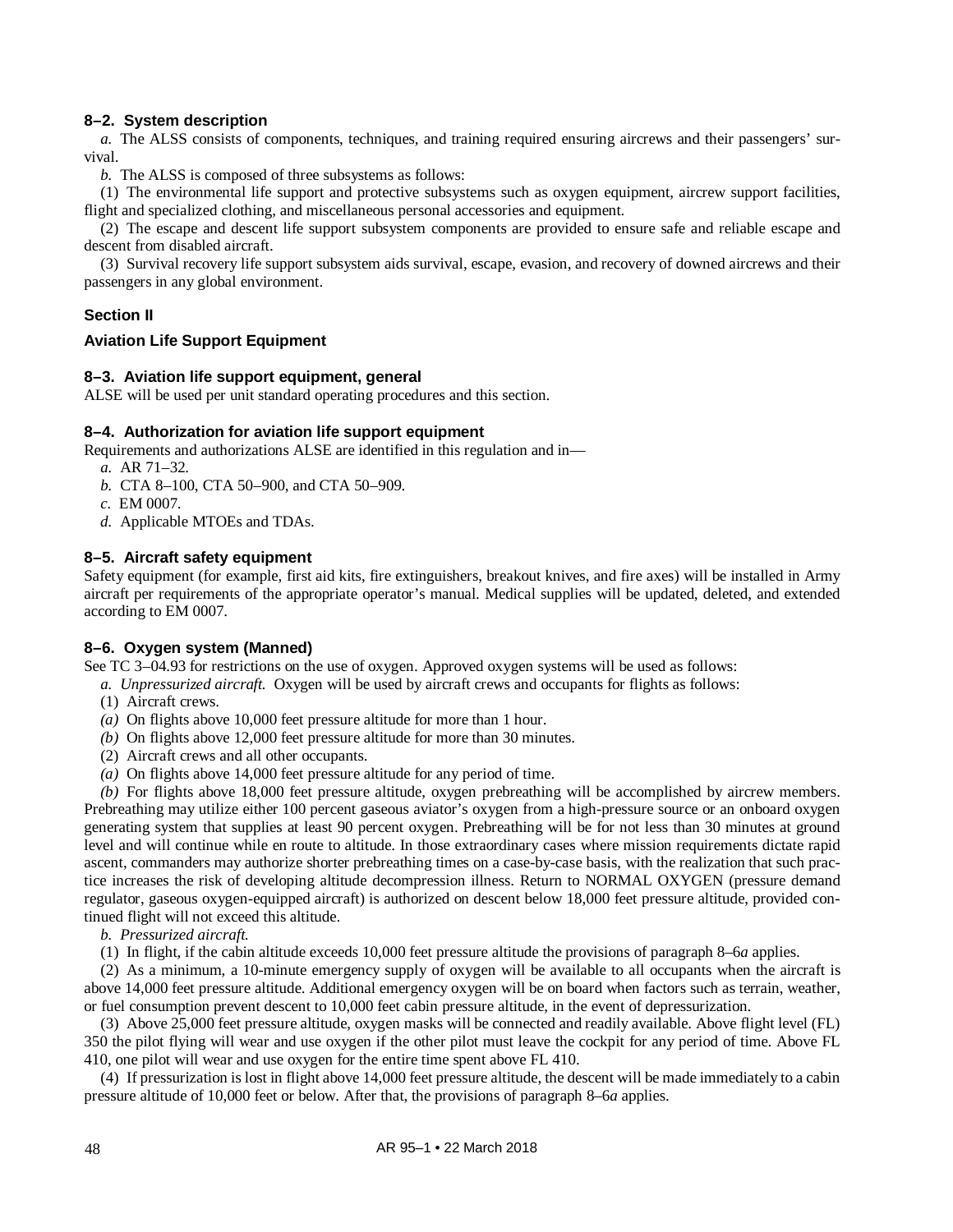### 8–2. System description

*a.* The ALSS consists of components, techniques, and training required ensuring aircrews and their passengers' survival.

*b.* The ALSS is composed of three subsystems as follows:

(1) The environmental life support and protective subsystems such as oxygen equipment, aircrew support facilities, flight and specialized clothing, and miscellaneous personal accessories and equipment.

(2) The escape and descent life support subsystem components are provided to ensure safe and reliable escape and descent from disabled aircraft.

(3) Survival recovery life support subsystem aids survival, escape, evasion, and recovery of downed aircrews and their passengers in any global environment.

## Section II

## Aviation Life Support Equipment

### 8–3. Aviation life support equipment, general

ALSE will be used per unit standard operating procedures and this section.

### 8–4. Authorization for aviation life support equipment

Requirements and authorizations ALSE are identified in this regulation and in—

*a.* AR 71–32.

*b.* CTA 8–100, CTA 50–900, and CTA 50–909.

*c.* EM 0007.

*d.* Applicable MTOEs and TDAs.

### 8–5. Aircraft safety equipment

Safety equipment (for example, first aid kits, fire extinguishers, breakout knives, and fire axes) will be installed in Army aircraft per requirements of the appropriate operator's manual. Medical supplies will be updated, deleted, and extended according to EM 0007.

### 8–6. Oxygen system (Manned)

See TC 3–04.93 for restrictions on the use of oxygen. Approved oxygen systems will be used as follows:

*a. Unpressurized aircraft.* Oxygen will be used by aircraft crews and occupants for flights as follows:

(1) Aircraft crews.

*(a)* On flights above 10,000 feet pressure altitude for more than 1 hour.

*(b)* On flights above 12,000 feet pressure altitude for more than 30 minutes.

(2) Aircraft crews and all other occupants.

*(a)* On flights above 14,000 feet pressure altitude for any period of time.

*(b)* For flights above 18,000 feet pressure altitude, oxygen prebreathing will be accomplished by aircrew members. Prebreathing may utilize either 100 percent gaseous aviator's oxygen from a high-pressure source or an onboard oxygen generating system that supplies at least 90 percent oxygen. Prebreathing will be for not less than 30 minutes at ground level and will continue while en route to altitude. In those extraordinary cases where mission requirements dictate rapid ascent, commanders may authorize shorter prebreathing times on a case-by-case basis, with the realization that such practice increases the risk of developing altitude decompression illness. Return to NORMAL OXYGEN (pressure demand regulator, gaseous oxygen-equipped aircraft) is authorized on descent below 18,000 feet pressure altitude, provided continued flight will not exceed this altitude.

*b. Pressurized aircraft.*

(1) In flight, if the cabin altitude exceeds 10,000 feet pressure altitude the provisions of paragraph 8–6*a* applies.

(2) As a minimum, a 10-minute emergency supply of oxygen will be available to all occupants when the aircraft is above 14,000 feet pressure altitude. Additional emergency oxygen will be on board when factors such as terrain, weather, or fuel consumption prevent descent to 10,000 feet cabin pressure altitude, in the event of depressurization.

(3) Above 25,000 feet pressure altitude, oxygen masks will be connected and readily available. Above flight level (FL) 350 the pilot flying will wear and use oxygen if the other pilot must leave the cockpit for any period of time. Above FL 410, one pilot will wear and use oxygen for the entire time spent above FL 410.

(4) If pressurization is lost in flight above 14,000 feet pressure altitude, the descent will be made immediately to a cabin pressure altitude of 10,000 feet or below. After that, the provisions of paragraph 8–6*a* applies.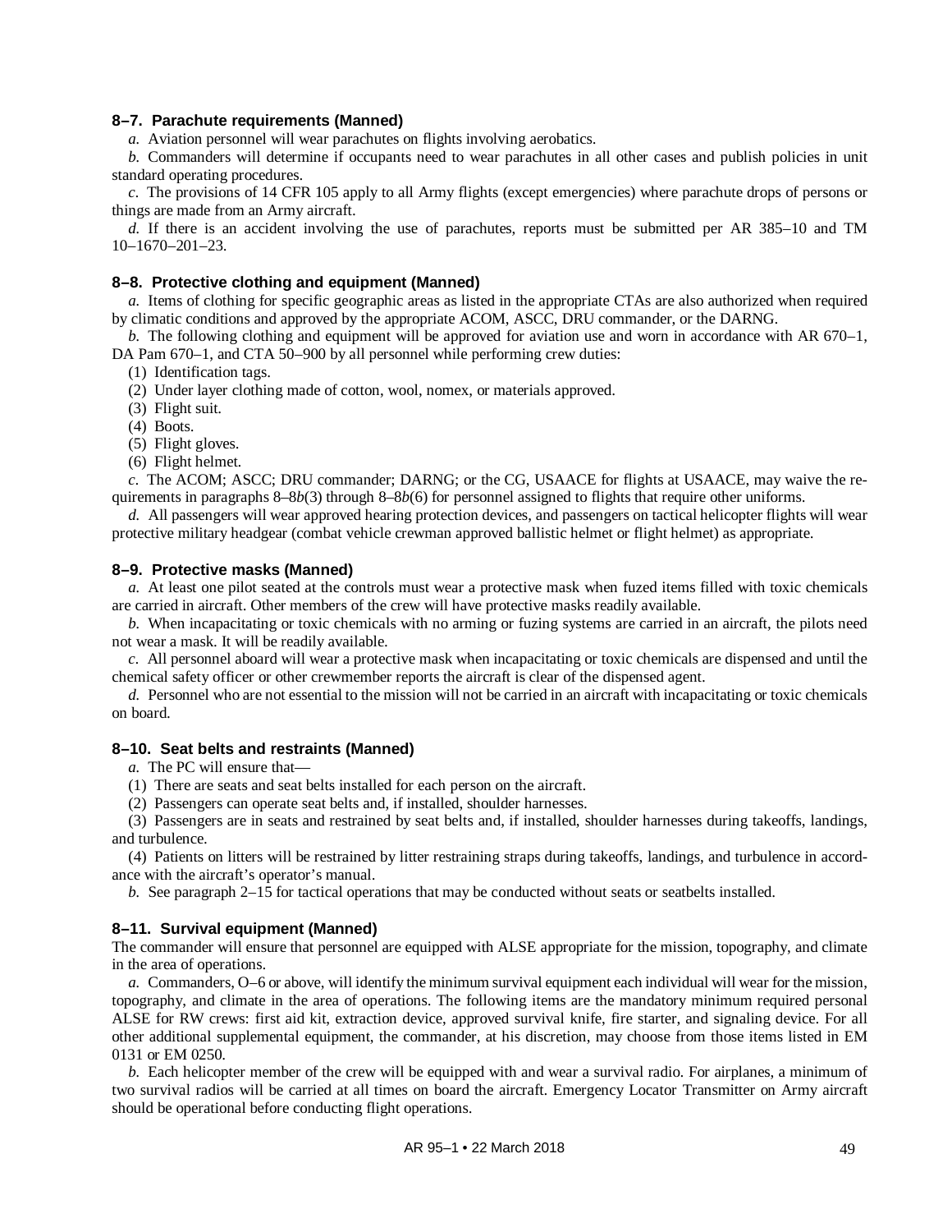### 8–7. Parachute requirements (Manned)

*a.* Aviation personnel will wear parachutes on flights involving aerobatics.

*b.* Commanders will determine if occupants need to wear parachutes in all other cases and publish policies in unit standard operating procedures.

*c.* The provisions of 14 CFR 105 apply to all Army flights (except emergencies) where parachute drops of persons or things are made from an Army aircraft.

*d.* If there is an accident involving the use of parachutes, reports must be submitted per AR 385–10 and TM 10–1670–201–23.

### 8–8. Protective clothing and equipment (Manned)

*a.* Items of clothing for specific geographic areas as listed in the appropriate CTAs are also authorized when required by climatic conditions and approved by the appropriate ACOM, ASCC, DRU commander, or the DARNG.

*b.* The following clothing and equipment will be approved for aviation use and worn in accordance with AR 670–1, DA Pam 670–1, and CTA 50–900 by all personnel while performing crew duties:

(1) Identification tags.

(2) Under layer clothing made of cotton, wool, nomex, or materials approved.

(3) Flight suit.

(4) Boots.

(5) Flight gloves.

(6) Flight helmet.

*c.* The ACOM; ASCC; DRU commander; DARNG; or the CG, USAACE for flights at USAACE, may waive the requirements in paragraphs 8–8*b*(3) through 8–8*b*(6) for personnel assigned to flights that require other uniforms.

*d.* All passengers will wear approved hearing protection devices, and passengers on tactical helicopter flights will wear protective military headgear (combat vehicle crewman approved ballistic helmet or flight helmet) as appropriate.

### 8–9. Protective masks (Manned)

*a.* At least one pilot seated at the controls must wear a protective mask when fuzed items filled with toxic chemicals are carried in aircraft. Other members of the crew will have protective masks readily available.

*b.* When incapacitating or toxic chemicals with no arming or fuzing systems are carried in an aircraft, the pilots need not wear a mask. It will be readily available.

*c.* All personnel aboard will wear a protective mask when incapacitating or toxic chemicals are dispensed and until the chemical safety officer or other crewmember reports the aircraft is clear of the dispensed agent.

*d.* Personnel who are not essential to the mission will not be carried in an aircraft with incapacitating or toxic chemicals on board.

### 8–10. Seat belts and restraints (Manned)

*a.* The PC will ensure that—

(1) There are seats and seat belts installed for each person on the aircraft.

(2) Passengers can operate seat belts and, if installed, shoulder harnesses.

(3) Passengers are in seats and restrained by seat belts and, if installed, shoulder harnesses during takeoffs, landings, and turbulence.

(4) Patients on litters will be restrained by litter restraining straps during takeoffs, landings, and turbulence in accordance with the aircraft's operator's manual.

*b.* See paragraph 2–15 for tactical operations that may be conducted without seats or seatbelts installed.

### 8–11. Survival equipment (Manned)

The commander will ensure that personnel are equipped with ALSE appropriate for the mission, topography, and climate in the area of operations.

*a.* Commanders, O–6 or above, will identify the minimum survival equipment each individual will wear for the mission, topography, and climate in the area of operations. The following items are the mandatory minimum required personal ALSE for RW crews: first aid kit, extraction device, approved survival knife, fire starter, and signaling device. For all other additional supplemental equipment, the commander, at his discretion, may choose from those items listed in EM 0131 or EM 0250.

*b.* Each helicopter member of the crew will be equipped with and wear a survival radio. For airplanes, a minimum of two survival radios will be carried at all times on board the aircraft. Emergency Locator Transmitter on Army aircraft should be operational before conducting flight operations.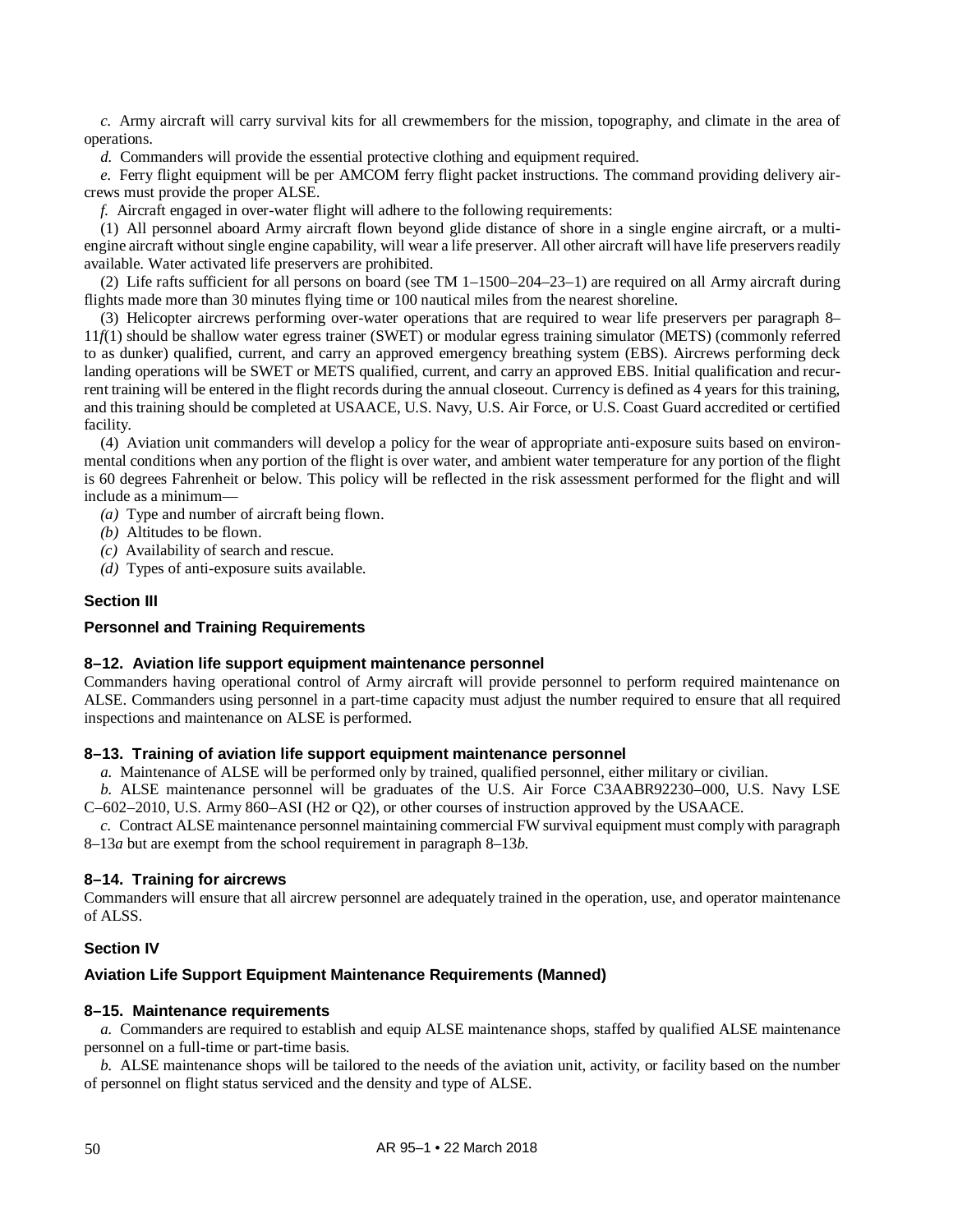*c.* Army aircraft will carry survival kits for all crewmembers for the mission, topography, and climate in the area of operations.

*d.* Commanders will provide the essential protective clothing and equipment required.

*e.* Ferry flight equipment will be per AMCOM ferry flight packet instructions. The command providing delivery aircrews must provide the proper ALSE.

*f.* Aircraft engaged in over-water flight will adhere to the following requirements:

(1) All personnel aboard Army aircraft flown beyond glide distance of shore in a single engine aircraft, or a multi-engine aircraft without single engine capability, will wear a life preserver. All other aircraft will have life preservers readily available. Water activated life preservers are prohibited.

(2) Life rafts sufficient for all persons on board (see TM 1–1500–204–23–1) are required on all Army aircraft during flights made more than 30 minutes flying time or 100 nautical miles from the nearest shoreline.

(3) Helicopter aircrews performing over-water operations that are required to wear life preservers per paragraph 8–11*f*(1) should be shallow water egress trainer (SWET) or modular egress training simulator (METS) (commonly referred to as dunker) qualified, current, and carry an approved emergency breathing system (EBS). Aircrews performing deck landing operations will be SWET or METS qualified, current, and carry an approved EBS. Initial qualification and recurrent training will be entered in the flight records during the annual closeout. Currency is defined as 4 years for this training, and this training should be completed at USAACE, U.S. Navy, U.S. Air Force, or U.S. Coast Guard accredited or certified facility.

(4) Aviation unit commanders will develop a policy for the wear of appropriate anti-exposure suits based on environmental conditions when any portion of the flight is over water, and ambient water temperature for any portion of the flight is 60 degrees Fahrenheit or below. This policy will be reflected in the risk assessment performed for the flight and will include as a minimum—

*(a)* Type and number of aircraft being flown.

*(b)* Altitudes to be flown.

*(c)* Availability of search and rescue.

*(d)* Types of anti-exposure suits available.

## Section III

## Personnel and Training Requirements

### 8–12. Aviation life support equipment maintenance personnel

Commanders having operational control of Army aircraft will provide personnel to perform required maintenance on ALSE. Commanders using personnel in a part-time capacity must adjust the number required to ensure that all required inspections and maintenance on ALSE is performed.

### 8–13. Training of aviation life support equipment maintenance personnel

*a.* Maintenance of ALSE will be performed only by trained, qualified personnel, either military or civilian.

*b.* ALSE maintenance personnel will be graduates of the U.S. Air Force C3AABR92230–000, U.S. Navy LSE C–602–2010, U.S. Army 860–ASI (H2 or Q2), or other courses of instruction approved by the USAACE.

*c.* Contract ALSE maintenance personnel maintaining commercial FW survival equipment must comply with paragraph 8–13*a* but are exempt from the school requirement in paragraph 8–13*b*.

### 8–14. Training for aircrews

Commanders will ensure that all aircrew personnel are adequately trained in the operation, use, and operator maintenance of ALSS.

## Section IV

## Aviation Life Support Equipment Maintenance Requirements (Manned)

### 8–15. Maintenance requirements

*a.* Commanders are required to establish and equip ALSE maintenance shops, staffed by qualified ALSE maintenance personnel on a full-time or part-time basis.

*b.* ALSE maintenance shops will be tailored to the needs of the aviation unit, activity, or facility based on the number of personnel on flight status serviced and the density and type of ALSE.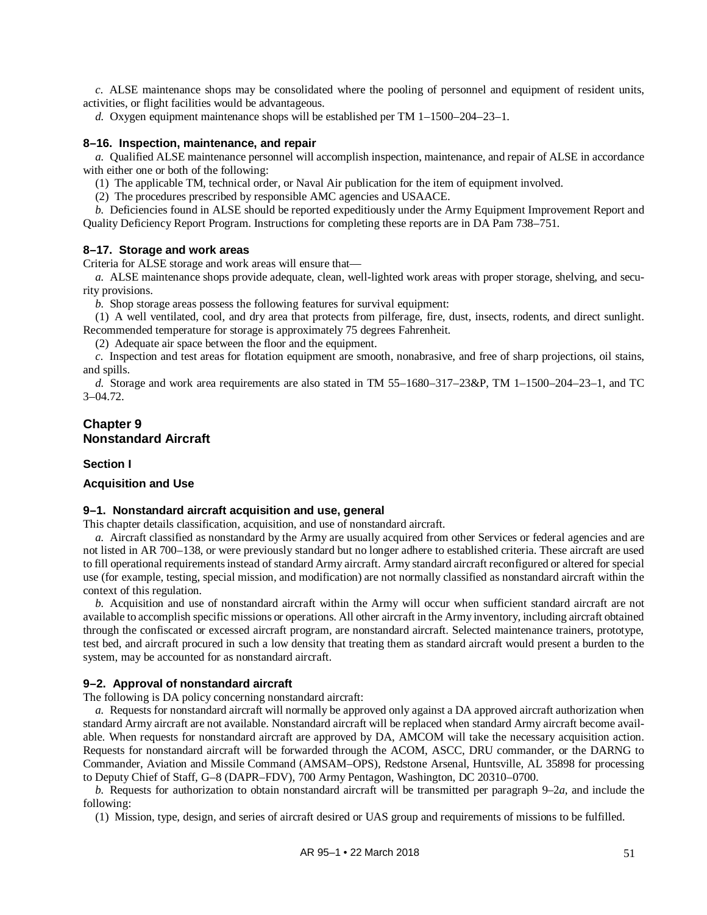*c.* ALSE maintenance shops may be consolidated where the pooling of personnel and equipment of resident units, activities, or flight facilities would be advantageous.

*d.* Oxygen equipment maintenance shops will be established per TM 1–1500–204–23–1.

### 8–16. Inspection, maintenance, and repair

*a.* Qualified ALSE maintenance personnel will accomplish inspection, maintenance, and repair of ALSE in accordance with either one or both of the following:

(1) The applicable TM, technical order, or Naval Air publication for the item of equipment involved.

(2) The procedures prescribed by responsible AMC agencies and USAACE.

*b.* Deficiencies found in ALSE should be reported expeditiously under the Army Equipment Improvement Report and Quality Deficiency Report Program. Instructions for completing these reports are in DA Pam 738–751.

### 8–17. Storage and work areas

Criteria for ALSE storage and work areas will ensure that—

*a.* ALSE maintenance shops provide adequate, clean, well-lighted work areas with proper storage, shelving, and security provisions.

*b.* Shop storage areas possess the following features for survival equipment:

(1) A well ventilated, cool, and dry area that protects from pilferage, fire, dust, insects, rodents, and direct sunlight. Recommended temperature for storage is approximately 75 degrees Fahrenheit.

(2) Adequate air space between the floor and the equipment.

*c.* Inspection and test areas for flotation equipment are smooth, nonabrasive, and free of sharp projections, oil stains, and spills.

*d.* Storage and work area requirements are also stated in TM 55–1680–317–23&P, TM 1–1500–204–23–1, and TC 3–04.72.

# Chapter 9
# Nonstandard Aircraft

## Section I

## Acquisition and Use

### 9–1. Nonstandard aircraft acquisition and use, general

This chapter details classification, acquisition, and use of nonstandard aircraft.

*a.* Aircraft classified as nonstandard by the Army are usually acquired from other Services or federal agencies and are not listed in AR 700–138, or were previously standard but no longer adhere to established criteria. These aircraft are used to fill operational requirements instead of standard Army aircraft. Army standard aircraft reconfigured or altered for special use (for example, testing, special mission, and modification) are not normally classified as nonstandard aircraft within the context of this regulation.

*b.* Acquisition and use of nonstandard aircraft within the Army will occur when sufficient standard aircraft are not available to accomplish specific missions or operations. All other aircraft in the Army inventory, including aircraft obtained through the confiscated or excessed aircraft program, are nonstandard aircraft. Selected maintenance trainers, prototype, test bed, and aircraft procured in such a low density that treating them as standard aircraft would present a burden to the system, may be accounted for as nonstandard aircraft.

### 9–2. Approval of nonstandard aircraft

The following is DA policy concerning nonstandard aircraft:

*a.* Requests for nonstandard aircraft will normally be approved only against a DA approved aircraft authorization when standard Army aircraft are not available. Nonstandard aircraft will be replaced when standard Army aircraft become available. When requests for nonstandard aircraft are approved by DA, AMCOM will take the necessary acquisition action. Requests for nonstandard aircraft will be forwarded through the ACOM, ASCC, DRU commander, or the DARNG to Commander, Aviation and Missile Command (AMSAM–OPS), Redstone Arsenal, Huntsville, AL 35898 for processing to Deputy Chief of Staff, G–8 (DAPR–FDV), 700 Army Pentagon, Washington, DC 20310–0700.

*b.* Requests for authorization to obtain nonstandard aircraft will be transmitted per paragraph 9–2*a*, and include the following:

(1) Mission, type, design, and series of aircraft desired or UAS group and requirements of missions to be fulfilled.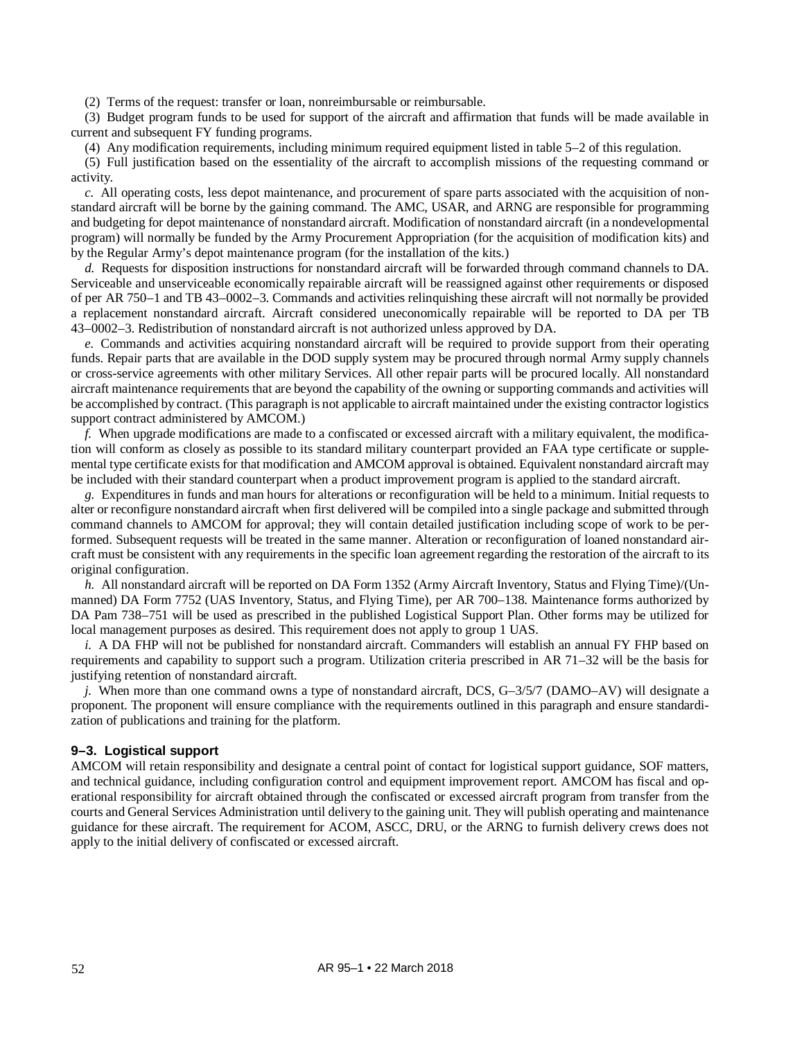(2) Terms of the request: transfer or loan, nonreimbursable or reimbursable.

(3) Budget program funds to be used for support of the aircraft and affirmation that funds will be made available in current and subsequent FY funding programs.

(4) Any modification requirements, including minimum required equipment listed in table 5–2 of this regulation.

(5) Full justification based on the essentiality of the aircraft to accomplish missions of the requesting command or activity.

*c.* All operating costs, less depot maintenance, and procurement of spare parts associated with the acquisition of nonstandard aircraft will be borne by the gaining command. The AMC, USAR, and ARNG are responsible for programming and budgeting for depot maintenance of nonstandard aircraft. Modification of nonstandard aircraft (in a nondevelopmental program) will normally be funded by the Army Procurement Appropriation (for the acquisition of modification kits) and by the Regular Army's depot maintenance program (for the installation of the kits.)

*d.* Requests for disposition instructions for nonstandard aircraft will be forwarded through command channels to DA. Serviceable and unserviceable economically repairable aircraft will be reassigned against other requirements or disposed of per AR 750–1 and TB 43–0002–3. Commands and activities relinquishing these aircraft will not normally be provided a replacement nonstandard aircraft. Aircraft considered uneconomically repairable will be reported to DA per TB 43–0002–3. Redistribution of nonstandard aircraft is not authorized unless approved by DA.

*e.* Commands and activities acquiring nonstandard aircraft will be required to provide support from their operating funds. Repair parts that are available in the DOD supply system may be procured through normal Army supply channels or cross-service agreements with other military Services. All other repair parts will be procured locally. All nonstandard aircraft maintenance requirements that are beyond the capability of the owning or supporting commands and activities will be accomplished by contract. (This paragraph is not applicable to aircraft maintained under the existing contractor logistics support contract administered by AMCOM.)

*f.* When upgrade modifications are made to a confiscated or excessed aircraft with a military equivalent, the modification will conform as closely as possible to its standard military counterpart provided an FAA type certificate or supplemental type certificate exists for that modification and AMCOM approval is obtained. Equivalent nonstandard aircraft may be included with their standard counterpart when a product improvement program is applied to the standard aircraft.

*g.* Expenditures in funds and man hours for alterations or reconfiguration will be held to a minimum. Initial requests to alter or reconfigure nonstandard aircraft when first delivered will be compiled into a single package and submitted through command channels to AMCOM for approval; they will contain detailed justification including scope of work to be performed. Subsequent requests will be treated in the same manner. Alteration or reconfiguration of loaned nonstandard aircraft must be consistent with any requirements in the specific loan agreement regarding the restoration of the aircraft to its original configuration.

*h.* All nonstandard aircraft will be reported on DA Form 1352 (Army Aircraft Inventory, Status and Flying Time)/(Unmanned) DA Form 7752 (UAS Inventory, Status, and Flying Time), per AR 700–138. Maintenance forms authorized by DA Pam 738–751 will be used as prescribed in the published Logistical Support Plan. Other forms may be utilized for local management purposes as desired. This requirement does not apply to group 1 UAS.

*i.* A DA FHP will not be published for nonstandard aircraft. Commanders will establish an annual FY FHP based on requirements and capability to support such a program. Utilization criteria prescribed in AR 71–32 will be the basis for justifying retention of nonstandard aircraft.

*j.* When more than one command owns a type of nonstandard aircraft, DCS, G–3/5/7 (DAMO–AV) will designate a proponent. The proponent will ensure compliance with the requirements outlined in this paragraph and ensure standardization of publications and training for the platform.

### 9–3. Logistical support

AMCOM will retain responsibility and designate a central point of contact for logistical support guidance, SOF matters, and technical guidance, including configuration control and equipment improvement report. AMCOM has fiscal and operational responsibility for aircraft obtained through the confiscated or excessed aircraft program from transfer from the courts and General Services Administration until delivery to the gaining unit. They will publish operating and maintenance guidance for these aircraft. The requirement for ACOM, ASCC, DRU, or the ARNG to furnish delivery crews does not apply to the initial delivery of confiscated or excessed aircraft.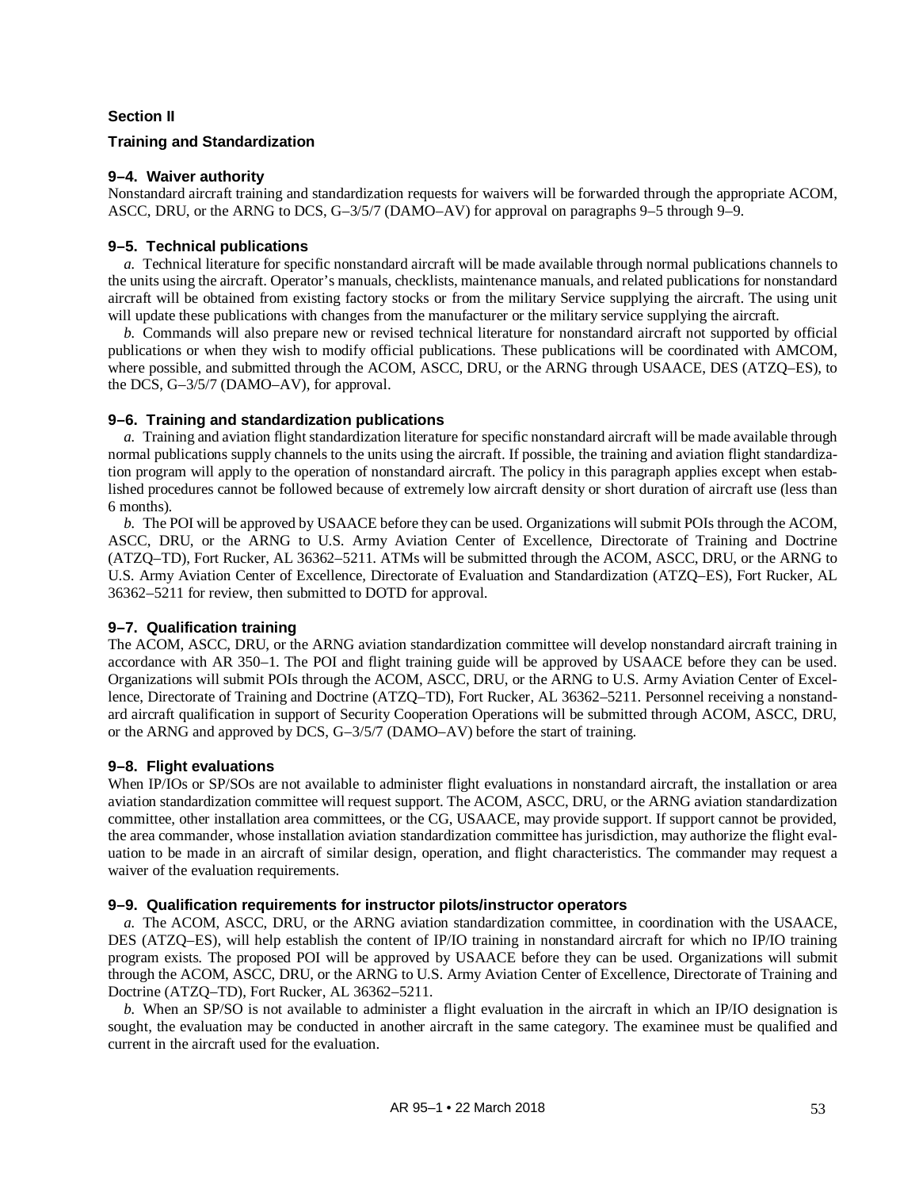## Section II

## Training and Standardization

### 9–4. Waiver authority

Nonstandard aircraft training and standardization requests for waivers will be forwarded through the appropriate ACOM, ASCC, DRU, or the ARNG to DCS, G–3/5/7 (DAMO–AV) for approval on paragraphs 9–5 through 9–9.

### 9–5. Technical publications

*a.* Technical literature for specific nonstandard aircraft will be made available through normal publications channels to the units using the aircraft. Operator's manuals, checklists, maintenance manuals, and related publications for nonstandard aircraft will be obtained from existing factory stocks or from the military Service supplying the aircraft. The using unit will update these publications with changes from the manufacturer or the military service supplying the aircraft.

*b.* Commands will also prepare new or revised technical literature for nonstandard aircraft not supported by official publications or when they wish to modify official publications. These publications will be coordinated with AMCOM, where possible, and submitted through the ACOM, ASCC, DRU, or the ARNG through USAACE, DES (ATZQ–ES), to the DCS, G–3/5/7 (DAMO–AV), for approval.

### 9–6. Training and standardization publications

*a.* Training and aviation flight standardization literature for specific nonstandard aircraft will be made available through normal publications supply channels to the units using the aircraft. If possible, the training and aviation flight standardization program will apply to the operation of nonstandard aircraft. The policy in this paragraph applies except when established procedures cannot be followed because of extremely low aircraft density or short duration of aircraft use (less than 6 months).

*b.* The POI will be approved by USAACE before they can be used. Organizations will submit POIs through the ACOM, ASCC, DRU, or the ARNG to U.S. Army Aviation Center of Excellence, Directorate of Training and Doctrine (ATZQ–TD), Fort Rucker, AL 36362–5211. ATMs will be submitted through the ACOM, ASCC, DRU, or the ARNG to U.S. Army Aviation Center of Excellence, Directorate of Evaluation and Standardization (ATZQ–ES), Fort Rucker, AL 36362–5211 for review, then submitted to DOTD for approval.

### 9–7. Qualification training

The ACOM, ASCC, DRU, or the ARNG aviation standardization committee will develop nonstandard aircraft training in accordance with AR 350–1. The POI and flight training guide will be approved by USAACE before they can be used. Organizations will submit POIs through the ACOM, ASCC, DRU, or the ARNG to U.S. Army Aviation Center of Excellence, Directorate of Training and Doctrine (ATZQ–TD), Fort Rucker, AL 36362–5211. Personnel receiving a nonstandard aircraft qualification in support of Security Cooperation Operations will be submitted through ACOM, ASCC, DRU, or the ARNG and approved by DCS, G–3/5/7 (DAMO–AV) before the start of training.

### 9–8. Flight evaluations

When IP/IOs or SP/SOs are not available to administer flight evaluations in nonstandard aircraft, the installation or area aviation standardization committee will request support. The ACOM, ASCC, DRU, or the ARNG aviation standardization committee, other installation area committees, or the CG, USAACE, may provide support. If support cannot be provided, the area commander, whose installation aviation standardization committee has jurisdiction, may authorize the flight evaluation to be made in an aircraft of similar design, operation, and flight characteristics. The commander may request a waiver of the evaluation requirements.

### 9–9. Qualification requirements for instructor pilots/instructor operators

*a.* The ACOM, ASCC, DRU, or the ARNG aviation standardization committee, in coordination with the USAACE, DES (ATZQ–ES), will help establish the content of IP/IO training in nonstandard aircraft for which no IP/IO training program exists. The proposed POI will be approved by USAACE before they can be used. Organizations will submit through the ACOM, ASCC, DRU, or the ARNG to U.S. Army Aviation Center of Excellence, Directorate of Training and Doctrine (ATZQ–TD), Fort Rucker, AL 36362–5211.

*b.* When an SP/SO is not available to administer a flight evaluation in the aircraft in which an IP/IO designation is sought, the evaluation may be conducted in another aircraft in the same category. The examinee must be qualified and current in the aircraft used for the evaluation.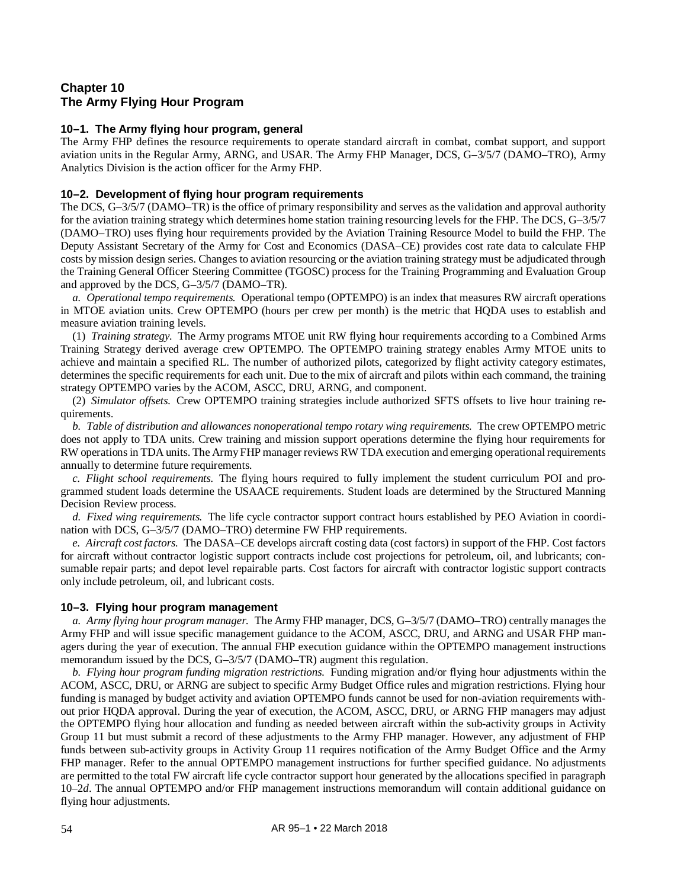# Chapter 10
# The Army Flying Hour Program

## 10–1. The Army flying hour program, general

The Army FHP defines the resource requirements to operate standard aircraft in combat, combat support, and support aviation units in the Regular Army, ARNG, and USAR. The Army FHP Manager, DCS, G–3/5/7 (DAMO–TRO), Army Analytics Division is the action officer for the Army FHP.

## 10–2. Development of flying hour program requirements

The DCS, G–3/5/7 (DAMO–TR) is the office of primary responsibility and serves as the validation and approval authority for the aviation training strategy which determines home station training resourcing levels for the FHP. The DCS, G–3/5/7 (DAMO–TRO) uses flying hour requirements provided by the Aviation Training Resource Model to build the FHP. The Deputy Assistant Secretary of the Army for Cost and Economics (DASA–CE) provides cost rate data to calculate FHP costs by mission design series. Changes to aviation resourcing or the aviation training strategy must be adjudicated through the Training General Officer Steering Committee (TGOSC) process for the Training Programming and Evaluation Group and approved by the DCS, G–3/5/7 (DAMO–TR).

*a. Operational tempo requirements.* Operational tempo (OPTEMPO) is an index that measures RW aircraft operations in MTOE aviation units. Crew OPTEMPO (hours per crew per month) is the metric that HQDA uses to establish and measure aviation training levels.

(1) *Training strategy.* The Army programs MTOE unit RW flying hour requirements according to a Combined Arms Training Strategy derived average crew OPTEMPO. The OPTEMPO training strategy enables Army MTOE units to achieve and maintain a specified RL. The number of authorized pilots, categorized by flight activity category estimates, determines the specific requirements for each unit. Due to the mix of aircraft and pilots within each command, the training strategy OPTEMPO varies by the ACOM, ASCC, DRU, ARNG, and component.

(2) *Simulator offsets.* Crew OPTEMPO training strategies include authorized SFTS offsets to live hour training requirements.

*b. Table of distribution and allowances nonoperational tempo rotary wing requirements.* The crew OPTEMPO metric does not apply to TDA units. Crew training and mission support operations determine the flying hour requirements for RW operations in TDA units. The Army FHP manager reviews RW TDA execution and emerging operational requirements annually to determine future requirements.

*c. Flight school requirements.* The flying hours required to fully implement the student curriculum POI and programmed student loads determine the USAACE requirements. Student loads are determined by the Structured Manning Decision Review process.

*d. Fixed wing requirements.* The life cycle contractor support contract hours established by PEO Aviation in coordination with DCS, G–3/5/7 (DAMO–TRO) determine FW FHP requirements.

*e. Aircraft cost factors.* The DASA–CE develops aircraft costing data (cost factors) in support of the FHP. Cost factors for aircraft without contractor logistic support contracts include cost projections for petroleum, oil, and lubricants; consumable repair parts; and depot level repairable parts. Cost factors for aircraft with contractor logistic support contracts only include petroleum, oil, and lubricant costs.

## 10–3. Flying hour program management

*a. Army flying hour program manager.* The Army FHP manager, DCS, G–3/5/7 (DAMO–TRO) centrally manages the Army FHP and will issue specific management guidance to the ACOM, ASCC, DRU, and ARNG and USAR FHP managers during the year of execution. The annual FHP execution guidance within the OPTEMPO management instructions memorandum issued by the DCS, G–3/5/7 (DAMO–TR) augment this regulation.

*b. Flying hour program funding migration restrictions.* Funding migration and/or flying hour adjustments within the ACOM, ASCC, DRU, or ARNG are subject to specific Army Budget Office rules and migration restrictions. Flying hour funding is managed by budget activity and aviation OPTEMPO funds cannot be used for non-aviation requirements without prior HQDA approval. During the year of execution, the ACOM, ASCC, DRU, or ARNG FHP managers may adjust the OPTEMPO flying hour allocation and funding as needed between aircraft within the sub-activity groups in Activity Group 11 but must submit a record of these adjustments to the Army FHP manager. However, any adjustment of FHP funds between sub-activity groups in Activity Group 11 requires notification of the Army Budget Office and the Army FHP manager. Refer to the annual OPTEMPO management instructions for further specified guidance. No adjustments are permitted to the total FW aircraft life cycle contractor support hour generated by the allocations specified in paragraph 10–2*d*. The annual OPTEMPO and/or FHP management instructions memorandum will contain additional guidance on flying hour adjustments.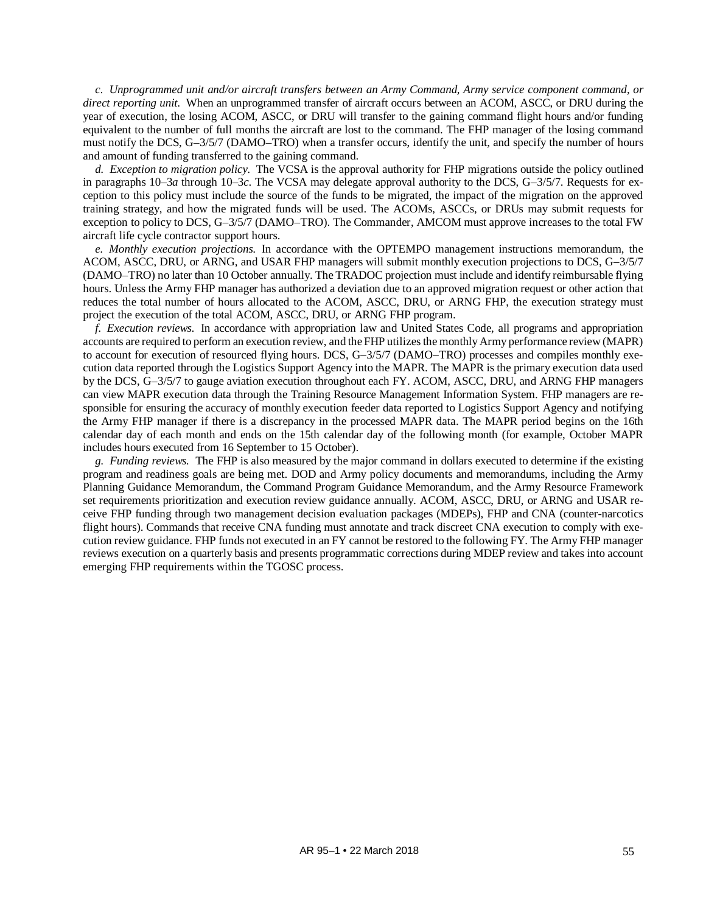*c. Unprogrammed unit and/or aircraft transfers between an Army Command, Army service component command, or direct reporting unit.* When an unprogrammed transfer of aircraft occurs between an ACOM, ASCC, or DRU during the year of execution, the losing ACOM, ASCC, or DRU will transfer to the gaining command flight hours and/or funding equivalent to the number of full months the aircraft are lost to the command. The FHP manager of the losing command must notify the DCS, G–3/5/7 (DAMO–TRO) when a transfer occurs, identify the unit, and specify the number of hours and amount of funding transferred to the gaining command.

*d. Exception to migration policy.* The VCSA is the approval authority for FHP migrations outside the policy outlined in paragraphs 10–3*a* through 10–3*c*. The VCSA may delegate approval authority to the DCS, G–3/5/7. Requests for exception to this policy must include the source of the funds to be migrated, the impact of the migration on the approved training strategy, and how the migrated funds will be used. The ACOMs, ASCCs, or DRUs may submit requests for exception to policy to DCS, G–3/5/7 (DAMO–TRO). The Commander, AMCOM must approve increases to the total FW aircraft life cycle contractor support hours.

*e. Monthly execution projections.* In accordance with the OPTEMPO management instructions memorandum, the ACOM, ASCC, DRU, or ARNG, and USAR FHP managers will submit monthly execution projections to DCS, G–3/5/7 (DAMO–TRO) no later than 10 October annually. The TRADOC projection must include and identify reimbursable flying hours. Unless the Army FHP manager has authorized a deviation due to an approved migration request or other action that reduces the total number of hours allocated to the ACOM, ASCC, DRU, or ARNG FHP, the execution strategy must project the execution of the total ACOM, ASCC, DRU, or ARNG FHP program.

*f. Execution reviews.* In accordance with appropriation law and United States Code, all programs and appropriation accounts are required to perform an execution review, and the FHP utilizes the monthly Army performance review (MAPR) to account for execution of resourced flying hours. DCS, G–3/5/7 (DAMO–TRO) processes and compiles monthly execution data reported through the Logistics Support Agency into the MAPR. The MAPR is the primary execution data used by the DCS, G–3/5/7 to gauge aviation execution throughout each FY. ACOM, ASCC, DRU, and ARNG FHP managers can view MAPR execution data through the Training Resource Management Information System. FHP managers are responsible for ensuring the accuracy of monthly execution feeder data reported to Logistics Support Agency and notifying the Army FHP manager if there is a discrepancy in the processed MAPR data. The MAPR period begins on the 16th calendar day of each month and ends on the 15th calendar day of the following month (for example, October MAPR includes hours executed from 16 September to 15 October).

*g. Funding reviews.* The FHP is also measured by the major command in dollars executed to determine if the existing program and readiness goals are being met. DOD and Army policy documents and memorandums, including the Army Planning Guidance Memorandum, the Command Program Guidance Memorandum, and the Army Resource Framework set requirements prioritization and execution review guidance annually. ACOM, ASCC, DRU, or ARNG and USAR receive FHP funding through two management decision evaluation packages (MDEPs), FHP and CNA (counter-narcotics flight hours). Commands that receive CNA funding must annotate and track discreet CNA execution to comply with execution review guidance. FHP funds not executed in an FY cannot be restored to the following FY. The Army FHP manager reviews execution on a quarterly basis and presents programmatic corrections during MDEP review and takes into account emerging FHP requirements within the TGOSC process.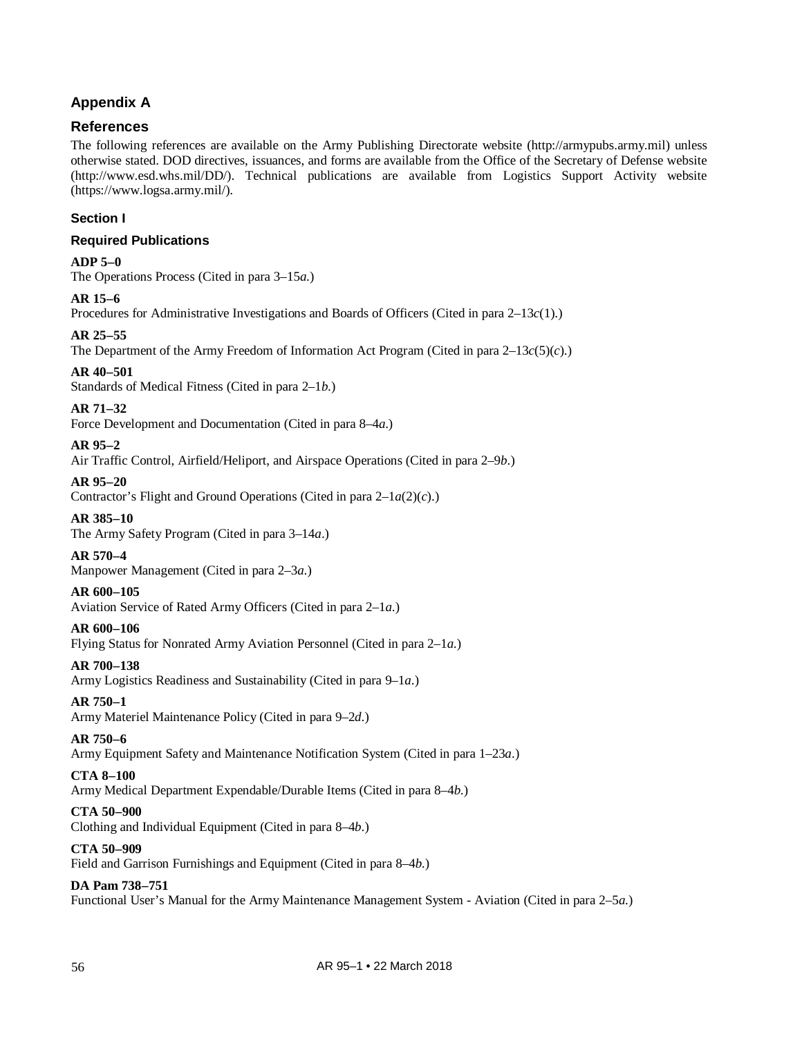## Appendix A

## References

The following references are available on the Army Publishing Directorate website (http://armypubs.army.mil) unless otherwise stated. DOD directives, issuances, and forms are available from the Office of the Secretary of Defense website (http://www.esd.whs.mil/DD/). Technical publications are available from Logistics Support Activity website (https://www.logsa.army.mil/).

### Section I

### Required Publications

**ADP 5–0**
The Operations Process (Cited in para 3–15*a*.)

**AR 15–6**
Procedures for Administrative Investigations and Boards of Officers (Cited in para 2–13*c*(1).)

**AR 25–55**
The Department of the Army Freedom of Information Act Program (Cited in para 2–13*c*(5)(*c*).)

**AR 40–501**
Standards of Medical Fitness (Cited in para 2–1*b*.)

**AR 71–32**
Force Development and Documentation (Cited in para 8–4*a*.)

**AR 95–2**
Air Traffic Control, Airfield/Heliport, and Airspace Operations (Cited in para 2–9*b*.)

**AR 95–20**
Contractor's Flight and Ground Operations (Cited in para 2–1*a*(2)(*c*).)

**AR 385–10**
The Army Safety Program (Cited in para 3–14*a*.)

**AR 570–4**
Manpower Management (Cited in para 2–3*a*.)

**AR 600–105**
Aviation Service of Rated Army Officers (Cited in para 2–1*a*.)

**AR 600–106**
Flying Status for Nonrated Army Aviation Personnel (Cited in para 2–1*a*.)

**AR 700–138**
Army Logistics Readiness and Sustainability (Cited in para 9–1*a*.)

**AR 750–1**
Army Materiel Maintenance Policy (Cited in para 9–2*d*.)

**AR 750–6**
Army Equipment Safety and Maintenance Notification System (Cited in para 1–23*a*.)

**CTA 8–100**
Army Medical Department Expendable/Durable Items (Cited in para 8–4*b*.)

**CTA 50–900**
Clothing and Individual Equipment (Cited in para 8–4*b*.)

**CTA 50–909**
Field and Garrison Furnishings and Equipment (Cited in para 8–4*b*.)

**DA Pam 738–751**
Functional User's Manual for the Army Maintenance Management System - Aviation (Cited in para 2–5*a*.)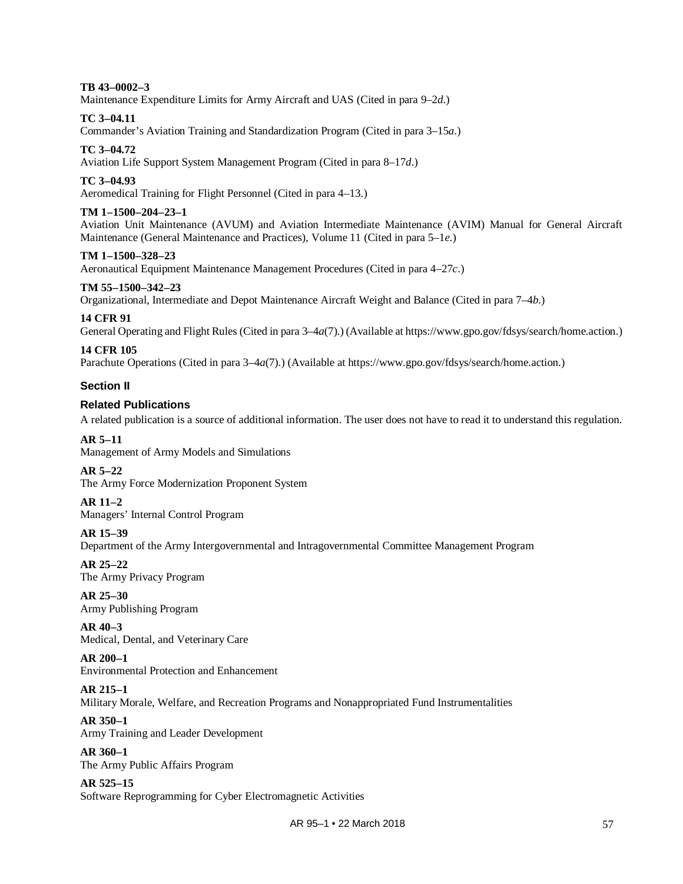**TB 43–0002–3**
Maintenance Expenditure Limits for Army Aircraft and UAS (Cited in para 9–2*d*.)

**TC 3–04.11**
Commander's Aviation Training and Standardization Program (Cited in para 3–15*a*.)

**TC 3–04.72**
Aviation Life Support System Management Program (Cited in para 8–17*d*.)

**TC 3–04.93**
Aeromedical Training for Flight Personnel (Cited in para 4–13.)

**TM 1–1500–204–23–1**
Aviation Unit Maintenance (AVUM) and Aviation Intermediate Maintenance (AVIM) Manual for General Aircraft Maintenance (General Maintenance and Practices), Volume 11 (Cited in para 5–1*e*.)

**TM 1–1500–328–23**
Aeronautical Equipment Maintenance Management Procedures (Cited in para 4–27*c*.)

**TM 55–1500–342–23**
Organizational, Intermediate and Depot Maintenance Aircraft Weight and Balance (Cited in para 7–4*b*.)

**14 CFR 91**
General Operating and Flight Rules (Cited in para 3–4*a*(7).) (Available at https://www.gpo.gov/fdsys/search/home.action.)

**14 CFR 105**
Parachute Operations (Cited in para 3–4*a*(7).) (Available at https://www.gpo.gov/fdsys/search/home.action.)

## Section II

## Related Publications

A related publication is a source of additional information. The user does not have to read it to understand this regulation.

**AR 5–11**
Management of Army Models and Simulations

**AR 5–22**
The Army Force Modernization Proponent System

**AR 11–2**
Managers' Internal Control Program

**AR 15–39**
Department of the Army Intergovernmental and Intragovernmental Committee Management Program

**AR 25–22**
The Army Privacy Program

**AR 25–30**
Army Publishing Program

**AR 40–3**
Medical, Dental, and Veterinary Care

**AR 200–1**
Environmental Protection and Enhancement

**AR 215–1**
Military Morale, Welfare, and Recreation Programs and Nonappropriated Fund Instrumentalities

**AR 350–1**
Army Training and Leader Development

**AR 360–1**
The Army Public Affairs Program

**AR 525–15**
Software Reprogramming for Cyber Electromagnetic Activities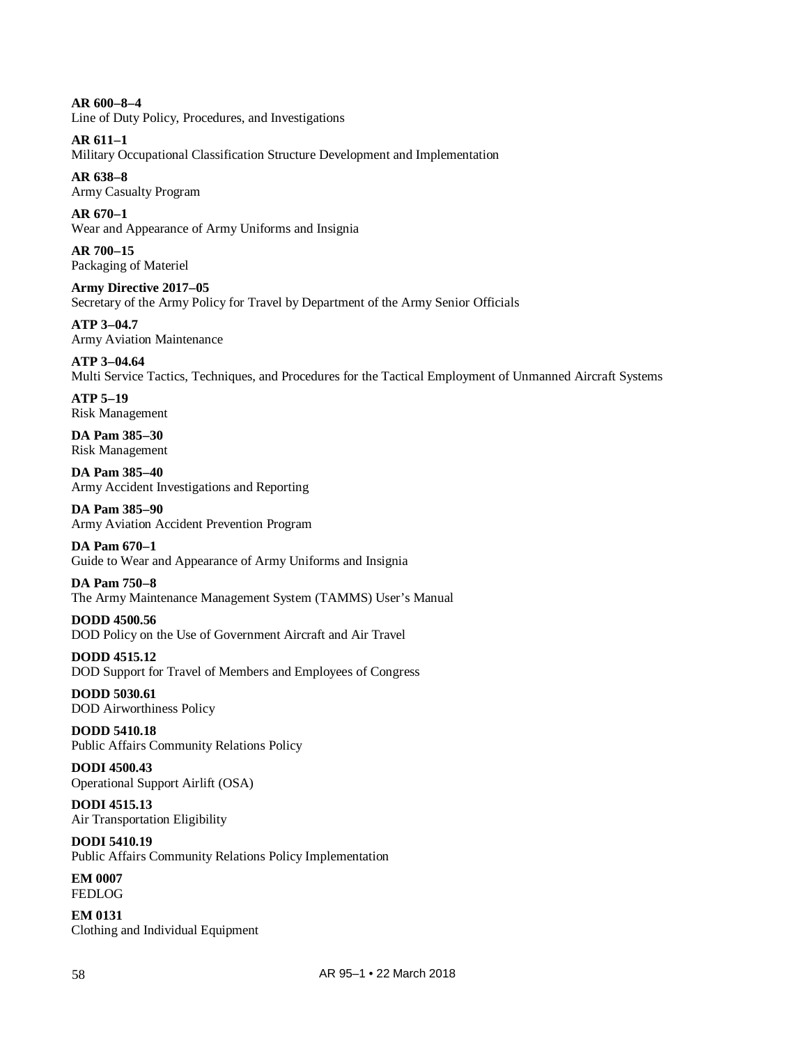**AR 600–8–4**
Line of Duty Policy, Procedures, and Investigations

**AR 611–1**
Military Occupational Classification Structure Development and Implementation

**AR 638–8**
Army Casualty Program

**AR 670–1**
Wear and Appearance of Army Uniforms and Insignia

**AR 700–15**
Packaging of Materiel

**Army Directive 2017–05**
Secretary of the Army Policy for Travel by Department of the Army Senior Officials

**ATP 3–04.7**
Army Aviation Maintenance

**ATP 3–04.64**
Multi Service Tactics, Techniques, and Procedures for the Tactical Employment of Unmanned Aircraft Systems

**ATP 5–19**
Risk Management

**DA Pam 385–30**
Risk Management

**DA Pam 385–40**
Army Accident Investigations and Reporting

**DA Pam 385–90**
Army Aviation Accident Prevention Program

**DA Pam 670–1**
Guide to Wear and Appearance of Army Uniforms and Insignia

**DA Pam 750–8**
The Army Maintenance Management System (TAMMS) User's Manual

**DODD 4500.56**
DOD Policy on the Use of Government Aircraft and Air Travel

**DODD 4515.12**
DOD Support for Travel of Members and Employees of Congress

**DODD 5030.61**
DOD Airworthiness Policy

**DODD 5410.18**
Public Affairs Community Relations Policy

**DODI 4500.43**
Operational Support Airlift (OSA)

**DODI 4515.13**
Air Transportation Eligibility

**DODI 5410.19**
Public Affairs Community Relations Policy Implementation

**EM 0007**
FEDLOG

**EM 0131**
Clothing and Individual Equipment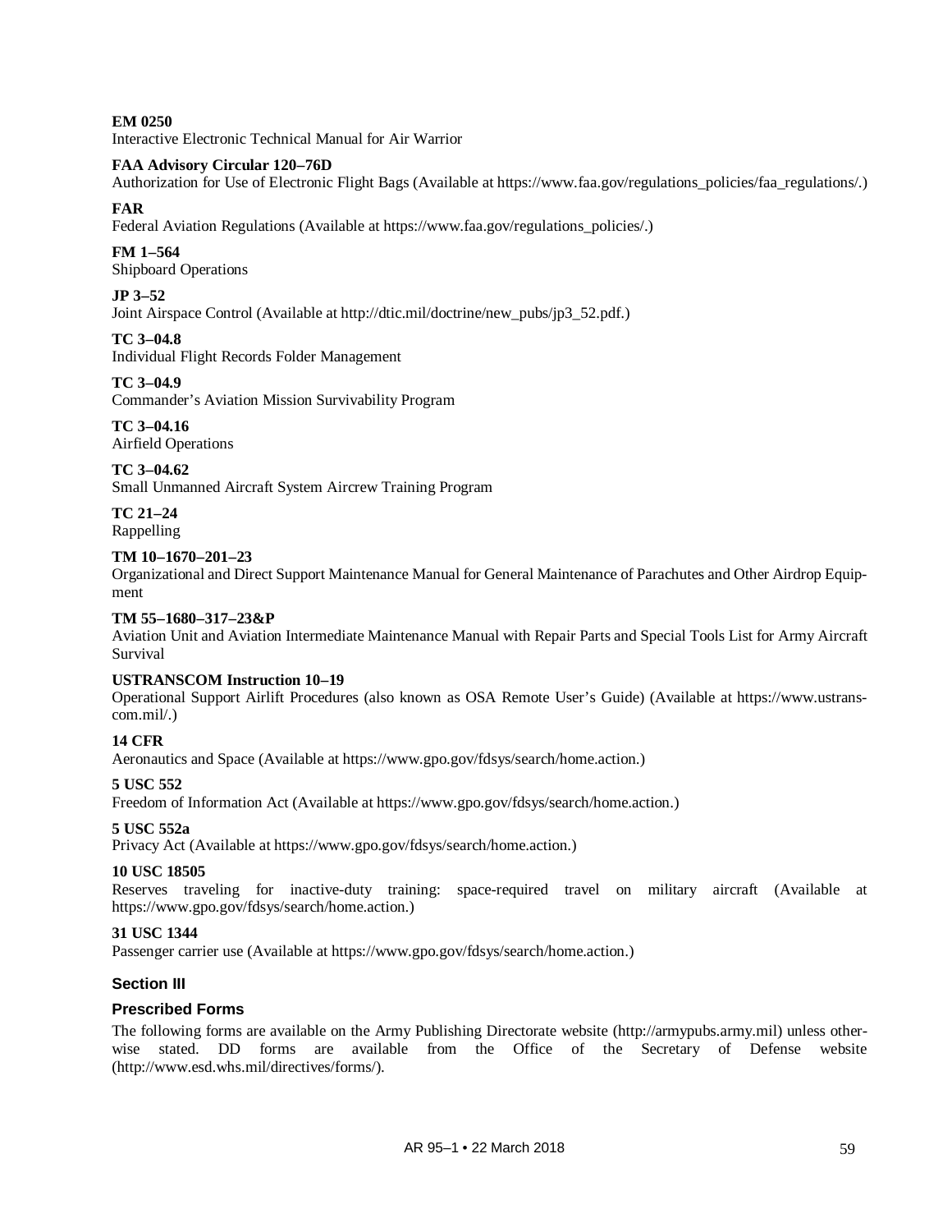**EM 0250**
Interactive Electronic Technical Manual for Air Warrior

**FAA Advisory Circular 120–76D**
Authorization for Use of Electronic Flight Bags (Available at https://www.faa.gov/regulations_policies/faa_regulations/.)

**FAR**
Federal Aviation Regulations (Available at https://www.faa.gov/regulations_policies/.)

**FM 1–564**
Shipboard Operations

**JP 3–52**
Joint Airspace Control (Available at http://dtic.mil/doctrine/new_pubs/jp3_52.pdf.)

**TC 3–04.8**
Individual Flight Records Folder Management

**TC 3–04.9**
Commander's Aviation Mission Survivability Program

**TC 3–04.16**
Airfield Operations

**TC 3–04.62**
Small Unmanned Aircraft System Aircrew Training Program

**TC 21–24**
Rappelling

**TM 10–1670–201–23**
Organizational and Direct Support Maintenance Manual for General Maintenance of Parachutes and Other Airdrop Equipment

**TM 55–1680–317–23&P**
Aviation Unit and Aviation Intermediate Maintenance Manual with Repair Parts and Special Tools List for Army Aircraft Survival

**USTRANSCOM Instruction 10–19**
Operational Support Airlift Procedures (also known as OSA Remote User's Guide) (Available at https://www.ustranscom.mil/.)

**14 CFR**
Aeronautics and Space (Available at https://www.gpo.gov/fdsys/search/home.action.)

**5 USC 552**
Freedom of Information Act (Available at https://www.gpo.gov/fdsys/search/home.action.)

**5 USC 552a**
Privacy Act (Available at https://www.gpo.gov/fdsys/search/home.action.)

**10 USC 18505**
Reserves traveling for inactive-duty training: space-required travel on military aircraft (Available at https://www.gpo.gov/fdsys/search/home.action.)

**31 USC 1344**
Passenger carrier use (Available at https://www.gpo.gov/fdsys/search/home.action.)

## Section III

## Prescribed Forms

The following forms are available on the Army Publishing Directorate website (http://armypubs.army.mil) unless otherwise stated. DD forms are available from the Office of the Secretary of Defense website (http://www.esd.whs.mil/directives/forms/).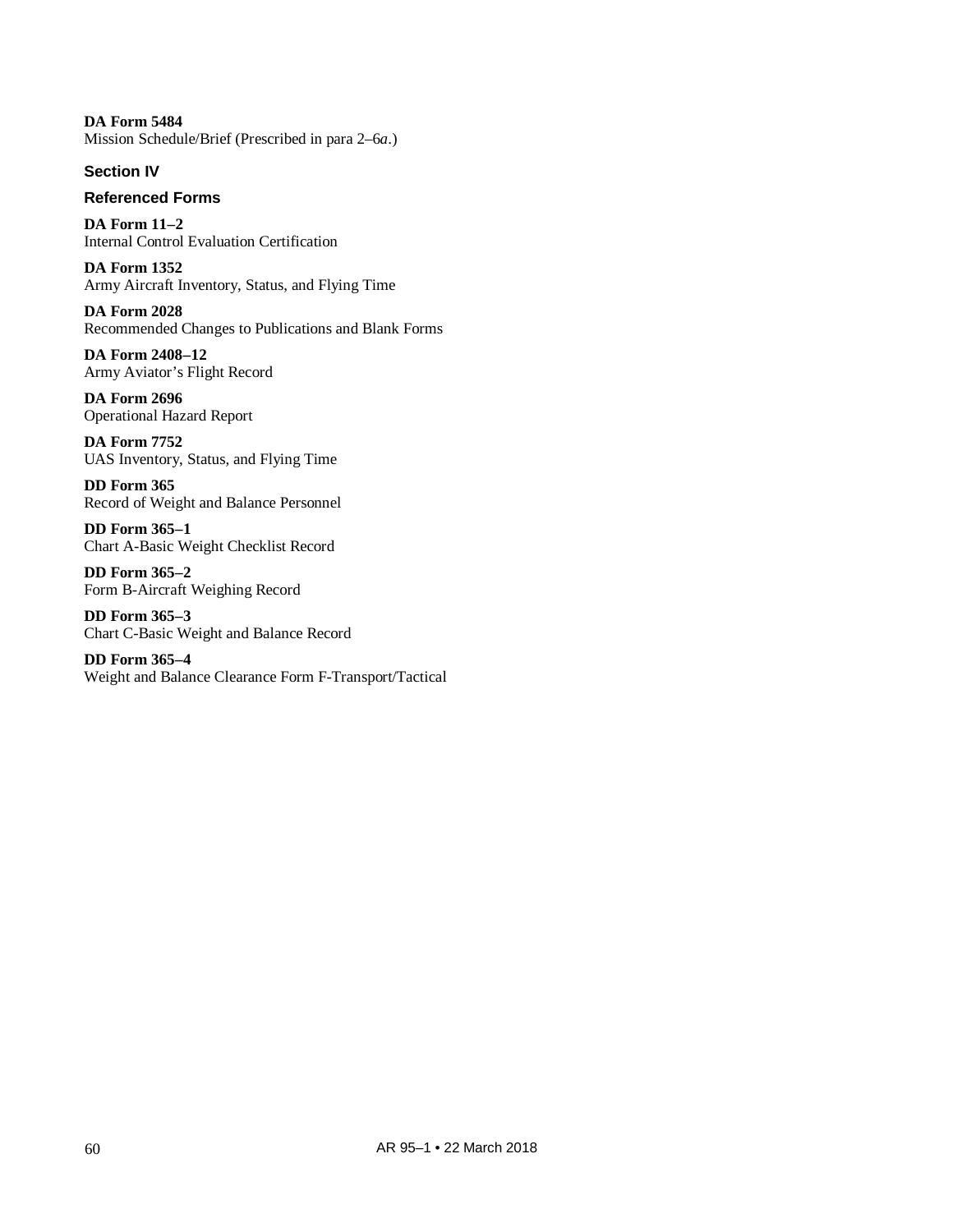**DA Form 5484**
Mission Schedule/Brief (Prescribed in para 2–6*a*.)

### Section IV

### Referenced Forms

**DA Form 11–2**
Internal Control Evaluation Certification

**DA Form 1352**
Army Aircraft Inventory, Status, and Flying Time

**DA Form 2028**
Recommended Changes to Publications and Blank Forms

**DA Form 2408–12**
Army Aviator's Flight Record

**DA Form 2696**
Operational Hazard Report

**DA Form 7752**
UAS Inventory, Status, and Flying Time

**DD Form 365**
Record of Weight and Balance Personnel

**DD Form 365–1**
Chart A-Basic Weight Checklist Record

**DD Form 365–2**
Form B-Aircraft Weighing Record

**DD Form 365–3**
Chart C-Basic Weight and Balance Record

**DD Form 365–4**
Weight and Balance Clearance Form F-Transport/Tactical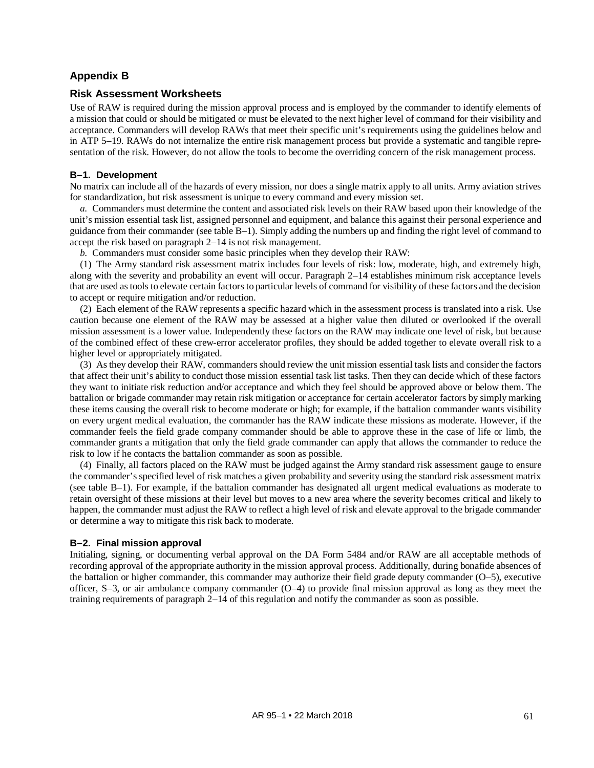# Appendix B

## Risk Assessment Worksheets

Use of RAW is required during the mission approval process and is employed by the commander to identify elements of a mission that could or should be mitigated or must be elevated to the next higher level of command for their visibility and acceptance. Commanders will develop RAWs that meet their specific unit's requirements using the guidelines below and in ATP 5–19. RAWs do not internalize the entire risk management process but provide a systematic and tangible representation of the risk. However, do not allow the tools to become the overriding concern of the risk management process.

### B–1. Development

No matrix can include all of the hazards of every mission, nor does a single matrix apply to all units. Army aviation strives for standardization, but risk assessment is unique to every command and every mission set.

*a.* Commanders must determine the content and associated risk levels on their RAW based upon their knowledge of the unit's mission essential task list, assigned personnel and equipment, and balance this against their personal experience and guidance from their commander (see table B–1). Simply adding the numbers up and finding the right level of command to accept the risk based on paragraph 2–14 is not risk management.

*b.* Commanders must consider some basic principles when they develop their RAW:

(1) The Army standard risk assessment matrix includes four levels of risk: low, moderate, high, and extremely high, along with the severity and probability an event will occur. Paragraph 2–14 establishes minimum risk acceptance levels that are used as tools to elevate certain factors to particular levels of command for visibility of these factors and the decision to accept or require mitigation and/or reduction.

(2) Each element of the RAW represents a specific hazard which in the assessment process is translated into a risk. Use caution because one element of the RAW may be assessed at a higher value then diluted or overlooked if the overall mission assessment is a lower value. Independently these factors on the RAW may indicate one level of risk, but because of the combined effect of these crew-error accelerator profiles, they should be added together to elevate overall risk to a higher level or appropriately mitigated.

(3) As they develop their RAW, commanders should review the unit mission essential task lists and consider the factors that affect their unit's ability to conduct those mission essential task list tasks. Then they can decide which of these factors they want to initiate risk reduction and/or acceptance and which they feel should be approved above or below them. The battalion or brigade commander may retain risk mitigation or acceptance for certain accelerator factors by simply marking these items causing the overall risk to become moderate or high; for example, if the battalion commander wants visibility on every urgent medical evaluation, the commander has the RAW indicate these missions as moderate. However, if the commander feels the field grade company commander should be able to approve these in the case of life or limb, the commander grants a mitigation that only the field grade commander can apply that allows the commander to reduce the risk to low if he contacts the battalion commander as soon as possible.

(4) Finally, all factors placed on the RAW must be judged against the Army standard risk assessment gauge to ensure the commander's specified level of risk matches a given probability and severity using the standard risk assessment matrix (see table B–1). For example, if the battalion commander has designated all urgent medical evaluations as moderate to retain oversight of these missions at their level but moves to a new area where the severity becomes critical and likely to happen, the commander must adjust the RAW to reflect a high level of risk and elevate approval to the brigade commander or determine a way to mitigate this risk back to moderate.

### B–2. Final mission approval

Initialing, signing, or documenting verbal approval on the DA Form 5484 and/or RAW are all acceptable methods of recording approval of the appropriate authority in the mission approval process. Additionally, during bonafide absences of the battalion or higher commander, this commander may authorize their field grade deputy commander (O–5), executive officer, S–3, or air ambulance company commander (O–4) to provide final mission approval as long as they meet the training requirements of paragraph 2–14 of this regulation and notify the commander as soon as possible.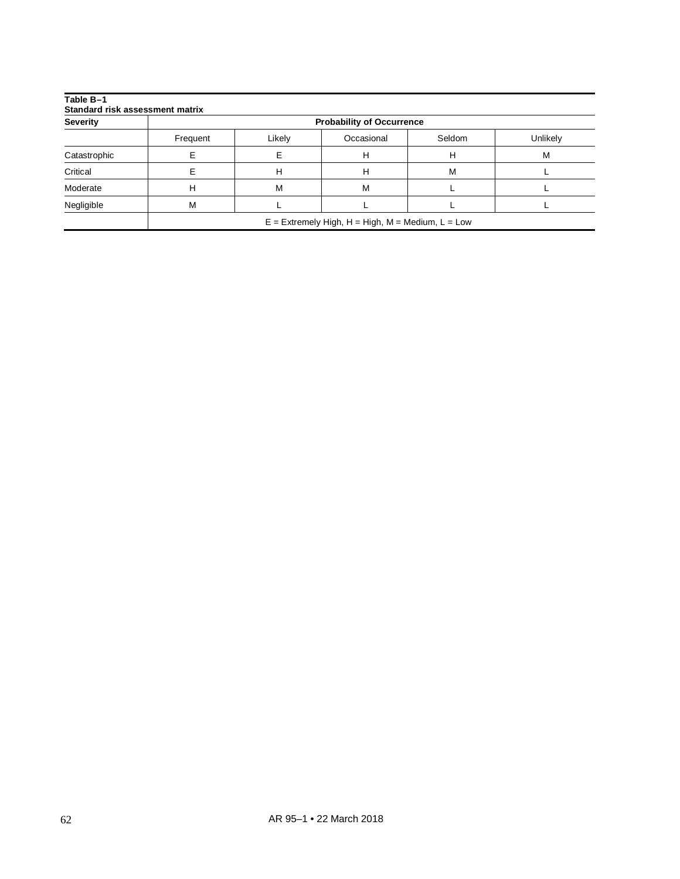**Table B–1**
**Standard risk assessment matrix**

| Severity | Probability of Occurrence | | | | |
|---|---|---|---|---|---|
| | Frequent | Likely | Occasional | Seldom | Unlikely |
| Catastrophic | E | E | H | H | M |
| Critical | E | H | H | M | L |
| Moderate | H | M | M | L | L |
| Negligible | M | L | L | L | L |
| | E = Extremely High, H = High, M = Medium, L = Low | | | | |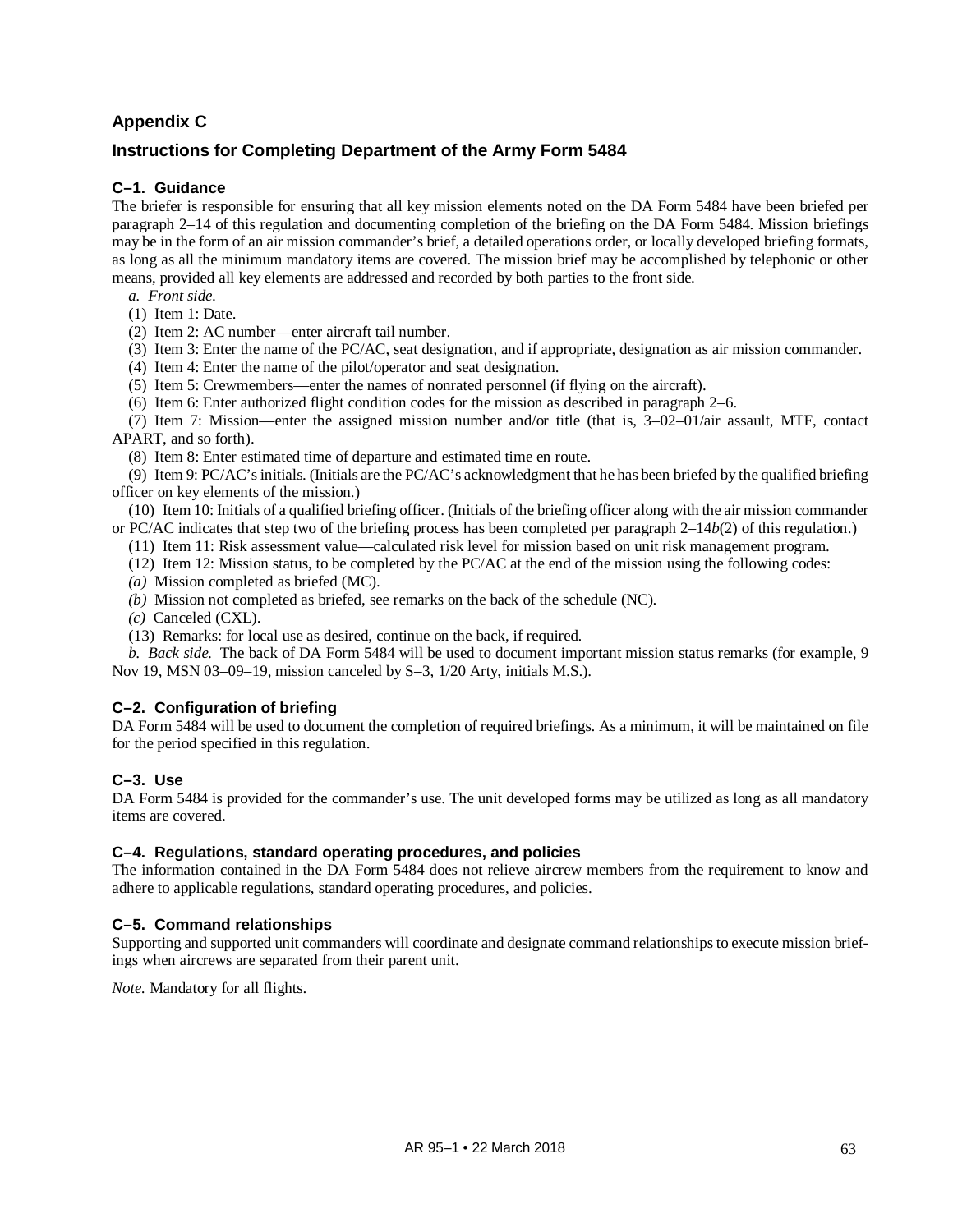## Appendix C

## Instructions for Completing Department of the Army Form 5484

### C–1. Guidance

The briefer is responsible for ensuring that all key mission elements noted on the DA Form 5484 have been briefed per paragraph 2–14 of this regulation and documenting completion of the briefing on the DA Form 5484. Mission briefings may be in the form of an air mission commander's brief, a detailed operations order, or locally developed briefing formats, as long as all the minimum mandatory items are covered. The mission brief may be accomplished by telephonic or other means, provided all key elements are addressed and recorded by both parties to the front side.

*a. Front side.*

(1) Item 1: Date.

(2) Item 2: AC number—enter aircraft tail number.

(3) Item 3: Enter the name of the PC/AC, seat designation, and if appropriate, designation as air mission commander.

(4) Item 4: Enter the name of the pilot/operator and seat designation.

(5) Item 5: Crewmembers—enter the names of nonrated personnel (if flying on the aircraft).

(6) Item 6: Enter authorized flight condition codes for the mission as described in paragraph 2–6.

(7) Item 7: Mission—enter the assigned mission number and/or title (that is, 3–02–01/air assault, MTF, contact APART, and so forth).

(8) Item 8: Enter estimated time of departure and estimated time en route.

(9) Item 9: PC/AC's initials. (Initials are the PC/AC's acknowledgment that he has been briefed by the qualified briefing officer on key elements of the mission.)

(10) Item 10: Initials of a qualified briefing officer. (Initials of the briefing officer along with the air mission commander or PC/AC indicates that step two of the briefing process has been completed per paragraph 2–14*b*(2) of this regulation.)

(11) Item 11: Risk assessment value—calculated risk level for mission based on unit risk management program.

(12) Item 12: Mission status, to be completed by the PC/AC at the end of the mission using the following codes:

*(a)* Mission completed as briefed (MC).

*(b)* Mission not completed as briefed, see remarks on the back of the schedule (NC).

*(c)* Canceled (CXL).

(13) Remarks: for local use as desired, continue on the back, if required.

*b. Back side.* The back of DA Form 5484 will be used to document important mission status remarks (for example, 9 Nov 19, MSN 03–09–19, mission canceled by S–3, 1/20 Arty, initials M.S.).

### C–2. Configuration of briefing

DA Form 5484 will be used to document the completion of required briefings. As a minimum, it will be maintained on file for the period specified in this regulation.

### C–3. Use

DA Form 5484 is provided for the commander's use. The unit developed forms may be utilized as long as all mandatory items are covered.

### C–4. Regulations, standard operating procedures, and policies

The information contained in the DA Form 5484 does not relieve aircrew members from the requirement to know and adhere to applicable regulations, standard operating procedures, and policies.

### C–5. Command relationships

Supporting and supported unit commanders will coordinate and designate command relationships to execute mission briefings when aircrews are separated from their parent unit.

*Note.* Mandatory for all flights.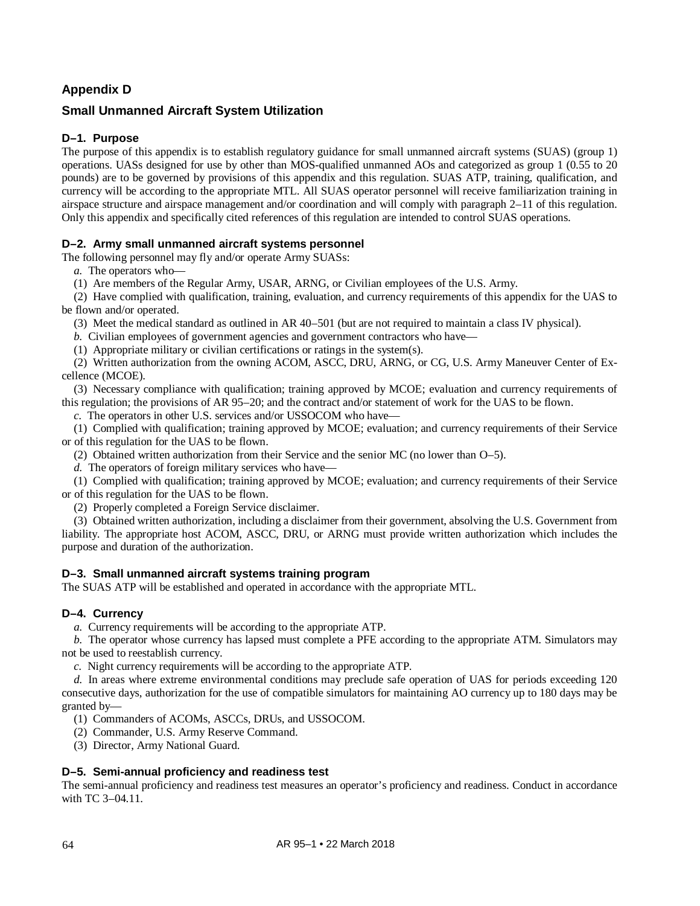## Appendix D

## Small Unmanned Aircraft System Utilization

### D–1. Purpose

The purpose of this appendix is to establish regulatory guidance for small unmanned aircraft systems (SUAS) (group 1) operations. UASs designed for use by other than MOS-qualified unmanned AOs and categorized as group 1 (0.55 to 20 pounds) are to be governed by provisions of this appendix and this regulation. SUAS ATP, training, qualification, and currency will be according to the appropriate MTL. All SUAS operator personnel will receive familiarization training in airspace structure and airspace management and/or coordination and will comply with paragraph 2–11 of this regulation. Only this appendix and specifically cited references of this regulation are intended to control SUAS operations.

### D–2. Army small unmanned aircraft systems personnel

The following personnel may fly and/or operate Army SUASs:

*a.* The operators who—

(1) Are members of the Regular Army, USAR, ARNG, or Civilian employees of the U.S. Army.

(2) Have complied with qualification, training, evaluation, and currency requirements of this appendix for the UAS to be flown and/or operated.

(3) Meet the medical standard as outlined in AR 40–501 (but are not required to maintain a class IV physical).

*b.* Civilian employees of government agencies and government contractors who have—

(1) Appropriate military or civilian certifications or ratings in the system(s).

(2) Written authorization from the owning ACOM, ASCC, DRU, ARNG, or CG, U.S. Army Maneuver Center of Excellence (MCOE).

(3) Necessary compliance with qualification; training approved by MCOE; evaluation and currency requirements of this regulation; the provisions of AR 95–20; and the contract and/or statement of work for the UAS to be flown.

*c.* The operators in other U.S. services and/or USSOCOM who have—

(1) Complied with qualification; training approved by MCOE; evaluation; and currency requirements of their Service or of this regulation for the UAS to be flown.

(2) Obtained written authorization from their Service and the senior MC (no lower than O–5).

*d.* The operators of foreign military services who have—

(1) Complied with qualification; training approved by MCOE; evaluation; and currency requirements of their Service or of this regulation for the UAS to be flown.

(2) Properly completed a Foreign Service disclaimer.

(3) Obtained written authorization, including a disclaimer from their government, absolving the U.S. Government from liability. The appropriate host ACOM, ASCC, DRU, or ARNG must provide written authorization which includes the purpose and duration of the authorization.

### D–3. Small unmanned aircraft systems training program

The SUAS ATP will be established and operated in accordance with the appropriate MTL.

### D–4. Currency

*a.* Currency requirements will be according to the appropriate ATP.

*b.* The operator whose currency has lapsed must complete a PFE according to the appropriate ATM. Simulators may not be used to reestablish currency.

*c.* Night currency requirements will be according to the appropriate ATP.

*d.* In areas where extreme environmental conditions may preclude safe operation of UAS for periods exceeding 120 consecutive days, authorization for the use of compatible simulators for maintaining AO currency up to 180 days may be granted by—

(1) Commanders of ACOMs, ASCCs, DRUs, and USSOCOM.

(2) Commander, U.S. Army Reserve Command.

(3) Director, Army National Guard.

### D–5. Semi-annual proficiency and readiness test

The semi-annual proficiency and readiness test measures an operator's proficiency and readiness. Conduct in accordance with TC 3–04.11.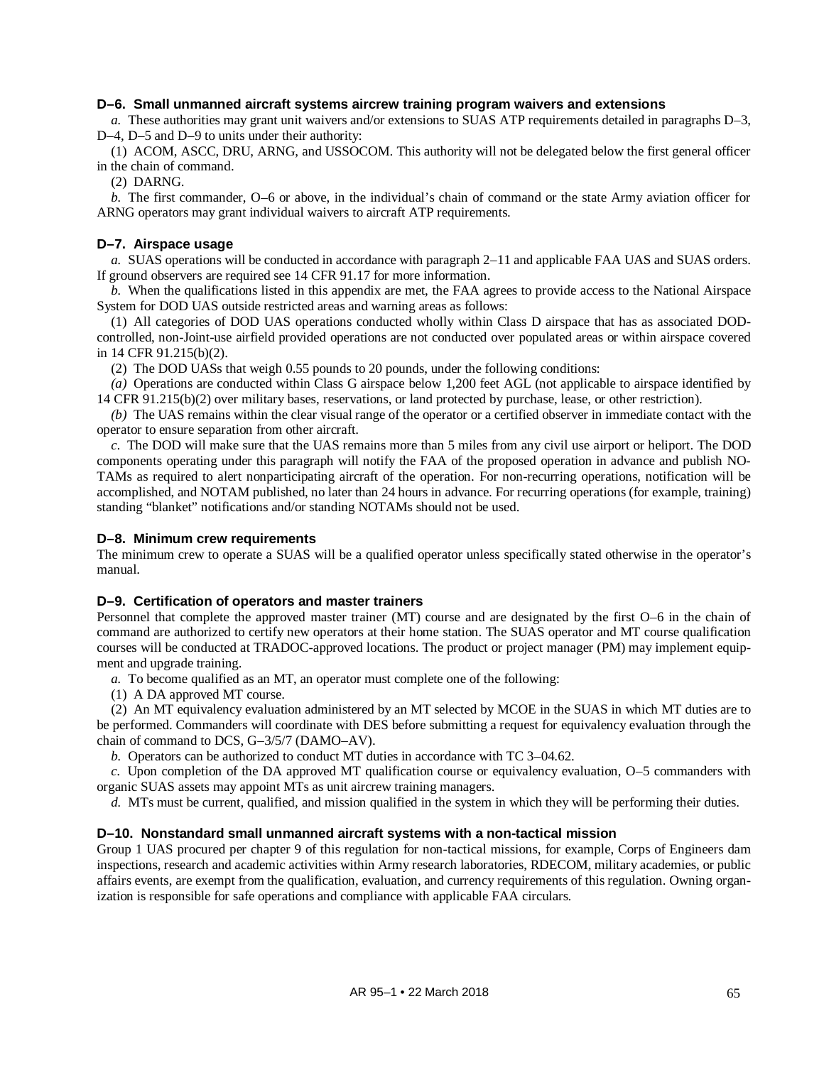### D–6. Small unmanned aircraft systems aircrew training program waivers and extensions

*a.* These authorities may grant unit waivers and/or extensions to SUAS ATP requirements detailed in paragraphs D–3, D–4, D–5 and D–9 to units under their authority:

(1) ACOM, ASCC, DRU, ARNG, and USSOCOM. This authority will not be delegated below the first general officer in the chain of command.

(2) DARNG.

*b.* The first commander, O–6 or above, in the individual's chain of command or the state Army aviation officer for ARNG operators may grant individual waivers to aircraft ATP requirements.

### D–7. Airspace usage

*a.* SUAS operations will be conducted in accordance with paragraph 2–11 and applicable FAA UAS and SUAS orders. If ground observers are required see 14 CFR 91.17 for more information.

*b.* When the qualifications listed in this appendix are met, the FAA agrees to provide access to the National Airspace System for DOD UAS outside restricted areas and warning areas as follows:

(1) All categories of DOD UAS operations conducted wholly within Class D airspace that has as associated DOD-controlled, non-Joint-use airfield provided operations are not conducted over populated areas or within airspace covered in 14 CFR 91.215(b)(2).

(2) The DOD UASs that weigh 0.55 pounds to 20 pounds, under the following conditions:

*(a)* Operations are conducted within Class G airspace below 1,200 feet AGL (not applicable to airspace identified by 14 CFR 91.215(b)(2) over military bases, reservations, or land protected by purchase, lease, or other restriction).

*(b)* The UAS remains within the clear visual range of the operator or a certified observer in immediate contact with the operator to ensure separation from other aircraft.

*c.* The DOD will make sure that the UAS remains more than 5 miles from any civil use airport or heliport. The DOD components operating under this paragraph will notify the FAA of the proposed operation in advance and publish NOTAMs as required to alert nonparticipating aircraft of the operation. For non-recurring operations, notification will be accomplished, and NOTAM published, no later than 24 hours in advance. For recurring operations (for example, training) standing "blanket" notifications and/or standing NOTAMs should not be used.

### D–8. Minimum crew requirements

The minimum crew to operate a SUAS will be a qualified operator unless specifically stated otherwise in the operator's manual.

### D–9. Certification of operators and master trainers

Personnel that complete the approved master trainer (MT) course and are designated by the first O–6 in the chain of command are authorized to certify new operators at their home station. The SUAS operator and MT course qualification courses will be conducted at TRADOC-approved locations. The product or project manager (PM) may implement equipment and upgrade training.

*a.* To become qualified as an MT, an operator must complete one of the following:

(1) A DA approved MT course.

(2) An MT equivalency evaluation administered by an MT selected by MCOE in the SUAS in which MT duties are to be performed. Commanders will coordinate with DES before submitting a request for equivalency evaluation through the chain of command to DCS, G–3/5/7 (DAMO–AV).

*b.* Operators can be authorized to conduct MT duties in accordance with TC 3–04.62.

*c.* Upon completion of the DA approved MT qualification course or equivalency evaluation, O–5 commanders with organic SUAS assets may appoint MTs as unit aircrew training managers.

*d.* MTs must be current, qualified, and mission qualified in the system in which they will be performing their duties.

### D–10. Nonstandard small unmanned aircraft systems with a non-tactical mission

Group 1 UAS procured per chapter 9 of this regulation for non-tactical missions, for example, Corps of Engineers dam inspections, research and academic activities within Army research laboratories, RDECOM, military academies, or public affairs events, are exempt from the qualification, evaluation, and currency requirements of this regulation. Owning organization is responsible for safe operations and compliance with applicable FAA circulars.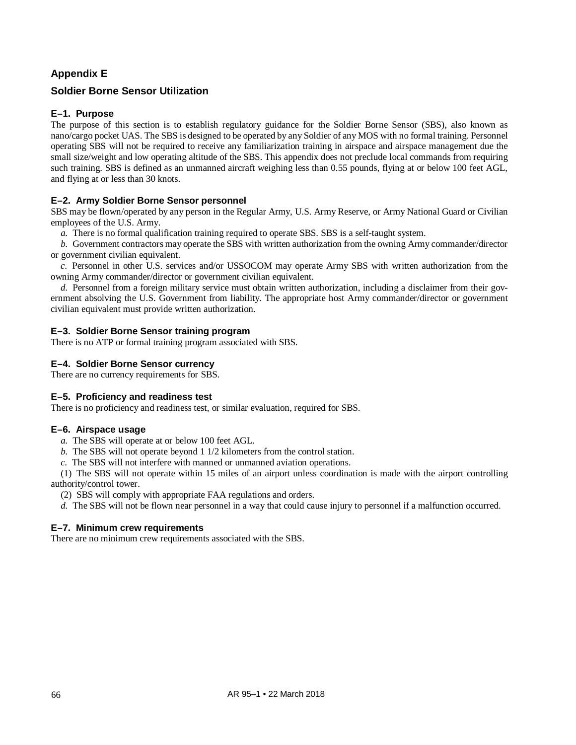## Appendix E

## Soldier Borne Sensor Utilization

### E–1. Purpose

The purpose of this section is to establish regulatory guidance for the Soldier Borne Sensor (SBS), also known as nano/cargo pocket UAS. The SBS is designed to be operated by any Soldier of any MOS with no formal training. Personnel operating SBS will not be required to receive any familiarization training in airspace and airspace management due the small size/weight and low operating altitude of the SBS. This appendix does not preclude local commands from requiring such training. SBS is defined as an unmanned aircraft weighing less than 0.55 pounds, flying at or below 100 feet AGL, and flying at or less than 30 knots.

### E–2. Army Soldier Borne Sensor personnel

SBS may be flown/operated by any person in the Regular Army, U.S. Army Reserve, or Army National Guard or Civilian employees of the U.S. Army.

*a.* There is no formal qualification training required to operate SBS. SBS is a self-taught system.

*b.* Government contractors may operate the SBS with written authorization from the owning Army commander/director or government civilian equivalent.

*c.* Personnel in other U.S. services and/or USSOCOM may operate Army SBS with written authorization from the owning Army commander/director or government civilian equivalent.

*d.* Personnel from a foreign military service must obtain written authorization, including a disclaimer from their government absolving the U.S. Government from liability. The appropriate host Army commander/director or government civilian equivalent must provide written authorization.

### E–3. Soldier Borne Sensor training program

There is no ATP or formal training program associated with SBS.

### E–4. Soldier Borne Sensor currency

There are no currency requirements for SBS.

### E–5. Proficiency and readiness test

There is no proficiency and readiness test, or similar evaluation, required for SBS.

### E–6. Airspace usage

*a.* The SBS will operate at or below 100 feet AGL.

*b.* The SBS will not operate beyond 1 1/2 kilometers from the control station.

*c.* The SBS will not interfere with manned or unmanned aviation operations.

(1) The SBS will not operate within 15 miles of an airport unless coordination is made with the airport controlling authority/control tower.

(2) SBS will comply with appropriate FAA regulations and orders.

*d.* The SBS will not be flown near personnel in a way that could cause injury to personnel if a malfunction occurred.

### E–7. Minimum crew requirements

There are no minimum crew requirements associated with the SBS.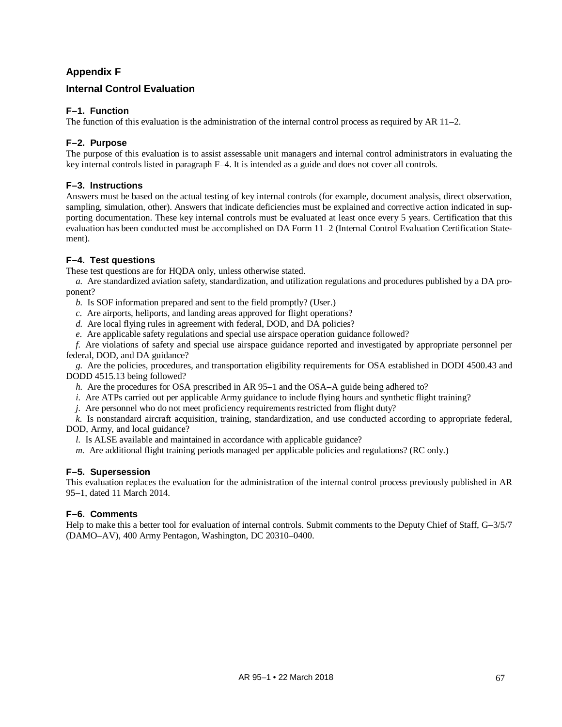## Appendix F

## Internal Control Evaluation

### F–1. Function

The function of this evaluation is the administration of the internal control process as required by AR 11–2.

### F–2. Purpose

The purpose of this evaluation is to assist assessable unit managers and internal control administrators in evaluating the key internal controls listed in paragraph F–4. It is intended as a guide and does not cover all controls.

### F–3. Instructions

Answers must be based on the actual testing of key internal controls (for example, document analysis, direct observation, sampling, simulation, other). Answers that indicate deficiencies must be explained and corrective action indicated in supporting documentation. These key internal controls must be evaluated at least once every 5 years. Certification that this evaluation has been conducted must be accomplished on DA Form 11–2 (Internal Control Evaluation Certification Statement).

### F–4. Test questions

These test questions are for HQDA only, unless otherwise stated.

*a.* Are standardized aviation safety, standardization, and utilization regulations and procedures published by a DA proponent?

*b.* Is SOF information prepared and sent to the field promptly? (User.)

*c.* Are airports, heliports, and landing areas approved for flight operations?

*d.* Are local flying rules in agreement with federal, DOD, and DA policies?

*e.* Are applicable safety regulations and special use airspace operation guidance followed?

*f.* Are violations of safety and special use airspace guidance reported and investigated by appropriate personnel per federal, DOD, and DA guidance?

*g.* Are the policies, procedures, and transportation eligibility requirements for OSA established in DODI 4500.43 and DODD 4515.13 being followed?

*h.* Are the procedures for OSA prescribed in AR 95–1 and the OSA–A guide being adhered to?

*i.* Are ATPs carried out per applicable Army guidance to include flying hours and synthetic flight training?

*j.* Are personnel who do not meet proficiency requirements restricted from flight duty?

*k.* Is nonstandard aircraft acquisition, training, standardization, and use conducted according to appropriate federal, DOD, Army, and local guidance?

*l.* Is ALSE available and maintained in accordance with applicable guidance?

*m.* Are additional flight training periods managed per applicable policies and regulations? (RC only.)

### F–5. Supersession

This evaluation replaces the evaluation for the administration of the internal control process previously published in AR 95–1, dated 11 March 2014.

### F–6. Comments

Help to make this a better tool for evaluation of internal controls. Submit comments to the Deputy Chief of Staff, G–3/5/7 (DAMO–AV), 400 Army Pentagon, Washington, DC 20310–0400.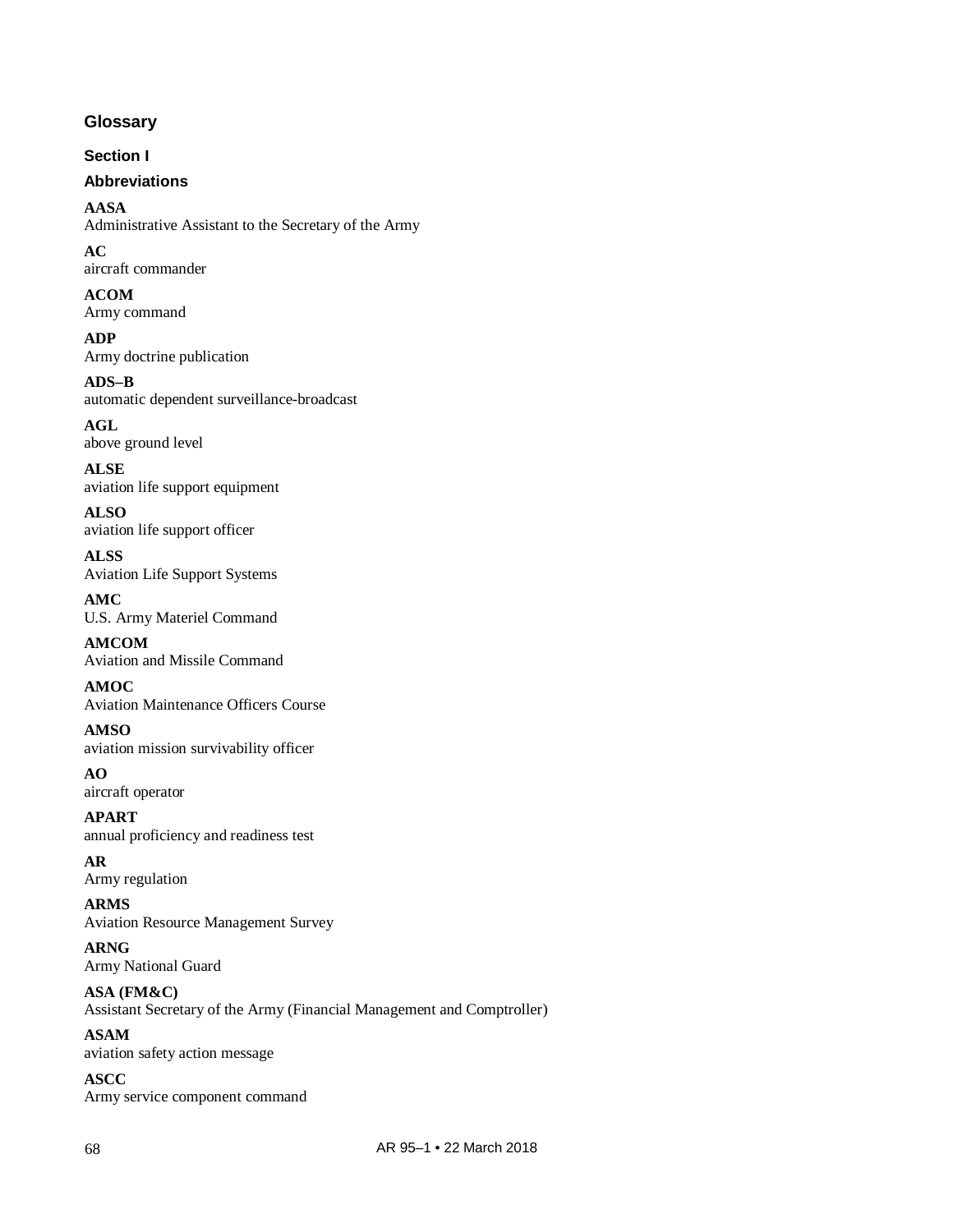# Glossary

## Section I

### Abbreviations

**AASA**
Administrative Assistant to the Secretary of the Army

**AC**
aircraft commander

**ACOM**
Army command

**ADP**
Army doctrine publication

**ADS–B**
automatic dependent surveillance-broadcast

**AGL**
above ground level

**ALSE**
aviation life support equipment

**ALSO**
aviation life support officer

**ALSS**
Aviation Life Support Systems

**AMC**
U.S. Army Materiel Command

**AMCOM**
Aviation and Missile Command

**AMOC**
Aviation Maintenance Officers Course

**AMSO**
aviation mission survivability officer

**AO**
aircraft operator

**APART**
annual proficiency and readiness test

**AR**
Army regulation

**ARMS**
Aviation Resource Management Survey

**ARNG**
Army National Guard

**ASA (FM&C)**
Assistant Secretary of the Army (Financial Management and Comptroller)

**ASAM**
aviation safety action message

**ASCC**
Army service component command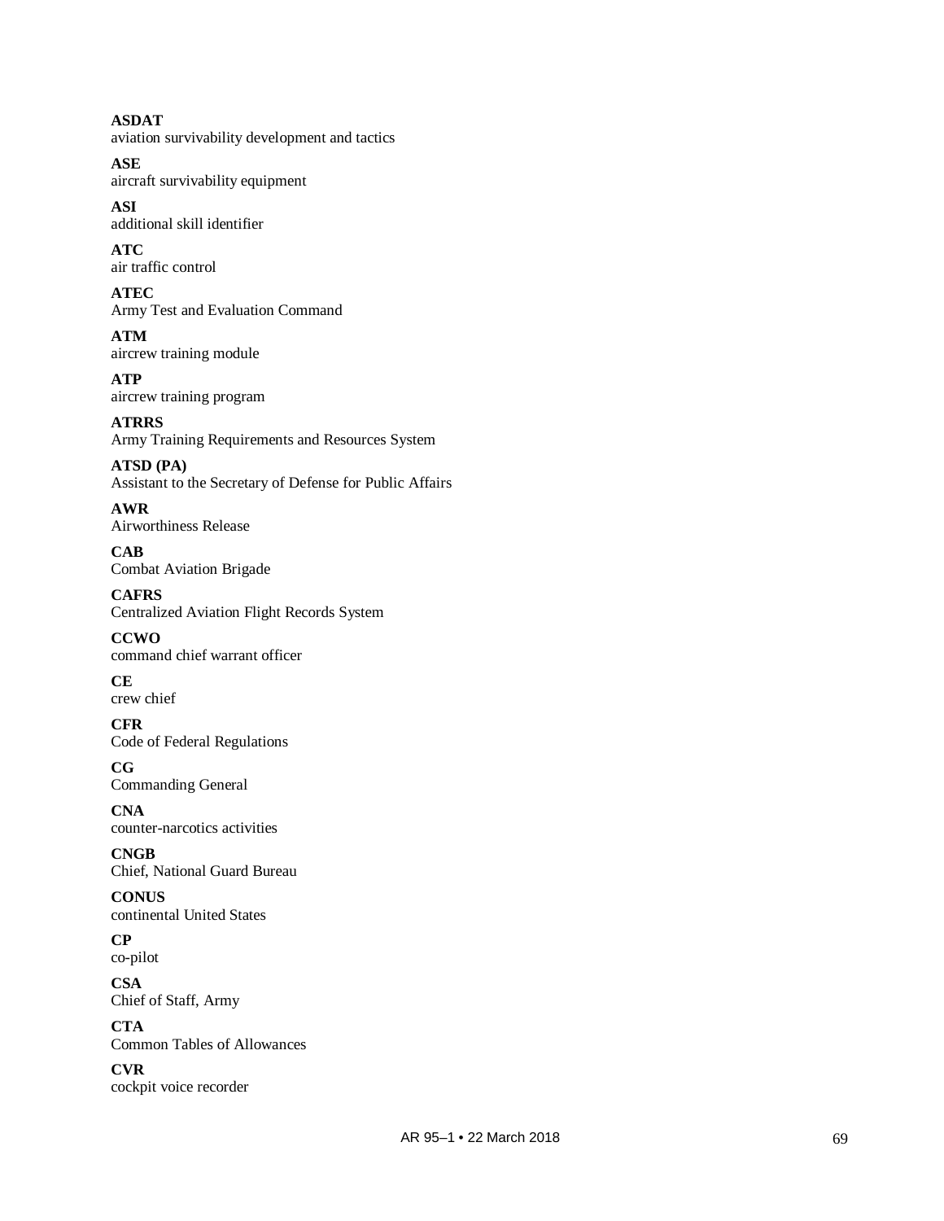**ASDAT**
aviation survivability development and tactics

**ASE**
aircraft survivability equipment

**ASI**
additional skill identifier

**ATC**
air traffic control

**ATEC**
Army Test and Evaluation Command

**ATM**
aircrew training module

**ATP**
aircrew training program

**ATRRS**
Army Training Requirements and Resources System

**ATSD (PA)**
Assistant to the Secretary of Defense for Public Affairs

**AWR**
Airworthiness Release

**CAB**
Combat Aviation Brigade

**CAFRS**
Centralized Aviation Flight Records System

**CCWO**
command chief warrant officer

**CE**
crew chief

**CFR**
Code of Federal Regulations

**CG**
Commanding General

**CNA**
counter-narcotics activities

**CNGB**
Chief, National Guard Bureau

**CONUS**
continental United States

**CP**
co-pilot

**CSA**
Chief of Staff, Army

**CTA**
Common Tables of Allowances

**CVR**
cockpit voice recorder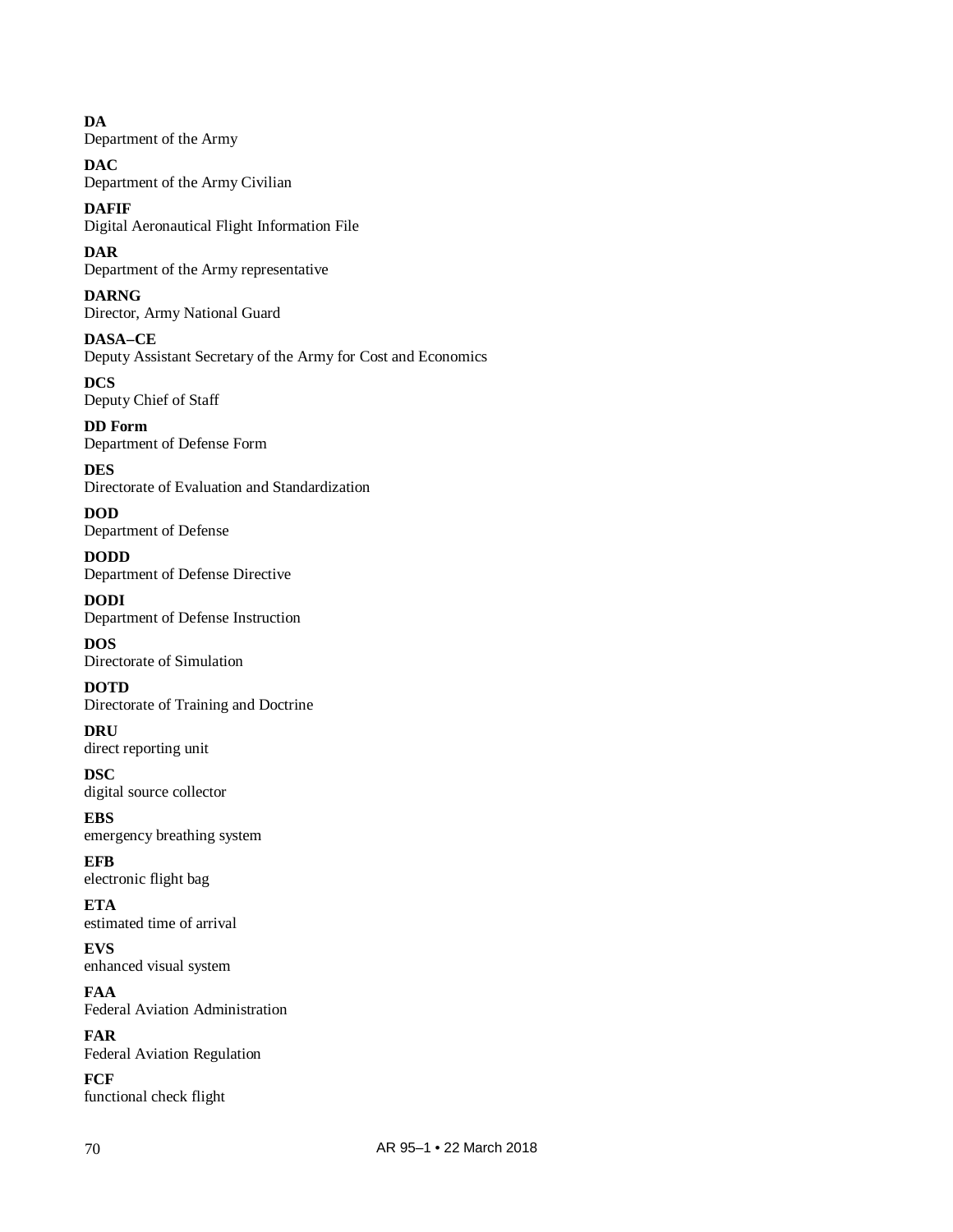**DA**
Department of the Army

**DAC**
Department of the Army Civilian

**DAFIF**
Digital Aeronautical Flight Information File

**DAR**
Department of the Army representative

**DARNG**
Director, Army National Guard

**DASA–CE**
Deputy Assistant Secretary of the Army for Cost and Economics

**DCS**
Deputy Chief of Staff

**DD Form**
Department of Defense Form

**DES**
Directorate of Evaluation and Standardization

**DOD**
Department of Defense

**DODD**
Department of Defense Directive

**DODI**
Department of Defense Instruction

**DOS**
Directorate of Simulation

**DOTD**
Directorate of Training and Doctrine

**DRU**
direct reporting unit

**DSC**
digital source collector

**EBS**
emergency breathing system

**EFB**
electronic flight bag

**ETA**
estimated time of arrival

**EVS**
enhanced visual system

**FAA**
Federal Aviation Administration

**FAR**
Federal Aviation Regulation

**FCF**
functional check flight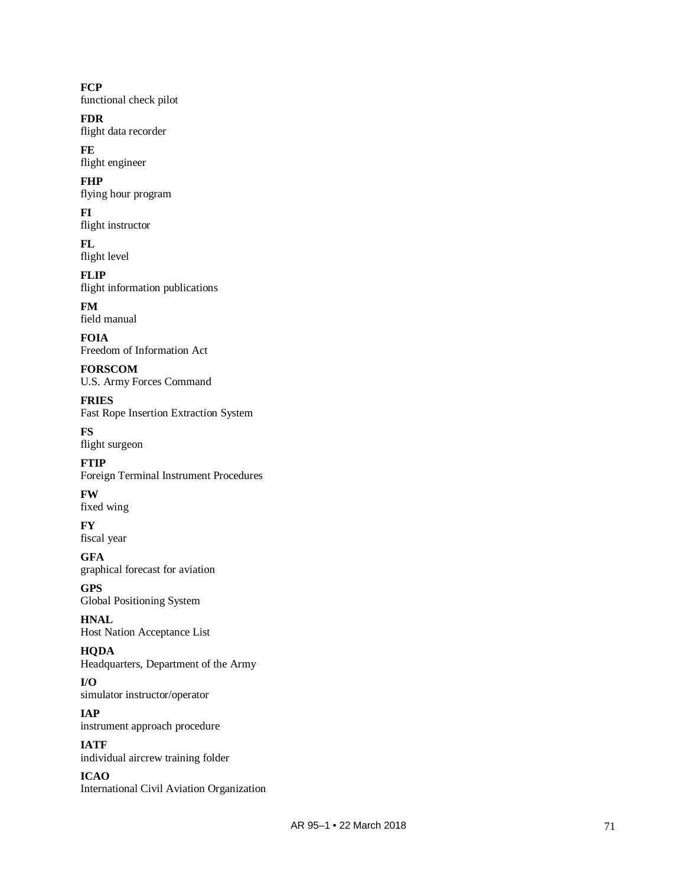**FCP**
functional check pilot

**FDR**
flight data recorder

**FE**
flight engineer

**FHP**
flying hour program

**FI**
flight instructor

**FL**
flight level

**FLIP**
flight information publications

**FM**
field manual

**FOIA**
Freedom of Information Act

**FORSCOM**
U.S. Army Forces Command

**FRIES**
Fast Rope Insertion Extraction System

**FS**
flight surgeon

**FTIP**
Foreign Terminal Instrument Procedures

**FW**
fixed wing

**FY**
fiscal year

**GFA**
graphical forecast for aviation

**GPS**
Global Positioning System

**HNAL**
Host Nation Acceptance List

**HQDA**
Headquarters, Department of the Army

**I/O**
simulator instructor/operator

**IAP**
instrument approach procedure

**IATF**
individual aircrew training folder

**ICAO**
International Civil Aviation Organization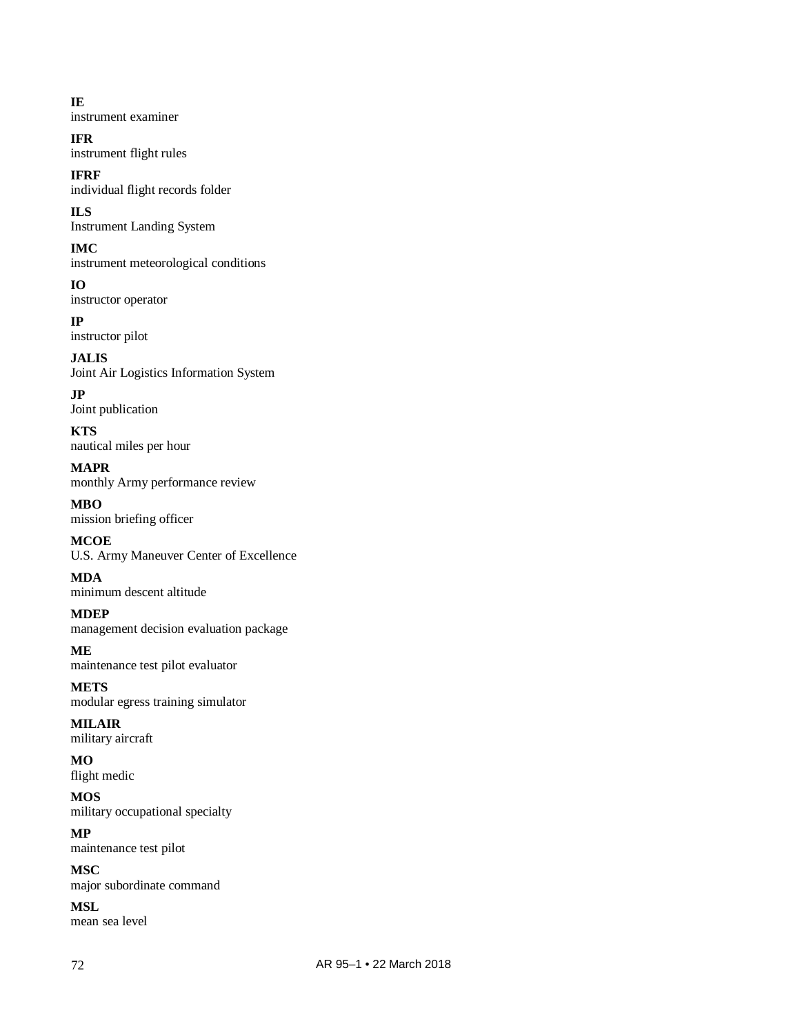**IE**
instrument examiner

**IFR**
instrument flight rules

**IFRF**
individual flight records folder

**ILS**
Instrument Landing System

**IMC**
instrument meteorological conditions

**IO**
instructor operator

**IP**
instructor pilot

**JALIS**
Joint Air Logistics Information System

**JP**
Joint publication

**KTS**
nautical miles per hour

**MAPR**
monthly Army performance review

**MBO**
mission briefing officer

**MCOE**
U.S. Army Maneuver Center of Excellence

**MDA**
minimum descent altitude

**MDEP**
management decision evaluation package

**ME**
maintenance test pilot evaluator

**METS**
modular egress training simulator

**MILAIR**
military aircraft

**MO**
flight medic

**MOS**
military occupational specialty

**MP**
maintenance test pilot

**MSC**
major subordinate command

**MSL**
mean sea level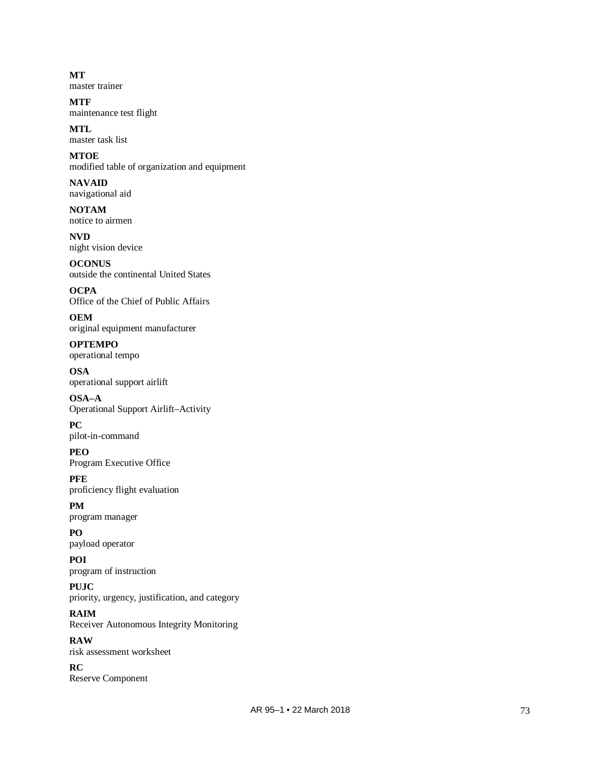**MT**
master trainer

**MTF**
maintenance test flight

**MTL**
master task list

**MTOE**
modified table of organization and equipment

**NAVAID**
navigational aid

**NOTAM**
notice to airmen

**NVD**
night vision device

**OCONUS**
outside the continental United States

**OCPA**
Office of the Chief of Public Affairs

**OEM**
original equipment manufacturer

**OPTEMPO**
operational tempo

**OSA**
operational support airlift

**OSA–A**
Operational Support Airlift–Activity

**PC**
pilot-in-command

**PEO**
Program Executive Office

**PFE**
proficiency flight evaluation

**PM**
program manager

**PO**
payload operator

**POI**
program of instruction

**PUJC**
priority, urgency, justification, and category

**RAIM**
Receiver Autonomous Integrity Monitoring

**RAW**
risk assessment worksheet

**RC**
Reserve Component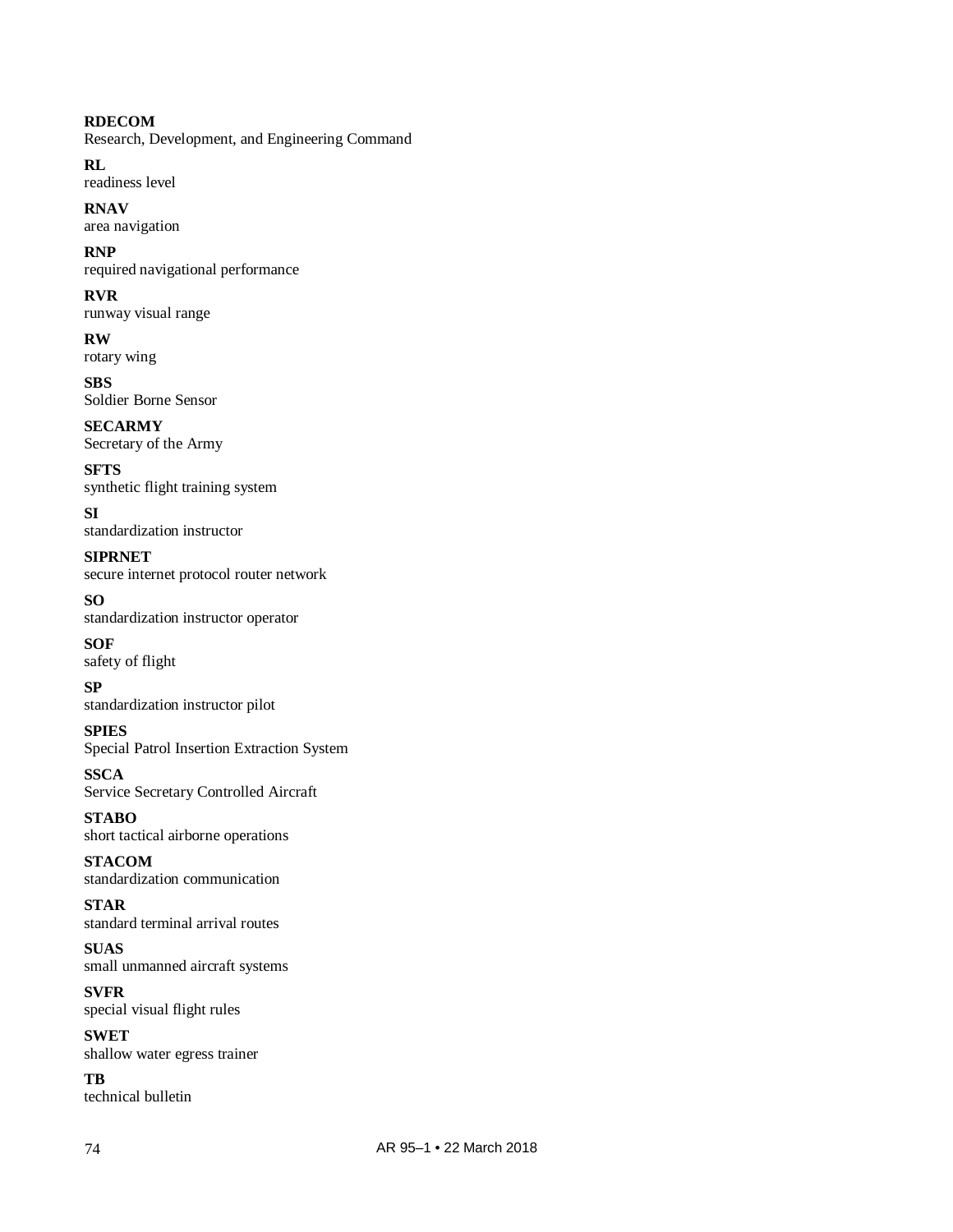**RDECOM**
Research, Development, and Engineering Command

**RL**
readiness level

**RNAV**
area navigation

**RNP**
required navigational performance

**RVR**
runway visual range

**RW**
rotary wing

**SBS**
Soldier Borne Sensor

**SECARMY**
Secretary of the Army

**SFTS**
synthetic flight training system

**SI**
standardization instructor

**SIPRNET**
secure internet protocol router network

**SO**
standardization instructor operator

**SOF**
safety of flight

**SP**
standardization instructor pilot

**SPIES**
Special Patrol Insertion Extraction System

**SSCA**
Service Secretary Controlled Aircraft

**STABO**
short tactical airborne operations

**STACOM**
standardization communication

**STAR**
standard terminal arrival routes

**SUAS**
small unmanned aircraft systems

**SVFR**
special visual flight rules

**SWET**
shallow water egress trainer

**TB**
technical bulletin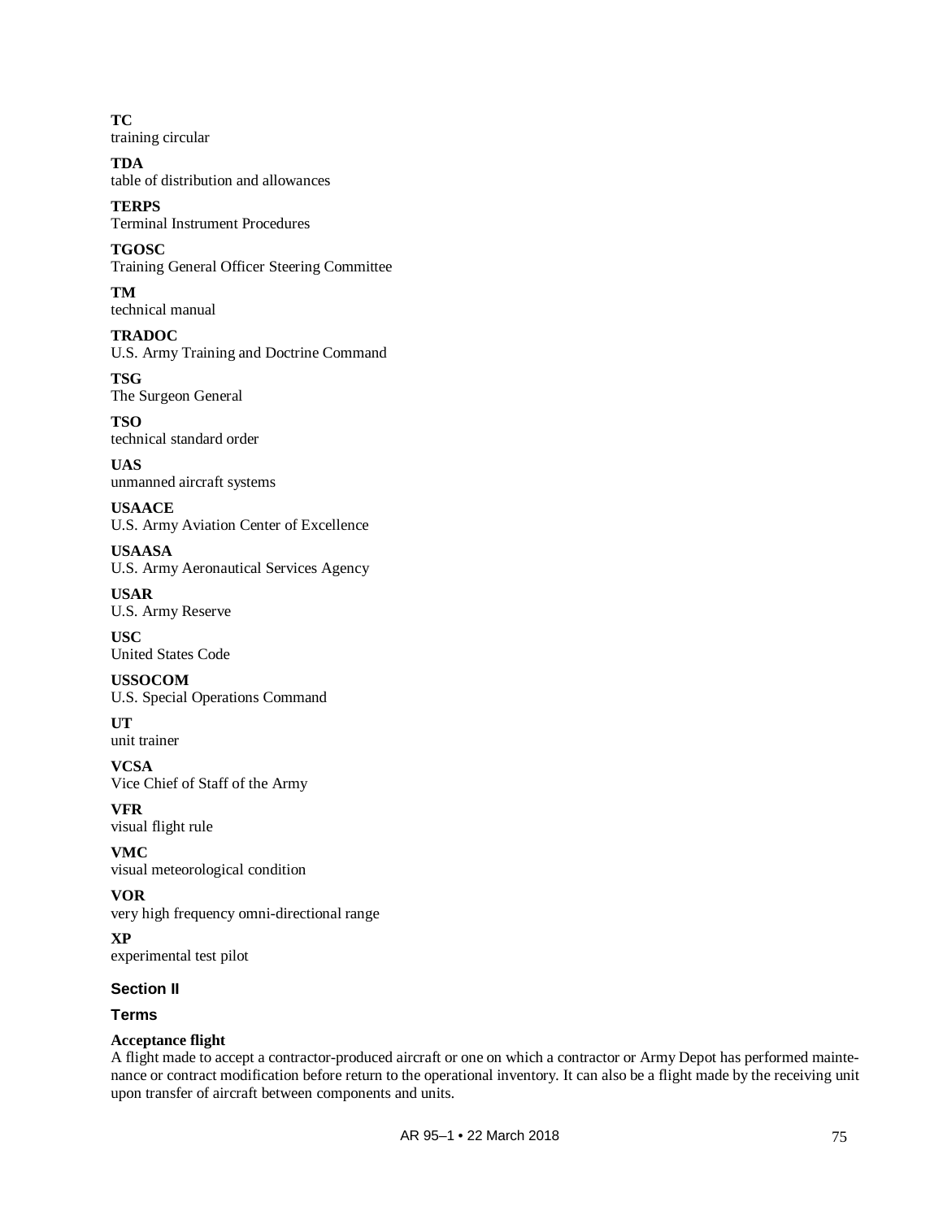**TC**
training circular

**TDA**
table of distribution and allowances

**TERPS**
Terminal Instrument Procedures

**TGOSC**
Training General Officer Steering Committee

**TM**
technical manual

**TRADOC**
U.S. Army Training and Doctrine Command

**TSG**
The Surgeon General

**TSO**
technical standard order

**UAS**
unmanned aircraft systems

**USAACE**
U.S. Army Aviation Center of Excellence

**USAASA**
U.S. Army Aeronautical Services Agency

**USAR**
U.S. Army Reserve

**USC**
United States Code

**USSOCOM**
U.S. Special Operations Command

**UT**
unit trainer

**VCSA**
Vice Chief of Staff of the Army

**VFR**
visual flight rule

**VMC**
visual meteorological condition

**VOR**
very high frequency omni-directional range

**XP**
experimental test pilot

## Section II

## Terms

**Acceptance flight**
A flight made to accept a contractor-produced aircraft or one on which a contractor or Army Depot has performed maintenance or contract modification before return to the operational inventory. It can also be a flight made by the receiving unit upon transfer of aircraft between components and units.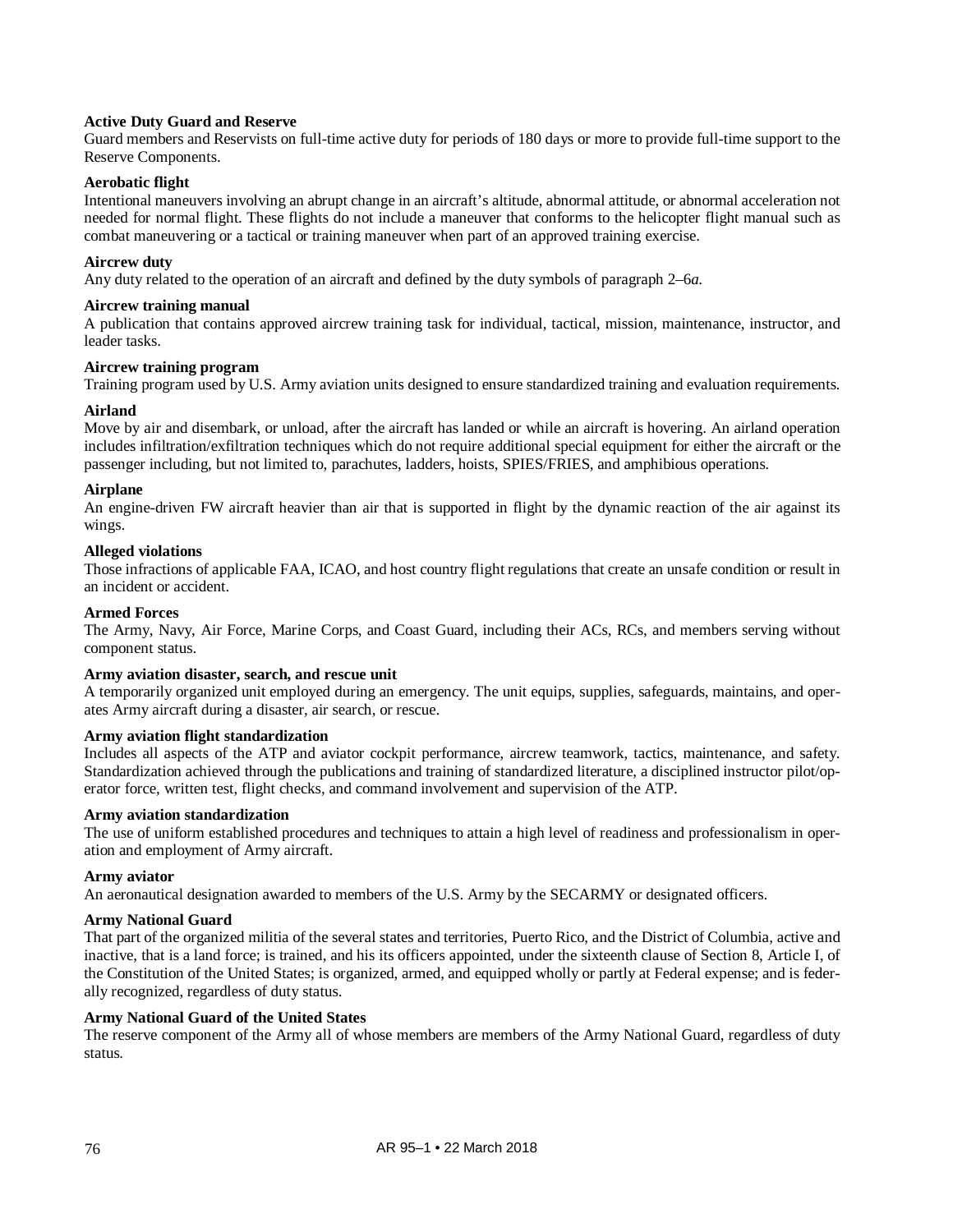**Active Duty Guard and Reserve**
Guard members and Reservists on full-time active duty for periods of 180 days or more to provide full-time support to the Reserve Components.

**Aerobatic flight**
Intentional maneuvers involving an abrupt change in an aircraft's altitude, abnormal attitude, or abnormal acceleration not needed for normal flight. These flights do not include a maneuver that conforms to the helicopter flight manual such as combat maneuvering or a tactical or training maneuver when part of an approved training exercise.

**Aircrew duty**
Any duty related to the operation of an aircraft and defined by the duty symbols of paragraph 2–6*a*.

**Aircrew training manual**
A publication that contains approved aircrew training task for individual, tactical, mission, maintenance, instructor, and leader tasks.

**Aircrew training program**
Training program used by U.S. Army aviation units designed to ensure standardized training and evaluation requirements.

**Airland**
Move by air and disembark, or unload, after the aircraft has landed or while an aircraft is hovering. An airland operation includes infiltration/exfiltration techniques which do not require additional special equipment for either the aircraft or the passenger including, but not limited to, parachutes, ladders, hoists, SPIES/FRIES, and amphibious operations.

**Airplane**
An engine-driven FW aircraft heavier than air that is supported in flight by the dynamic reaction of the air against its wings.

**Alleged violations**
Those infractions of applicable FAA, ICAO, and host country flight regulations that create an unsafe condition or result in an incident or accident.

**Armed Forces**
The Army, Navy, Air Force, Marine Corps, and Coast Guard, including their ACs, RCs, and members serving without component status.

**Army aviation disaster, search, and rescue unit**
A temporarily organized unit employed during an emergency. The unit equips, supplies, safeguards, maintains, and operates Army aircraft during a disaster, air search, or rescue.

**Army aviation flight standardization**
Includes all aspects of the ATP and aviator cockpit performance, aircrew teamwork, tactics, maintenance, and safety. Standardization achieved through the publications and training of standardized literature, a disciplined instructor pilot/operator force, written test, flight checks, and command involvement and supervision of the ATP.

**Army aviation standardization**
The use of uniform established procedures and techniques to attain a high level of readiness and professionalism in operation and employment of Army aircraft.

**Army aviator**
An aeronautical designation awarded to members of the U.S. Army by the SECARMY or designated officers.

**Army National Guard**
That part of the organized militia of the several states and territories, Puerto Rico, and the District of Columbia, active and inactive, that is a land force; is trained, and his its officers appointed, under the sixteenth clause of Section 8, Article I, of the Constitution of the United States; is organized, armed, and equipped wholly or partly at Federal expense; and is federally recognized, regardless of duty status.

**Army National Guard of the United States**
The reserve component of the Army all of whose members are members of the Army National Guard, regardless of duty status.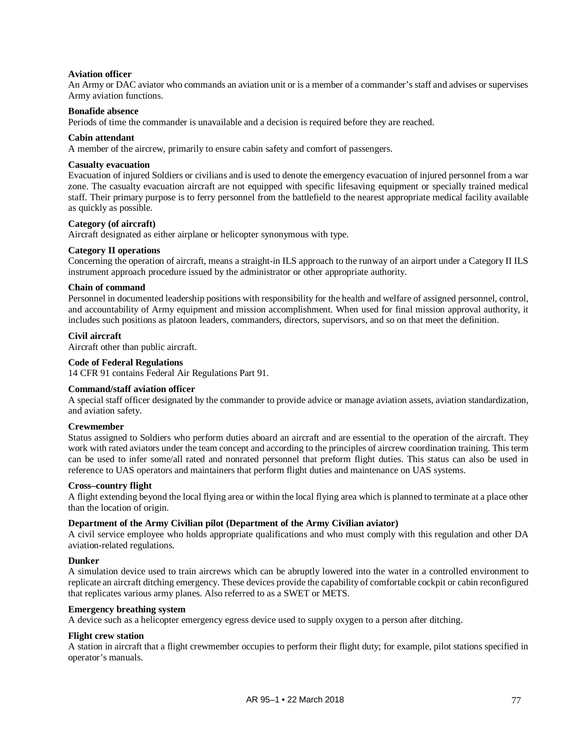**Aviation officer**
An Army or DAC aviator who commands an aviation unit or is a member of a commander's staff and advises or supervises Army aviation functions.

**Bonafide absence**
Periods of time the commander is unavailable and a decision is required before they are reached.

**Cabin attendant**
A member of the aircrew, primarily to ensure cabin safety and comfort of passengers.

**Casualty evacuation**
Evacuation of injured Soldiers or civilians and is used to denote the emergency evacuation of injured personnel from a war zone. The casualty evacuation aircraft are not equipped with specific lifesaving equipment or specially trained medical staff. Their primary purpose is to ferry personnel from the battlefield to the nearest appropriate medical facility available as quickly as possible.

**Category (of aircraft)**
Aircraft designated as either airplane or helicopter synonymous with type.

**Category II operations**
Concerning the operation of aircraft, means a straight-in ILS approach to the runway of an airport under a Category II ILS instrument approach procedure issued by the administrator or other appropriate authority.

**Chain of command**
Personnel in documented leadership positions with responsibility for the health and welfare of assigned personnel, control, and accountability of Army equipment and mission accomplishment. When used for final mission approval authority, it includes such positions as platoon leaders, commanders, directors, supervisors, and so on that meet the definition.

**Civil aircraft**
Aircraft other than public aircraft.

**Code of Federal Regulations**
14 CFR 91 contains Federal Air Regulations Part 91.

**Command/staff aviation officer**
A special staff officer designated by the commander to provide advice or manage aviation assets, aviation standardization, and aviation safety.

**Crewmember**
Status assigned to Soldiers who perform duties aboard an aircraft and are essential to the operation of the aircraft. They work with rated aviators under the team concept and according to the principles of aircrew coordination training. This term can be used to infer some/all rated and nonrated personnel that preform flight duties. This status can also be used in reference to UAS operators and maintainers that perform flight duties and maintenance on UAS systems.

**Cross–country flight**
A flight extending beyond the local flying area or within the local flying area which is planned to terminate at a place other than the location of origin.

**Department of the Army Civilian pilot (Department of the Army Civilian aviator)**
A civil service employee who holds appropriate qualifications and who must comply with this regulation and other DA aviation-related regulations.

**Dunker**
A simulation device used to train aircrews which can be abruptly lowered into the water in a controlled environment to replicate an aircraft ditching emergency. These devices provide the capability of comfortable cockpit or cabin reconfigured that replicates various army planes. Also referred to as a SWET or METS.

**Emergency breathing system**
A device such as a helicopter emergency egress device used to supply oxygen to a person after ditching.

**Flight crew station**
A station in aircraft that a flight crewmember occupies to perform their flight duty; for example, pilot stations specified in operator's manuals.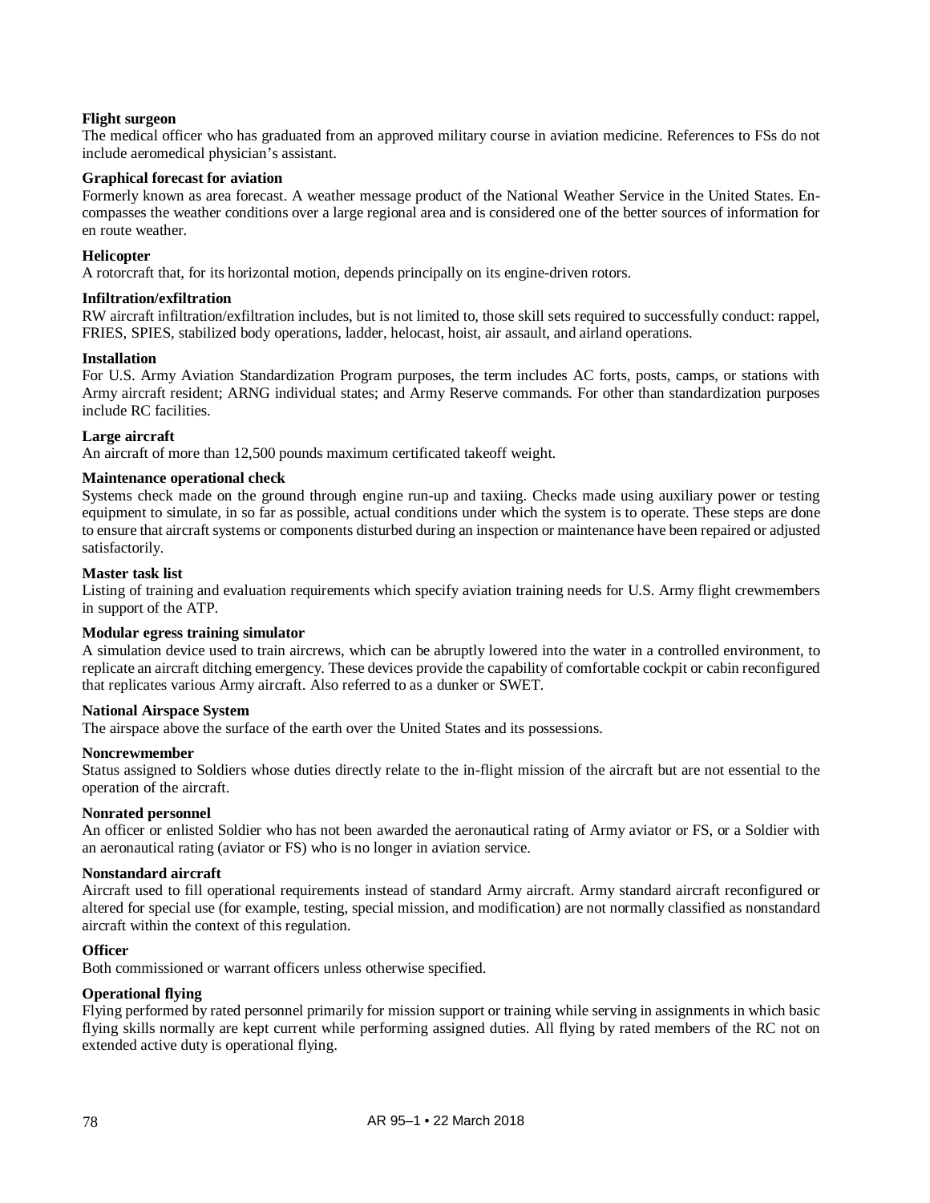**Flight surgeon**
The medical officer who has graduated from an approved military course in aviation medicine. References to FSs do not include aeromedical physician's assistant.

**Graphical forecast for aviation**
Formerly known as area forecast. A weather message product of the National Weather Service in the United States. Encompasses the weather conditions over a large regional area and is considered one of the better sources of information for en route weather.

**Helicopter**
A rotorcraft that, for its horizontal motion, depends principally on its engine-driven rotors.

**Infiltration/exfiltration**
RW aircraft infiltration/exfiltration includes, but is not limited to, those skill sets required to successfully conduct: rappel, FRIES, SPIES, stabilized body operations, ladder, helocast, hoist, air assault, and airland operations.

**Installation**
For U.S. Army Aviation Standardization Program purposes, the term includes AC forts, posts, camps, or stations with Army aircraft resident; ARNG individual states; and Army Reserve commands. For other than standardization purposes include RC facilities.

**Large aircraft**
An aircraft of more than 12,500 pounds maximum certificated takeoff weight.

**Maintenance operational check**
Systems check made on the ground through engine run-up and taxiing. Checks made using auxiliary power or testing equipment to simulate, in so far as possible, actual conditions under which the system is to operate. These steps are done to ensure that aircraft systems or components disturbed during an inspection or maintenance have been repaired or adjusted satisfactorily.

**Master task list**
Listing of training and evaluation requirements which specify aviation training needs for U.S. Army flight crewmembers in support of the ATP.

**Modular egress training simulator**
A simulation device used to train aircrews, which can be abruptly lowered into the water in a controlled environment, to replicate an aircraft ditching emergency. These devices provide the capability of comfortable cockpit or cabin reconfigured that replicates various Army aircraft. Also referred to as a dunker or SWET.

**National Airspace System**
The airspace above the surface of the earth over the United States and its possessions.

**Noncrewmember**
Status assigned to Soldiers whose duties directly relate to the in-flight mission of the aircraft but are not essential to the operation of the aircraft.

**Nonrated personnel**
An officer or enlisted Soldier who has not been awarded the aeronautical rating of Army aviator or FS, or a Soldier with an aeronautical rating (aviator or FS) who is no longer in aviation service.

**Nonstandard aircraft**
Aircraft used to fill operational requirements instead of standard Army aircraft. Army standard aircraft reconfigured or altered for special use (for example, testing, special mission, and modification) are not normally classified as nonstandard aircraft within the context of this regulation.

**Officer**
Both commissioned or warrant officers unless otherwise specified.

**Operational flying**
Flying performed by rated personnel primarily for mission support or training while serving in assignments in which basic flying skills normally are kept current while performing assigned duties. All flying by rated members of the RC not on extended active duty is operational flying.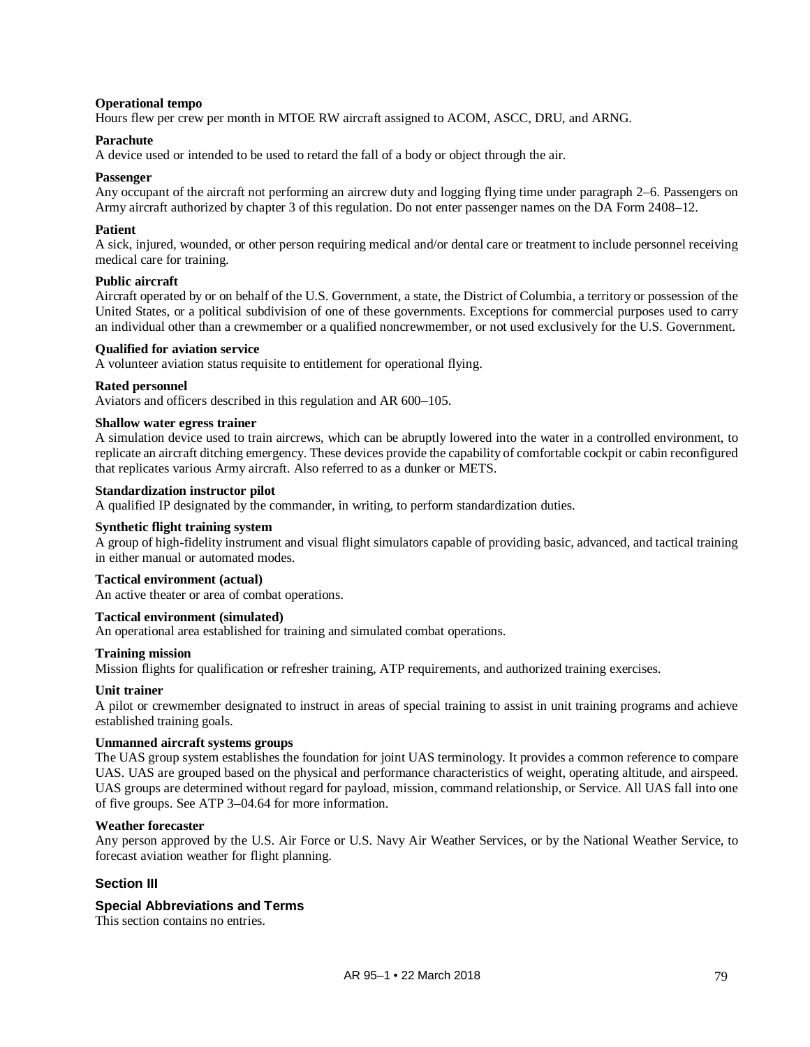**Operational tempo**
Hours flew per crew per month in MTOE RW aircraft assigned to ACOM, ASCC, DRU, and ARNG.

**Parachute**
A device used or intended to be used to retard the fall of a body or object through the air.

**Passenger**
Any occupant of the aircraft not performing an aircrew duty and logging flying time under paragraph 2–6. Passengers on Army aircraft authorized by chapter 3 of this regulation. Do not enter passenger names on the DA Form 2408–12.

**Patient**
A sick, injured, wounded, or other person requiring medical and/or dental care or treatment to include personnel receiving medical care for training.

**Public aircraft**
Aircraft operated by or on behalf of the U.S. Government, a state, the District of Columbia, a territory or possession of the United States, or a political subdivision of one of these governments. Exceptions for commercial purposes used to carry an individual other than a crewmember or a qualified noncrewmember, or not used exclusively for the U.S. Government.

**Qualified for aviation service**
A volunteer aviation status requisite to entitlement for operational flying.

**Rated personnel**
Aviators and officers described in this regulation and AR 600–105.

**Shallow water egress trainer**
A simulation device used to train aircrews, which can be abruptly lowered into the water in a controlled environment, to replicate an aircraft ditching emergency. These devices provide the capability of comfortable cockpit or cabin reconfigured that replicates various Army aircraft. Also referred to as a dunker or METS.

**Standardization instructor pilot**
A qualified IP designated by the commander, in writing, to perform standardization duties.

**Synthetic flight training system**
A group of high-fidelity instrument and visual flight simulators capable of providing basic, advanced, and tactical training in either manual or automated modes.

**Tactical environment (actual)**
An active theater or area of combat operations.

**Tactical environment (simulated)**
An operational area established for training and simulated combat operations.

**Training mission**
Mission flights for qualification or refresher training, ATP requirements, and authorized training exercises.

**Unit trainer**
A pilot or crewmember designated to instruct in areas of special training to assist in unit training programs and achieve established training goals.

**Unmanned aircraft systems groups**
The UAS group system establishes the foundation for joint UAS terminology. It provides a common reference to compare UAS. UAS are grouped based on the physical and performance characteristics of weight, operating altitude, and airspeed. UAS groups are determined without regard for payload, mission, command relationship, or Service. All UAS fall into one of five groups. See ATP 3–04.64 for more information.

**Weather forecaster**
Any person approved by the U.S. Air Force or U.S. Navy Air Weather Services, or by the National Weather Service, to forecast aviation weather for flight planning.

## Section III

### Special Abbreviations and Terms

This section contains no entries.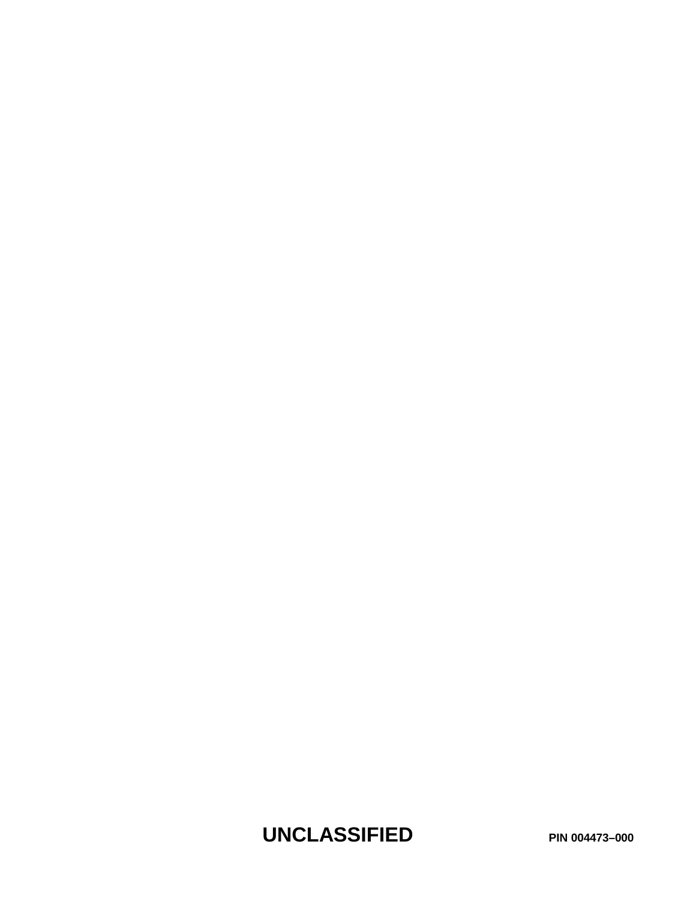**UNCLASSIFIED**

**PIN 004473–000**